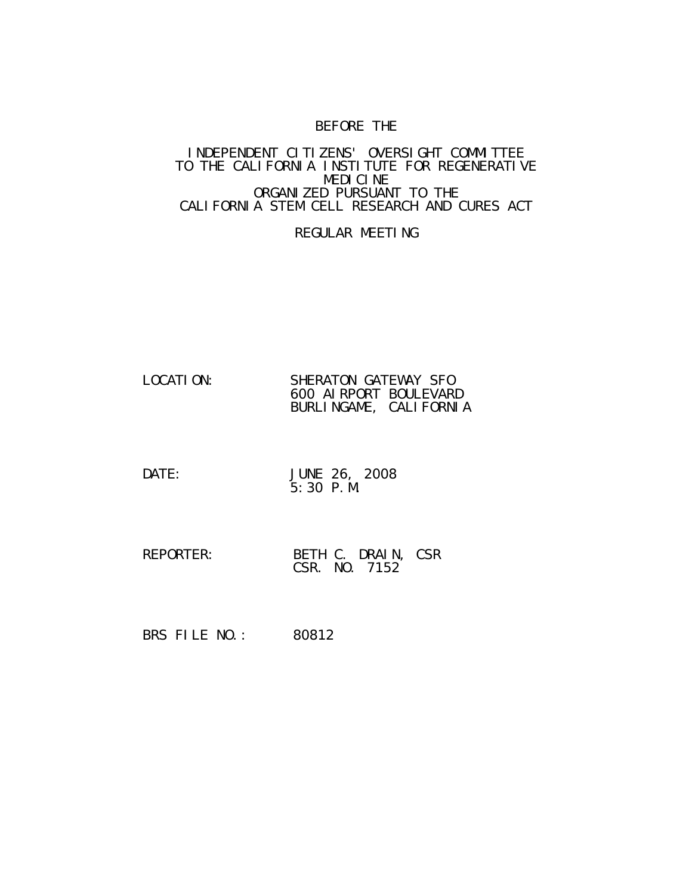BEFORE THE

INDEPENDENT CITIZENS' OVERSIGHT COMMITTEE
TO THE CALIFORNIA INSTITUTE FOR REGENERATIVE
MEDICINE
ORGANIZED PURSUANT TO THE
CALIFORNIA STEM CELL RESEARCH AND CURES ACT

REGULAR MEETING

LOCATION: SHERATON GATEWAY SFO
600 AIRPORT BOULEVARD
BURLINGAME, CALIFORNIA

DATE: JUNE 26, 2008
5:30 P.M.

REPORTER: BETH C. DRAIN, CSR
CSR. NO. 7152

BRS FILE NO.: 80812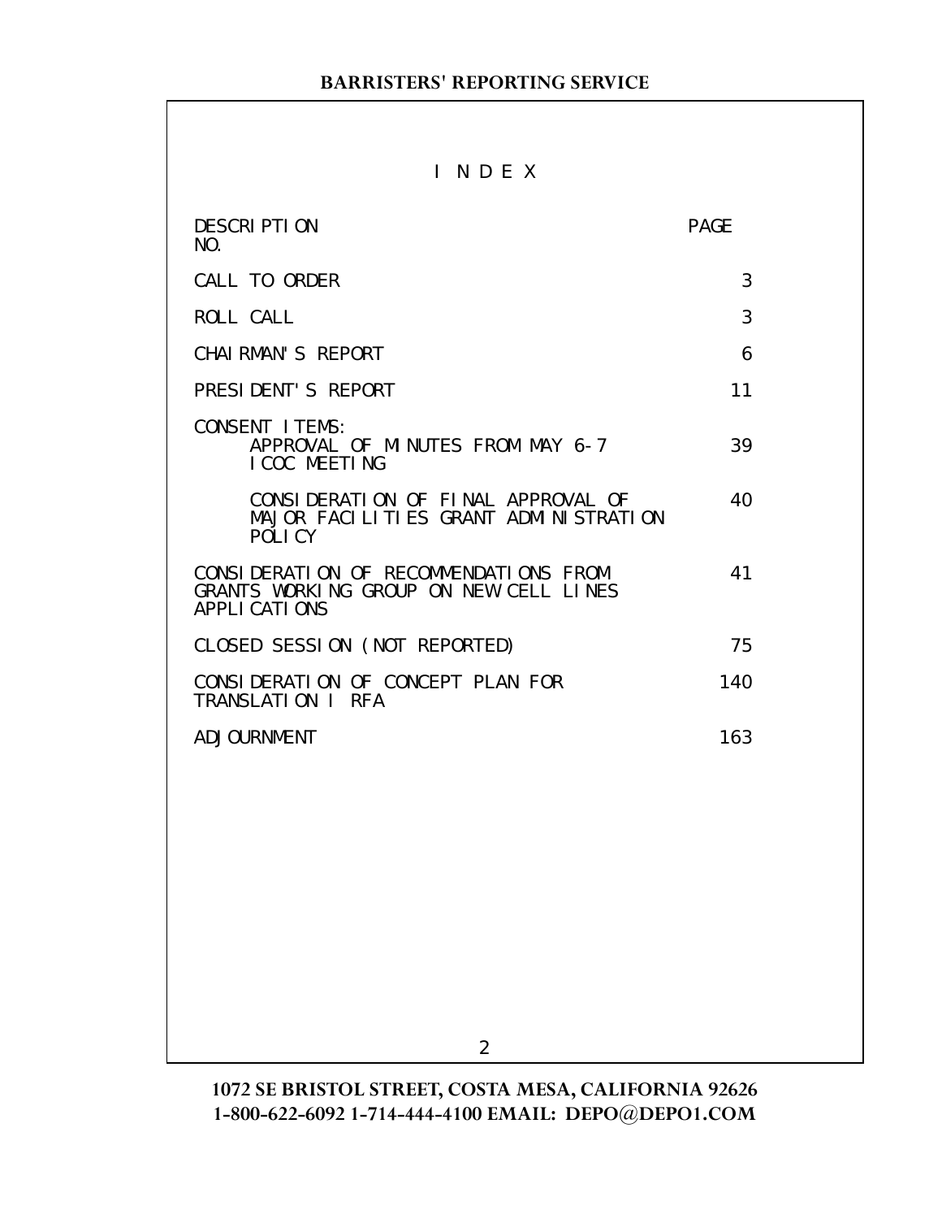# I N D E X

| DESCRIPTION | PAGE NO. |
| --- | --- |
| CALL TO ORDER | 3 |
| ROLL CALL | 3 |
| CHAIRMAN'S REPORT | 6 |
| PRESIDENT'S REPORT | 11 |
| CONSENT ITEMS: | |
| APPROVAL OF MINUTES FROM MAY 6-7 ICOC MEETING | 39 |
| CONSIDERATION OF FINAL APPROVAL OF MAJOR FACILITIES GRANT ADMINISTRATION POLICY | 40 |
| CONSIDERATION OF RECOMMENDATIONS FROM GRANTS WORKING GROUP ON NEW CELL LINES APPLICATIONS | 41 |
| CLOSED SESSION (NOT REPORTED) | 75 |
| CONSIDERATION OF CONCEPT PLAN FOR TRANSLATION I RFA | 140 |
| ADJOURNMENT | 163 |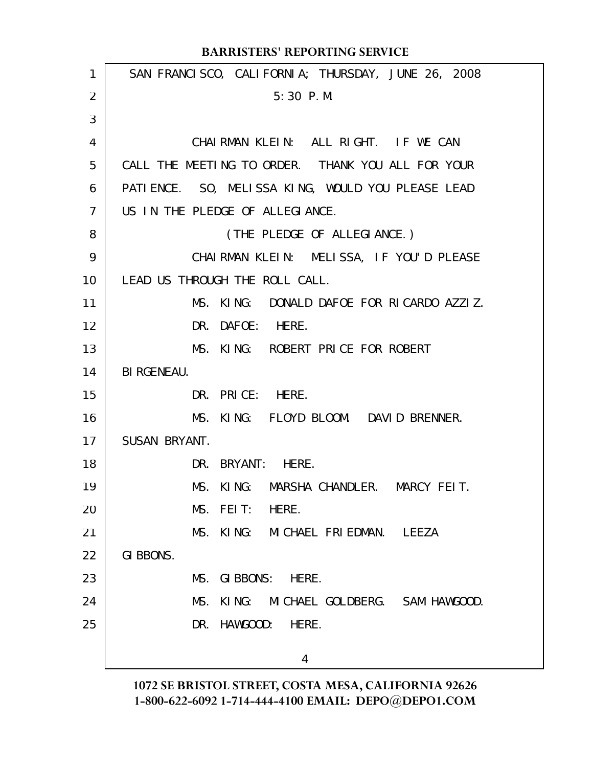SAN FRANCISCO, CALIFORNIA; THURSDAY, JUNE 26, 2008

5:30 P.M.

CHAIRMAN KLEIN: ALL RIGHT. IF WE CAN CALL THE MEETING TO ORDER. THANK YOU ALL FOR YOUR PATIENCE. SO, MELISSA KING, WOULD YOU PLEASE LEAD US IN THE PLEDGE OF ALLEGIANCE.

(THE PLEDGE OF ALLEGIANCE.)

CHAIRMAN KLEIN: MELISSA, IF YOU'D PLEASE LEAD US THROUGH THE ROLL CALL.

MS. KING: DONALD DAFOE FOR RICARDO AZZIZ.

DR. DAFOE: HERE.

MS. KING: ROBERT PRICE FOR ROBERT BIRGENEAU.

DR. PRICE: HERE.

MS. KING: FLOYD BLOOM. DAVID BRENNER. SUSAN BRYANT.

DR. BRYANT: HERE.

MS. KING: MARSHA CHANDLER. MARCY FEIT.

MS. FEIT: HERE.

MS. KING: MICHAEL FRIEDMAN. LEEZA GIBBONS.

MS. GIBBONS: HERE.

MS. KING: MICHAEL GOLDBERG. SAM HAWGOOD.

DR. HAWGOOD: HERE.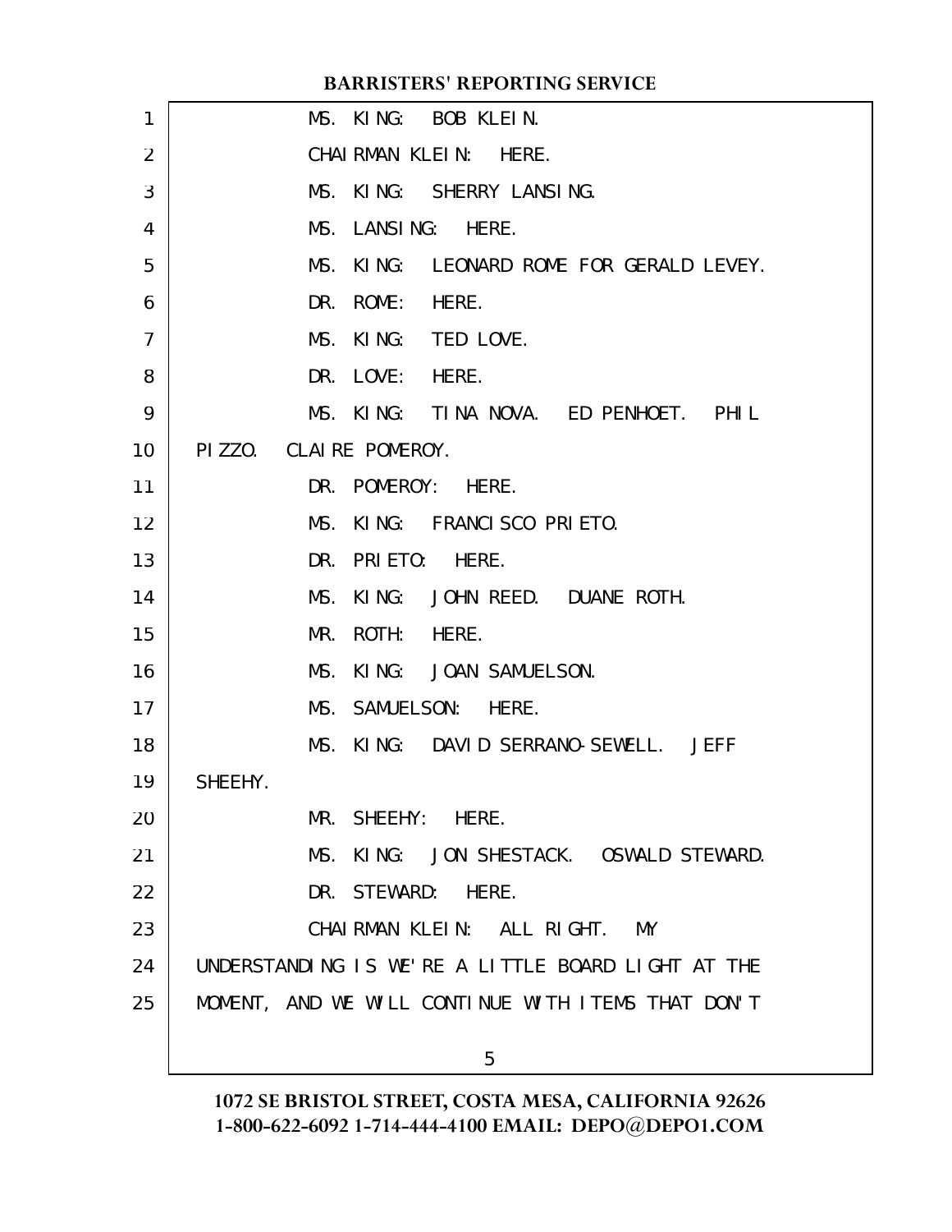MS. KING: BOB KLEIN.

CHAIRMAN KLEIN: HERE.

MS. KING: SHERRY LANSING.

MS. LANSING: HERE.

MS. KING: LEONARD ROME FOR GERALD LEVEY.

DR. ROME: HERE.

MS. KING: TED LOVE.

DR. LOVE: HERE.

MS. KING: TINA NOVA. ED PENHOET. PHIL PIZZO. CLAIRE POMEROY.

DR. POMEROY: HERE.

MS. KING: FRANCISCO PRIETO.

DR. PRIETO: HERE.

MS. KING: JOHN REED. DUANE ROTH.

MR. ROTH: HERE.

MS. KING: JOAN SAMUELSON.

MS. SAMUELSON: HERE.

MS. KING: DAVID SERRANO-SEWELL. JEFF SHEEHY.

MR. SHEEHY: HERE.

MS. KING: JON SHESTACK. OSWALD STEWARD.

DR. STEWARD: HERE.

CHAIRMAN KLEIN: ALL RIGHT. MY UNDERSTANDING IS WE'RE A LITTLE BOARD LIGHT AT THE MOMENT, AND WE WILL CONTINUE WITH ITEMS THAT DON'T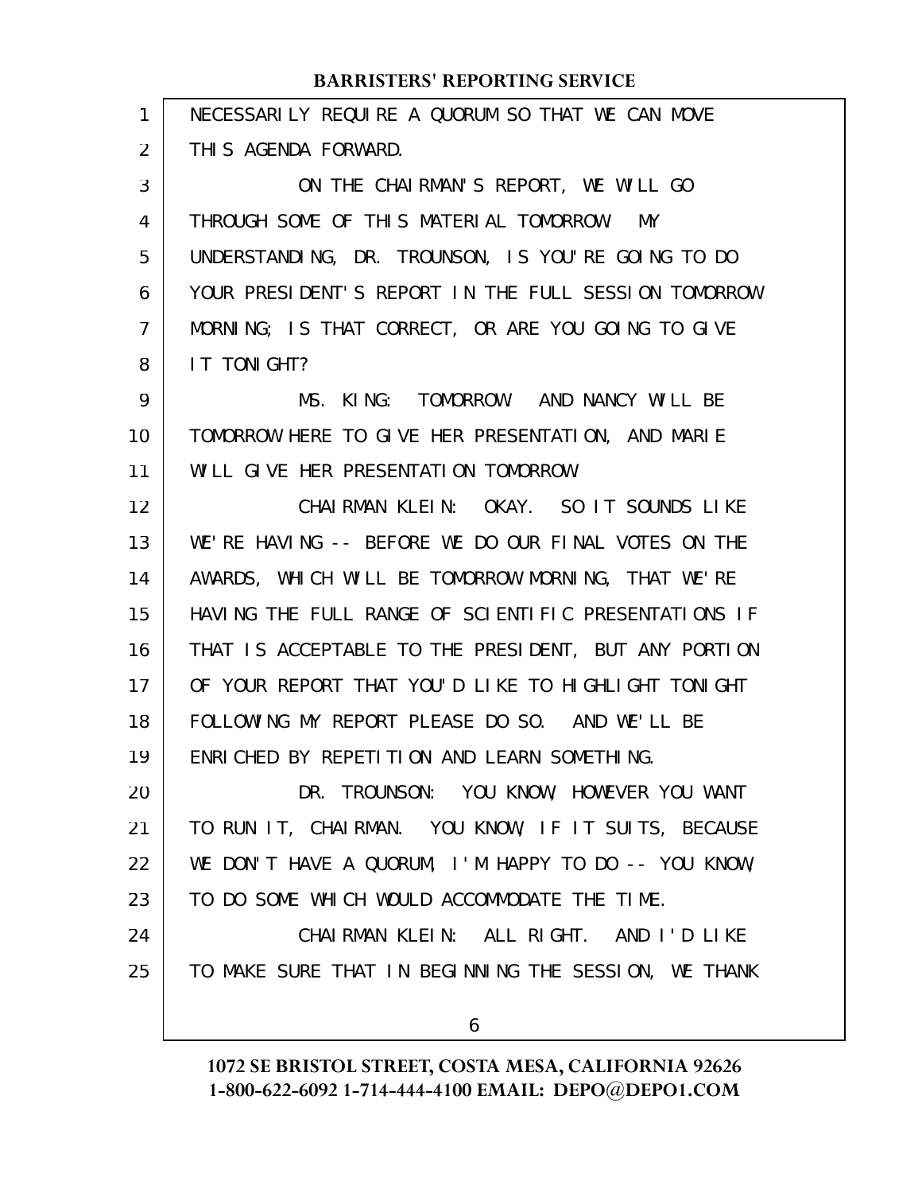NECESSARILY REQUIRE A QUORUM SO THAT WE CAN MOVE THIS AGENDA FORWARD.

ON THE CHAIRMAN'S REPORT, WE WILL GO THROUGH SOME OF THIS MATERIAL TOMORROW. MY UNDERSTANDING, DR. TROUNSON, IS YOU'RE GOING TO DO YOUR PRESIDENT'S REPORT IN THE FULL SESSION TOMORROW MORNING; IS THAT CORRECT, OR ARE YOU GOING TO GIVE IT TONIGHT?

MS. KING: TOMORROW. AND NANCY WILL BE TOMORROW HERE TO GIVE HER PRESENTATION, AND MARIE WILL GIVE HER PRESENTATION TOMORROW.

CHAIRMAN KLEIN: OKAY. SO IT SOUNDS LIKE WE'RE HAVING -- BEFORE WE DO OUR FINAL VOTES ON THE AWARDS, WHICH WILL BE TOMORROW MORNING, THAT WE'RE HAVING THE FULL RANGE OF SCIENTIFIC PRESENTATIONS IF THAT IS ACCEPTABLE TO THE PRESIDENT, BUT ANY PORTION OF YOUR REPORT THAT YOU'D LIKE TO HIGHLIGHT TONIGHT FOLLOWING MY REPORT PLEASE DO SO. AND WE'LL BE ENRICHED BY REPETITION AND LEARN SOMETHING.

DR. TROUNSON: YOU KNOW, HOWEVER YOU WANT TO RUN IT, CHAIRMAN. YOU KNOW, IF IT SUITS, BECAUSE WE DON'T HAVE A QUORUM, I'M HAPPY TO DO -- YOU KNOW, TO DO SOME WHICH WOULD ACCOMMODATE THE TIME.

CHAIRMAN KLEIN: ALL RIGHT. AND I'D LIKE TO MAKE SURE THAT IN BEGINNING THE SESSION, WE THANK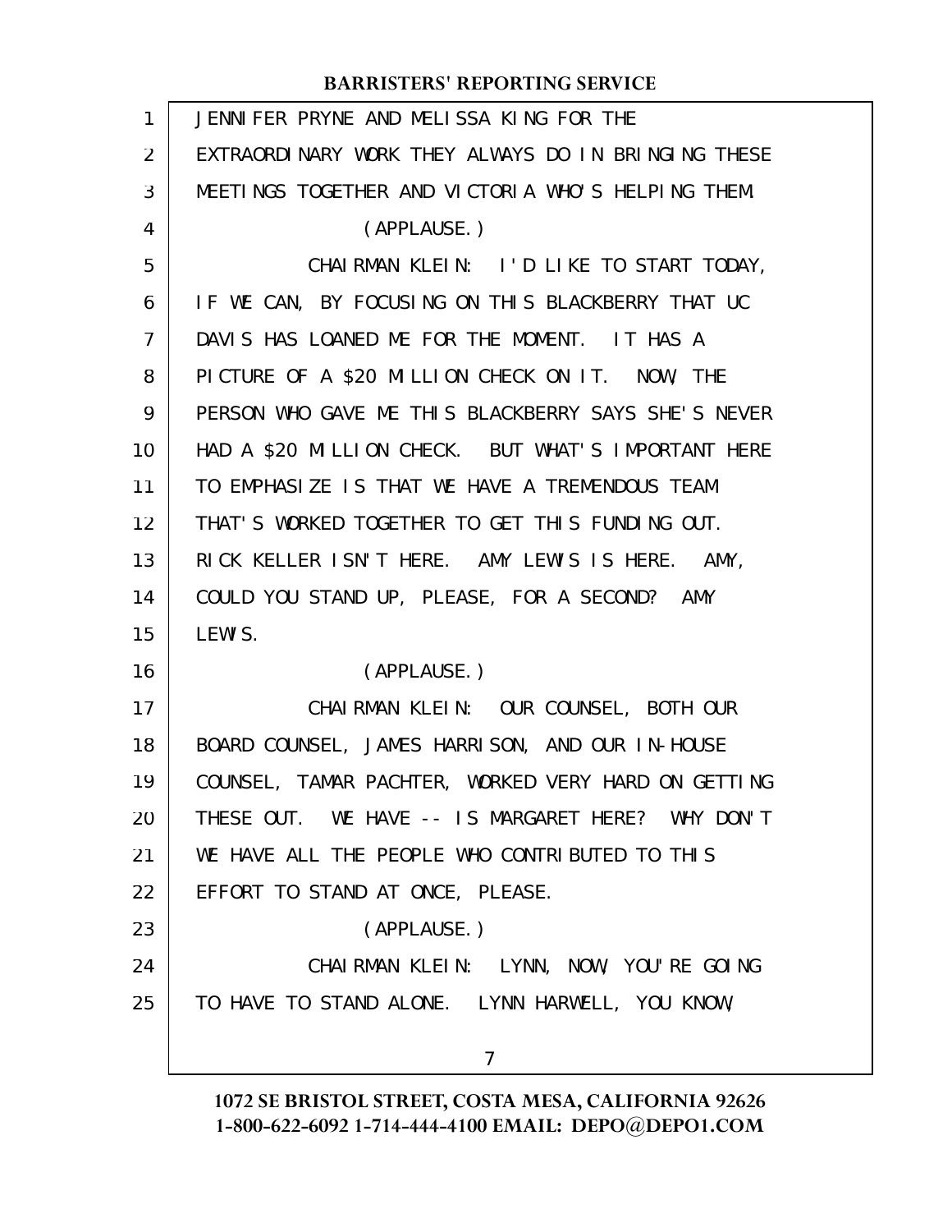JENNIFER PRYNE AND MELISSA KING FOR THE EXTRAORDINARY WORK THEY ALWAYS DO IN BRINGING THESE MEETINGS TOGETHER AND VICTORIA WHO'S HELPING THEM.

(APPLAUSE.)

CHAIRMAN KLEIN: I'D LIKE TO START TODAY, IF WE CAN, BY FOCUSING ON THIS BLACKBERRY THAT UC DAVIS HAS LOANED ME FOR THE MOMENT. IT HAS A PICTURE OF A $20 MILLION CHECK ON IT. NOW, THE PERSON WHO GAVE ME THIS BLACKBERRY SAYS SHE'S NEVER HAD A $20 MILLION CHECK. BUT WHAT'S IMPORTANT HERE TO EMPHASIZE IS THAT WE HAVE A TREMENDOUS TEAM THAT'S WORKED TOGETHER TO GET THIS FUNDING OUT. RICK KELLER ISN'T HERE. AMY LEWIS IS HERE. AMY, COULD YOU STAND UP, PLEASE, FOR A SECOND? AMY LEWIS.

(APPLAUSE.)

CHAIRMAN KLEIN: OUR COUNSEL, BOTH OUR BOARD COUNSEL, JAMES HARRISON, AND OUR IN-HOUSE COUNSEL, TAMAR PACHTER, WORKED VERY HARD ON GETTING THESE OUT. WE HAVE -- IS MARGARET HERE? WHY DON'T WE HAVE ALL THE PEOPLE WHO CONTRIBUTED TO THIS EFFORT TO STAND AT ONCE, PLEASE.

(APPLAUSE.)

CHAIRMAN KLEIN: LYNN, NOW, YOU'RE GOING TO HAVE TO STAND ALONE. LYNN HARWELL, YOU KNOW,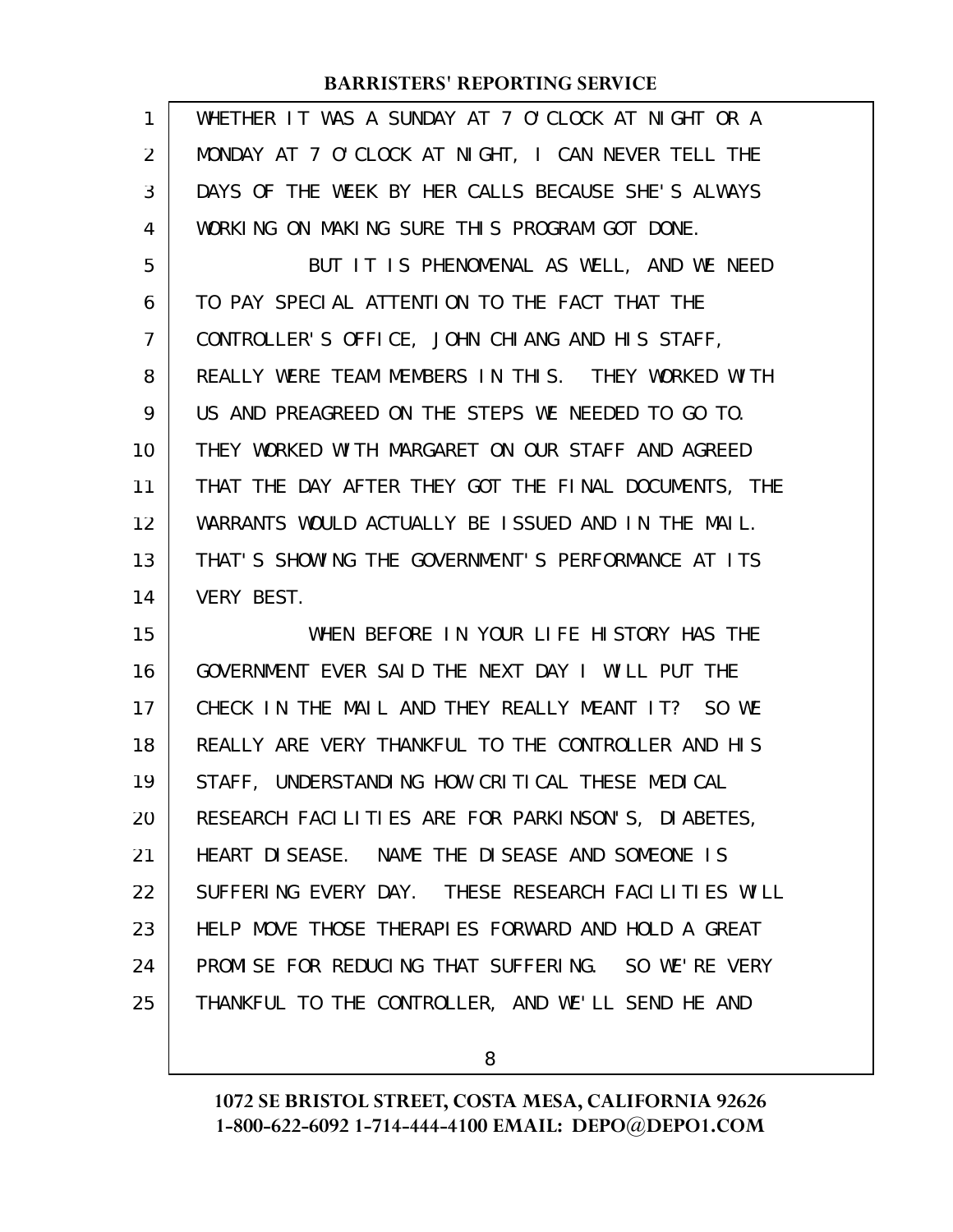WHETHER IT WAS A SUNDAY AT 7 O'CLOCK AT NIGHT OR A MONDAY AT 7 O'CLOCK AT NIGHT, I CAN NEVER TELL THE DAYS OF THE WEEK BY HER CALLS BECAUSE SHE'S ALWAYS WORKING ON MAKING SURE THIS PROGRAM GOT DONE.

BUT IT IS PHENOMENAL AS WELL, AND WE NEED TO PAY SPECIAL ATTENTION TO THE FACT THAT THE CONTROLLER'S OFFICE, JOHN CHIANG AND HIS STAFF, REALLY WERE TEAM MEMBERS IN THIS. THEY WORKED WITH US AND PREAGREED ON THE STEPS WE NEEDED TO GO TO. THEY WORKED WITH MARGARET ON OUR STAFF AND AGREED THAT THE DAY AFTER THEY GOT THE FINAL DOCUMENTS, THE WARRANTS WOULD ACTUALLY BE ISSUED AND IN THE MAIL. THAT'S SHOWING THE GOVERNMENT'S PERFORMANCE AT ITS VERY BEST.

WHEN BEFORE IN YOUR LIFE HISTORY HAS THE GOVERNMENT EVER SAID THE NEXT DAY I WILL PUT THE CHECK IN THE MAIL AND THEY REALLY MEANT IT? SO WE REALLY ARE VERY THANKFUL TO THE CONTROLLER AND HIS STAFF, UNDERSTANDING HOW CRITICAL THESE MEDICAL RESEARCH FACILITIES ARE FOR PARKINSON'S, DIABETES, HEART DISEASE. NAME THE DISEASE AND SOMEONE IS SUFFERING EVERY DAY. THESE RESEARCH FACILITIES WILL HELP MOVE THOSE THERAPIES FORWARD AND HOLD A GREAT PROMISE FOR REDUCING THAT SUFFERING. SO WE'RE VERY THANKFUL TO THE CONTROLLER, AND WE'LL SEND HE AND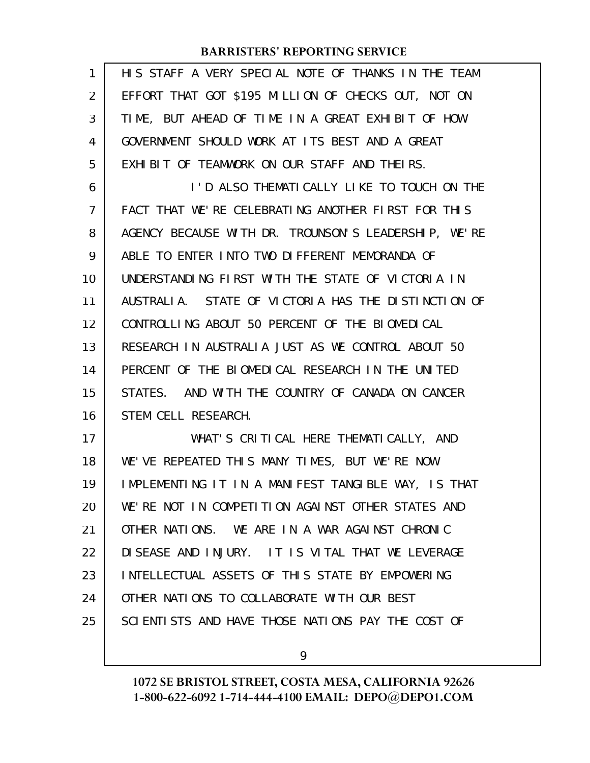HIS STAFF A VERY SPECIAL NOTE OF THANKS IN THE TEAM EFFORT THAT GOT $195 MILLION OF CHECKS OUT, NOT ON TIME, BUT AHEAD OF TIME IN A GREAT EXHIBIT OF HOW GOVERNMENT SHOULD WORK AT ITS BEST AND A GREAT EXHIBIT OF TEAMWORK ON OUR STAFF AND THEIRS.

I'D ALSO THEMATICALLY LIKE TO TOUCH ON THE FACT THAT WE'RE CELEBRATING ANOTHER FIRST FOR THIS AGENCY BECAUSE WITH DR. TROUNSON'S LEADERSHIP, WE'RE ABLE TO ENTER INTO TWO DIFFERENT MEMORANDA OF UNDERSTANDING FIRST WITH THE STATE OF VICTORIA IN AUSTRALIA. STATE OF VICTORIA HAS THE DISTINCTION OF CONTROLLING ABOUT 50 PERCENT OF THE BIOMEDICAL RESEARCH IN AUSTRALIA JUST AS WE CONTROL ABOUT 50 PERCENT OF THE BIOMEDICAL RESEARCH IN THE UNITED STATES. AND WITH THE COUNTRY OF CANADA ON CANCER STEM CELL RESEARCH.

WHAT'S CRITICAL HERE THEMATICALLY, AND WE'VE REPEATED THIS MANY TIMES, BUT WE'RE NOW IMPLEMENTING IT IN A MANIFEST TANGIBLE WAY, IS THAT WE'RE NOT IN COMPETITION AGAINST OTHER STATES AND OTHER NATIONS. WE ARE IN A WAR AGAINST CHRONIC DISEASE AND INJURY. IT IS VITAL THAT WE LEVERAGE INTELLECTUAL ASSETS OF THIS STATE BY EMPOWERING OTHER NATIONS TO COLLABORATE WITH OUR BEST SCIENTISTS AND HAVE THOSE NATIONS PAY THE COST OF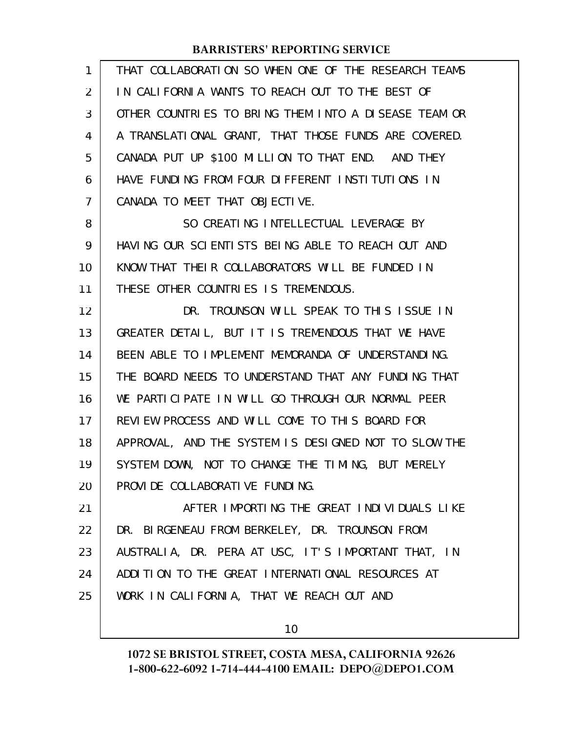THAT COLLABORATION SO WHEN ONE OF THE RESEARCH TEAMS IN CALIFORNIA WANTS TO REACH OUT TO THE BEST OF OTHER COUNTRIES TO BRING THEM INTO A DISEASE TEAM OR A TRANSLATIONAL GRANT, THAT THOSE FUNDS ARE COVERED. CANADA PUT UP $100 MILLION TO THAT END. AND THEY HAVE FUNDING FROM FOUR DIFFERENT INSTITUTIONS IN CANADA TO MEET THAT OBJECTIVE.

SO CREATING INTELLECTUAL LEVERAGE BY HAVING OUR SCIENTISTS BEING ABLE TO REACH OUT AND KNOW THAT THEIR COLLABORATORS WILL BE FUNDED IN THESE OTHER COUNTRIES IS TREMENDOUS.

DR. TROUNSON WILL SPEAK TO THIS ISSUE IN GREATER DETAIL, BUT IT IS TREMENDOUS THAT WE HAVE BEEN ABLE TO IMPLEMENT MEMORANDA OF UNDERSTANDING. THE BOARD NEEDS TO UNDERSTAND THAT ANY FUNDING THAT WE PARTICIPATE IN WILL GO THROUGH OUR NORMAL PEER REVIEW PROCESS AND WILL COME TO THIS BOARD FOR APPROVAL, AND THE SYSTEM IS DESIGNED NOT TO SLOW THE SYSTEM DOWN, NOT TO CHANGE THE TIMING, BUT MERELY PROVIDE COLLABORATIVE FUNDING.

AFTER IMPORTING THE GREAT INDIVIDUALS LIKE DR. BIRGENEAU FROM BERKELEY, DR. TROUNSON FROM AUSTRALIA, DR. PERA AT USC, IT'S IMPORTANT THAT, IN ADDITION TO THE GREAT INTERNATIONAL RESOURCES AT WORK IN CALIFORNIA, THAT WE REACH OUT AND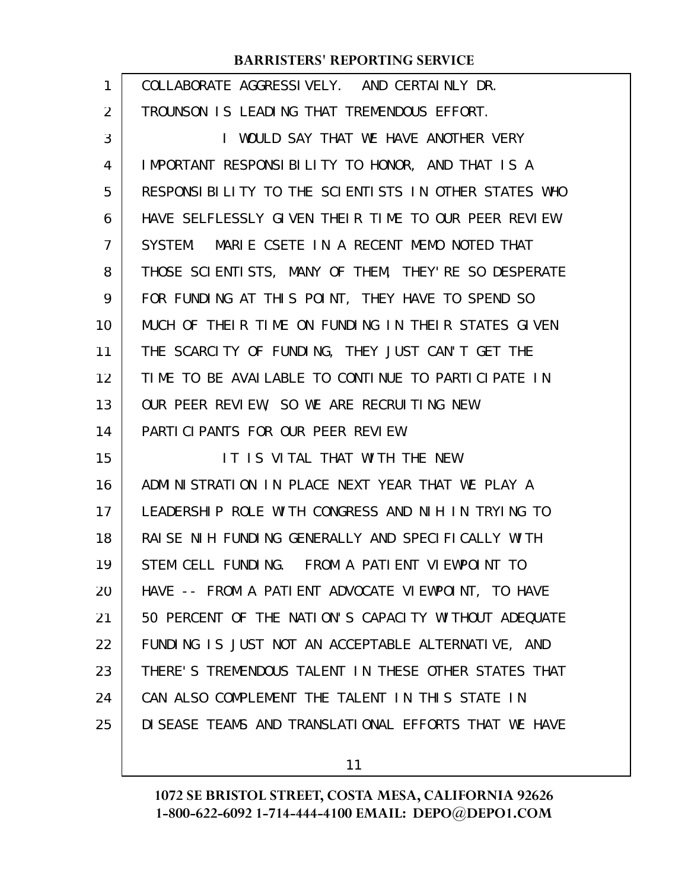COLLABORATE AGGRESSIVELY. AND CERTAINLY DR. TROUNSON IS LEADING THAT TREMENDOUS EFFORT.

I WOULD SAY THAT WE HAVE ANOTHER VERY IMPORTANT RESPONSIBILITY TO HONOR, AND THAT IS A RESPONSIBILITY TO THE SCIENTISTS IN OTHER STATES WHO HAVE SELFLESSLY GIVEN THEIR TIME TO OUR PEER REVIEW SYSTEM. MARIE CSETE IN A RECENT MEMO NOTED THAT THOSE SCIENTISTS, MANY OF THEM, THEY'RE SO DESPERATE FOR FUNDING AT THIS POINT, THEY HAVE TO SPEND SO MUCH OF THEIR TIME ON FUNDING IN THEIR STATES GIVEN THE SCARCITY OF FUNDING, THEY JUST CAN'T GET THE TIME TO BE AVAILABLE TO CONTINUE TO PARTICIPATE IN OUR PEER REVIEW, SO WE ARE RECRUITING NEW PARTICIPANTS FOR OUR PEER REVIEW.

IT IS VITAL THAT WITH THE NEW ADMINISTRATION IN PLACE NEXT YEAR THAT WE PLAY A LEADERSHIP ROLE WITH CONGRESS AND NIH IN TRYING TO RAISE NIH FUNDING GENERALLY AND SPECIFICALLY WITH STEM CELL FUNDING. FROM A PATIENT VIEWPOINT TO HAVE -- FROM A PATIENT ADVOCATE VIEWPOINT, TO HAVE 50 PERCENT OF THE NATION'S CAPACITY WITHOUT ADEQUATE FUNDING IS JUST NOT AN ACCEPTABLE ALTERNATIVE, AND THERE'S TREMENDOUS TALENT IN THESE OTHER STATES THAT CAN ALSO COMPLEMENT THE TALENT IN THIS STATE IN DISEASE TEAMS AND TRANSLATIONAL EFFORTS THAT WE HAVE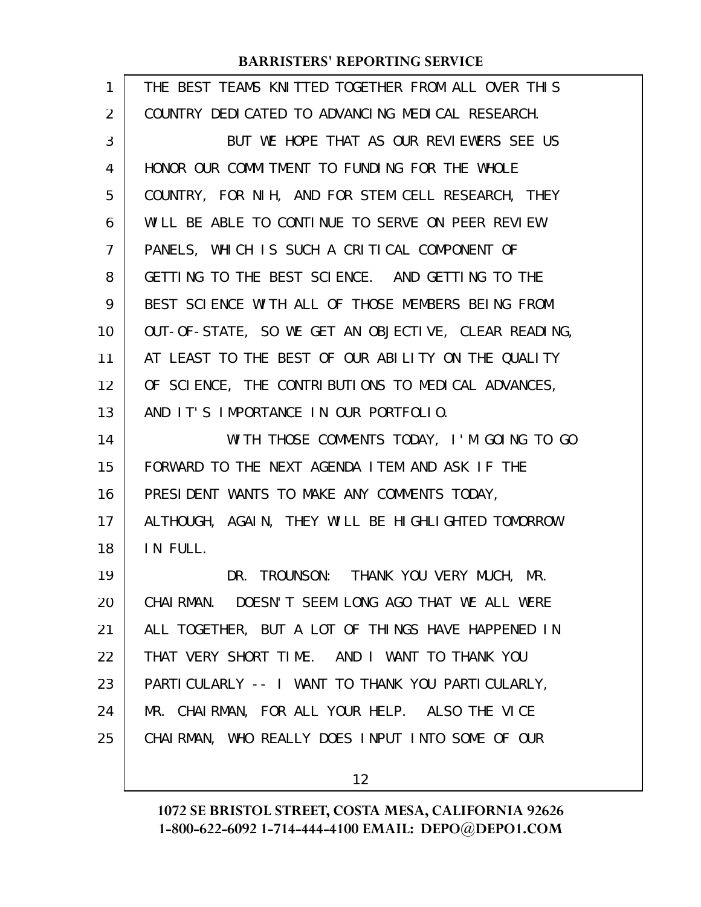THE BEST TEAMS KNITTED TOGETHER FROM ALL OVER THIS COUNTRY DEDICATED TO ADVANCING MEDICAL RESEARCH.

BUT WE HOPE THAT AS OUR REVIEWERS SEE US HONOR OUR COMMITMENT TO FUNDING FOR THE WHOLE COUNTRY, FOR NIH, AND FOR STEM CELL RESEARCH, THEY WILL BE ABLE TO CONTINUE TO SERVE ON PEER REVIEW PANELS, WHICH IS SUCH A CRITICAL COMPONENT OF GETTING TO THE BEST SCIENCE. AND GETTING TO THE BEST SCIENCE WITH ALL OF THOSE MEMBERS BEING FROM OUT-OF-STATE, SO WE GET AN OBJECTIVE, CLEAR READING, AT LEAST TO THE BEST OF OUR ABILITY ON THE QUALITY OF SCIENCE, THE CONTRIBUTIONS TO MEDICAL ADVANCES, AND IT'S IMPORTANCE IN OUR PORTFOLIO.

WITH THOSE COMMENTS TODAY, I'M GOING TO GO FORWARD TO THE NEXT AGENDA ITEM AND ASK IF THE PRESIDENT WANTS TO MAKE ANY COMMENTS TODAY, ALTHOUGH, AGAIN, THEY WILL BE HIGHLIGHTED TOMORROW IN FULL.

DR. TROUNSON: THANK YOU VERY MUCH, MR. CHAIRMAN. DOESN'T SEEM LONG AGO THAT WE ALL WERE ALL TOGETHER, BUT A LOT OF THINGS HAVE HAPPENED IN THAT VERY SHORT TIME. AND I WANT TO THANK YOU PARTICULARLY -- I WANT TO THANK YOU PARTICULARLY, MR. CHAIRMAN, FOR ALL YOUR HELP. ALSO THE VICE CHAIRMAN, WHO REALLY DOES INPUT INTO SOME OF OUR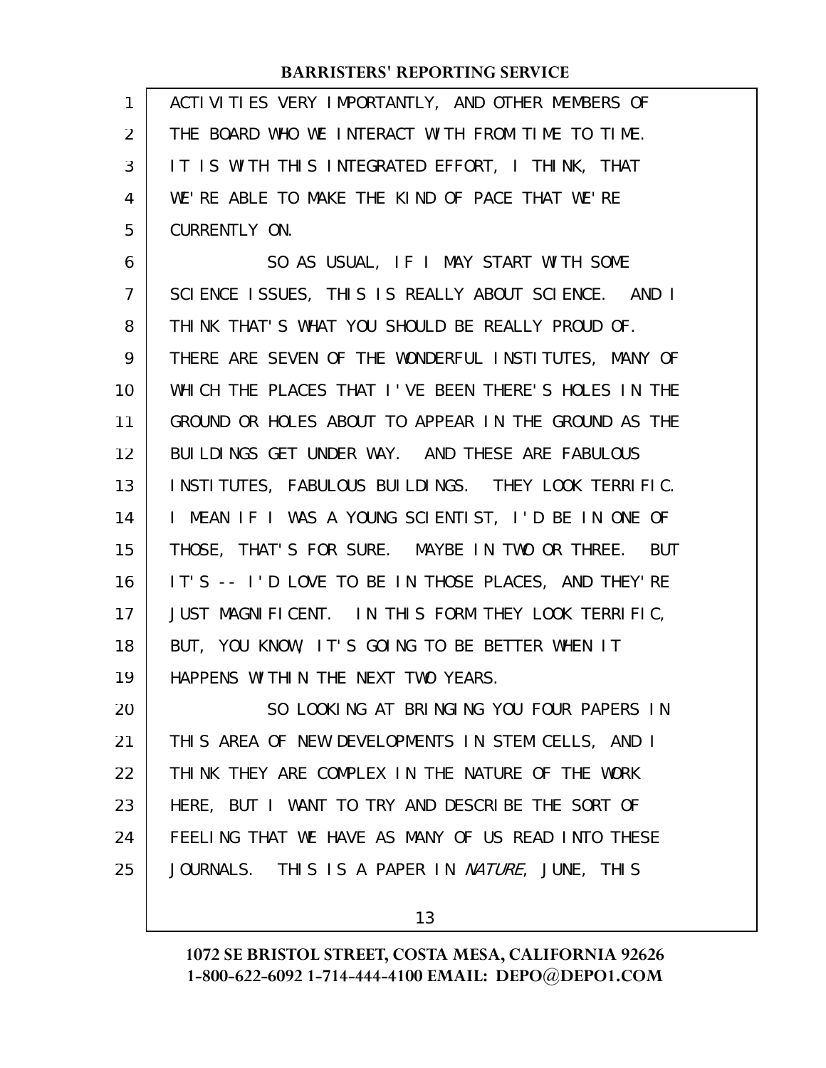ACTIVITIES VERY IMPORTANTLY, AND OTHER MEMBERS OF THE BOARD WHO WE INTERACT WITH FROM TIME TO TIME. IT IS WITH THIS INTEGRATED EFFORT, I THINK, THAT WE'RE ABLE TO MAKE THE KIND OF PACE THAT WE'RE CURRENTLY ON.

SO AS USUAL, IF I MAY START WITH SOME SCIENCE ISSUES, THIS IS REALLY ABOUT SCIENCE. AND I THINK THAT'S WHAT YOU SHOULD BE REALLY PROUD OF. THERE ARE SEVEN OF THE WONDERFUL INSTITUTES, MANY OF WHICH THE PLACES THAT I'VE BEEN THERE'S HOLES IN THE GROUND OR HOLES ABOUT TO APPEAR IN THE GROUND AS THE BUILDINGS GET UNDER WAY. AND THESE ARE FABULOUS INSTITUTES, FABULOUS BUILDINGS. THEY LOOK TERRIFIC. I MEAN IF I WAS A YOUNG SCIENTIST, I'D BE IN ONE OF THOSE, THAT'S FOR SURE. MAYBE IN TWO OR THREE. BUT IT'S -- I'D LOVE TO BE IN THOSE PLACES, AND THEY'RE JUST MAGNIFICENT. IN THIS FORM THEY LOOK TERRIFIC, BUT, YOU KNOW, IT'S GOING TO BE BETTER WHEN IT HAPPENS WITHIN THE NEXT TWO YEARS.

SO LOOKING AT BRINGING YOU FOUR PAPERS IN THIS AREA OF NEW DEVELOPMENTS IN STEM CELLS, AND I THINK THEY ARE COMPLEX IN THE NATURE OF THE WORK HERE, BUT I WANT TO TRY AND DESCRIBE THE SORT OF FEELING THAT WE HAVE AS MANY OF US READ INTO THESE JOURNALS. THIS IS A PAPER IN *NATURE*, JUNE, THIS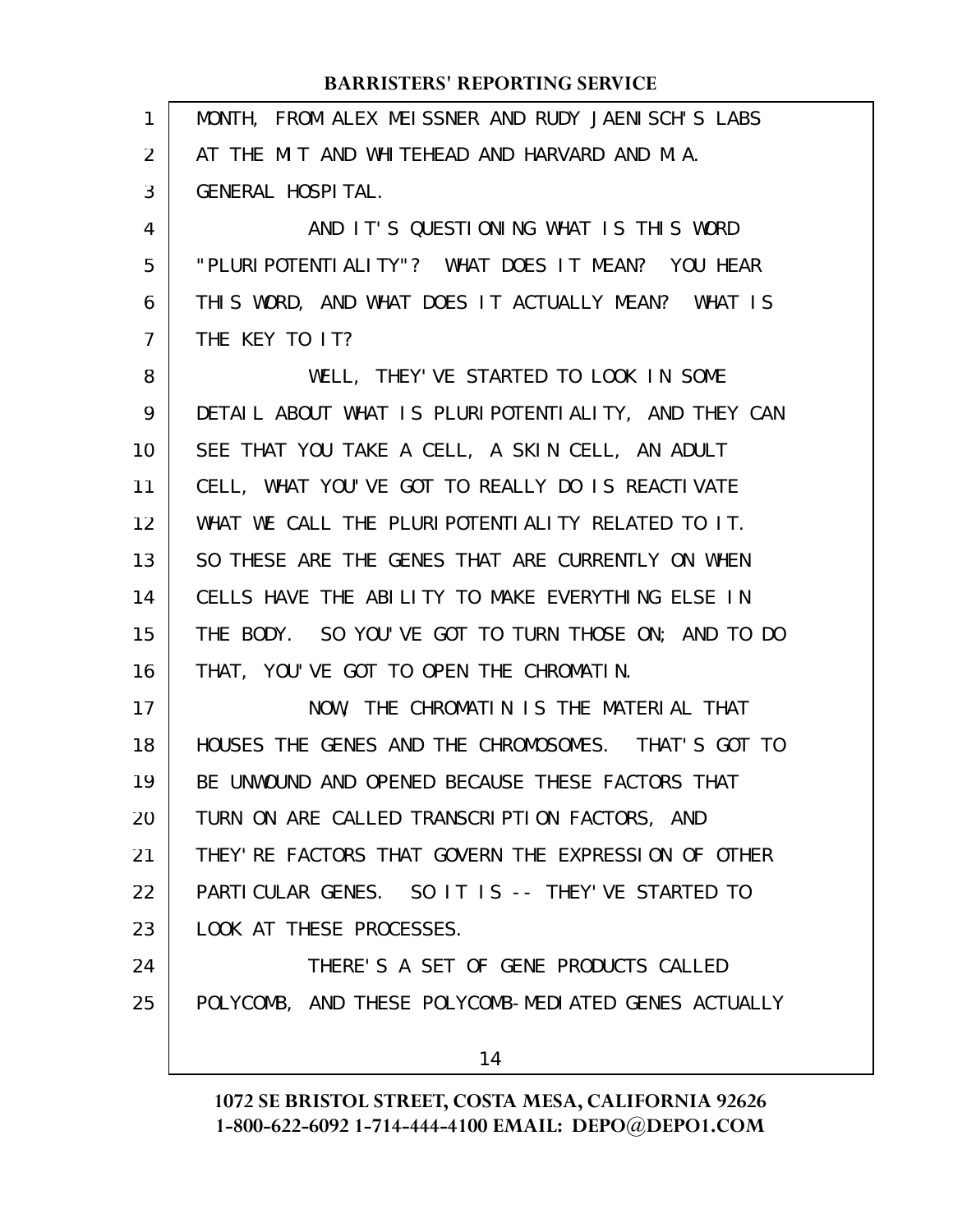MONTH, FROM ALEX MEISSNER AND RUDY JAENISCH'S LABS AT THE MIT AND WHITEHEAD AND HARVARD AND M.A. GENERAL HOSPITAL.

AND IT'S QUESTIONING WHAT IS THIS WORD "PLURIPOTENTIALITY"? WHAT DOES IT MEAN? YOU HEAR THIS WORD, AND WHAT DOES IT ACTUALLY MEAN? WHAT IS THE KEY TO IT?

WELL, THEY'VE STARTED TO LOOK IN SOME DETAIL ABOUT WHAT IS PLURIPOTENTIALITY, AND THEY CAN SEE THAT YOU TAKE A CELL, A SKIN CELL, AN ADULT CELL, WHAT YOU'VE GOT TO REALLY DO IS REACTIVATE WHAT WE CALL THE PLURIPOTENTIALITY RELATED TO IT. SO THESE ARE THE GENES THAT ARE CURRENTLY ON WHEN CELLS HAVE THE ABILITY TO MAKE EVERYTHING ELSE IN THE BODY. SO YOU'VE GOT TO TURN THOSE ON; AND TO DO THAT, YOU'VE GOT TO OPEN THE CHROMATIN.

NOW, THE CHROMATIN IS THE MATERIAL THAT HOUSES THE GENES AND THE CHROMOSOMES. THAT'S GOT TO BE UNWOUND AND OPENED BECAUSE THESE FACTORS THAT TURN ON ARE CALLED TRANSCRIPTION FACTORS, AND THEY'RE FACTORS THAT GOVERN THE EXPRESSION OF OTHER PARTICULAR GENES. SO IT IS -- THEY'VE STARTED TO LOOK AT THESE PROCESSES.

THERE'S A SET OF GENE PRODUCTS CALLED POLYCOMB, AND THESE POLYCOMB-MEDIATED GENES ACTUALLY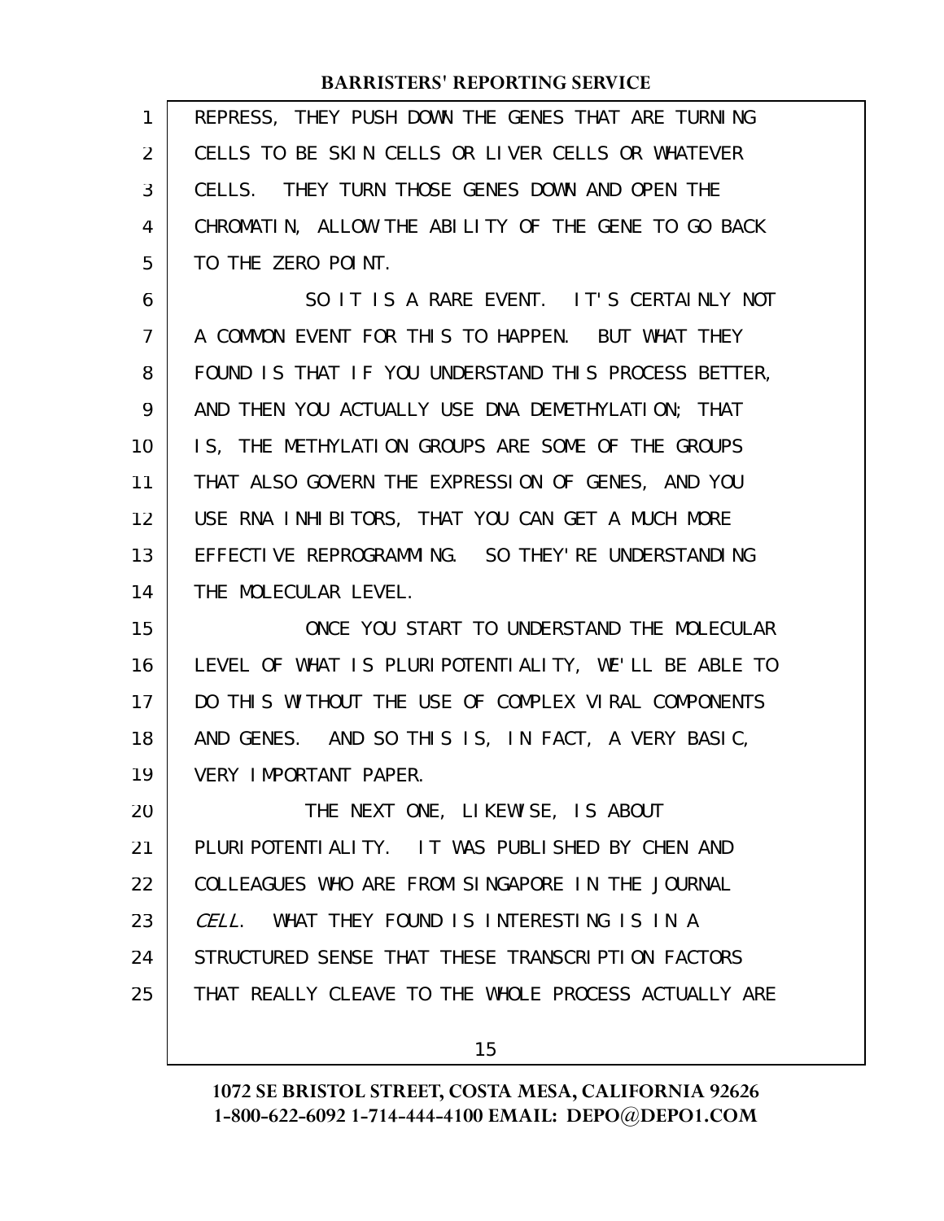REPRESS, THEY PUSH DOWN THE GENES THAT ARE TURNING CELLS TO BE SKIN CELLS OR LIVER CELLS OR WHATEVER CELLS. THEY TURN THOSE GENES DOWN AND OPEN THE CHROMATIN, ALLOW THE ABILITY OF THE GENE TO GO BACK TO THE ZERO POINT.

SO IT IS A RARE EVENT. IT'S CERTAINLY NOT A COMMON EVENT FOR THIS TO HAPPEN. BUT WHAT THEY FOUND IS THAT IF YOU UNDERSTAND THIS PROCESS BETTER, AND THEN YOU ACTUALLY USE DNA DEMETHYLATION; THAT IS, THE METHYLATION GROUPS ARE SOME OF THE GROUPS THAT ALSO GOVERN THE EXPRESSION OF GENES, AND YOU USE RNA INHIBITORS, THAT YOU CAN GET A MUCH MORE EFFECTIVE REPROGRAMMING. SO THEY'RE UNDERSTANDING THE MOLECULAR LEVEL.

ONCE YOU START TO UNDERSTAND THE MOLECULAR LEVEL OF WHAT IS PLURIPOTENTIALITY, WE'LL BE ABLE TO DO THIS WITHOUT THE USE OF COMPLEX VIRAL COMPONENTS AND GENES. AND SO THIS IS, IN FACT, A VERY BASIC, VERY IMPORTANT PAPER.

THE NEXT ONE, LIKEWISE, IS ABOUT PLURIPOTENTIALITY. IT WAS PUBLISHED BY CHEN AND COLLEAGUES WHO ARE FROM SINGAPORE IN THE JOURNAL *CELL*. WHAT THEY FOUND IS INTERESTING IS IN A STRUCTURED SENSE THAT THESE TRANSCRIPTION FACTORS THAT REALLY CLEAVE TO THE WHOLE PROCESS ACTUALLY ARE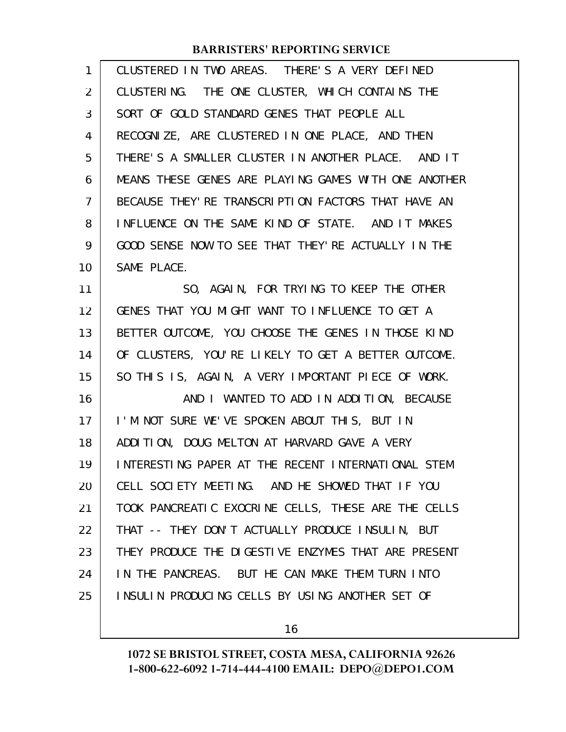CLUSTERED IN TWO AREAS. THERE'S A VERY DEFINED CLUSTERING. THE ONE CLUSTER, WHICH CONTAINS THE SORT OF GOLD STANDARD GENES THAT PEOPLE ALL RECOGNIZE, ARE CLUSTERED IN ONE PLACE, AND THEN THERE'S A SMALLER CLUSTER IN ANOTHER PLACE. AND IT MEANS THESE GENES ARE PLAYING GAMES WITH ONE ANOTHER BECAUSE THEY'RE TRANSCRIPTION FACTORS THAT HAVE AN INFLUENCE ON THE SAME KIND OF STATE. AND IT MAKES GOOD SENSE NOW TO SEE THAT THEY'RE ACTUALLY IN THE SAME PLACE.

SO, AGAIN, FOR TRYING TO KEEP THE OTHER GENES THAT YOU MIGHT WANT TO INFLUENCE TO GET A BETTER OUTCOME, YOU CHOOSE THE GENES IN THOSE KIND OF CLUSTERS, YOU'RE LIKELY TO GET A BETTER OUTCOME. SO THIS IS, AGAIN, A VERY IMPORTANT PIECE OF WORK.

AND I WANTED TO ADD IN ADDITION, BECAUSE I'M NOT SURE WE'VE SPOKEN ABOUT THIS, BUT IN ADDITION, DOUG MELTON AT HARVARD GAVE A VERY INTERESTING PAPER AT THE RECENT INTERNATIONAL STEM CELL SOCIETY MEETING. AND HE SHOWED THAT IF YOU TOOK PANCREATIC EXOCRINE CELLS, THESE ARE THE CELLS THAT -- THEY DON'T ACTUALLY PRODUCE INSULIN, BUT THEY PRODUCE THE DIGESTIVE ENZYMES THAT ARE PRESENT IN THE PANCREAS. BUT HE CAN MAKE THEM TURN INTO INSULIN PRODUCING CELLS BY USING ANOTHER SET OF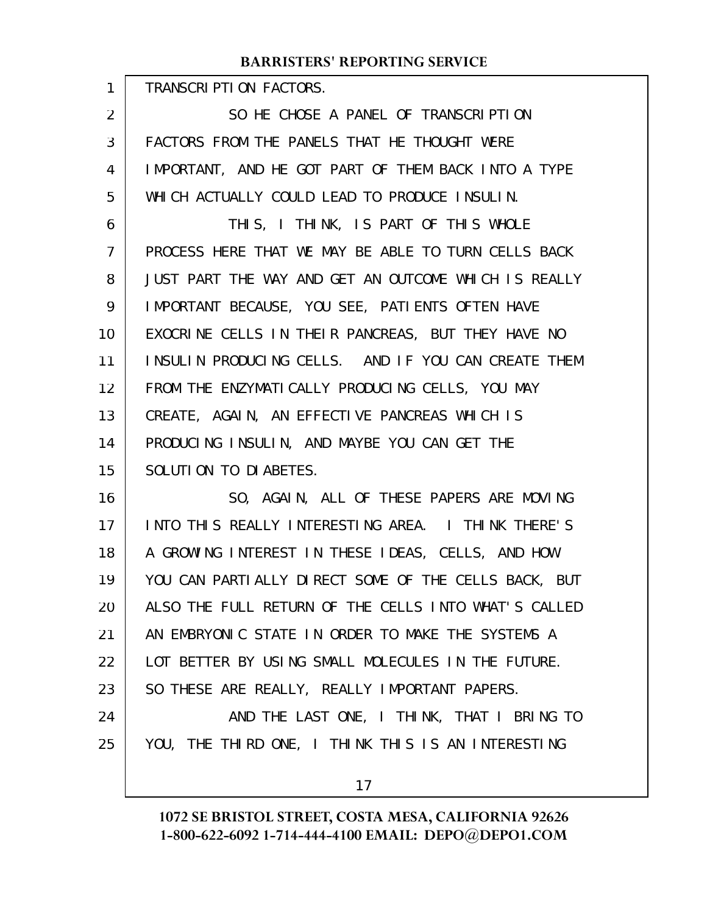TRANSCRIPTION FACTORS.

SO HE CHOSE A PANEL OF TRANSCRIPTION FACTORS FROM THE PANELS THAT HE THOUGHT WERE IMPORTANT, AND HE GOT PART OF THEM BACK INTO A TYPE WHICH ACTUALLY COULD LEAD TO PRODUCE INSULIN.

THIS, I THINK, IS PART OF THIS WHOLE PROCESS HERE THAT WE MAY BE ABLE TO TURN CELLS BACK JUST PART THE WAY AND GET AN OUTCOME WHICH IS REALLY IMPORTANT BECAUSE, YOU SEE, PATIENTS OFTEN HAVE EXOCRINE CELLS IN THEIR PANCREAS, BUT THEY HAVE NO INSULIN PRODUCING CELLS. AND IF YOU CAN CREATE THEM FROM THE ENZYMATICALLY PRODUCING CELLS, YOU MAY CREATE, AGAIN, AN EFFECTIVE PANCREAS WHICH IS PRODUCING INSULIN, AND MAYBE YOU CAN GET THE SOLUTION TO DIABETES.

SO, AGAIN, ALL OF THESE PAPERS ARE MOVING INTO THIS REALLY INTERESTING AREA. I THINK THERE'S A GROWING INTEREST IN THESE IDEAS, CELLS, AND HOW YOU CAN PARTIALLY DIRECT SOME OF THE CELLS BACK, BUT ALSO THE FULL RETURN OF THE CELLS INTO WHAT'S CALLED AN EMBRYONIC STATE IN ORDER TO MAKE THE SYSTEMS A LOT BETTER BY USING SMALL MOLECULES IN THE FUTURE. SO THESE ARE REALLY, REALLY IMPORTANT PAPERS.

AND THE LAST ONE, I THINK, THAT I BRING TO YOU, THE THIRD ONE, I THINK THIS IS AN INTERESTING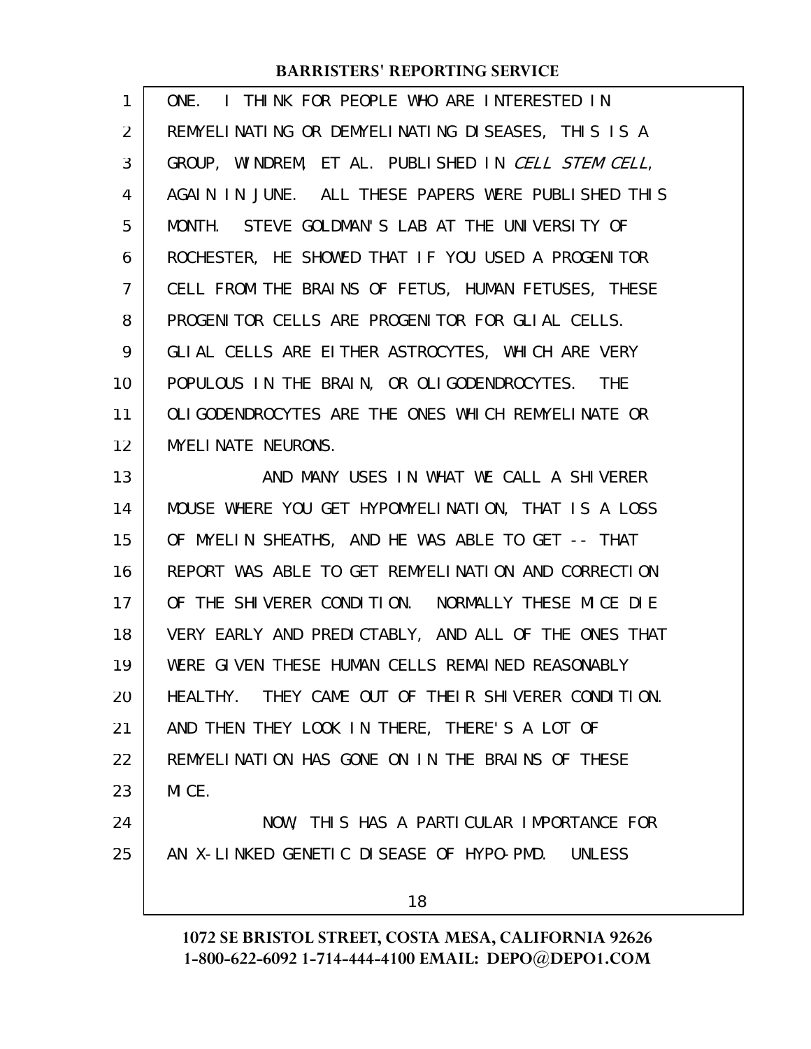ONE. I THINK FOR PEOPLE WHO ARE INTERESTED IN REMYELINATING OR DEMYELINATING DISEASES, THIS IS A GROUP, WINDREM, ET AL. PUBLISHED IN *CELL STEM CELL*, AGAIN IN JUNE. ALL THESE PAPERS WERE PUBLISHED THIS MONTH. STEVE GOLDMAN'S LAB AT THE UNIVERSITY OF ROCHESTER, HE SHOWED THAT IF YOU USED A PROGENITOR CELL FROM THE BRAINS OF FETUS, HUMAN FETUSES, THESE PROGENITOR CELLS ARE PROGENITOR FOR GLIAL CELLS. GLIAL CELLS ARE EITHER ASTROCYTES, WHICH ARE VERY POPULOUS IN THE BRAIN, OR OLIGODENDROCYTES. THE OLIGODENDROCYTES ARE THE ONES WHICH REMYELINATE OR MYELINATE NEURONS.

AND MANY USES IN WHAT WE CALL A SHIVERER MOUSE WHERE YOU GET HYPOMYELINATION, THAT IS A LOSS OF MYELIN SHEATHS, AND HE WAS ABLE TO GET -- THAT REPORT WAS ABLE TO GET REMYELINATION AND CORRECTION OF THE SHIVERER CONDITION. NORMALLY THESE MICE DIE VERY EARLY AND PREDICTABLY, AND ALL OF THE ONES THAT WERE GIVEN THESE HUMAN CELLS REMAINED REASONABLY HEALTHY. THEY CAME OUT OF THEIR SHIVERER CONDITION. AND THEN THEY LOOK IN THERE, THERE'S A LOT OF REMYELINATION HAS GONE ON IN THE BRAINS OF THESE MICE.

NOW, THIS HAS A PARTICULAR IMPORTANCE FOR AN X-LINKED GENETIC DISEASE OF HYPO-PMD. UNLESS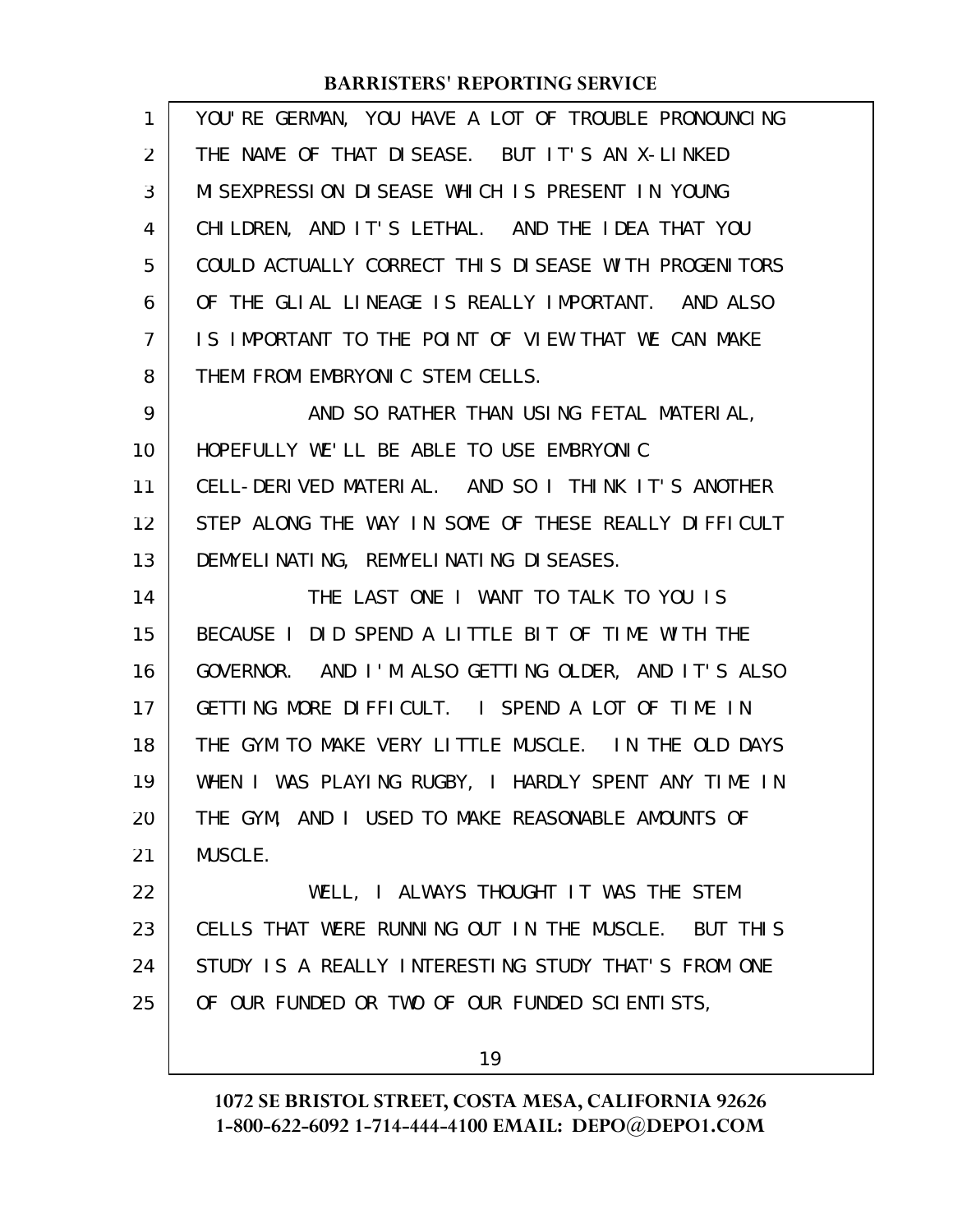YOU'RE GERMAN, YOU HAVE A LOT OF TROUBLE PRONOUNCING THE NAME OF THAT DISEASE. BUT IT'S AN X-LINKED MISEXPRESSION DISEASE WHICH IS PRESENT IN YOUNG CHILDREN, AND IT'S LETHAL. AND THE IDEA THAT YOU COULD ACTUALLY CORRECT THIS DISEASE WITH PROGENITORS OF THE GLIAL LINEAGE IS REALLY IMPORTANT. AND ALSO IS IMPORTANT TO THE POINT OF VIEW THAT WE CAN MAKE THEM FROM EMBRYONIC STEM CELLS.

AND SO RATHER THAN USING FETAL MATERIAL, HOPEFULLY WE'LL BE ABLE TO USE EMBRYONIC CELL-DERIVED MATERIAL. AND SO I THINK IT'S ANOTHER STEP ALONG THE WAY IN SOME OF THESE REALLY DIFFICULT DEMYELINATING, REMYELINATING DISEASES.

THE LAST ONE I WANT TO TALK TO YOU IS BECAUSE I DID SPEND A LITTLE BIT OF TIME WITH THE GOVERNOR. AND I'M ALSO GETTING OLDER, AND IT'S ALSO GETTING MORE DIFFICULT. I SPEND A LOT OF TIME IN THE GYM TO MAKE VERY LITTLE MUSCLE. IN THE OLD DAYS WHEN I WAS PLAYING RUGBY, I HARDLY SPENT ANY TIME IN THE GYM, AND I USED TO MAKE REASONABLE AMOUNTS OF MUSCLE.

WELL, I ALWAYS THOUGHT IT WAS THE STEM CELLS THAT WERE RUNNING OUT IN THE MUSCLE. BUT THIS STUDY IS A REALLY INTERESTING STUDY THAT'S FROM ONE OF OUR FUNDED OR TWO OF OUR FUNDED SCIENTISTS,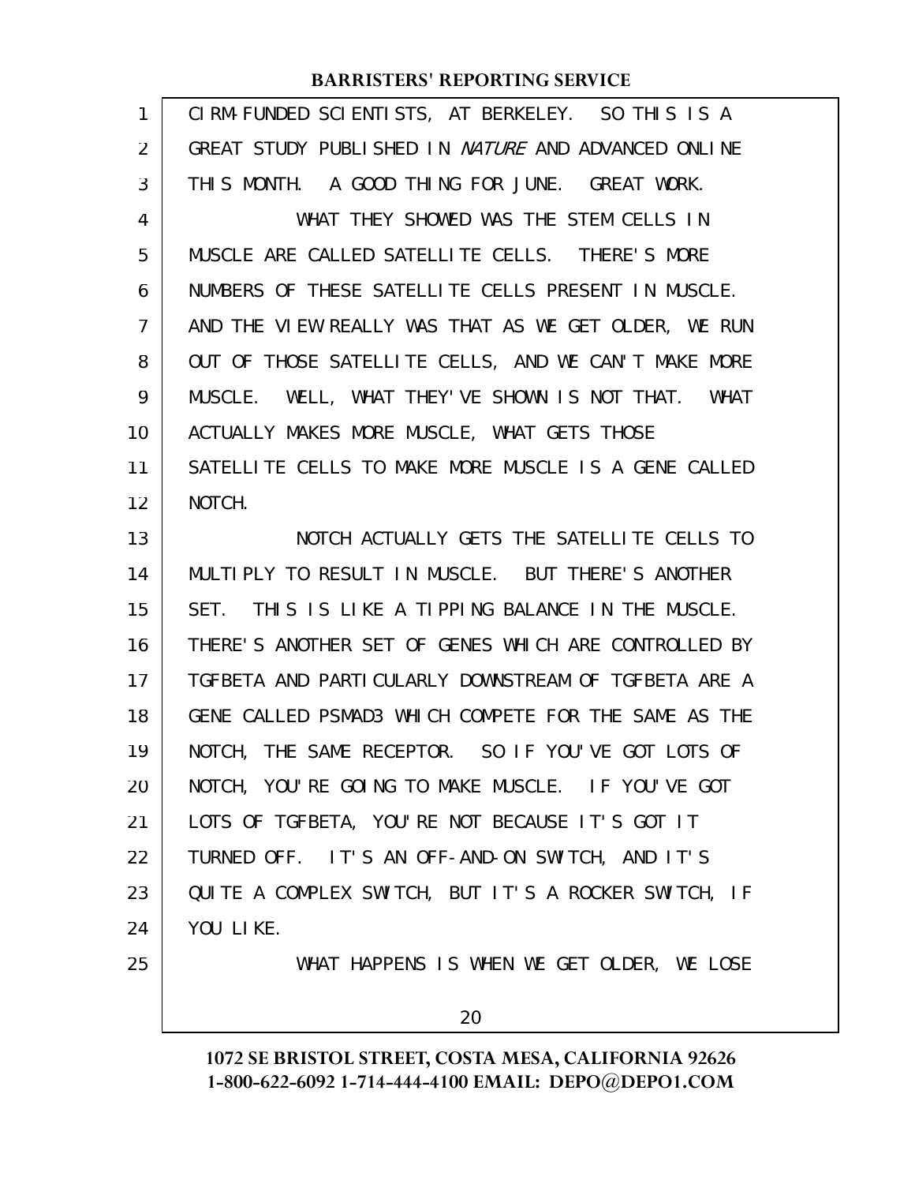CIRM-FUNDED SCIENTISTS, AT BERKELEY. SO THIS IS A GREAT STUDY PUBLISHED IN *NATURE* AND ADVANCED ONLINE THIS MONTH. A GOOD THING FOR JUNE. GREAT WORK.

WHAT THEY SHOWED WAS THE STEM CELLS IN MUSCLE ARE CALLED SATELLITE CELLS. THERE'S MORE NUMBERS OF THESE SATELLITE CELLS PRESENT IN MUSCLE. AND THE VIEW REALLY WAS THAT AS WE GET OLDER, WE RUN OUT OF THOSE SATELLITE CELLS, AND WE CAN'T MAKE MORE MUSCLE. WELL, WHAT THEY'VE SHOWN IS NOT THAT. WHAT ACTUALLY MAKES MORE MUSCLE, WHAT GETS THOSE SATELLITE CELLS TO MAKE MORE MUSCLE IS A GENE CALLED NOTCH.

NOTCH ACTUALLY GETS THE SATELLITE CELLS TO MULTIPLY TO RESULT IN MUSCLE. BUT THERE'S ANOTHER SET. THIS IS LIKE A TIPPING BALANCE IN THE MUSCLE. THERE'S ANOTHER SET OF GENES WHICH ARE CONTROLLED BY TGFBETA AND PARTICULARLY DOWNSTREAM OF TGFBETA ARE A GENE CALLED PSMAD3 WHICH COMPETE FOR THE SAME AS THE NOTCH, THE SAME RECEPTOR. SO IF YOU'VE GOT LOTS OF NOTCH, YOU'RE GOING TO MAKE MUSCLE. IF YOU'VE GOT LOTS OF TGFBETA, YOU'RE NOT BECAUSE IT'S GOT IT TURNED OFF. IT'S AN OFF-AND-ON SWITCH, AND IT'S QUITE A COMPLEX SWITCH, BUT IT'S A ROCKER SWITCH, IF YOU LIKE.

WHAT HAPPENS IS WHEN WE GET OLDER, WE LOSE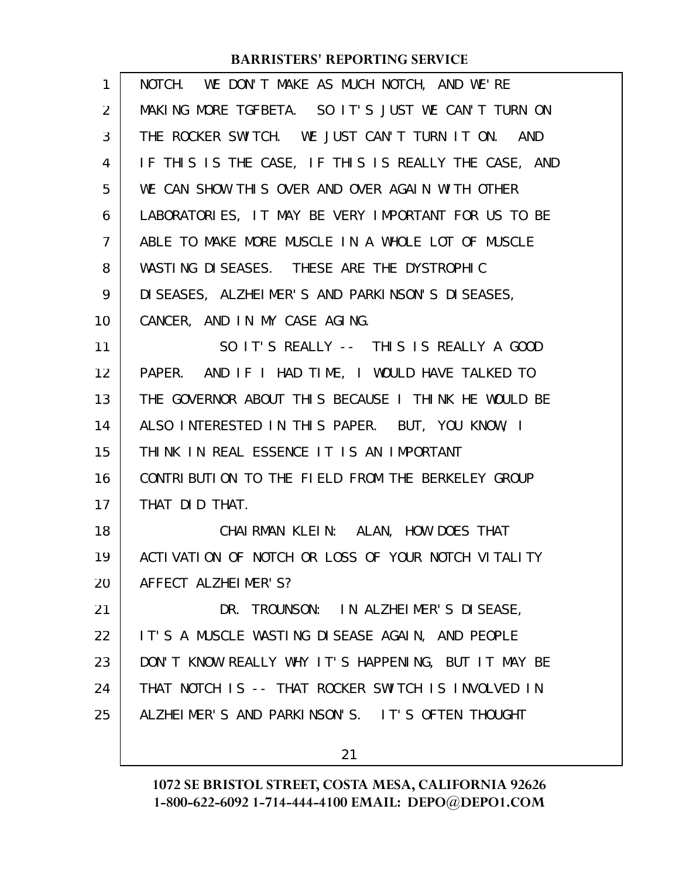NOTCH. WE DON'T MAKE AS MUCH NOTCH, AND WE'RE MAKING MORE TGFBETA. SO IT'S JUST WE CAN'T TURN ON THE ROCKER SWITCH. WE JUST CAN'T TURN IT ON. AND IF THIS IS THE CASE, IF THIS IS REALLY THE CASE, AND WE CAN SHOW THIS OVER AND OVER AGAIN WITH OTHER LABORATORIES, IT MAY BE VERY IMPORTANT FOR US TO BE ABLE TO MAKE MORE MUSCLE IN A WHOLE LOT OF MUSCLE WASTING DISEASES. THESE ARE THE DYSTROPHIC DISEASES, ALZHEIMER'S AND PARKINSON'S DISEASES, CANCER, AND IN MY CASE AGING.

SO IT'S REALLY -- THIS IS REALLY A GOOD PAPER. AND IF I HAD TIME, I WOULD HAVE TALKED TO THE GOVERNOR ABOUT THIS BECAUSE I THINK HE WOULD BE ALSO INTERESTED IN THIS PAPER. BUT, YOU KNOW, I THINK IN REAL ESSENCE IT IS AN IMPORTANT CONTRIBUTION TO THE FIELD FROM THE BERKELEY GROUP THAT DID THAT.

CHAIRMAN KLEIN: ALAN, HOW DOES THAT ACTIVATION OF NOTCH OR LOSS OF YOUR NOTCH VITALITY AFFECT ALZHEIMER'S?

DR. TROUNSON: IN ALZHEIMER'S DISEASE, IT'S A MUSCLE WASTING DISEASE AGAIN, AND PEOPLE DON'T KNOW REALLY WHY IT'S HAPPENING, BUT IT MAY BE THAT NOTCH IS -- THAT ROCKER SWITCH IS INVOLVED IN ALZHEIMER'S AND PARKINSON'S. IT'S OFTEN THOUGHT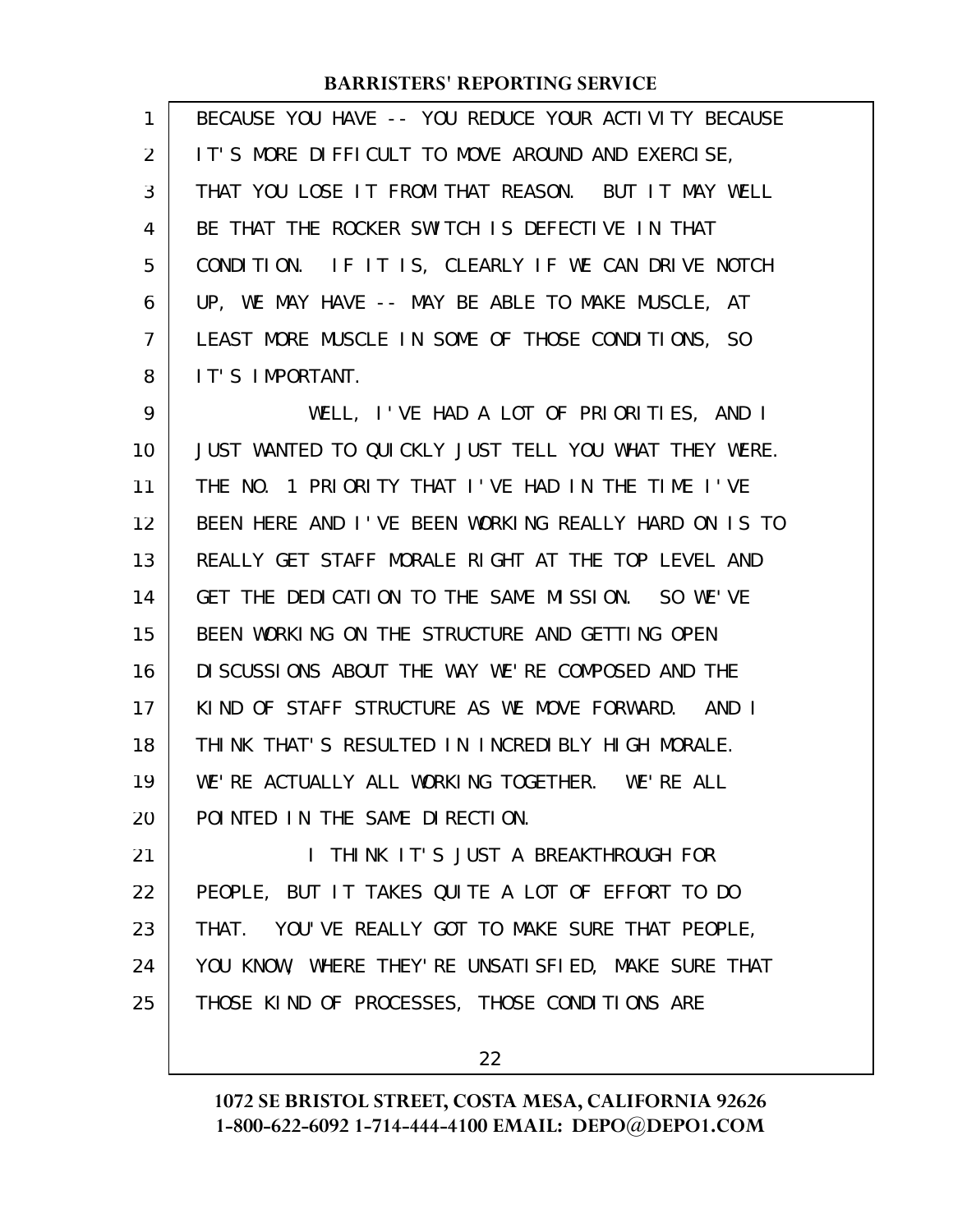BECAUSE YOU HAVE -- YOU REDUCE YOUR ACTIVITY BECAUSE IT'S MORE DIFFICULT TO MOVE AROUND AND EXERCISE, THAT YOU LOSE IT FROM THAT REASON. BUT IT MAY WELL BE THAT THE ROCKER SWITCH IS DEFECTIVE IN THAT CONDITION. IF IT IS, CLEARLY IF WE CAN DRIVE NOTCH UP, WE MAY HAVE -- MAY BE ABLE TO MAKE MUSCLE, AT LEAST MORE MUSCLE IN SOME OF THOSE CONDITIONS, SO IT'S IMPORTANT.

WELL, I'VE HAD A LOT OF PRIORITIES, AND I JUST WANTED TO QUICKLY JUST TELL YOU WHAT THEY WERE. THE NO. 1 PRIORITY THAT I'VE HAD IN THE TIME I'VE BEEN HERE AND I'VE BEEN WORKING REALLY HARD ON IS TO REALLY GET STAFF MORALE RIGHT AT THE TOP LEVEL AND GET THE DEDICATION TO THE SAME MISSION. SO WE'VE BEEN WORKING ON THE STRUCTURE AND GETTING OPEN DISCUSSIONS ABOUT THE WAY WE'RE COMPOSED AND THE KIND OF STAFF STRUCTURE AS WE MOVE FORWARD. AND I THINK THAT'S RESULTED IN INCREDIBLY HIGH MORALE. WE'RE ACTUALLY ALL WORKING TOGETHER. WE'RE ALL POINTED IN THE SAME DIRECTION.

I THINK IT'S JUST A BREAKTHROUGH FOR PEOPLE, BUT IT TAKES QUITE A LOT OF EFFORT TO DO THAT. YOU'VE REALLY GOT TO MAKE SURE THAT PEOPLE, YOU KNOW, WHERE THEY'RE UNSATISFIED, MAKE SURE THAT THOSE KIND OF PROCESSES, THOSE CONDITIONS ARE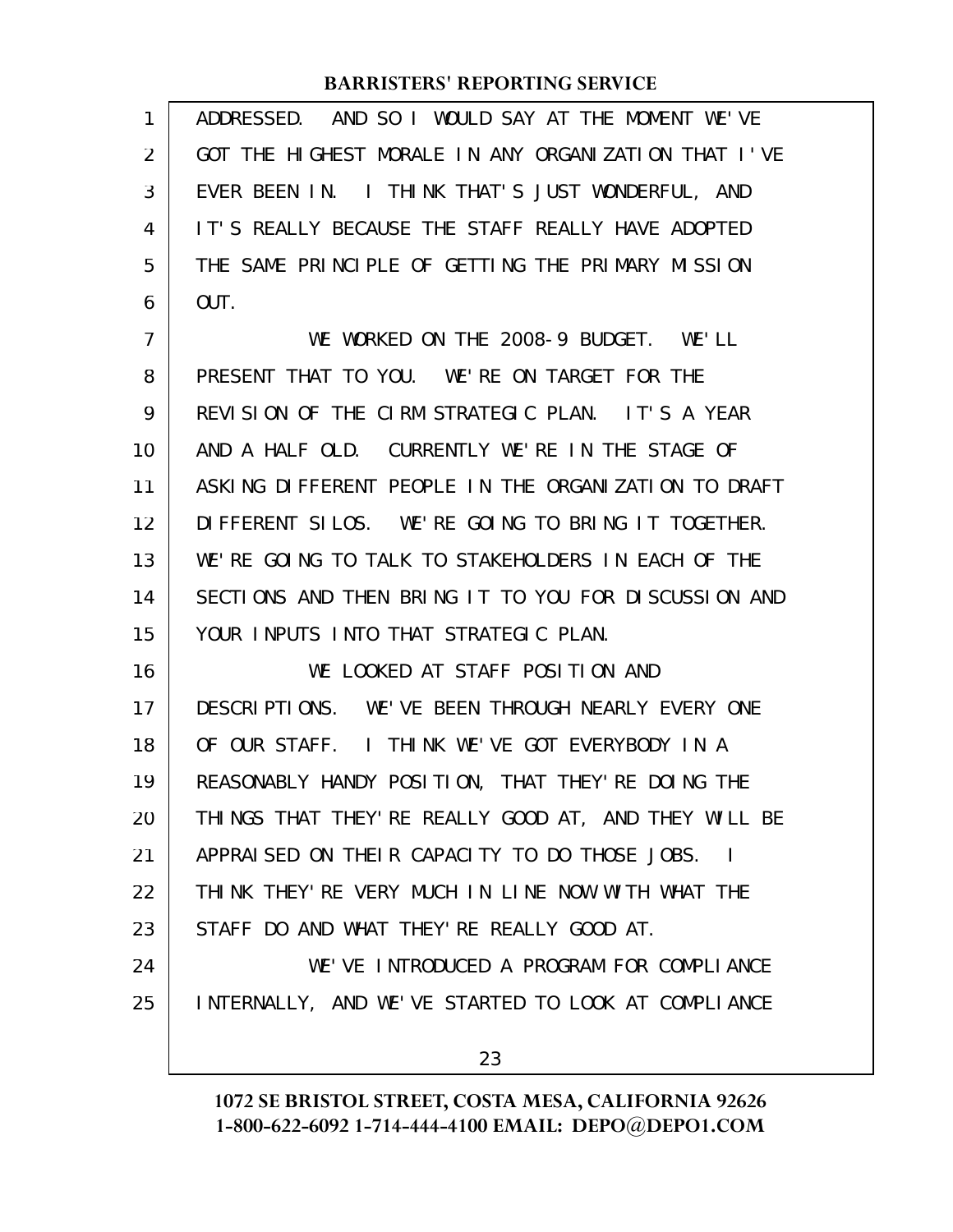ADDRESSED. AND SO I WOULD SAY AT THE MOMENT WE'VE GOT THE HIGHEST MORALE IN ANY ORGANIZATION THAT I'VE EVER BEEN IN. I THINK THAT'S JUST WONDERFUL, AND IT'S REALLY BECAUSE THE STAFF REALLY HAVE ADOPTED THE SAME PRINCIPLE OF GETTING THE PRIMARY MISSION OUT.

WE WORKED ON THE 2008-9 BUDGET. WE'LL PRESENT THAT TO YOU. WE'RE ON TARGET FOR THE REVISION OF THE CIRM STRATEGIC PLAN. IT'S A YEAR AND A HALF OLD. CURRENTLY WE'RE IN THE STAGE OF ASKING DIFFERENT PEOPLE IN THE ORGANIZATION TO DRAFT DIFFERENT SILOS. WE'RE GOING TO BRING IT TOGETHER. WE'RE GOING TO TALK TO STAKEHOLDERS IN EACH OF THE SECTIONS AND THEN BRING IT TO YOU FOR DISCUSSION AND YOUR INPUTS INTO THAT STRATEGIC PLAN.

WE LOOKED AT STAFF POSITION AND DESCRIPTIONS. WE'VE BEEN THROUGH NEARLY EVERY ONE OF OUR STAFF. I THINK WE'VE GOT EVERYBODY IN A REASONABLY HANDY POSITION, THAT THEY'RE DOING THE THINGS THAT THEY'RE REALLY GOOD AT, AND THEY WILL BE APPRAISED ON THEIR CAPACITY TO DO THOSE JOBS. I THINK THEY'RE VERY MUCH IN LINE NOW WITH WHAT THE STAFF DO AND WHAT THEY'RE REALLY GOOD AT.

WE'VE INTRODUCED A PROGRAM FOR COMPLIANCE INTERNALLY, AND WE'VE STARTED TO LOOK AT COMPLIANCE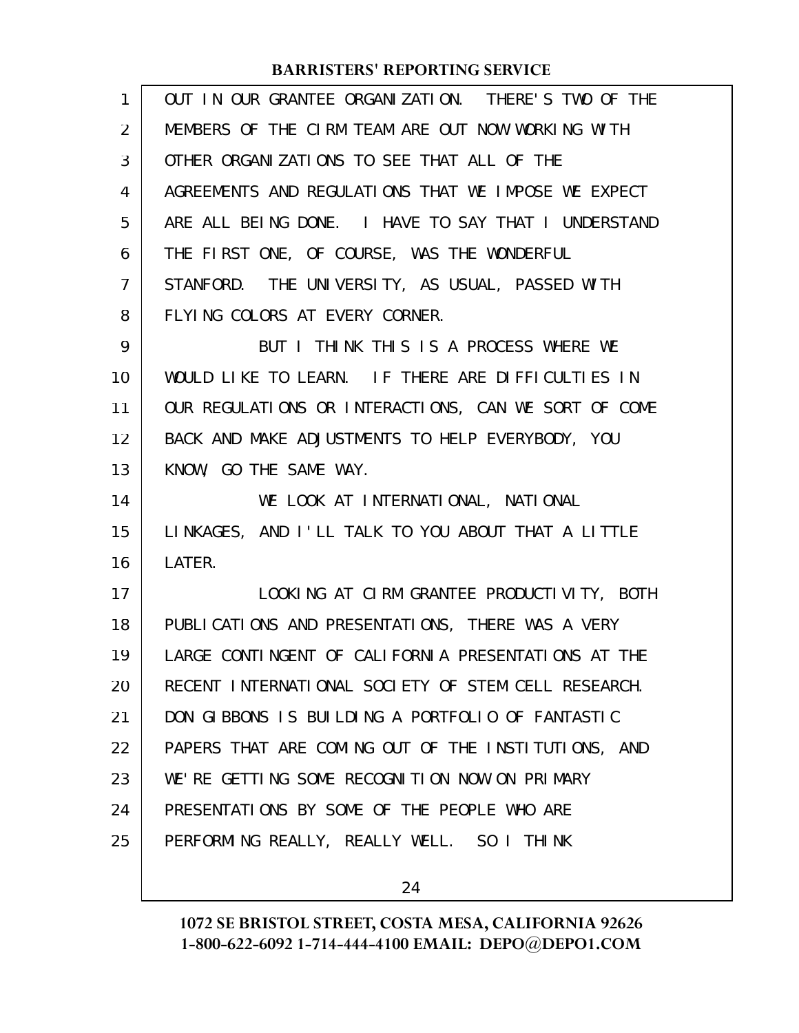OUT IN OUR GRANTEE ORGANIZATION. THERE'S TWO OF THE MEMBERS OF THE CIRM TEAM ARE OUT NOW WORKING WITH OTHER ORGANIZATIONS TO SEE THAT ALL OF THE AGREEMENTS AND REGULATIONS THAT WE IMPOSE WE EXPECT ARE ALL BEING DONE. I HAVE TO SAY THAT I UNDERSTAND THE FIRST ONE, OF COURSE, WAS THE WONDERFUL STANFORD. THE UNIVERSITY, AS USUAL, PASSED WITH FLYING COLORS AT EVERY CORNER.

BUT I THINK THIS IS A PROCESS WHERE WE WOULD LIKE TO LEARN. IF THERE ARE DIFFICULTIES IN OUR REGULATIONS OR INTERACTIONS, CAN WE SORT OF COME BACK AND MAKE ADJUSTMENTS TO HELP EVERYBODY, YOU KNOW, GO THE SAME WAY.

WE LOOK AT INTERNATIONAL, NATIONAL LINKAGES, AND I'LL TALK TO YOU ABOUT THAT A LITTLE LATER.

LOOKING AT CIRM GRANTEE PRODUCTIVITY, BOTH PUBLICATIONS AND PRESENTATIONS, THERE WAS A VERY LARGE CONTINGENT OF CALIFORNIA PRESENTATIONS AT THE RECENT INTERNATIONAL SOCIETY OF STEM CELL RESEARCH. DON GIBBONS IS BUILDING A PORTFOLIO OF FANTASTIC PAPERS THAT ARE COMING OUT OF THE INSTITUTIONS, AND WE'RE GETTING SOME RECOGNITION NOW ON PRIMARY PRESENTATIONS BY SOME OF THE PEOPLE WHO ARE PERFORMING REALLY, REALLY WELL. SO I THINK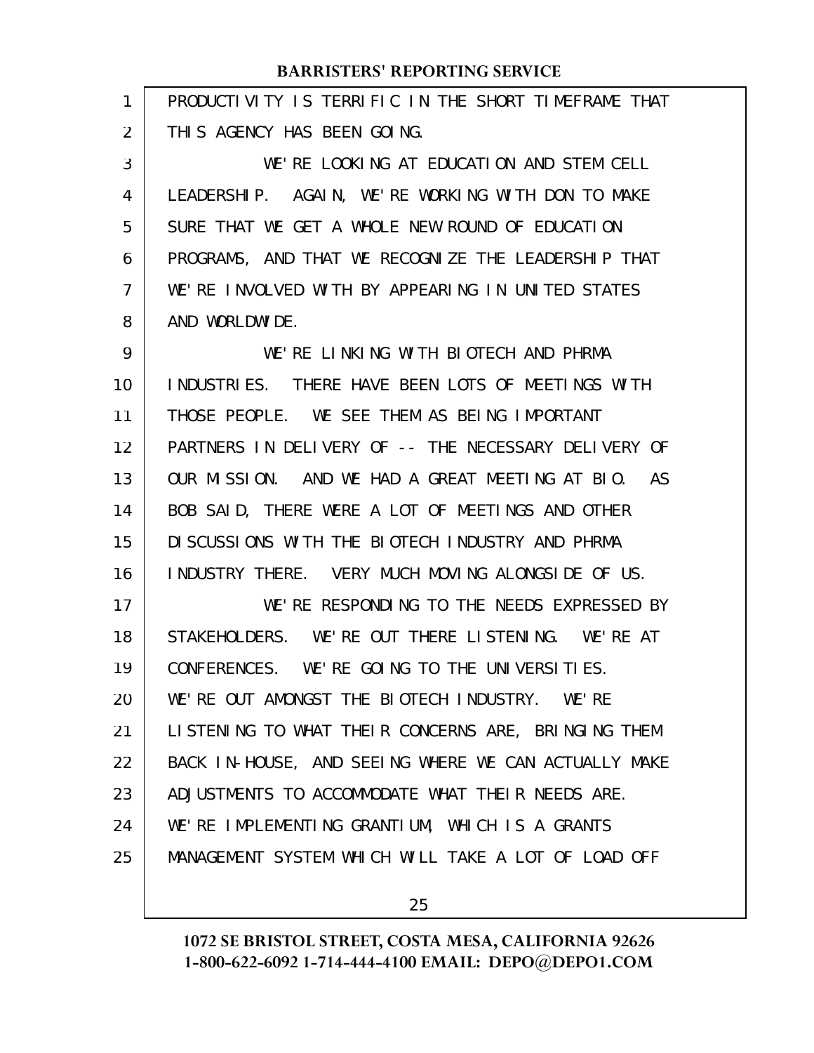PRODUCTIVITY IS TERRIFIC IN THE SHORT TIMEFRAME THAT THIS AGENCY HAS BEEN GOING.

WE'RE LOOKING AT EDUCATION AND STEM CELL LEADERSHIP. AGAIN, WE'RE WORKING WITH DON TO MAKE SURE THAT WE GET A WHOLE NEW ROUND OF EDUCATION PROGRAMS, AND THAT WE RECOGNIZE THE LEADERSHIP THAT WE'RE INVOLVED WITH BY APPEARING IN UNITED STATES AND WORLDWIDE.

WE'RE LINKING WITH BIOTECH AND PHRMA INDUSTRIES. THERE HAVE BEEN LOTS OF MEETINGS WITH THOSE PEOPLE. WE SEE THEM AS BEING IMPORTANT PARTNERS IN DELIVERY OF -- THE NECESSARY DELIVERY OF OUR MISSION. AND WE HAD A GREAT MEETING AT BIO. AS BOB SAID, THERE WERE A LOT OF MEETINGS AND OTHER DISCUSSIONS WITH THE BIOTECH INDUSTRY AND PHRMA INDUSTRY THERE. VERY MUCH MOVING ALONGSIDE OF US.

WE'RE RESPONDING TO THE NEEDS EXPRESSED BY STAKEHOLDERS. WE'RE OUT THERE LISTENING. WE'RE AT CONFERENCES. WE'RE GOING TO THE UNIVERSITIES. WE'RE OUT AMONGST THE BIOTECH INDUSTRY. WE'RE LISTENING TO WHAT THEIR CONCERNS ARE, BRINGING THEM BACK IN-HOUSE, AND SEEING WHERE WE CAN ACTUALLY MAKE ADJUSTMENTS TO ACCOMMODATE WHAT THEIR NEEDS ARE. WE'RE IMPLEMENTING GRANTIUM, WHICH IS A GRANTS MANAGEMENT SYSTEM WHICH WILL TAKE A LOT OF LOAD OFF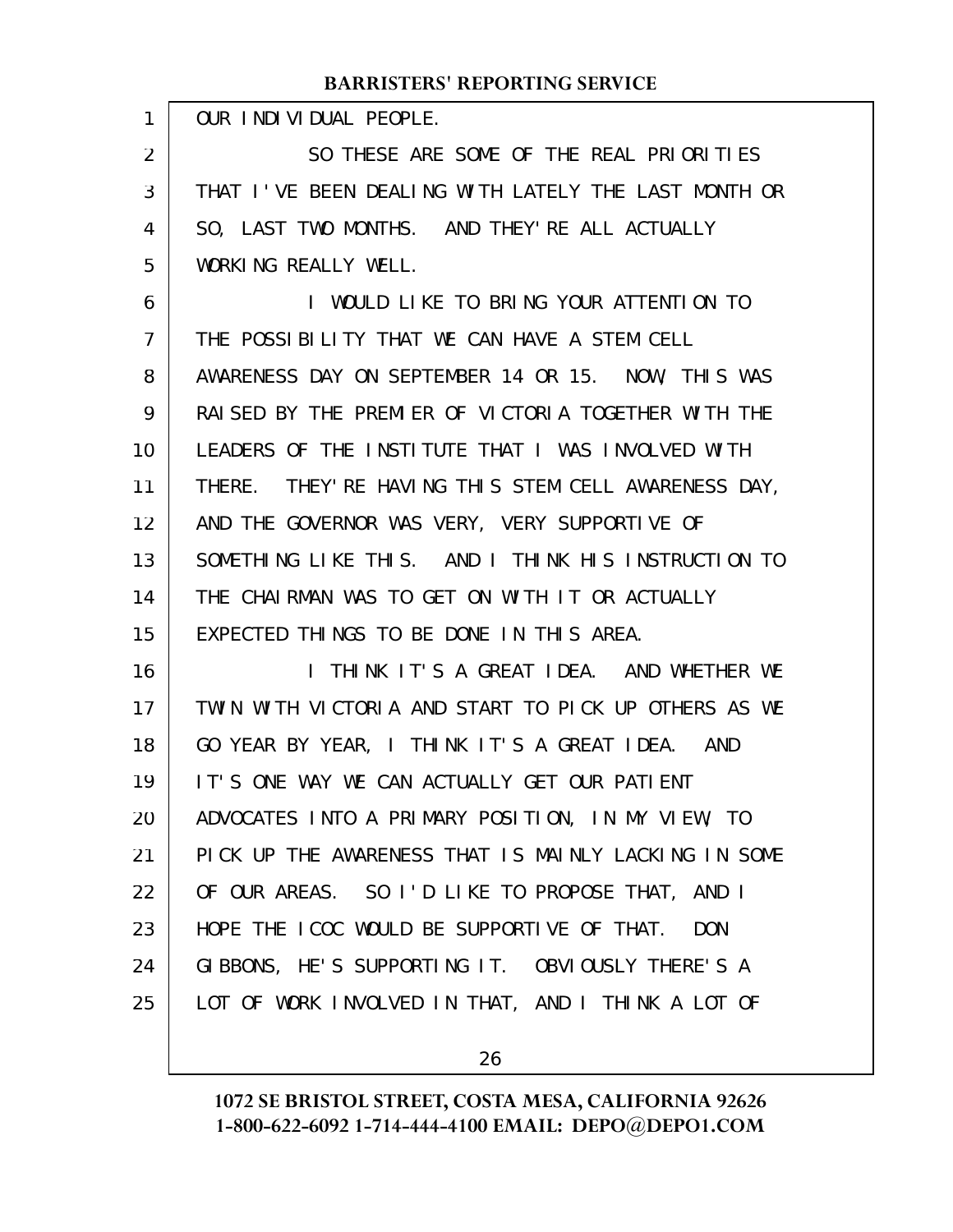OUR INDIVIDUAL PEOPLE.

SO THESE ARE SOME OF THE REAL PRIORITIES THAT I'VE BEEN DEALING WITH LATELY THE LAST MONTH OR SO, LAST TWO MONTHS. AND THEY'RE ALL ACTUALLY WORKING REALLY WELL.

I WOULD LIKE TO BRING YOUR ATTENTION TO THE POSSIBILITY THAT WE CAN HAVE A STEM CELL AWARENESS DAY ON SEPTEMBER 14 OR 15. NOW, THIS WAS RAISED BY THE PREMIER OF VICTORIA TOGETHER WITH THE LEADERS OF THE INSTITUTE THAT I WAS INVOLVED WITH THERE. THEY'RE HAVING THIS STEM CELL AWARENESS DAY, AND THE GOVERNOR WAS VERY, VERY SUPPORTIVE OF SOMETHING LIKE THIS. AND I THINK HIS INSTRUCTION TO THE CHAIRMAN WAS TO GET ON WITH IT OR ACTUALLY EXPECTED THINGS TO BE DONE IN THIS AREA.

I THINK IT'S A GREAT IDEA. AND WHETHER WE TWIN WITH VICTORIA AND START TO PICK UP OTHERS AS WE GO YEAR BY YEAR, I THINK IT'S A GREAT IDEA. AND IT'S ONE WAY WE CAN ACTUALLY GET OUR PATIENT ADVOCATES INTO A PRIMARY POSITION, IN MY VIEW, TO PICK UP THE AWARENESS THAT IS MAINLY LACKING IN SOME OF OUR AREAS. SO I'D LIKE TO PROPOSE THAT, AND I HOPE THE ICOC WOULD BE SUPPORTIVE OF THAT. DON GIBBONS, HE'S SUPPORTING IT. OBVIOUSLY THERE'S A LOT OF WORK INVOLVED IN THAT, AND I THINK A LOT OF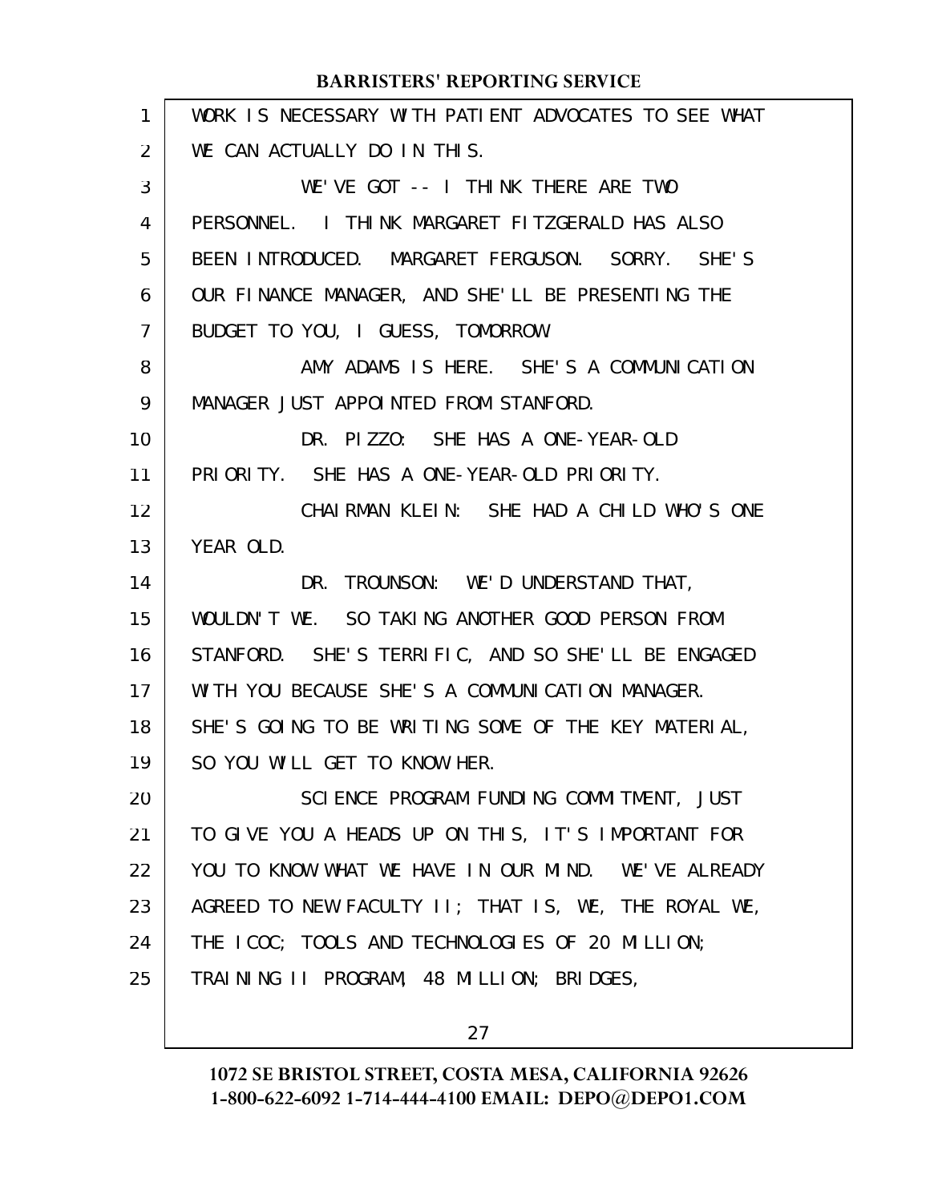WORK IS NECESSARY WITH PATIENT ADVOCATES TO SEE WHAT WE CAN ACTUALLY DO IN THIS.

WE'VE GOT -- I THINK THERE ARE TWO PERSONNEL. I THINK MARGARET FITZGERALD HAS ALSO BEEN INTRODUCED. MARGARET FERGUSON. SORRY. SHE'S OUR FINANCE MANAGER, AND SHE'LL BE PRESENTING THE BUDGET TO YOU, I GUESS, TOMORROW.

AMY ADAMS IS HERE. SHE'S A COMMUNICATION MANAGER JUST APPOINTED FROM STANFORD.

DR. PIZZO: SHE HAS A ONE-YEAR-OLD PRIORITY. SHE HAS A ONE-YEAR-OLD PRIORITY.

CHAIRMAN KLEIN: SHE HAD A CHILD WHO'S ONE YEAR OLD.

DR. TROUNSON: WE'D UNDERSTAND THAT, WOULDN'T WE. SO TAKING ANOTHER GOOD PERSON FROM STANFORD. SHE'S TERRIFIC, AND SO SHE'LL BE ENGAGED WITH YOU BECAUSE SHE'S A COMMUNICATION MANAGER. SHE'S GOING TO BE WRITING SOME OF THE KEY MATERIAL, SO YOU WILL GET TO KNOW HER.

SCIENCE PROGRAM FUNDING COMMITMENT, JUST TO GIVE YOU A HEADS UP ON THIS, IT'S IMPORTANT FOR YOU TO KNOW WHAT WE HAVE IN OUR MIND. WE'VE ALREADY AGREED TO NEW FACULTY II; THAT IS, WE, THE ROYAL WE, THE ICOC; TOOLS AND TECHNOLOGIES OF 20 MILLION; TRAINING II PROGRAM, 48 MILLION; BRIDGES,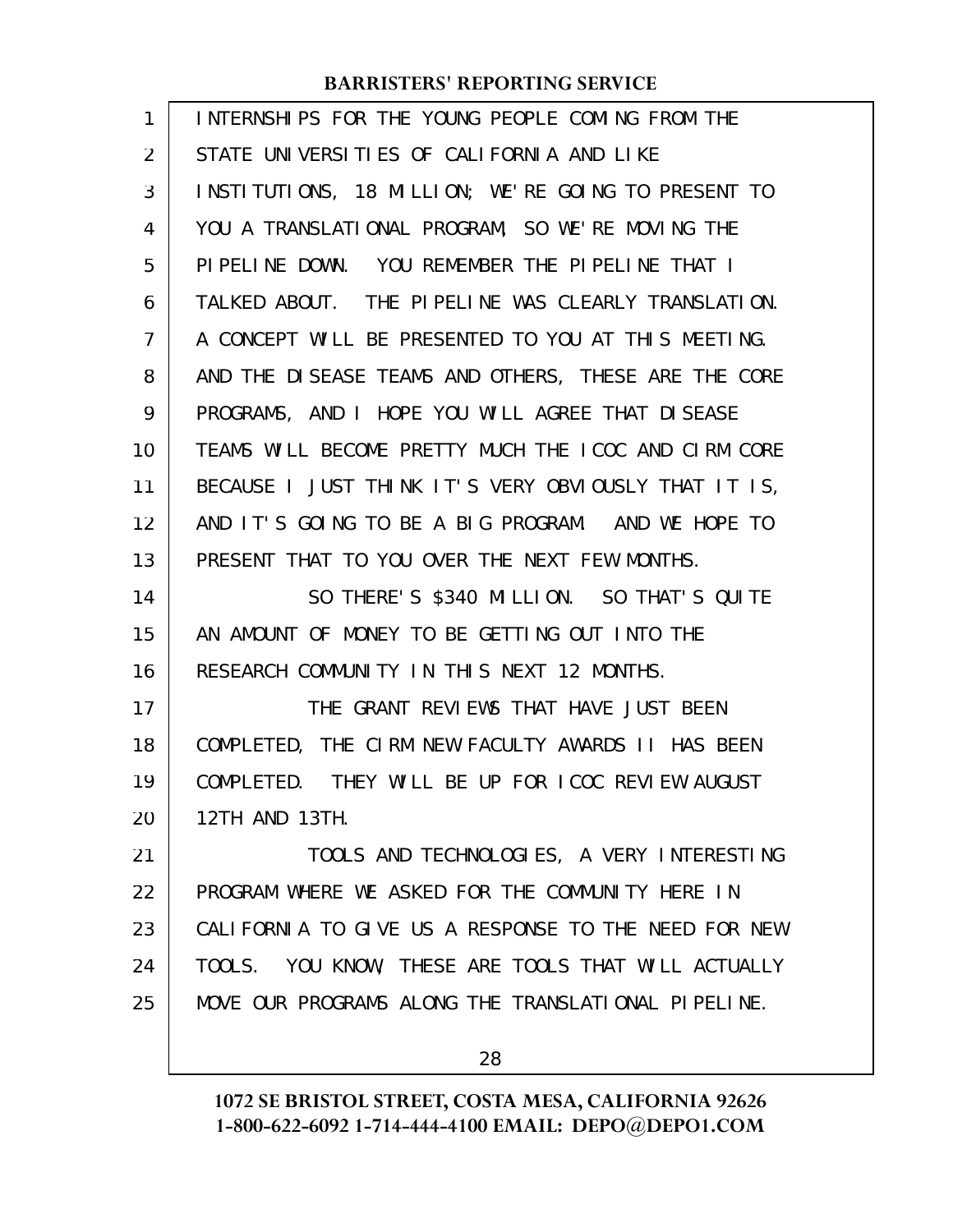INTERNSHIPS FOR THE YOUNG PEOPLE COMING FROM THE STATE UNIVERSITIES OF CALIFORNIA AND LIKE INSTITUTIONS, 18 MILLION; WE'RE GOING TO PRESENT TO YOU A TRANSLATIONAL PROGRAM, SO WE'RE MOVING THE PIPELINE DOWN. YOU REMEMBER THE PIPELINE THAT I TALKED ABOUT. THE PIPELINE WAS CLEARLY TRANSLATION. A CONCEPT WILL BE PRESENTED TO YOU AT THIS MEETING. AND THE DISEASE TEAMS AND OTHERS, THESE ARE THE CORE PROGRAMS, AND I HOPE YOU WILL AGREE THAT DISEASE TEAMS WILL BECOME PRETTY MUCH THE ICOC AND CIRM CORE BECAUSE I JUST THINK IT'S VERY OBVIOUSLY THAT IT IS, AND IT'S GOING TO BE A BIG PROGRAM. AND WE HOPE TO PRESENT THAT TO YOU OVER THE NEXT FEW MONTHS.

SO THERE'S $340 MILLION. SO THAT'S QUITE AN AMOUNT OF MONEY TO BE GETTING OUT INTO THE RESEARCH COMMUNITY IN THIS NEXT 12 MONTHS.

THE GRANT REVIEWS THAT HAVE JUST BEEN COMPLETED, THE CIRM NEW FACULTY AWARDS II HAS BEEN COMPLETED. THEY WILL BE UP FOR ICOC REVIEW AUGUST 12TH AND 13TH.

TOOLS AND TECHNOLOGIES, A VERY INTERESTING PROGRAM WHERE WE ASKED FOR THE COMMUNITY HERE IN CALIFORNIA TO GIVE US A RESPONSE TO THE NEED FOR NEW TOOLS. YOU KNOW, THESE ARE TOOLS THAT WILL ACTUALLY MOVE OUR PROGRAMS ALONG THE TRANSLATIONAL PIPELINE.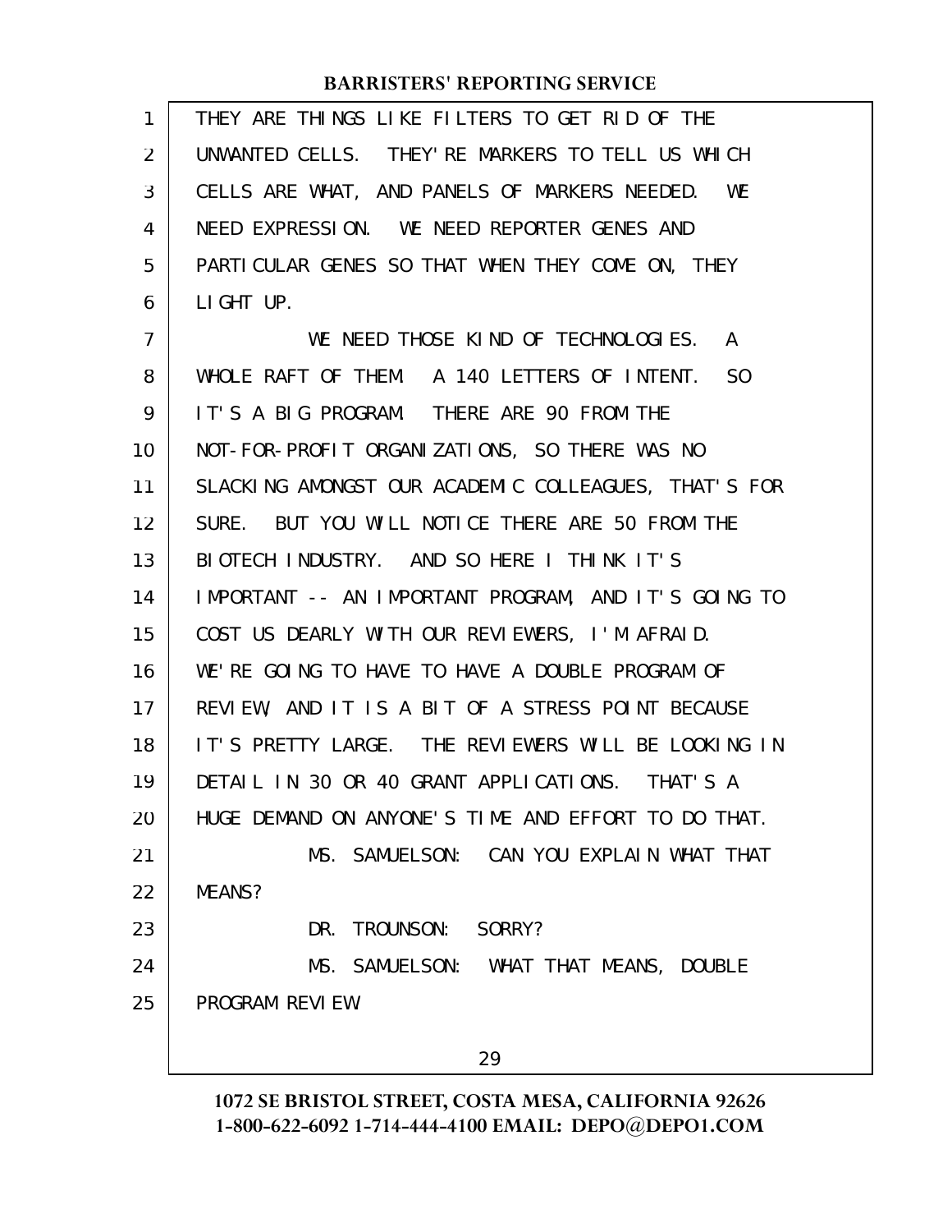THEY ARE THINGS LIKE FILTERS TO GET RID OF THE UNWANTED CELLS. THEY'RE MARKERS TO TELL US WHICH CELLS ARE WHAT, AND PANELS OF MARKERS NEEDED. WE NEED EXPRESSION. WE NEED REPORTER GENES AND PARTICULAR GENES SO THAT WHEN THEY COME ON, THEY LIGHT UP.

WE NEED THOSE KIND OF TECHNOLOGIES. A WHOLE RAFT OF THEM. A 140 LETTERS OF INTENT. SO IT'S A BIG PROGRAM. THERE ARE 90 FROM THE NOT-FOR-PROFIT ORGANIZATIONS, SO THERE WAS NO SLACKING AMONGST OUR ACADEMIC COLLEAGUES, THAT'S FOR SURE. BUT YOU WILL NOTICE THERE ARE 50 FROM THE BIOTECH INDUSTRY. AND SO HERE I THINK IT'S IMPORTANT -- AN IMPORTANT PROGRAM, AND IT'S GOING TO COST US DEARLY WITH OUR REVIEWERS, I'M AFRAID. WE'RE GOING TO HAVE TO HAVE A DOUBLE PROGRAM OF REVIEW, AND IT IS A BIT OF A STRESS POINT BECAUSE IT'S PRETTY LARGE. THE REVIEWERS WILL BE LOOKING IN DETAIL IN 30 OR 40 GRANT APPLICATIONS. THAT'S A HUGE DEMAND ON ANYONE'S TIME AND EFFORT TO DO THAT.

MS. SAMUELSON: CAN YOU EXPLAIN WHAT THAT MEANS?

DR. TROUNSON: SORRY?

MS. SAMUELSON: WHAT THAT MEANS, DOUBLE PROGRAM REVIEW.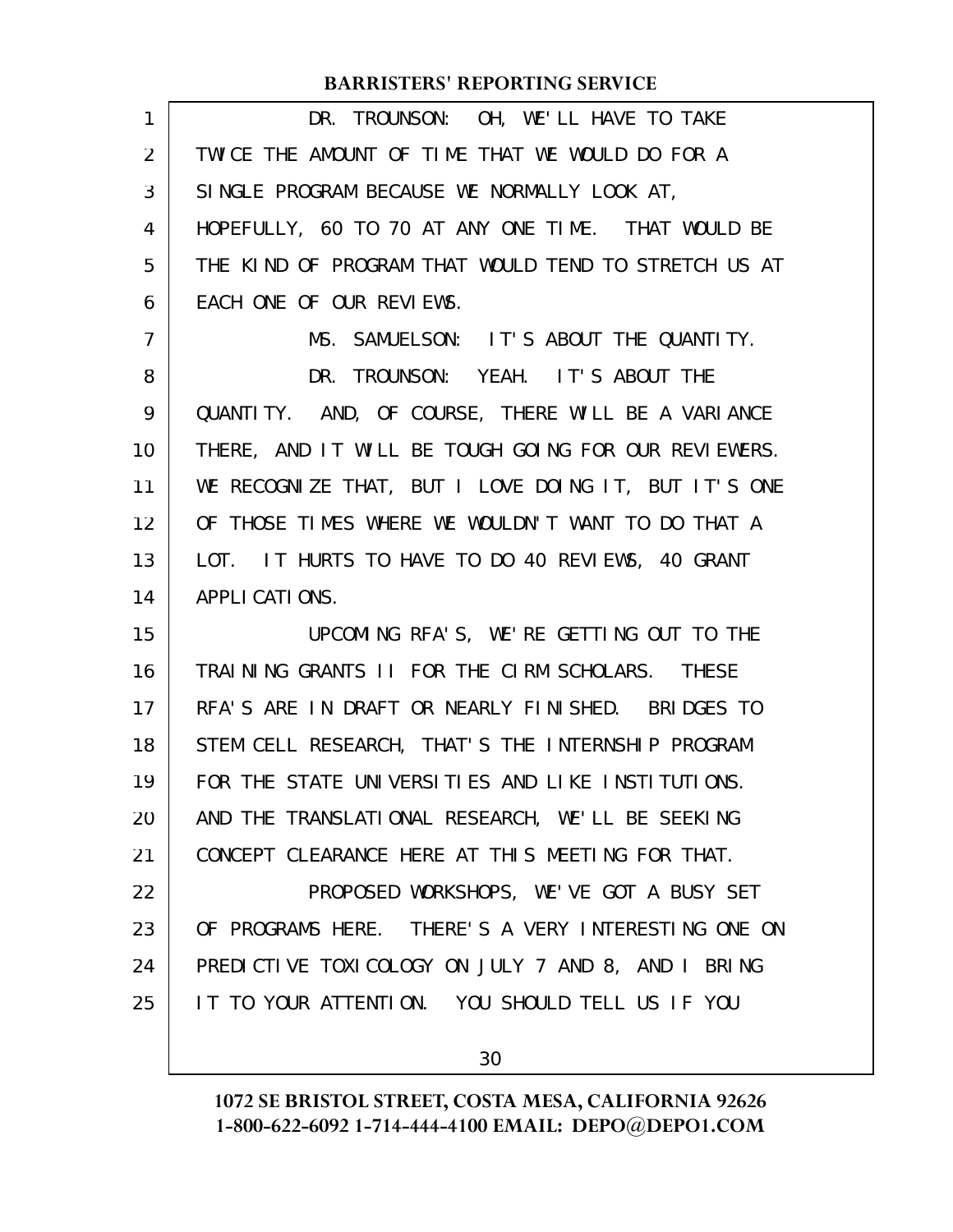DR. TROUNSON: OH, WE'LL HAVE TO TAKE TWICE THE AMOUNT OF TIME THAT WE WOULD DO FOR A SINGLE PROGRAM BECAUSE WE NORMALLY LOOK AT, HOPEFULLY, 60 TO 70 AT ANY ONE TIME. THAT WOULD BE THE KIND OF PROGRAM THAT WOULD TEND TO STRETCH US AT EACH ONE OF OUR REVIEWS.

MS. SAMUELSON: IT'S ABOUT THE QUANTITY.

DR. TROUNSON: YEAH. IT'S ABOUT THE QUANTITY. AND, OF COURSE, THERE WILL BE A VARIANCE THERE, AND IT WILL BE TOUGH GOING FOR OUR REVIEWERS. WE RECOGNIZE THAT, BUT I LOVE DOING IT, BUT IT'S ONE OF THOSE TIMES WHERE WE WOULDN'T WANT TO DO THAT A LOT. IT HURTS TO HAVE TO DO 40 REVIEWS, 40 GRANT APPLICATIONS.

UPCOMING RFA'S, WE'RE GETTING OUT TO THE TRAINING GRANTS II FOR THE CIRM SCHOLARS. THESE RFA'S ARE IN DRAFT OR NEARLY FINISHED. BRIDGES TO STEM CELL RESEARCH, THAT'S THE INTERNSHIP PROGRAM FOR THE STATE UNIVERSITIES AND LIKE INSTITUTIONS. AND THE TRANSLATIONAL RESEARCH, WE'LL BE SEEKING CONCEPT CLEARANCE HERE AT THIS MEETING FOR THAT.

PROPOSED WORKSHOPS, WE'VE GOT A BUSY SET OF PROGRAMS HERE. THERE'S A VERY INTERESTING ONE ON PREDICTIVE TOXICOLOGY ON JULY 7 AND 8, AND I BRING IT TO YOUR ATTENTION. YOU SHOULD TELL US IF YOU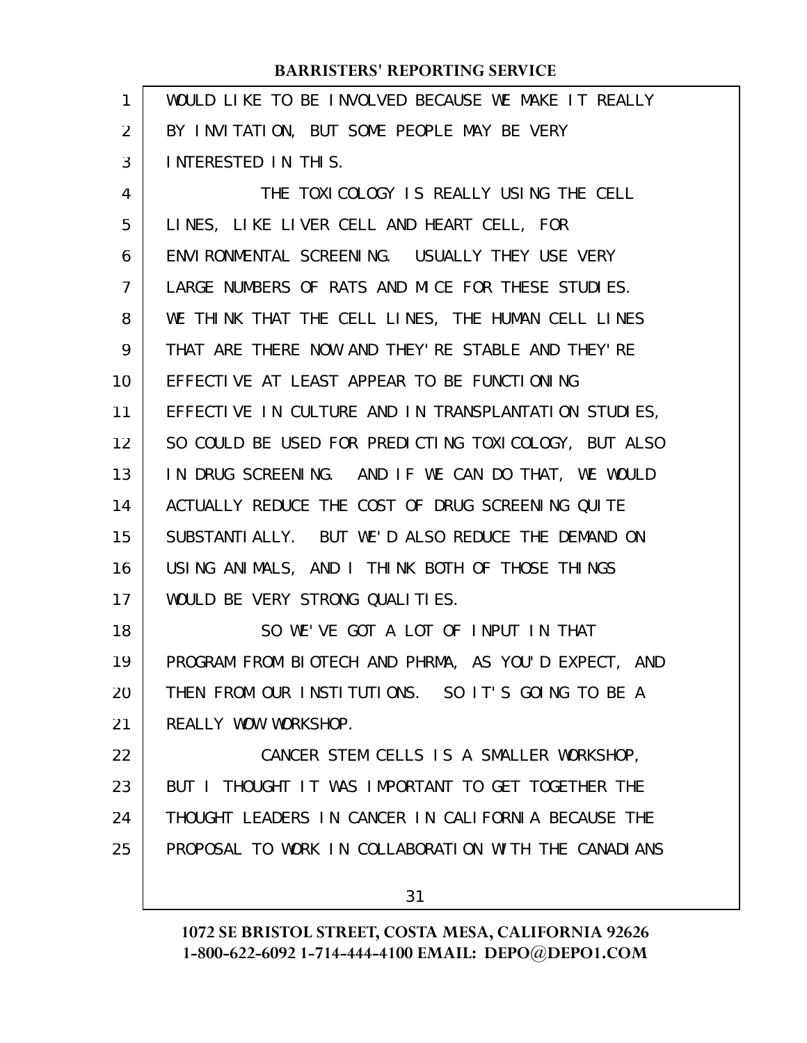WOULD LIKE TO BE INVOLVED BECAUSE WE MAKE IT REALLY BY INVITATION, BUT SOME PEOPLE MAY BE VERY INTERESTED IN THIS.

THE TOXICOLOGY IS REALLY USING THE CELL LINES, LIKE LIVER CELL AND HEART CELL, FOR ENVIRONMENTAL SCREENING. USUALLY THEY USE VERY LARGE NUMBERS OF RATS AND MICE FOR THESE STUDIES. WE THINK THAT THE CELL LINES, THE HUMAN CELL LINES THAT ARE THERE NOW AND THEY'RE STABLE AND THEY'RE EFFECTIVE AT LEAST APPEAR TO BE FUNCTIONING EFFECTIVE IN CULTURE AND IN TRANSPLANTATION STUDIES, SO COULD BE USED FOR PREDICTING TOXICOLOGY, BUT ALSO IN DRUG SCREENING. AND IF WE CAN DO THAT, WE WOULD ACTUALLY REDUCE THE COST OF DRUG SCREENING QUITE SUBSTANTIALLY. BUT WE'D ALSO REDUCE THE DEMAND ON USING ANIMALS, AND I THINK BOTH OF THOSE THINGS WOULD BE VERY STRONG QUALITIES.

SO WE'VE GOT A LOT OF INPUT IN THAT PROGRAM FROM BIOTECH AND PHRMA, AS YOU'D EXPECT, AND THEN FROM OUR INSTITUTIONS. SO IT'S GOING TO BE A REALLY WOW WORKSHOP.

CANCER STEM CELLS IS A SMALLER WORKSHOP, BUT I THOUGHT IT WAS IMPORTANT TO GET TOGETHER THE THOUGHT LEADERS IN CANCER IN CALIFORNIA BECAUSE THE PROPOSAL TO WORK IN COLLABORATION WITH THE CANADIANS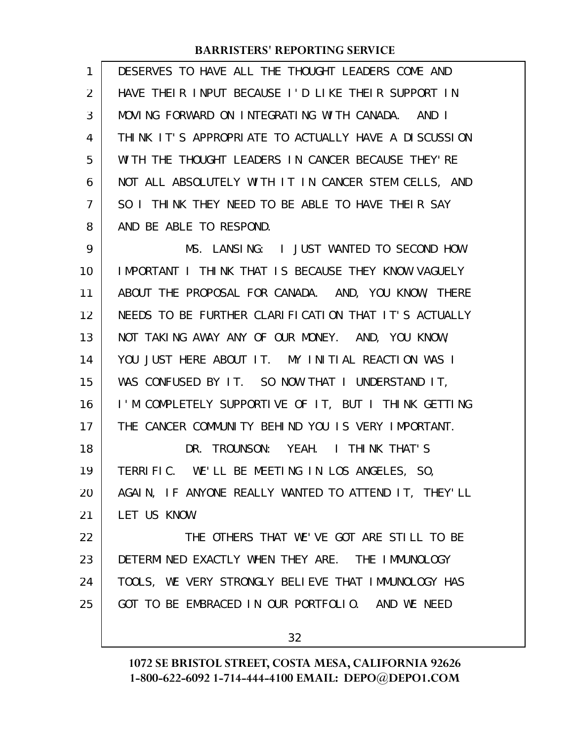DESERVES TO HAVE ALL THE THOUGHT LEADERS COME AND HAVE THEIR INPUT BECAUSE I'D LIKE THEIR SUPPORT IN MOVING FORWARD ON INTEGRATING WITH CANADA. AND I THINK IT'S APPROPRIATE TO ACTUALLY HAVE A DISCUSSION WITH THE THOUGHT LEADERS IN CANCER BECAUSE THEY'RE NOT ALL ABSOLUTELY WITH IT IN CANCER STEM CELLS, AND SO I THINK THEY NEED TO BE ABLE TO HAVE THEIR SAY AND BE ABLE TO RESPOND.

MS. LANSING: I JUST WANTED TO SECOND HOW IMPORTANT I THINK THAT IS BECAUSE THEY KNOW VAGUELY ABOUT THE PROPOSAL FOR CANADA. AND, YOU KNOW, THERE NEEDS TO BE FURTHER CLARIFICATION THAT IT'S ACTUALLY NOT TAKING AWAY ANY OF OUR MONEY. AND, YOU KNOW, YOU JUST HERE ABOUT IT. MY INITIAL REACTION WAS I WAS CONFUSED BY IT. SO NOW THAT I UNDERSTAND IT, I'M COMPLETELY SUPPORTIVE OF IT, BUT I THINK GETTING THE CANCER COMMUNITY BEHIND YOU IS VERY IMPORTANT.

DR. TROUNSON: YEAH. I THINK THAT'S TERRIFIC. WE'LL BE MEETING IN LOS ANGELES, SO, AGAIN, IF ANYONE REALLY WANTED TO ATTEND IT, THEY'LL LET US KNOW.

THE OTHERS THAT WE'VE GOT ARE STILL TO BE DETERMINED EXACTLY WHEN THEY ARE. THE IMMUNOLOGY TOOLS, WE VERY STRONGLY BELIEVE THAT IMMUNOLOGY HAS GOT TO BE EMBRACED IN OUR PORTFOLIO. AND WE NEED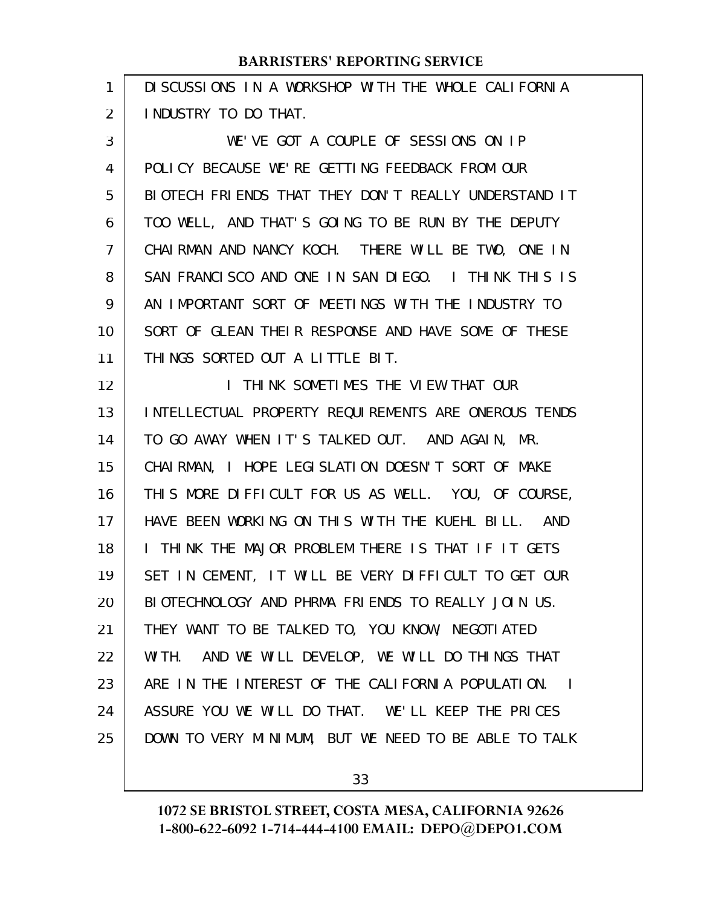DISCUSSIONS IN A WORKSHOP WITH THE WHOLE CALIFORNIA INDUSTRY TO DO THAT.

WE'VE GOT A COUPLE OF SESSIONS ON IP POLICY BECAUSE WE'RE GETTING FEEDBACK FROM OUR BIOTECH FRIENDS THAT THEY DON'T REALLY UNDERSTAND IT TOO WELL, AND THAT'S GOING TO BE RUN BY THE DEPUTY CHAIRMAN AND NANCY KOCH. THERE WILL BE TWO, ONE IN SAN FRANCISCO AND ONE IN SAN DIEGO. I THINK THIS IS AN IMPORTANT SORT OF MEETINGS WITH THE INDUSTRY TO SORT OF GLEAN THEIR RESPONSE AND HAVE SOME OF THESE THINGS SORTED OUT A LITTLE BIT.

I THINK SOMETIMES THE VIEW THAT OUR INTELLECTUAL PROPERTY REQUIREMENTS ARE ONEROUS TENDS TO GO AWAY WHEN IT'S TALKED OUT. AND AGAIN, MR. CHAIRMAN, I HOPE LEGISLATION DOESN'T SORT OF MAKE THIS MORE DIFFICULT FOR US AS WELL. YOU, OF COURSE, HAVE BEEN WORKING ON THIS WITH THE KUEHL BILL. AND I THINK THE MAJOR PROBLEM THERE IS THAT IF IT GETS SET IN CEMENT, IT WILL BE VERY DIFFICULT TO GET OUR BIOTECHNOLOGY AND PHRMA FRIENDS TO REALLY JOIN US. THEY WANT TO BE TALKED TO, YOU KNOW, NEGOTIATED WITH. AND WE WILL DEVELOP, WE WILL DO THINGS THAT ARE IN THE INTEREST OF THE CALIFORNIA POPULATION. I ASSURE YOU WE WILL DO THAT. WE'LL KEEP THE PRICES DOWN TO VERY MINIMUM, BUT WE NEED TO BE ABLE TO TALK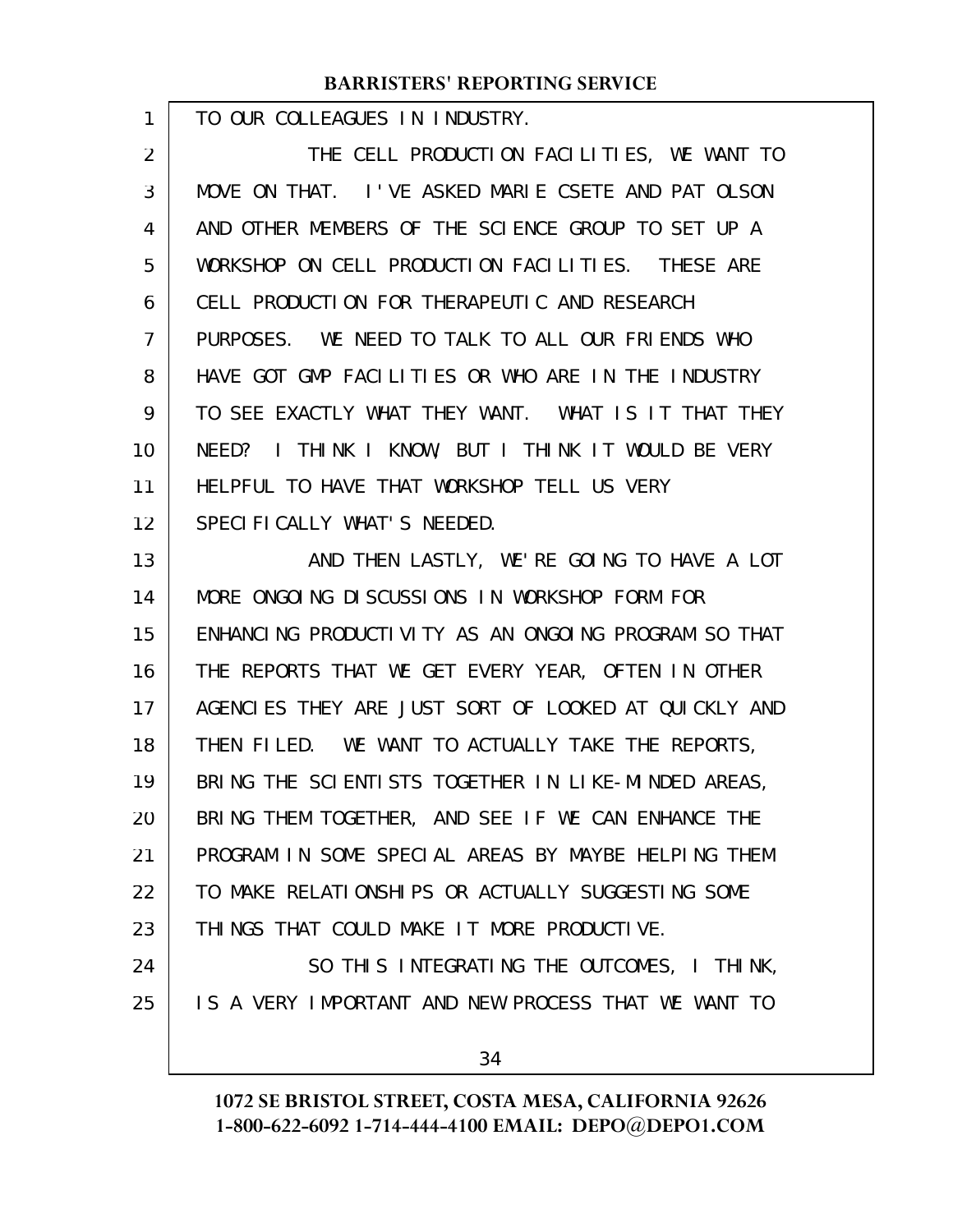TO OUR COLLEAGUES IN INDUSTRY.

THE CELL PRODUCTION FACILITIES, WE WANT TO MOVE ON THAT. I'VE ASKED MARIE CSETE AND PAT OLSON AND OTHER MEMBERS OF THE SCIENCE GROUP TO SET UP A WORKSHOP ON CELL PRODUCTION FACILITIES. THESE ARE CELL PRODUCTION FOR THERAPEUTIC AND RESEARCH PURPOSES. WE NEED TO TALK TO ALL OUR FRIENDS WHO HAVE GOT GMP FACILITIES OR WHO ARE IN THE INDUSTRY TO SEE EXACTLY WHAT THEY WANT. WHAT IS IT THAT THEY NEED? I THINK I KNOW, BUT I THINK IT WOULD BE VERY HELPFUL TO HAVE THAT WORKSHOP TELL US VERY SPECIFICALLY WHAT'S NEEDED.

AND THEN LASTLY, WE'RE GOING TO HAVE A LOT MORE ONGOING DISCUSSIONS IN WORKSHOP FORM FOR ENHANCING PRODUCTIVITY AS AN ONGOING PROGRAM SO THAT THE REPORTS THAT WE GET EVERY YEAR, OFTEN IN OTHER AGENCIES THEY ARE JUST SORT OF LOOKED AT QUICKLY AND THEN FILED. WE WANT TO ACTUALLY TAKE THE REPORTS, BRING THE SCIENTISTS TOGETHER IN LIKE-MINDED AREAS, BRING THEM TOGETHER, AND SEE IF WE CAN ENHANCE THE PROGRAM IN SOME SPECIAL AREAS BY MAYBE HELPING THEM TO MAKE RELATIONSHIPS OR ACTUALLY SUGGESTING SOME THINGS THAT COULD MAKE IT MORE PRODUCTIVE.

SO THIS INTEGRATING THE OUTCOMES, I THINK, IS A VERY IMPORTANT AND NEW PROCESS THAT WE WANT TO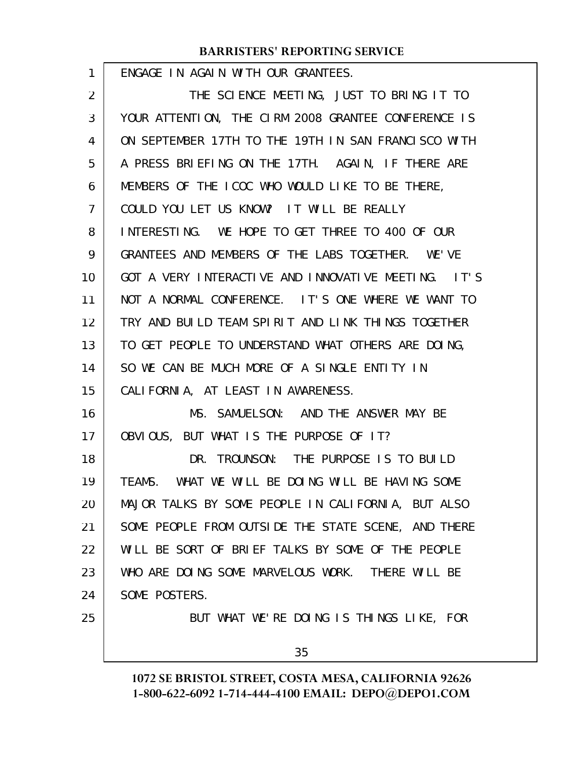ENGAGE IN AGAIN WITH OUR GRANTEES.

THE SCIENCE MEETING, JUST TO BRING IT TO YOUR ATTENTION, THE CIRM 2008 GRANTEE CONFERENCE IS ON SEPTEMBER 17TH TO THE 19TH IN SAN FRANCISCO WITH A PRESS BRIEFING ON THE 17TH. AGAIN, IF THERE ARE MEMBERS OF THE ICOC WHO WOULD LIKE TO BE THERE, COULD YOU LET US KNOW? IT WILL BE REALLY INTERESTING. WE HOPE TO GET THREE TO 400 OF OUR GRANTEES AND MEMBERS OF THE LABS TOGETHER. WE'VE GOT A VERY INTERACTIVE AND INNOVATIVE MEETING. IT'S NOT A NORMAL CONFERENCE. IT'S ONE WHERE WE WANT TO TRY AND BUILD TEAM SPIRIT AND LINK THINGS TOGETHER TO GET PEOPLE TO UNDERSTAND WHAT OTHERS ARE DOING, SO WE CAN BE MUCH MORE OF A SINGLE ENTITY IN CALIFORNIA, AT LEAST IN AWARENESS.

MS. SAMUELSON: AND THE ANSWER MAY BE OBVIOUS, BUT WHAT IS THE PURPOSE OF IT?

DR. TROUNSON: THE PURPOSE IS TO BUILD TEAMS. WHAT WE WILL BE DOING WILL BE HAVING SOME MAJOR TALKS BY SOME PEOPLE IN CALIFORNIA, BUT ALSO SOME PEOPLE FROM OUTSIDE THE STATE SCENE, AND THERE WILL BE SORT OF BRIEF TALKS BY SOME OF THE PEOPLE WHO ARE DOING SOME MARVELOUS WORK. THERE WILL BE SOME POSTERS.

BUT WHAT WE'RE DOING IS THINGS LIKE, FOR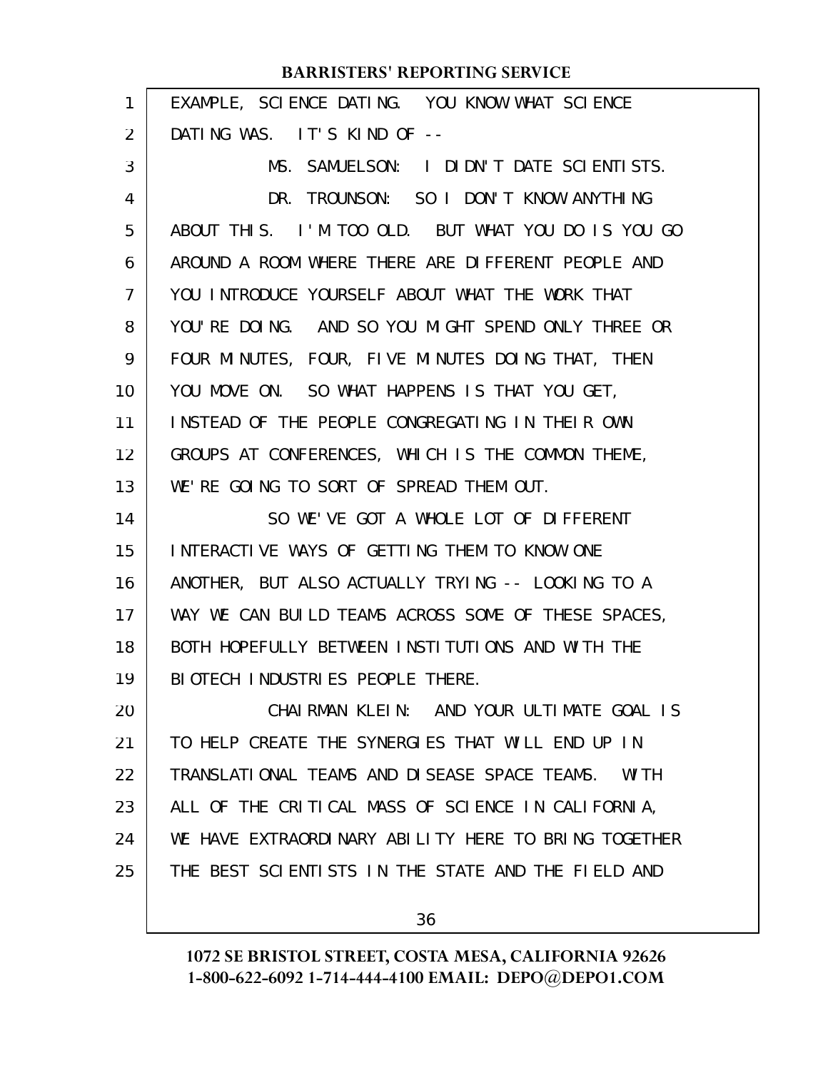EXAMPLE, SCIENCE DATING. YOU KNOW WHAT SCIENCE DATING WAS. IT'S KIND OF --

MS. SAMUELSON: I DIDN'T DATE SCIENTISTS.

DR. TROUNSON: SO I DON'T KNOW ANYTHING ABOUT THIS. I'M TOO OLD. BUT WHAT YOU DO IS YOU GO AROUND A ROOM WHERE THERE ARE DIFFERENT PEOPLE AND YOU INTRODUCE YOURSELF ABOUT WHAT THE WORK THAT YOU'RE DOING. AND SO YOU MIGHT SPEND ONLY THREE OR FOUR MINUTES, FOUR, FIVE MINUTES DOING THAT, THEN YOU MOVE ON. SO WHAT HAPPENS IS THAT YOU GET, INSTEAD OF THE PEOPLE CONGREGATING IN THEIR OWN GROUPS AT CONFERENCES, WHICH IS THE COMMON THEME, WE'RE GOING TO SORT OF SPREAD THEM OUT.

SO WE'VE GOT A WHOLE LOT OF DIFFERENT INTERACTIVE WAYS OF GETTING THEM TO KNOW ONE ANOTHER, BUT ALSO ACTUALLY TRYING -- LOOKING TO A WAY WE CAN BUILD TEAMS ACROSS SOME OF THESE SPACES, BOTH HOPEFULLY BETWEEN INSTITUTIONS AND WITH THE BIOTECH INDUSTRIES PEOPLE THERE.

CHAIRMAN KLEIN: AND YOUR ULTIMATE GOAL IS TO HELP CREATE THE SYNERGIES THAT WILL END UP IN TRANSLATIONAL TEAMS AND DISEASE SPACE TEAMS. WITH ALL OF THE CRITICAL MASS OF SCIENCE IN CALIFORNIA, WE HAVE EXTRAORDINARY ABILITY HERE TO BRING TOGETHER THE BEST SCIENTISTS IN THE STATE AND THE FIELD AND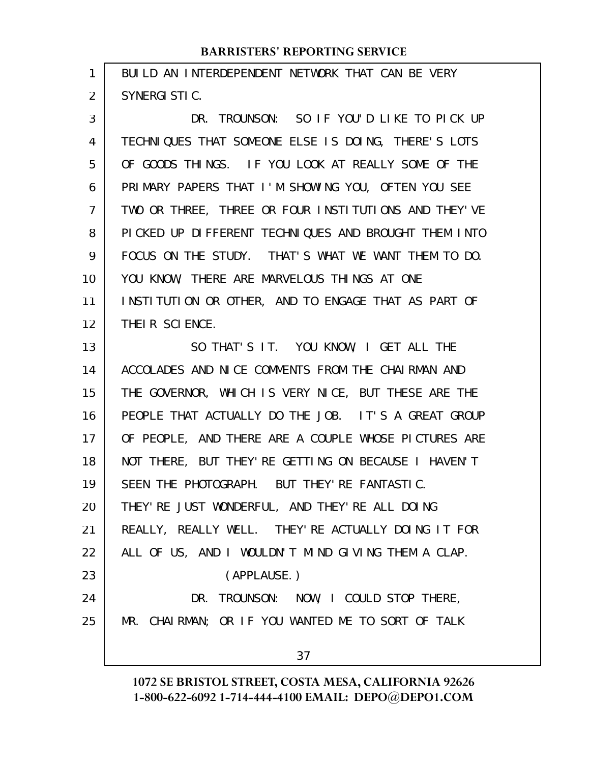BUILD AN INTERDEPENDENT NETWORK THAT CAN BE VERY SYNERGISTIC.

DR. TROUNSON: SO IF YOU'D LIKE TO PICK UP TECHNIQUES THAT SOMEONE ELSE IS DOING, THERE'S LOTS OF GOODS THINGS. IF YOU LOOK AT REALLY SOME OF THE PRIMARY PAPERS THAT I'M SHOWING YOU, OFTEN YOU SEE TWO OR THREE, THREE OR FOUR INSTITUTIONS AND THEY'VE PICKED UP DIFFERENT TECHNIQUES AND BROUGHT THEM INTO FOCUS ON THE STUDY. THAT'S WHAT WE WANT THEM TO DO. YOU KNOW, THERE ARE MARVELOUS THINGS AT ONE INSTITUTION OR OTHER, AND TO ENGAGE THAT AS PART OF THEIR SCIENCE.

SO THAT'S IT. YOU KNOW, I GET ALL THE ACCOLADES AND NICE COMMENTS FROM THE CHAIRMAN AND THE GOVERNOR, WHICH IS VERY NICE, BUT THESE ARE THE PEOPLE THAT ACTUALLY DO THE JOB. IT'S A GREAT GROUP OF PEOPLE, AND THERE ARE A COUPLE WHOSE PICTURES ARE NOT THERE, BUT THEY'RE GETTING ON BECAUSE I HAVEN'T SEEN THE PHOTOGRAPH. BUT THEY'RE FANTASTIC. THEY'RE JUST WONDERFUL, AND THEY'RE ALL DOING REALLY, REALLY WELL. THEY'RE ACTUALLY DOING IT FOR ALL OF US, AND I WOULDN'T MIND GIVING THEM A CLAP.

(APPLAUSE.)

DR. TROUNSON: NOW, I COULD STOP THERE, MR. CHAIRMAN; OR IF YOU WANTED ME TO SORT OF TALK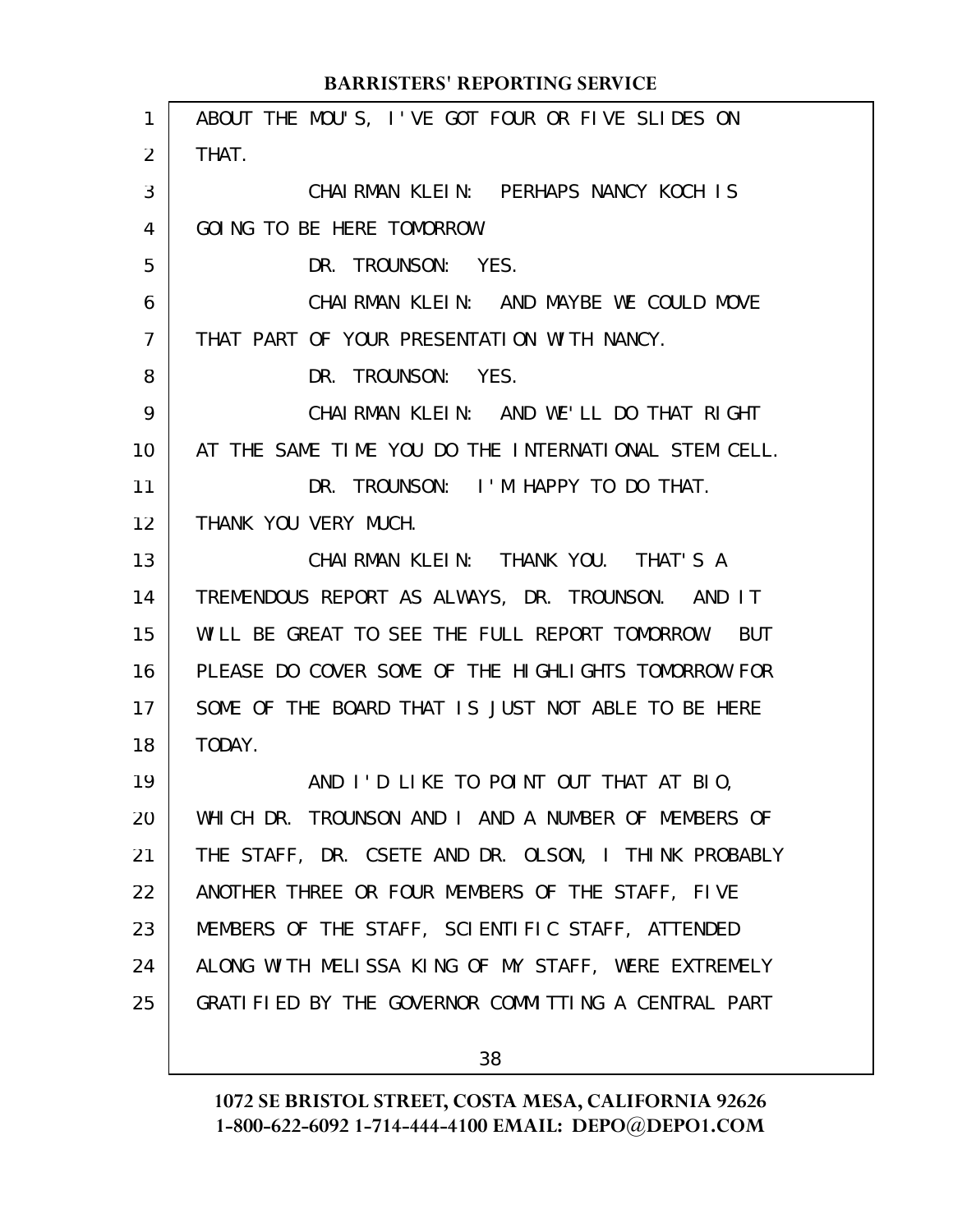ABOUT THE MOU'S, I'VE GOT FOUR OR FIVE SLIDES ON THAT.

CHAIRMAN KLEIN: PERHAPS NANCY KOCH IS GOING TO BE HERE TOMORROW.

DR. TROUNSON: YES.

CHAIRMAN KLEIN: AND MAYBE WE COULD MOVE THAT PART OF YOUR PRESENTATION WITH NANCY.

DR. TROUNSON: YES.

CHAIRMAN KLEIN: AND WE'LL DO THAT RIGHT AT THE SAME TIME YOU DO THE INTERNATIONAL STEM CELL.

DR. TROUNSON: I'M HAPPY TO DO THAT. THANK YOU VERY MUCH.

CHAIRMAN KLEIN: THANK YOU. THAT'S A TREMENDOUS REPORT AS ALWAYS, DR. TROUNSON. AND IT WILL BE GREAT TO SEE THE FULL REPORT TOMORROW. BUT PLEASE DO COVER SOME OF THE HIGHLIGHTS TOMORROW FOR SOME OF THE BOARD THAT IS JUST NOT ABLE TO BE HERE TODAY.

AND I'D LIKE TO POINT OUT THAT AT BIO, WHICH DR. TROUNSON AND I AND A NUMBER OF MEMBERS OF THE STAFF, DR. CSETE AND DR. OLSON, I THINK PROBABLY ANOTHER THREE OR FOUR MEMBERS OF THE STAFF, FIVE MEMBERS OF THE STAFF, SCIENTIFIC STAFF, ATTENDED ALONG WITH MELISSA KING OF MY STAFF, WERE EXTREMELY GRATIFIED BY THE GOVERNOR COMMITTING A CENTRAL PART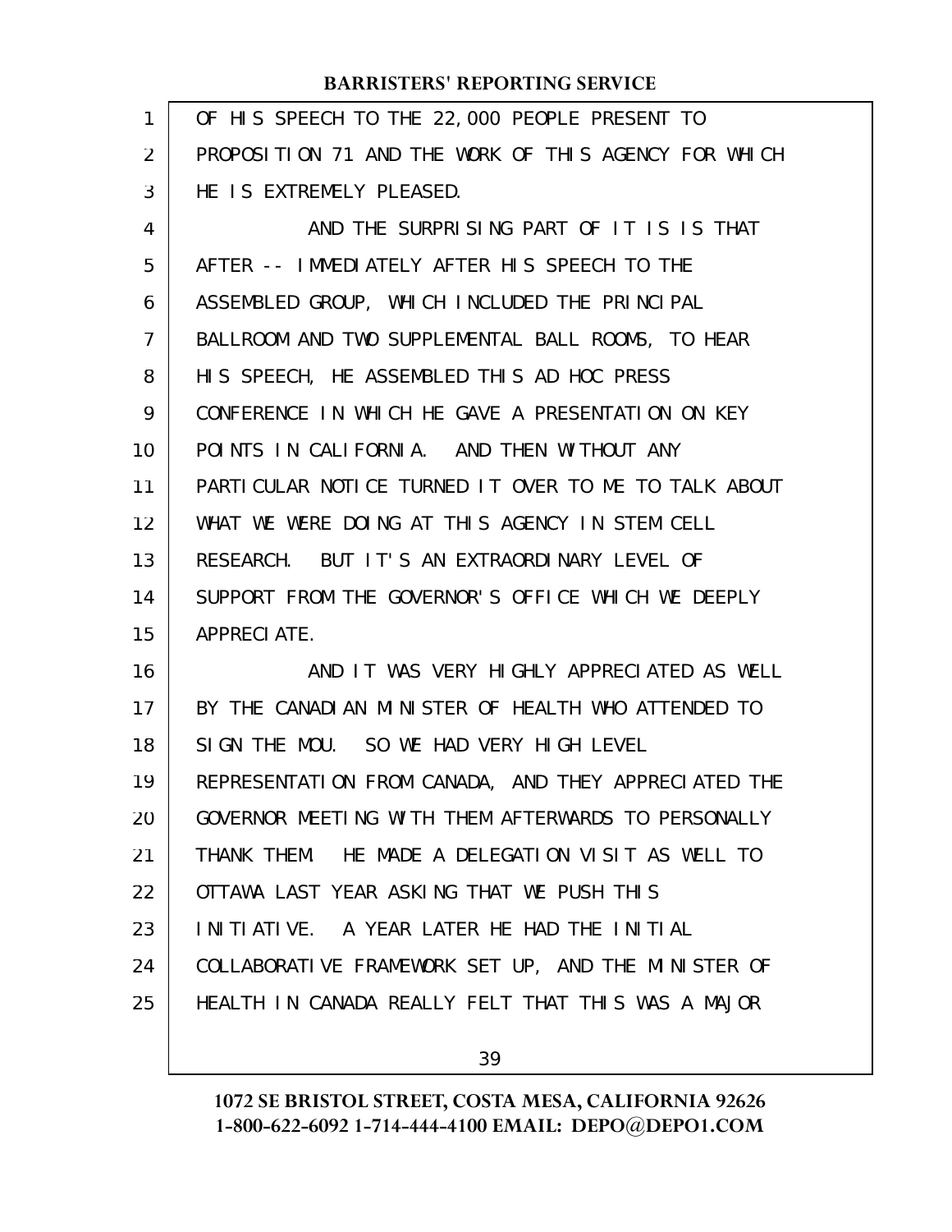OF HIS SPEECH TO THE 22,000 PEOPLE PRESENT TO PROPOSITION 71 AND THE WORK OF THIS AGENCY FOR WHICH HE IS EXTREMELY PLEASED.

AND THE SURPRISING PART OF IT IS IS THAT AFTER -- IMMEDIATELY AFTER HIS SPEECH TO THE ASSEMBLED GROUP, WHICH INCLUDED THE PRINCIPAL BALLROOM AND TWO SUPPLEMENTAL BALL ROOMS, TO HEAR HIS SPEECH, HE ASSEMBLED THIS AD HOC PRESS CONFERENCE IN WHICH HE GAVE A PRESENTATION ON KEY POINTS IN CALIFORNIA. AND THEN WITHOUT ANY PARTICULAR NOTICE TURNED IT OVER TO ME TO TALK ABOUT WHAT WE WERE DOING AT THIS AGENCY IN STEM CELL RESEARCH. BUT IT'S AN EXTRAORDINARY LEVEL OF SUPPORT FROM THE GOVERNOR'S OFFICE WHICH WE DEEPLY APPRECIATE.

AND IT WAS VERY HIGHLY APPRECIATED AS WELL BY THE CANADIAN MINISTER OF HEALTH WHO ATTENDED TO SIGN THE MOU. SO WE HAD VERY HIGH LEVEL REPRESENTATION FROM CANADA, AND THEY APPRECIATED THE GOVERNOR MEETING WITH THEM AFTERWARDS TO PERSONALLY THANK THEM. HE MADE A DELEGATION VISIT AS WELL TO OTTAWA LAST YEAR ASKING THAT WE PUSH THIS INITIATIVE. A YEAR LATER HE HAD THE INITIAL COLLABORATIVE FRAMEWORK SET UP, AND THE MINISTER OF HEALTH IN CANADA REALLY FELT THAT THIS WAS A MAJOR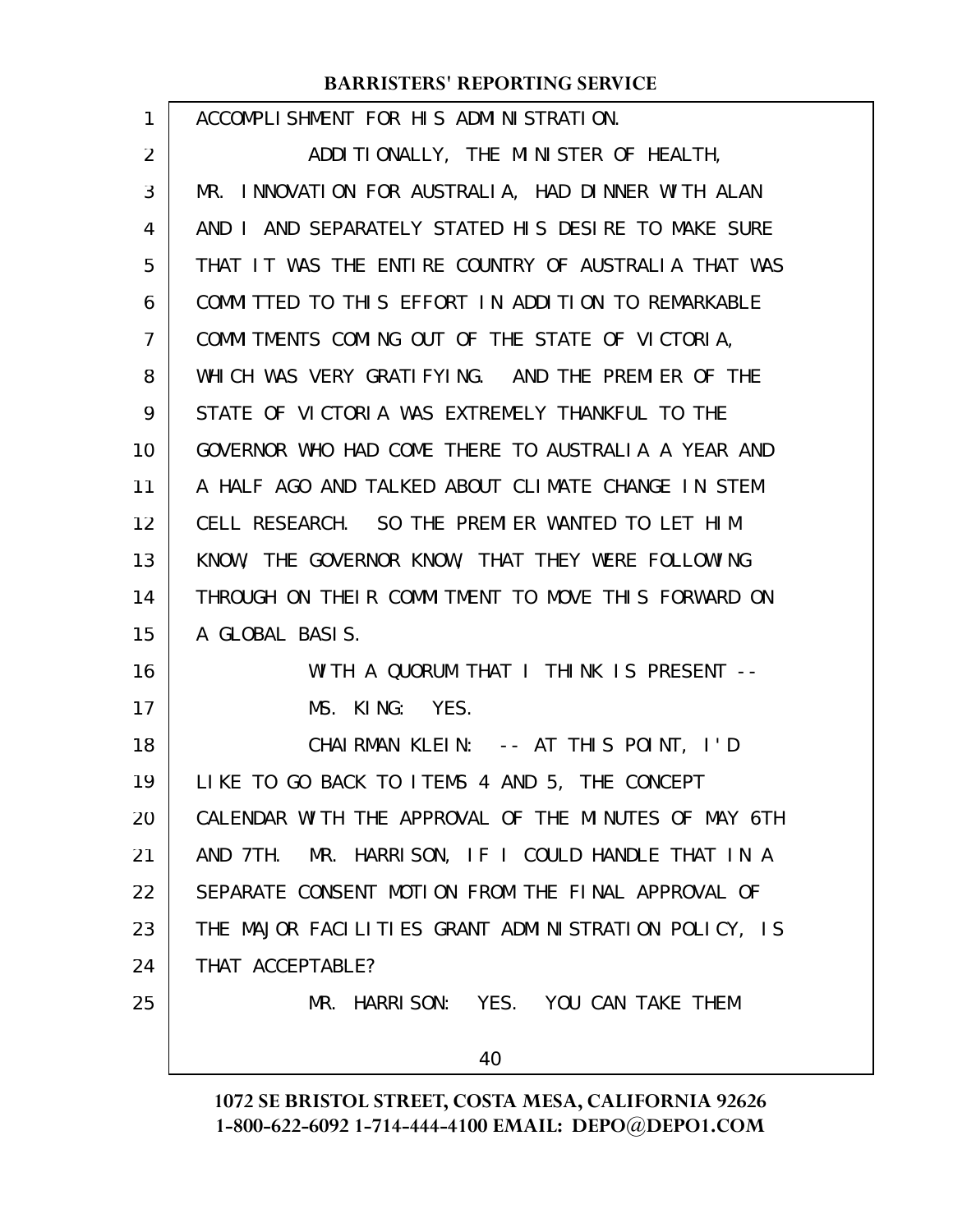ACCOMPLISHMENT FOR HIS ADMINISTRATION.

ADDITIONALLY, THE MINISTER OF HEALTH, MR. INNOVATION FOR AUSTRALIA, HAD DINNER WITH ALAN AND I AND SEPARATELY STATED HIS DESIRE TO MAKE SURE THAT IT WAS THE ENTIRE COUNTRY OF AUSTRALIA THAT WAS COMMITTED TO THIS EFFORT IN ADDITION TO REMARKABLE COMMITMENTS COMING OUT OF THE STATE OF VICTORIA, WHICH WAS VERY GRATIFYING. AND THE PREMIER OF THE STATE OF VICTORIA WAS EXTREMELY THANKFUL TO THE GOVERNOR WHO HAD COME THERE TO AUSTRALIA A YEAR AND A HALF AGO AND TALKED ABOUT CLIMATE CHANGE IN STEM CELL RESEARCH. SO THE PREMIER WANTED TO LET HIM KNOW, THE GOVERNOR KNOW, THAT THEY WERE FOLLOWING THROUGH ON THEIR COMMITMENT TO MOVE THIS FORWARD ON A GLOBAL BASIS.

WITH A QUORUM THAT I THINK IS PRESENT --

MS. KING: YES.

CHAIRMAN KLEIN: -- AT THIS POINT, I'D LIKE TO GO BACK TO ITEMS 4 AND 5, THE CONCEPT CALENDAR WITH THE APPROVAL OF THE MINUTES OF MAY 6TH AND 7TH. MR. HARRISON, IF I COULD HANDLE THAT IN A SEPARATE CONSENT MOTION FROM THE FINAL APPROVAL OF THE MAJOR FACILITIES GRANT ADMINISTRATION POLICY, IS THAT ACCEPTABLE?

MR. HARRISON: YES. YOU CAN TAKE THEM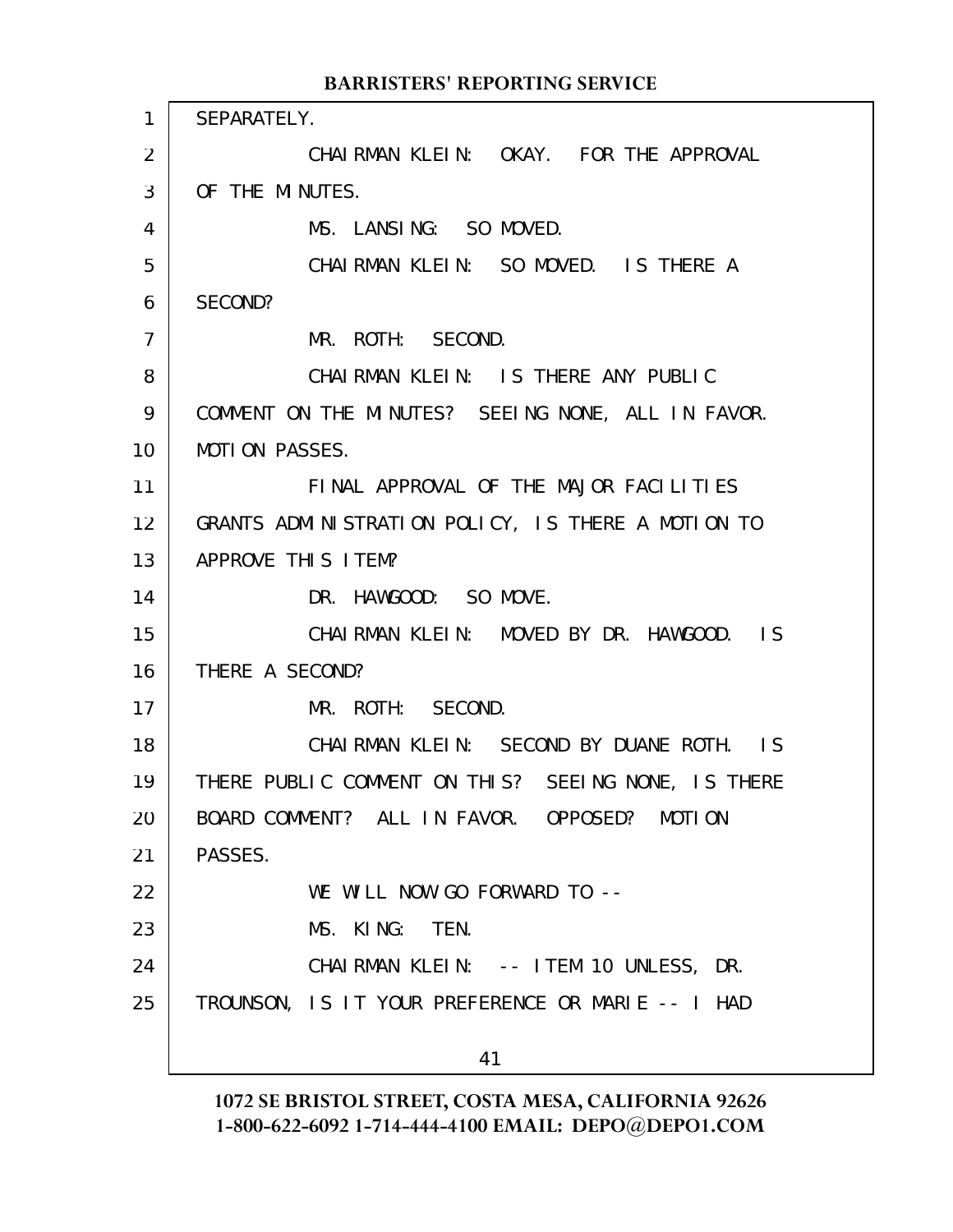SEPARATELY.

CHAIRMAN KLEIN: OKAY. FOR THE APPROVAL OF THE MINUTES.

MS. LANSING: SO MOVED.

CHAIRMAN KLEIN: SO MOVED. IS THERE A SECOND?

MR. ROTH: SECOND.

CHAIRMAN KLEIN: IS THERE ANY PUBLIC COMMENT ON THE MINUTES? SEEING NONE, ALL IN FAVOR. MOTION PASSES.

FINAL APPROVAL OF THE MAJOR FACILITIES GRANTS ADMINISTRATION POLICY, IS THERE A MOTION TO APPROVE THIS ITEM?

DR. HAWGOOD: SO MOVE.

CHAIRMAN KLEIN: MOVED BY DR. HAWGOOD. IS THERE A SECOND?

MR. ROTH: SECOND.

CHAIRMAN KLEIN: SECOND BY DUANE ROTH. IS THERE PUBLIC COMMENT ON THIS? SEEING NONE, IS THERE BOARD COMMENT? ALL IN FAVOR. OPPOSED? MOTION PASSES.

WE WILL NOW GO FORWARD TO --

MS. KING: TEN.

CHAIRMAN KLEIN: -- ITEM 10 UNLESS, DR. TROUNSON, IS IT YOUR PREFERENCE OR MARIE -- I HAD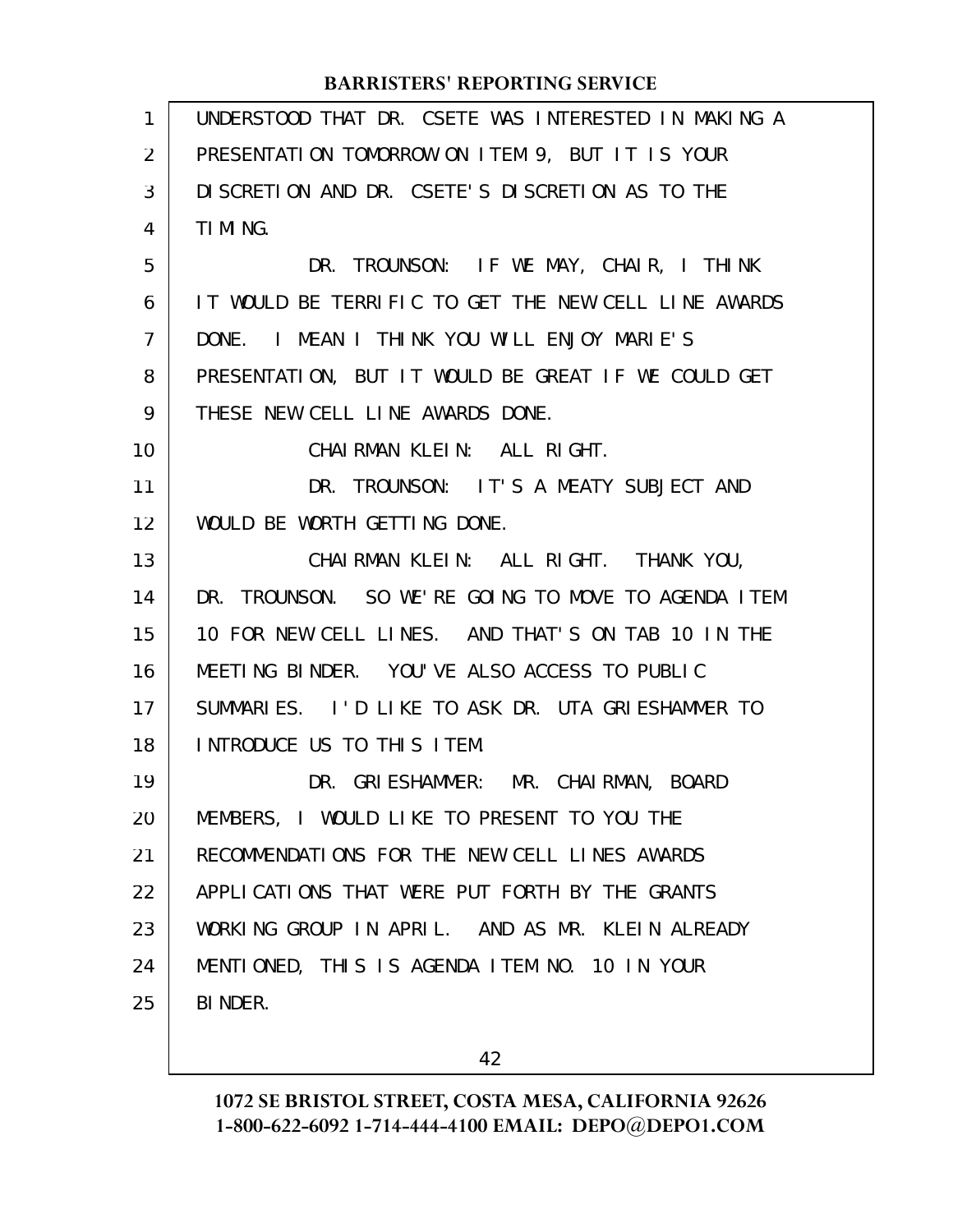UNDERSTOOD THAT DR. CSETE WAS INTERESTED IN MAKING A PRESENTATION TOMORROW ON ITEM 9, BUT IT IS YOUR DISCRETION AND DR. CSETE'S DISCRETION AS TO THE TIMING.

DR. TROUNSON: IF WE MAY, CHAIR, I THINK IT WOULD BE TERRIFIC TO GET THE NEW CELL LINE AWARDS DONE. I MEAN I THINK YOU WILL ENJOY MARIE'S PRESENTATION, BUT IT WOULD BE GREAT IF WE COULD GET THESE NEW CELL LINE AWARDS DONE.

CHAIRMAN KLEIN: ALL RIGHT.

DR. TROUNSON: IT'S A MEATY SUBJECT AND WOULD BE WORTH GETTING DONE.

CHAIRMAN KLEIN: ALL RIGHT. THANK YOU, DR. TROUNSON. SO WE'RE GOING TO MOVE TO AGENDA ITEM 10 FOR NEW CELL LINES. AND THAT'S ON TAB 10 IN THE MEETING BINDER. YOU'VE ALSO ACCESS TO PUBLIC SUMMARIES. I'D LIKE TO ASK DR. UTA GRIESHAMMER TO INTRODUCE US TO THIS ITEM.

DR. GRIESHAMMER: MR. CHAIRMAN, BOARD MEMBERS, I WOULD LIKE TO PRESENT TO YOU THE RECOMMENDATIONS FOR THE NEW CELL LINES AWARDS APPLICATIONS THAT WERE PUT FORTH BY THE GRANTS WORKING GROUP IN APRIL. AND AS MR. KLEIN ALREADY MENTIONED, THIS IS AGENDA ITEM NO. 10 IN YOUR BINDER.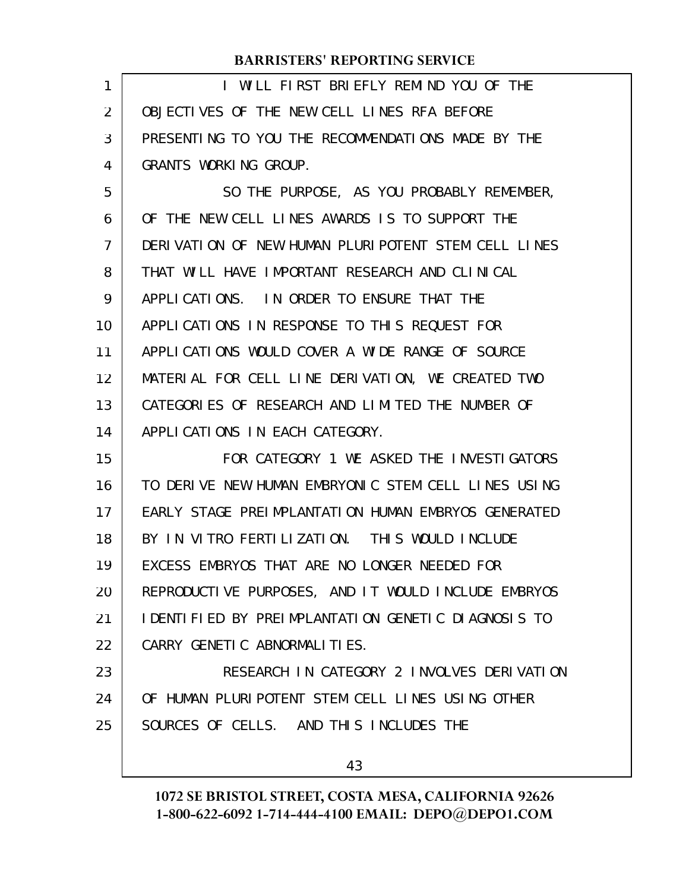I WILL FIRST BRIEFLY REMIND YOU OF THE OBJECTIVES OF THE NEW CELL LINES RFA BEFORE PRESENTING TO YOU THE RECOMMENDATIONS MADE BY THE GRANTS WORKING GROUP.

SO THE PURPOSE, AS YOU PROBABLY REMEMBER, OF THE NEW CELL LINES AWARDS IS TO SUPPORT THE DERIVATION OF NEW HUMAN PLURIPOTENT STEM CELL LINES THAT WILL HAVE IMPORTANT RESEARCH AND CLINICAL APPLICATIONS. IN ORDER TO ENSURE THAT THE APPLICATIONS IN RESPONSE TO THIS REQUEST FOR APPLICATIONS WOULD COVER A WIDE RANGE OF SOURCE MATERIAL FOR CELL LINE DERIVATION, WE CREATED TWO CATEGORIES OF RESEARCH AND LIMITED THE NUMBER OF APPLICATIONS IN EACH CATEGORY.

FOR CATEGORY 1 WE ASKED THE INVESTIGATORS TO DERIVE NEW HUMAN EMBRYONIC STEM CELL LINES USING EARLY STAGE PREIMPLANTATION HUMAN EMBRYOS GENERATED BY IN VITRO FERTILIZATION. THIS WOULD INCLUDE EXCESS EMBRYOS THAT ARE NO LONGER NEEDED FOR REPRODUCTIVE PURPOSES, AND IT WOULD INCLUDE EMBRYOS IDENTIFIED BY PREIMPLANTATION GENETIC DIAGNOSIS TO CARRY GENETIC ABNORMALITIES.

RESEARCH IN CATEGORY 2 INVOLVES DERIVATION OF HUMAN PLURIPOTENT STEM CELL LINES USING OTHER SOURCES OF CELLS. AND THIS INCLUDES THE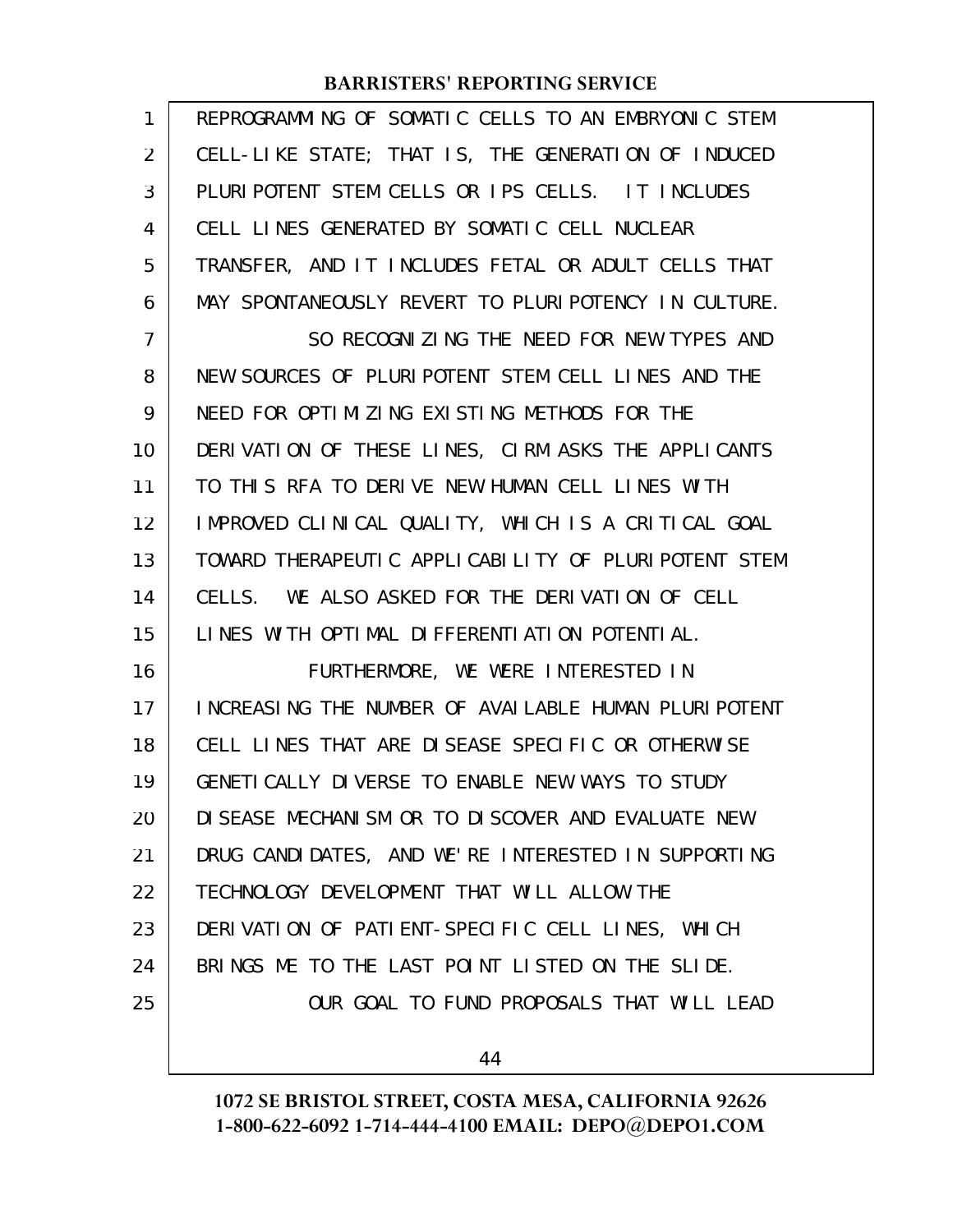REPROGRAMMING OF SOMATIC CELLS TO AN EMBRYONIC STEM CELL-LIKE STATE; THAT IS, THE GENERATION OF INDUCED PLURIPOTENT STEM CELLS OR IPS CELLS. IT INCLUDES CELL LINES GENERATED BY SOMATIC CELL NUCLEAR TRANSFER, AND IT INCLUDES FETAL OR ADULT CELLS THAT MAY SPONTANEOUSLY REVERT TO PLURIPOTENCY IN CULTURE.

SO RECOGNIZING THE NEED FOR NEW TYPES AND NEW SOURCES OF PLURIPOTENT STEM CELL LINES AND THE NEED FOR OPTIMIZING EXISTING METHODS FOR THE DERIVATION OF THESE LINES, CIRM ASKS THE APPLICANTS TO THIS RFA TO DERIVE NEW HUMAN CELL LINES WITH IMPROVED CLINICAL QUALITY, WHICH IS A CRITICAL GOAL TOWARD THERAPEUTIC APPLICABILITY OF PLURIPOTENT STEM CELLS. WE ALSO ASKED FOR THE DERIVATION OF CELL LINES WITH OPTIMAL DIFFERENTIATION POTENTIAL.

FURTHERMORE, WE WERE INTERESTED IN INCREASING THE NUMBER OF AVAILABLE HUMAN PLURIPOTENT CELL LINES THAT ARE DISEASE SPECIFIC OR OTHERWISE GENETICALLY DIVERSE TO ENABLE NEW WAYS TO STUDY DISEASE MECHANISM OR TO DISCOVER AND EVALUATE NEW DRUG CANDIDATES, AND WE'RE INTERESTED IN SUPPORTING TECHNOLOGY DEVELOPMENT THAT WILL ALLOW THE DERIVATION OF PATIENT-SPECIFIC CELL LINES, WHICH BRINGS ME TO THE LAST POINT LISTED ON THE SLIDE.

OUR GOAL TO FUND PROPOSALS THAT WILL LEAD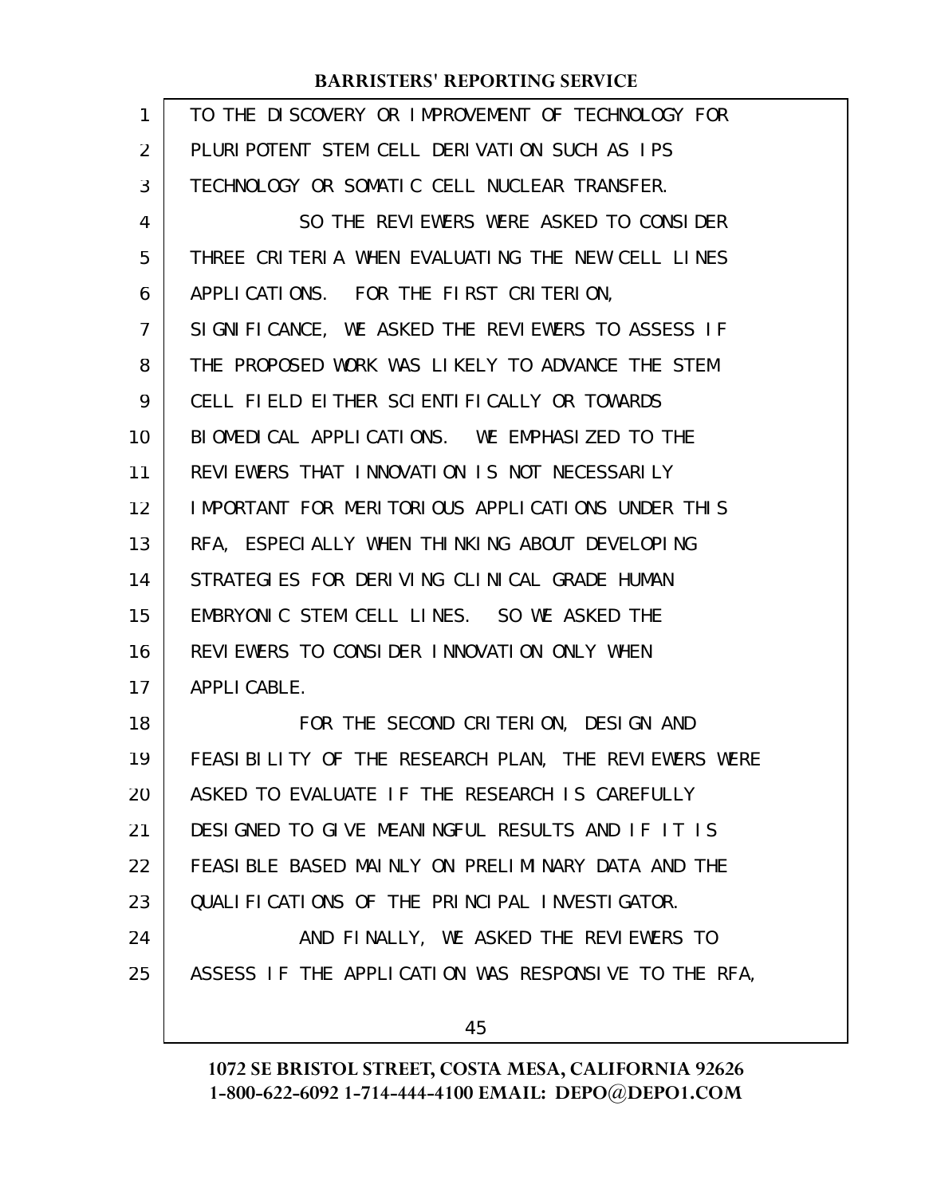TO THE DISCOVERY OR IMPROVEMENT OF TECHNOLOGY FOR PLURIPOTENT STEM CELL DERIVATION SUCH AS IPS TECHNOLOGY OR SOMATIC CELL NUCLEAR TRANSFER.

SO THE REVIEWERS WERE ASKED TO CONSIDER THREE CRITERIA WHEN EVALUATING THE NEW CELL LINES APPLICATIONS. FOR THE FIRST CRITERION, SIGNIFICANCE, WE ASKED THE REVIEWERS TO ASSESS IF THE PROPOSED WORK WAS LIKELY TO ADVANCE THE STEM CELL FIELD EITHER SCIENTIFICALLY OR TOWARDS BIOMEDICAL APPLICATIONS. WE EMPHASIZED TO THE REVIEWERS THAT INNOVATION IS NOT NECESSARILY IMPORTANT FOR MERITORIOUS APPLICATIONS UNDER THIS RFA, ESPECIALLY WHEN THINKING ABOUT DEVELOPING STRATEGIES FOR DERIVING CLINICAL GRADE HUMAN EMBRYONIC STEM CELL LINES. SO WE ASKED THE REVIEWERS TO CONSIDER INNOVATION ONLY WHEN APPLICABLE.

FOR THE SECOND CRITERION, DESIGN AND FEASIBILITY OF THE RESEARCH PLAN, THE REVIEWERS WERE ASKED TO EVALUATE IF THE RESEARCH IS CAREFULLY DESIGNED TO GIVE MEANINGFUL RESULTS AND IF IT IS FEASIBLE BASED MAINLY ON PRELIMINARY DATA AND THE QUALIFICATIONS OF THE PRINCIPAL INVESTIGATOR.

AND FINALLY, WE ASKED THE REVIEWERS TO ASSESS IF THE APPLICATION WAS RESPONSIVE TO THE RFA,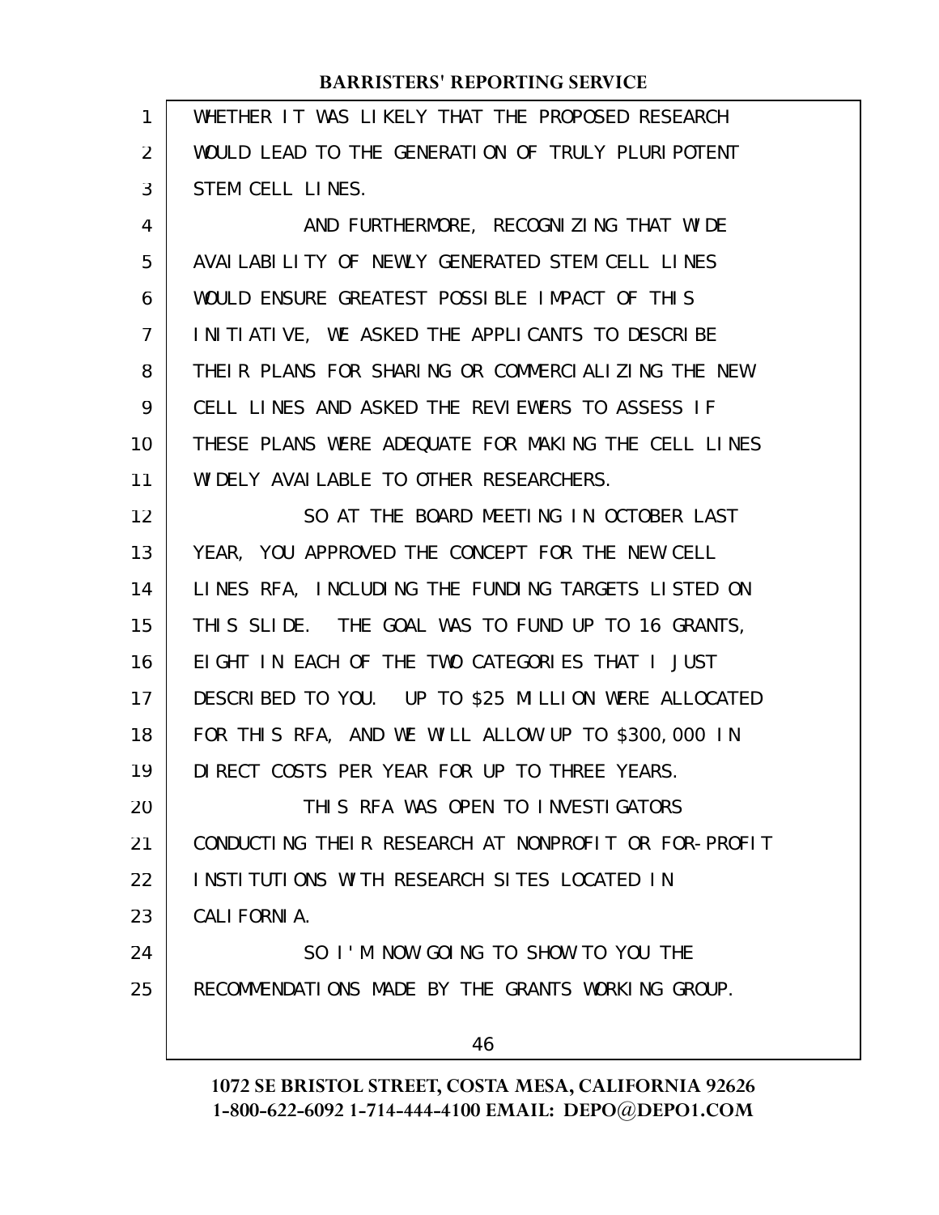WHETHER IT WAS LIKELY THAT THE PROPOSED RESEARCH WOULD LEAD TO THE GENERATION OF TRULY PLURIPOTENT STEM CELL LINES.

AND FURTHERMORE, RECOGNIZING THAT WIDE AVAILABILITY OF NEWLY GENERATED STEM CELL LINES WOULD ENSURE GREATEST POSSIBLE IMPACT OF THIS INITIATIVE, WE ASKED THE APPLICANTS TO DESCRIBE THEIR PLANS FOR SHARING OR COMMERCIALIZING THE NEW CELL LINES AND ASKED THE REVIEWERS TO ASSESS IF THESE PLANS WERE ADEQUATE FOR MAKING THE CELL LINES WIDELY AVAILABLE TO OTHER RESEARCHERS.

SO AT THE BOARD MEETING IN OCTOBER LAST YEAR, YOU APPROVED THE CONCEPT FOR THE NEW CELL LINES RFA, INCLUDING THE FUNDING TARGETS LISTED ON THIS SLIDE. THE GOAL WAS TO FUND UP TO 16 GRANTS, EIGHT IN EACH OF THE TWO CATEGORIES THAT I JUST DESCRIBED TO YOU. UP TO $25 MILLION WERE ALLOCATED FOR THIS RFA, AND WE WILL ALLOW UP TO $300,000 IN DIRECT COSTS PER YEAR FOR UP TO THREE YEARS.

THIS RFA WAS OPEN TO INVESTIGATORS CONDUCTING THEIR RESEARCH AT NONPROFIT OR FOR-PROFIT INSTITUTIONS WITH RESEARCH SITES LOCATED IN CALIFORNIA.

SO I'M NOW GOING TO SHOW TO YOU THE RECOMMENDATIONS MADE BY THE GRANTS WORKING GROUP.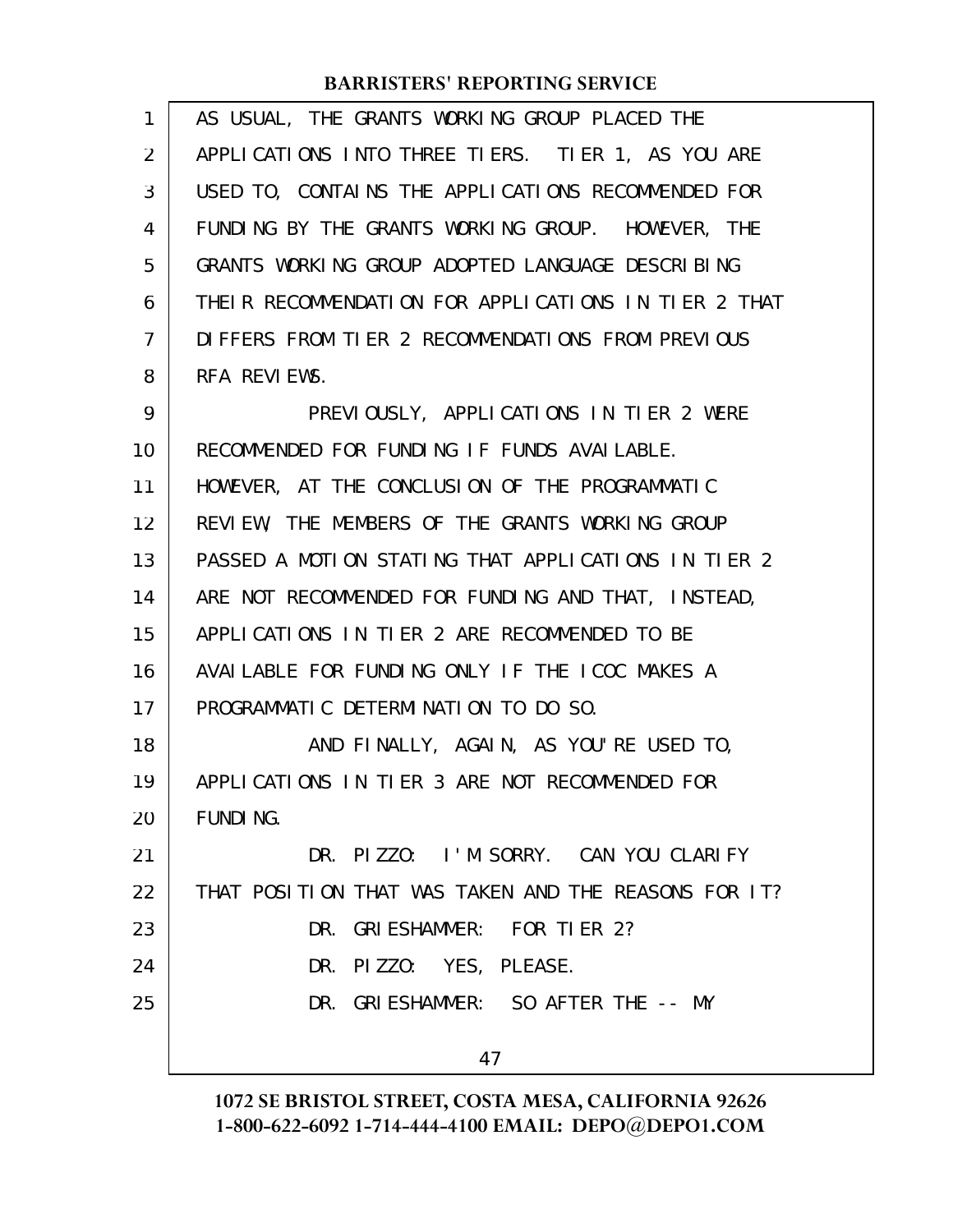AS USUAL, THE GRANTS WORKING GROUP PLACED THE APPLICATIONS INTO THREE TIERS. TIER 1, AS YOU ARE USED TO, CONTAINS THE APPLICATIONS RECOMMENDED FOR FUNDING BY THE GRANTS WORKING GROUP. HOWEVER, THE GRANTS WORKING GROUP ADOPTED LANGUAGE DESCRIBING THEIR RECOMMENDATION FOR APPLICATIONS IN TIER 2 THAT DIFFERS FROM TIER 2 RECOMMENDATIONS FROM PREVIOUS RFA REVIEWS.

PREVIOUSLY, APPLICATIONS IN TIER 2 WERE RECOMMENDED FOR FUNDING IF FUNDS AVAILABLE. HOWEVER, AT THE CONCLUSION OF THE PROGRAMMATIC REVIEW, THE MEMBERS OF THE GRANTS WORKING GROUP PASSED A MOTION STATING THAT APPLICATIONS IN TIER 2 ARE NOT RECOMMENDED FOR FUNDING AND THAT, INSTEAD, APPLICATIONS IN TIER 2 ARE RECOMMENDED TO BE AVAILABLE FOR FUNDING ONLY IF THE ICOC MAKES A PROGRAMMATIC DETERMINATION TO DO SO.

AND FINALLY, AGAIN, AS YOU'RE USED TO, APPLICATIONS IN TIER 3 ARE NOT RECOMMENDED FOR FUNDING.

DR. PIZZO: I'M SORRY. CAN YOU CLARIFY THAT POSITION THAT WAS TAKEN AND THE REASONS FOR IT?

DR. GRIESHAMMER: FOR TIER 2?

DR. PIZZO: YES, PLEASE.

DR. GRIESHAMMER: SO AFTER THE -- MY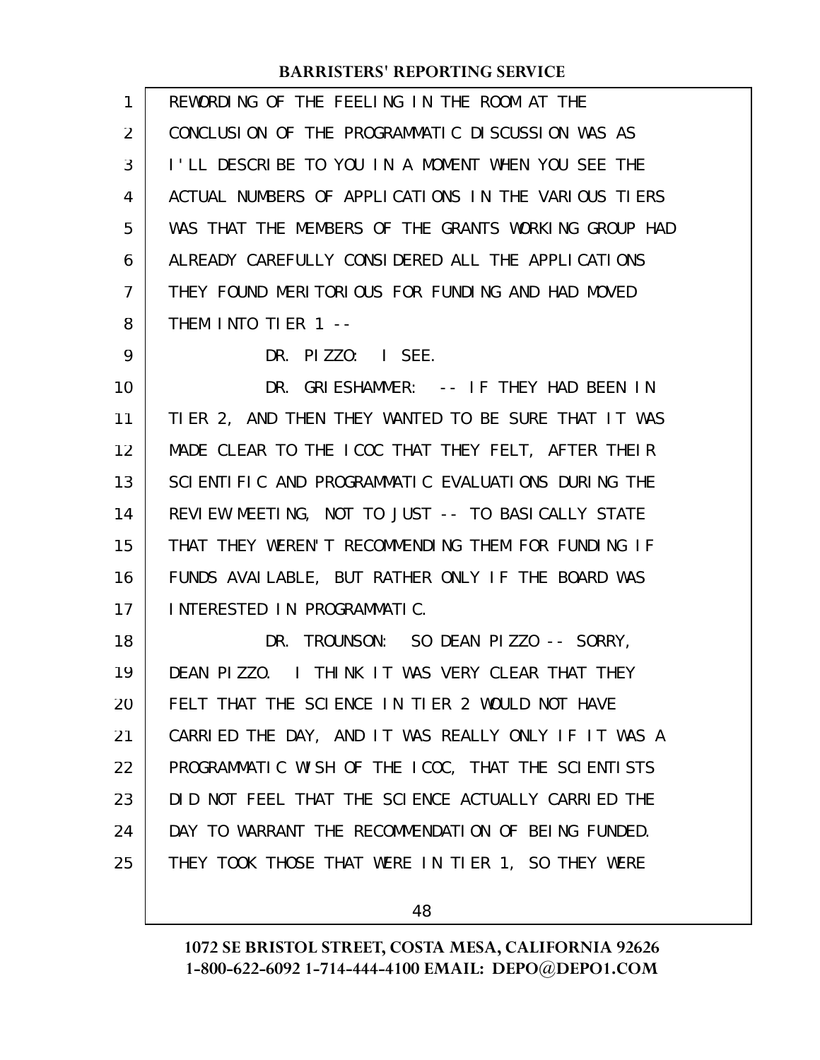REWORDING OF THE FEELING IN THE ROOM AT THE CONCLUSION OF THE PROGRAMMATIC DISCUSSION WAS AS I'LL DESCRIBE TO YOU IN A MOMENT WHEN YOU SEE THE ACTUAL NUMBERS OF APPLICATIONS IN THE VARIOUS TIERS WAS THAT THE MEMBERS OF THE GRANTS WORKING GROUP HAD ALREADY CAREFULLY CONSIDERED ALL THE APPLICATIONS THEY FOUND MERITORIOUS FOR FUNDING AND HAD MOVED THEM INTO TIER 1 --

DR. PIZZO: I SEE.

DR. GRIESHAMMER: -- IF THEY HAD BEEN IN TIER 2, AND THEN THEY WANTED TO BE SURE THAT IT WAS MADE CLEAR TO THE ICOC THAT THEY FELT, AFTER THEIR SCIENTIFIC AND PROGRAMMATIC EVALUATIONS DURING THE REVIEW MEETING, NOT TO JUST -- TO BASICALLY STATE THAT THEY WEREN'T RECOMMENDING THEM FOR FUNDING IF FUNDS AVAILABLE, BUT RATHER ONLY IF THE BOARD WAS INTERESTED IN PROGRAMMATIC.

DR. TROUNSON: SO DEAN PIZZO -- SORRY, DEAN PIZZO. I THINK IT WAS VERY CLEAR THAT THEY FELT THAT THE SCIENCE IN TIER 2 WOULD NOT HAVE CARRIED THE DAY, AND IT WAS REALLY ONLY IF IT WAS A PROGRAMMATIC WISH OF THE ICOC, THAT THE SCIENTISTS DID NOT FEEL THAT THE SCIENCE ACTUALLY CARRIED THE DAY TO WARRANT THE RECOMMENDATION OF BEING FUNDED. THEY TOOK THOSE THAT WERE IN TIER 1, SO THEY WERE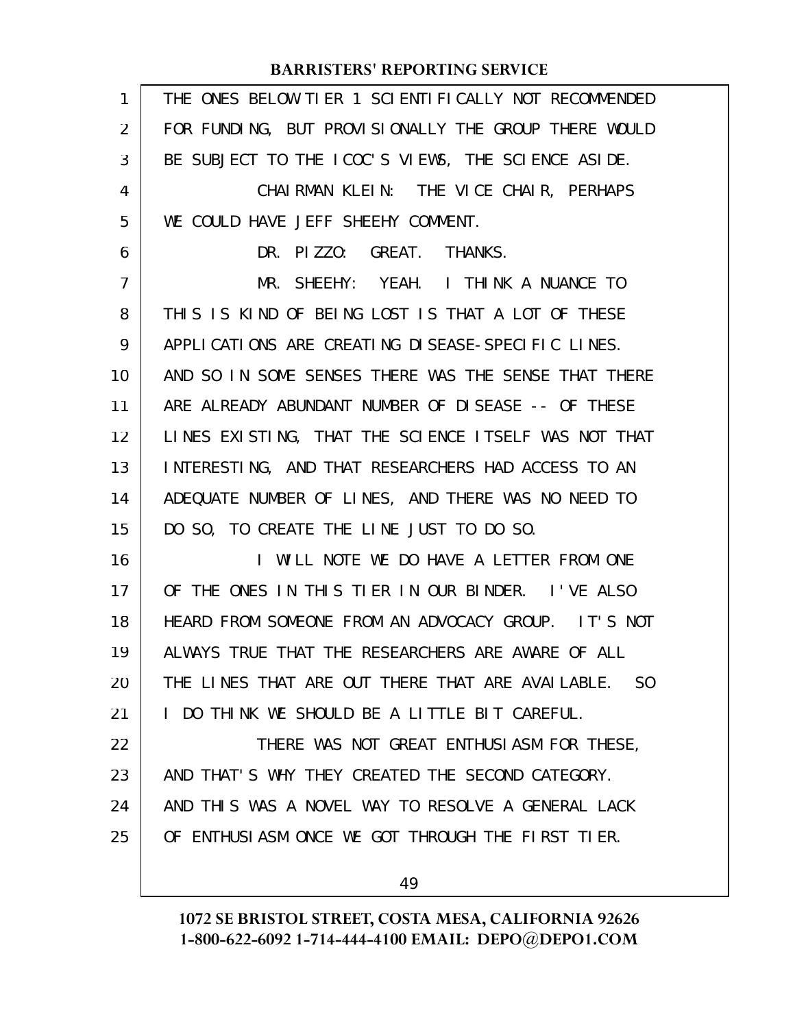THE ONES BELOW TIER 1 SCIENTIFICALLY NOT RECOMMENDED FOR FUNDING, BUT PROVISIONALLY THE GROUP THERE WOULD BE SUBJECT TO THE ICOC'S VIEWS, THE SCIENCE ASIDE.

CHAIRMAN KLEIN: THE VICE CHAIR, PERHAPS WE COULD HAVE JEFF SHEEHY COMMENT.

DR. PIZZO: GREAT. THANKS.

MR. SHEEHY: YEAH. I THINK A NUANCE TO THIS IS KIND OF BEING LOST IS THAT A LOT OF THESE APPLICATIONS ARE CREATING DISEASE-SPECIFIC LINES. AND SO IN SOME SENSES THERE WAS THE SENSE THAT THERE ARE ALREADY ABUNDANT NUMBER OF DISEASE -- OF THESE LINES EXISTING, THAT THE SCIENCE ITSELF WAS NOT THAT INTERESTING, AND THAT RESEARCHERS HAD ACCESS TO AN ADEQUATE NUMBER OF LINES, AND THERE WAS NO NEED TO DO SO, TO CREATE THE LINE JUST TO DO SO.

I WILL NOTE WE DO HAVE A LETTER FROM ONE OF THE ONES IN THIS TIER IN OUR BINDER. I'VE ALSO HEARD FROM SOMEONE FROM AN ADVOCACY GROUP. IT'S NOT ALWAYS TRUE THAT THE RESEARCHERS ARE AWARE OF ALL THE LINES THAT ARE OUT THERE THAT ARE AVAILABLE. SO I DO THINK WE SHOULD BE A LITTLE BIT CAREFUL.

THERE WAS NOT GREAT ENTHUSIASM FOR THESE, AND THAT'S WHY THEY CREATED THE SECOND CATEGORY. AND THIS WAS A NOVEL WAY TO RESOLVE A GENERAL LACK OF ENTHUSIASM ONCE WE GOT THROUGH THE FIRST TIER.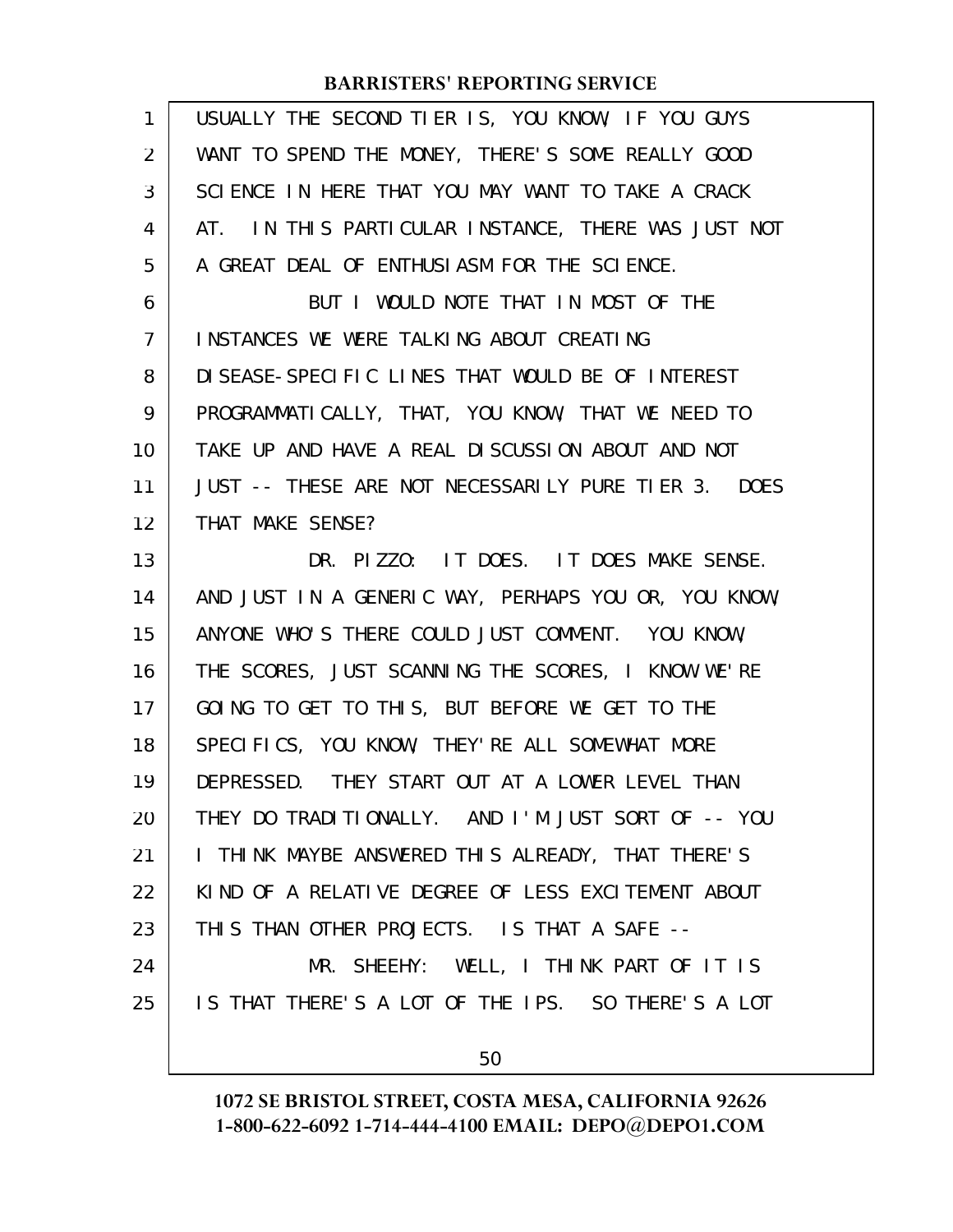USUALLY THE SECOND TIER IS, YOU KNOW, IF YOU GUYS WANT TO SPEND THE MONEY, THERE'S SOME REALLY GOOD SCIENCE IN HERE THAT YOU MAY WANT TO TAKE A CRACK AT. IN THIS PARTICULAR INSTANCE, THERE WAS JUST NOT A GREAT DEAL OF ENTHUSIASM FOR THE SCIENCE.

BUT I WOULD NOTE THAT IN MOST OF THE INSTANCES WE WERE TALKING ABOUT CREATING DISEASE-SPECIFIC LINES THAT WOULD BE OF INTEREST PROGRAMMATICALLY, THAT, YOU KNOW, THAT WE NEED TO TAKE UP AND HAVE A REAL DISCUSSION ABOUT AND NOT JUST -- THESE ARE NOT NECESSARILY PURE TIER 3. DOES THAT MAKE SENSE?

DR. PIZZO: IT DOES. IT DOES MAKE SENSE. AND JUST IN A GENERIC WAY, PERHAPS YOU OR, YOU KNOW, ANYONE WHO'S THERE COULD JUST COMMENT. YOU KNOW, THE SCORES, JUST SCANNING THE SCORES, I KNOW WE'RE GOING TO GET TO THIS, BUT BEFORE WE GET TO THE SPECIFICS, YOU KNOW, THEY'RE ALL SOMEWHAT MORE DEPRESSED. THEY START OUT AT A LOWER LEVEL THAN THEY DO TRADITIONALLY. AND I'M JUST SORT OF -- YOU I THINK MAYBE ANSWERED THIS ALREADY, THAT THERE'S KIND OF A RELATIVE DEGREE OF LESS EXCITEMENT ABOUT THIS THAN OTHER PROJECTS. IS THAT A SAFE --

MR. SHEEHY: WELL, I THINK PART OF IT IS IS THAT THERE'S A LOT OF THE IPS. SO THERE'S A LOT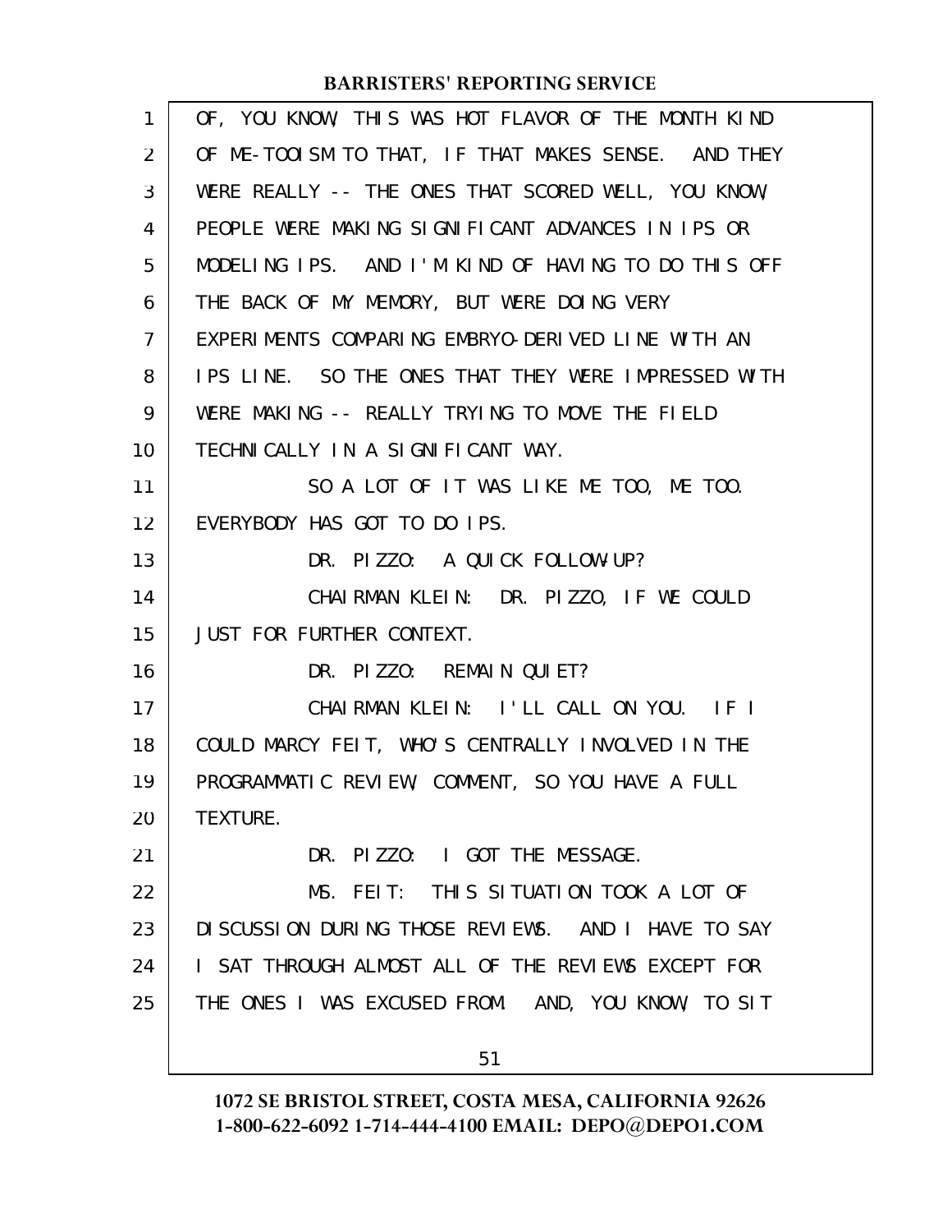OF, YOU KNOW, THIS WAS HOT FLAVOR OF THE MONTH KIND OF ME-TOOISM TO THAT, IF THAT MAKES SENSE. AND THEY WERE REALLY -- THE ONES THAT SCORED WELL, YOU KNOW, PEOPLE WERE MAKING SIGNIFICANT ADVANCES IN IPS OR MODELING IPS. AND I'M KIND OF HAVING TO DO THIS OFF THE BACK OF MY MEMORY, BUT WERE DOING VERY EXPERIMENTS COMPARING EMBRYO-DERIVED LINE WITH AN IPS LINE. SO THE ONES THAT THEY WERE IMPRESSED WITH WERE MAKING -- REALLY TRYING TO MOVE THE FIELD TECHNICALLY IN A SIGNIFICANT WAY.

SO A LOT OF IT WAS LIKE ME TOO, ME TOO. EVERYBODY HAS GOT TO DO IPS.

DR. PIZZO: A QUICK FOLLOW-UP?

CHAIRMAN KLEIN: DR. PIZZO, IF WE COULD JUST FOR FURTHER CONTEXT.

DR. PIZZO: REMAIN QUIET?

CHAIRMAN KLEIN: I'LL CALL ON YOU. IF I COULD MARCY FEIT, WHO'S CENTRALLY INVOLVED IN THE PROGRAMMATIC REVIEW, COMMENT, SO YOU HAVE A FULL TEXTURE.

DR. PIZZO: I GOT THE MESSAGE.

MS. FEIT: THIS SITUATION TOOK A LOT OF DISCUSSION DURING THOSE REVIEWS. AND I HAVE TO SAY I SAT THROUGH ALMOST ALL OF THE REVIEWS EXCEPT FOR THE ONES I WAS EXCUSED FROM. AND, YOU KNOW, TO SIT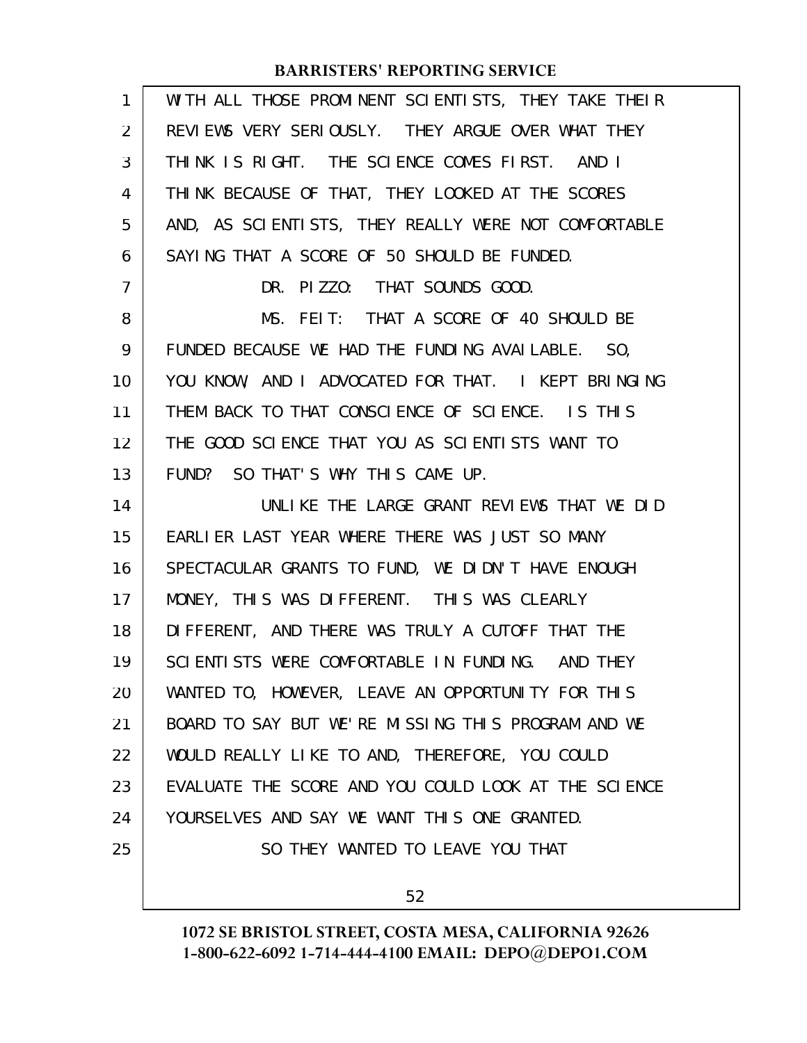WITH ALL THOSE PROMINENT SCIENTISTS, THEY TAKE THEIR REVIEWS VERY SERIOUSLY. THEY ARGUE OVER WHAT THEY THINK IS RIGHT. THE SCIENCE COMES FIRST. AND I THINK BECAUSE OF THAT, THEY LOOKED AT THE SCORES AND, AS SCIENTISTS, THEY REALLY WERE NOT COMFORTABLE SAYING THAT A SCORE OF 50 SHOULD BE FUNDED.

DR. PIZZO: THAT SOUNDS GOOD.

MS. FEIT: THAT A SCORE OF 40 SHOULD BE FUNDED BECAUSE WE HAD THE FUNDING AVAILABLE. SO, YOU KNOW, AND I ADVOCATED FOR THAT. I KEPT BRINGING THEM BACK TO THAT CONSCIENCE OF SCIENCE. IS THIS THE GOOD SCIENCE THAT YOU AS SCIENTISTS WANT TO FUND? SO THAT'S WHY THIS CAME UP.

UNLIKE THE LARGE GRANT REVIEWS THAT WE DID EARLIER LAST YEAR WHERE THERE WAS JUST SO MANY SPECTACULAR GRANTS TO FUND, WE DIDN'T HAVE ENOUGH MONEY, THIS WAS DIFFERENT. THIS WAS CLEARLY DIFFERENT, AND THERE WAS TRULY A CUTOFF THAT THE SCIENTISTS WERE COMFORTABLE IN FUNDING. AND THEY WANTED TO, HOWEVER, LEAVE AN OPPORTUNITY FOR THIS BOARD TO SAY BUT WE'RE MISSING THIS PROGRAM AND WE WOULD REALLY LIKE TO AND, THEREFORE, YOU COULD EVALUATE THE SCORE AND YOU COULD LOOK AT THE SCIENCE YOURSELVES AND SAY WE WANT THIS ONE GRANTED.

SO THEY WANTED TO LEAVE YOU THAT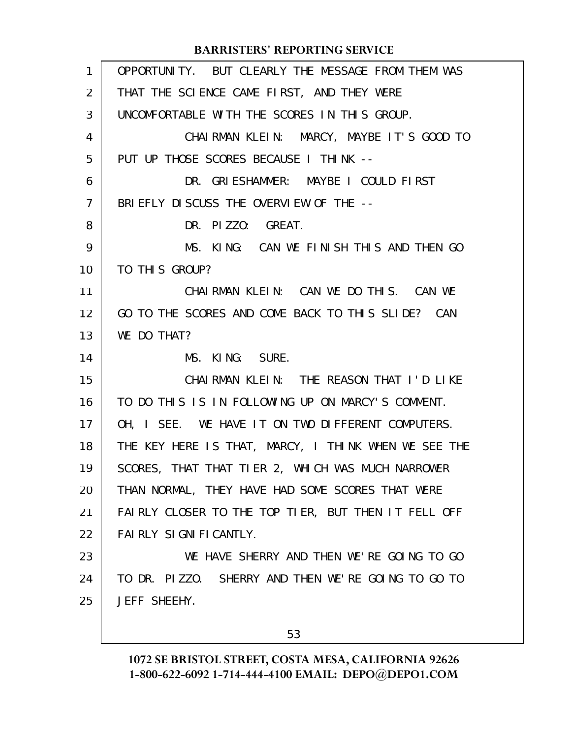OPPORTUNITY. BUT CLEARLY THE MESSAGE FROM THEM WAS THAT THE SCIENCE CAME FIRST, AND THEY WERE UNCOMFORTABLE WITH THE SCORES IN THIS GROUP.

CHAIRMAN KLEIN: MARCY, MAYBE IT'S GOOD TO PUT UP THOSE SCORES BECAUSE I THINK --

DR. GRIESHAMMER: MAYBE I COULD FIRST BRIEFLY DISCUSS THE OVERVIEW OF THE --

DR. PIZZO: GREAT.

MS. KING: CAN WE FINISH THIS AND THEN GO TO THIS GROUP?

CHAIRMAN KLEIN: CAN WE DO THIS. CAN WE GO TO THE SCORES AND COME BACK TO THIS SLIDE? CAN WE DO THAT?

MS. KING: SURE.

CHAIRMAN KLEIN: THE REASON THAT I'D LIKE TO DO THIS IS IN FOLLOWING UP ON MARCY'S COMMENT. OH, I SEE. WE HAVE IT ON TWO DIFFERENT COMPUTERS. THE KEY HERE IS THAT, MARCY, I THINK WHEN WE SEE THE SCORES, THAT THAT TIER 2, WHICH WAS MUCH NARROWER THAN NORMAL, THEY HAVE HAD SOME SCORES THAT WERE FAIRLY CLOSER TO THE TOP TIER, BUT THEN IT FELL OFF FAIRLY SIGNIFICANTLY.

WE HAVE SHERRY AND THEN WE'RE GOING TO GO TO DR. PIZZO. SHERRY AND THEN WE'RE GOING TO GO TO JEFF SHEEHY.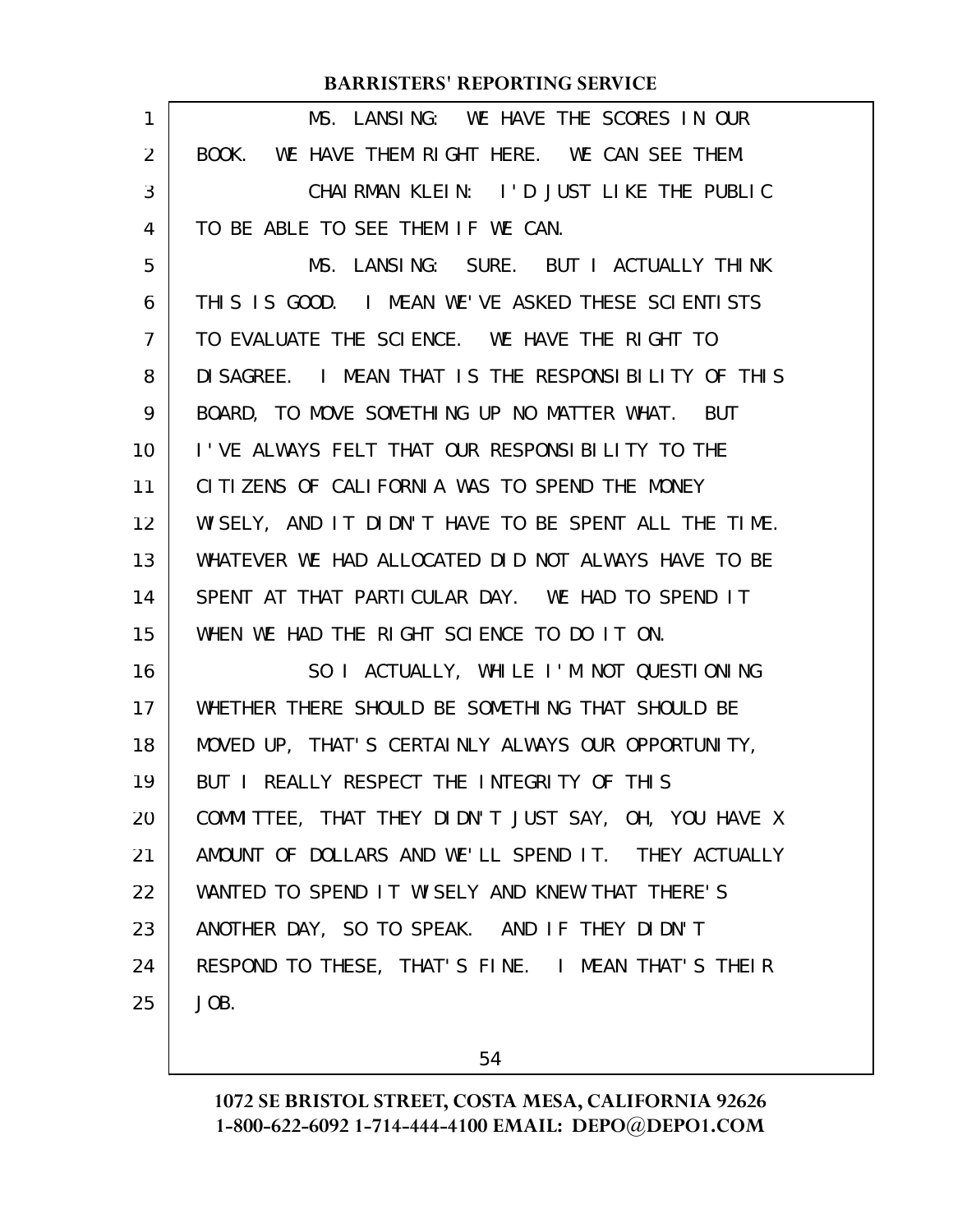MS. LANSING: WE HAVE THE SCORES IN OUR BOOK. WE HAVE THEM RIGHT HERE. WE CAN SEE THEM.

CHAIRMAN KLEIN: I'D JUST LIKE THE PUBLIC TO BE ABLE TO SEE THEM IF WE CAN.

MS. LANSING: SURE. BUT I ACTUALLY THINK THIS IS GOOD. I MEAN WE'VE ASKED THESE SCIENTISTS TO EVALUATE THE SCIENCE. WE HAVE THE RIGHT TO DISAGREE. I MEAN THAT IS THE RESPONSIBILITY OF THIS BOARD, TO MOVE SOMETHING UP NO MATTER WHAT. BUT I'VE ALWAYS FELT THAT OUR RESPONSIBILITY TO THE CITIZENS OF CALIFORNIA WAS TO SPEND THE MONEY WISELY, AND IT DIDN'T HAVE TO BE SPENT ALL THE TIME. WHATEVER WE HAD ALLOCATED DID NOT ALWAYS HAVE TO BE SPENT AT THAT PARTICULAR DAY. WE HAD TO SPEND IT WHEN WE HAD THE RIGHT SCIENCE TO DO IT ON.

SO I ACTUALLY, WHILE I'M NOT QUESTIONING WHETHER THERE SHOULD BE SOMETHING THAT SHOULD BE MOVED UP, THAT'S CERTAINLY ALWAYS OUR OPPORTUNITY, BUT I REALLY RESPECT THE INTEGRITY OF THIS COMMITTEE, THAT THEY DIDN'T JUST SAY, OH, YOU HAVE X AMOUNT OF DOLLARS AND WE'LL SPEND IT. THEY ACTUALLY WANTED TO SPEND IT WISELY AND KNEW THAT THERE'S ANOTHER DAY, SO TO SPEAK. AND IF THEY DIDN'T RESPOND TO THESE, THAT'S FINE. I MEAN THAT'S THEIR JOB.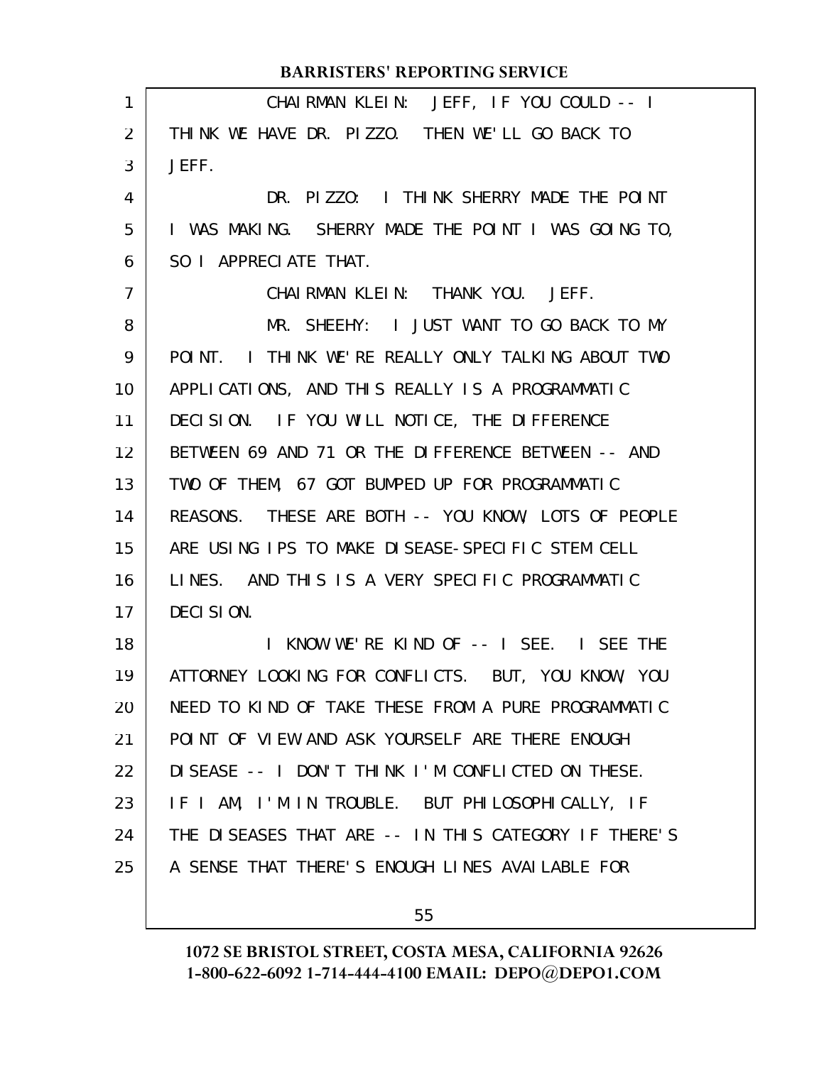CHAIRMAN KLEIN: JEFF, IF YOU COULD -- I THINK WE HAVE DR. PIZZO. THEN WE'LL GO BACK TO JEFF.

DR. PIZZO: I THINK SHERRY MADE THE POINT I WAS MAKING. SHERRY MADE THE POINT I WAS GOING TO, SO I APPRECIATE THAT.

CHAIRMAN KLEIN: THANK YOU. JEFF.

MR. SHEEHY: I JUST WANT TO GO BACK TO MY POINT. I THINK WE'RE REALLY ONLY TALKING ABOUT TWO APPLICATIONS, AND THIS REALLY IS A PROGRAMMATIC DECISION. IF YOU WILL NOTICE, THE DIFFERENCE BETWEEN 69 AND 71 OR THE DIFFERENCE BETWEEN -- AND TWO OF THEM, 67 GOT BUMPED UP FOR PROGRAMMATIC REASONS. THESE ARE BOTH -- YOU KNOW, LOTS OF PEOPLE ARE USING IPS TO MAKE DISEASE-SPECIFIC STEM CELL LINES. AND THIS IS A VERY SPECIFIC PROGRAMMATIC DECISION.

I KNOW WE'RE KIND OF -- I SEE. I SEE THE ATTORNEY LOOKING FOR CONFLICTS. BUT, YOU KNOW, YOU NEED TO KIND OF TAKE THESE FROM A PURE PROGRAMMATIC POINT OF VIEW AND ASK YOURSELF ARE THERE ENOUGH DISEASE -- I DON'T THINK I'M CONFLICTED ON THESE. IF I AM, I'M IN TROUBLE. BUT PHILOSOPHICALLY, IF THE DISEASES THAT ARE -- IN THIS CATEGORY IF THERE'S A SENSE THAT THERE'S ENOUGH LINES AVAILABLE FOR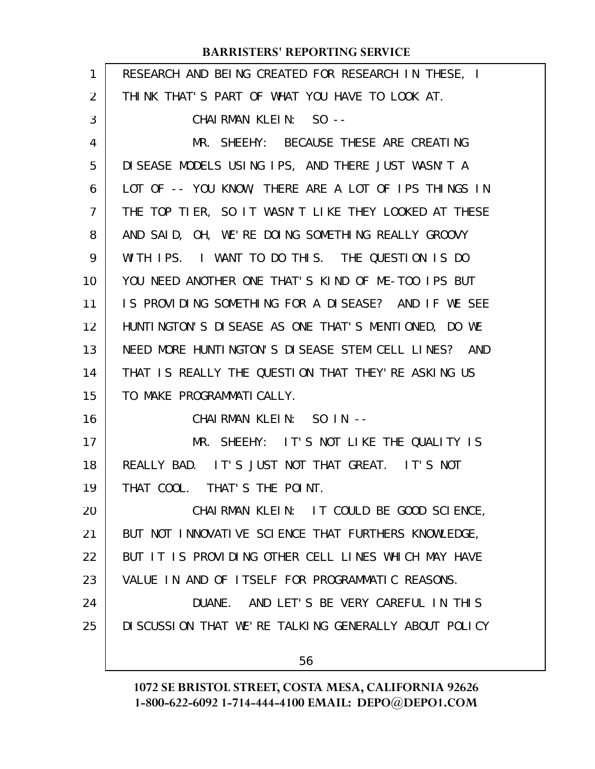RESEARCH AND BEING CREATED FOR RESEARCH IN THESE, I THINK THAT'S PART OF WHAT YOU HAVE TO LOOK AT.

CHAIRMAN KLEIN: SO --

MR. SHEEHY: BECAUSE THESE ARE CREATING DISEASE MODELS USING IPS, AND THERE JUST WASN'T A LOT OF -- YOU KNOW, THERE ARE A LOT OF IPS THINGS IN THE TOP TIER, SO IT WASN'T LIKE THEY LOOKED AT THESE AND SAID, OH, WE'RE DOING SOMETHING REALLY GROOVY WITH IPS. I WANT TO DO THIS. THE QUESTION IS DO YOU NEED ANOTHER ONE THAT'S KIND OF ME-TOO IPS BUT IS PROVIDING SOMETHING FOR A DISEASE? AND IF WE SEE HUNTINGTON'S DISEASE AS ONE THAT'S MENTIONED, DO WE NEED MORE HUNTINGTON'S DISEASE STEM CELL LINES? AND THAT IS REALLY THE QUESTION THAT THEY'RE ASKING US TO MAKE PROGRAMMATICALLY.

CHAIRMAN KLEIN: SO IN --

MR. SHEEHY: IT'S NOT LIKE THE QUALITY IS REALLY BAD. IT'S JUST NOT THAT GREAT. IT'S NOT THAT COOL. THAT'S THE POINT.

CHAIRMAN KLEIN: IT COULD BE GOOD SCIENCE, BUT NOT INNOVATIVE SCIENCE THAT FURTHERS KNOWLEDGE, BUT IT IS PROVIDING OTHER CELL LINES WHICH MAY HAVE VALUE IN AND OF ITSELF FOR PROGRAMMATIC REASONS.

DUANE. AND LET'S BE VERY CAREFUL IN THIS DISCUSSION THAT WE'RE TALKING GENERALLY ABOUT POLICY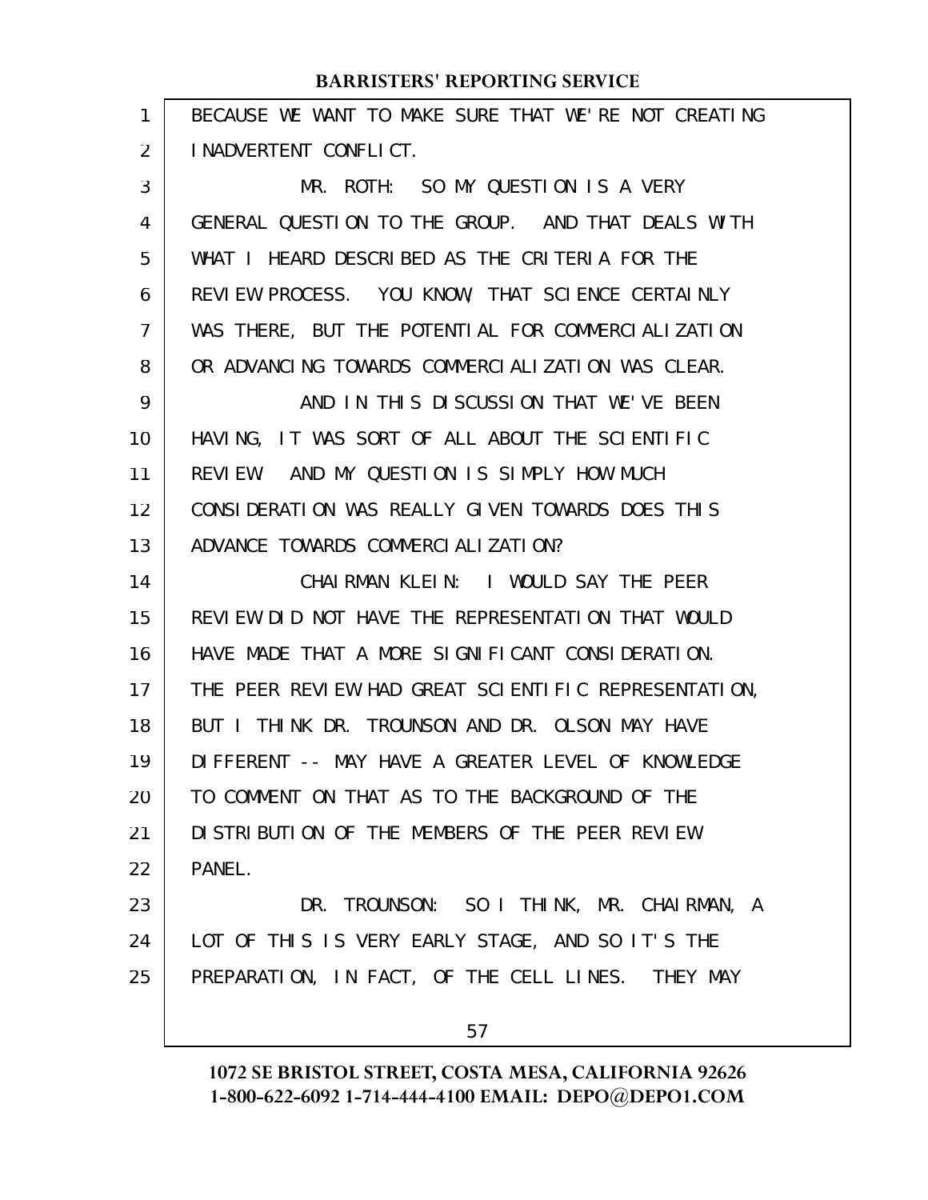BECAUSE WE WANT TO MAKE SURE THAT WE'RE NOT CREATING INADVERTENT CONFLICT.

MR. ROTH: SO MY QUESTION IS A VERY GENERAL QUESTION TO THE GROUP. AND THAT DEALS WITH WHAT I HEARD DESCRIBED AS THE CRITERIA FOR THE REVIEW PROCESS. YOU KNOW, THAT SCIENCE CERTAINLY WAS THERE, BUT THE POTENTIAL FOR COMMERCIALIZATION OR ADVANCING TOWARDS COMMERCIALIZATION WAS CLEAR.

AND IN THIS DISCUSSION THAT WE'VE BEEN HAVING, IT WAS SORT OF ALL ABOUT THE SCIENTIFIC REVIEW. AND MY QUESTION IS SIMPLY HOW MUCH CONSIDERATION WAS REALLY GIVEN TOWARDS DOES THIS ADVANCE TOWARDS COMMERCIALIZATION?

CHAIRMAN KLEIN: I WOULD SAY THE PEER REVIEW DID NOT HAVE THE REPRESENTATION THAT WOULD HAVE MADE THAT A MORE SIGNIFICANT CONSIDERATION. THE PEER REVIEW HAD GREAT SCIENTIFIC REPRESENTATION, BUT I THINK DR. TROUNSON AND DR. OLSON MAY HAVE DIFFERENT -- MAY HAVE A GREATER LEVEL OF KNOWLEDGE TO COMMENT ON THAT AS TO THE BACKGROUND OF THE DISTRIBUTION OF THE MEMBERS OF THE PEER REVIEW PANEL.

DR. TROUNSON: SO I THINK, MR. CHAIRMAN, A LOT OF THIS IS VERY EARLY STAGE, AND SO IT'S THE PREPARATION, IN FACT, OF THE CELL LINES. THEY MAY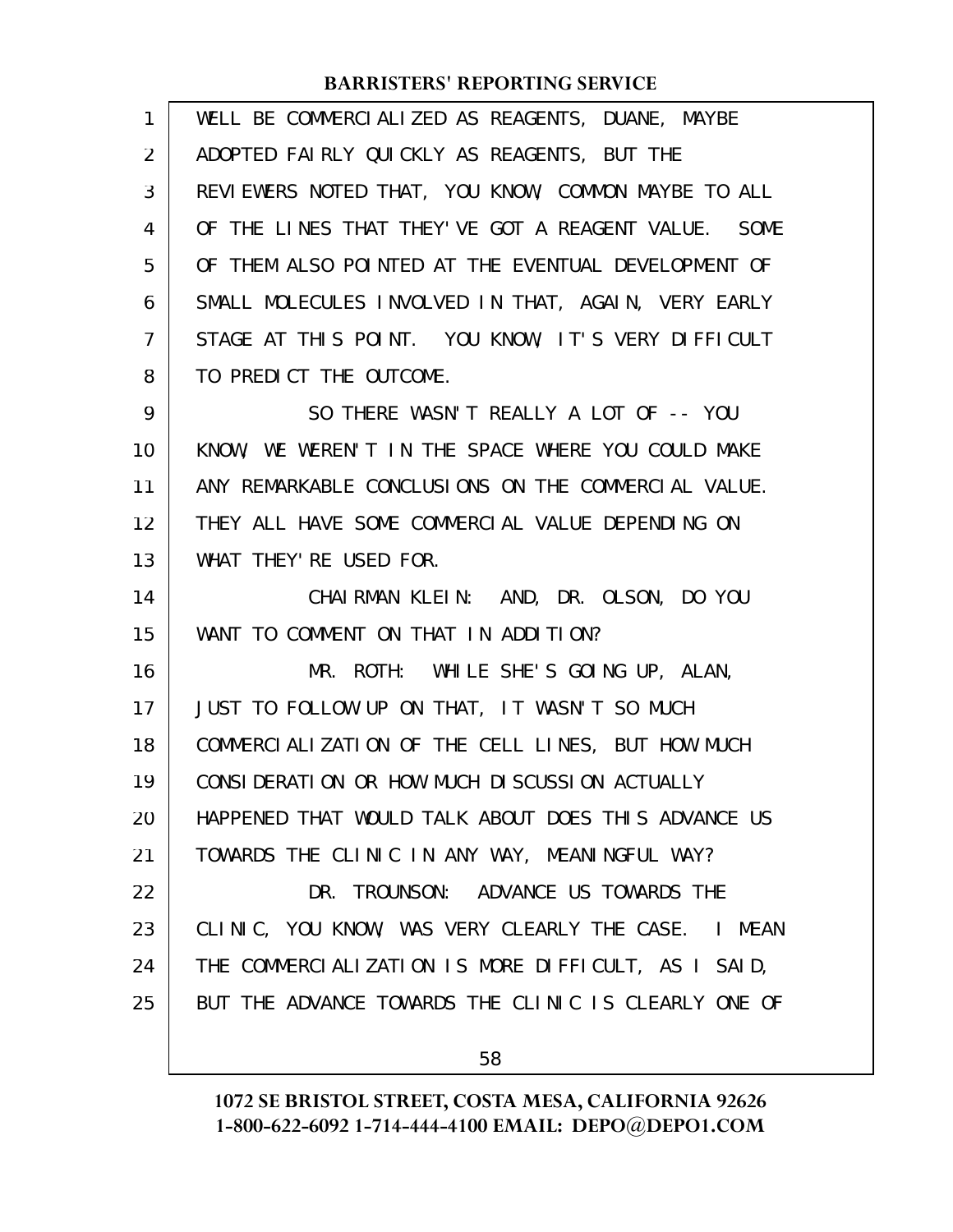WELL BE COMMERCIALIZED AS REAGENTS, DUANE, MAYBE ADOPTED FAIRLY QUICKLY AS REAGENTS, BUT THE REVIEWERS NOTED THAT, YOU KNOW, COMMON MAYBE TO ALL OF THE LINES THAT THEY'VE GOT A REAGENT VALUE. SOME OF THEM ALSO POINTED AT THE EVENTUAL DEVELOPMENT OF SMALL MOLECULES INVOLVED IN THAT, AGAIN, VERY EARLY STAGE AT THIS POINT. YOU KNOW, IT'S VERY DIFFICULT TO PREDICT THE OUTCOME.

SO THERE WASN'T REALLY A LOT OF -- YOU KNOW, WE WEREN'T IN THE SPACE WHERE YOU COULD MAKE ANY REMARKABLE CONCLUSIONS ON THE COMMERCIAL VALUE. THEY ALL HAVE SOME COMMERCIAL VALUE DEPENDING ON WHAT THEY'RE USED FOR.

CHAIRMAN KLEIN: AND, DR. OLSON, DO YOU WANT TO COMMENT ON THAT IN ADDITION?

MR. ROTH: WHILE SHE'S GOING UP, ALAN, JUST TO FOLLOW UP ON THAT, IT WASN'T SO MUCH COMMERCIALIZATION OF THE CELL LINES, BUT HOW MUCH CONSIDERATION OR HOW MUCH DISCUSSION ACTUALLY HAPPENED THAT WOULD TALK ABOUT DOES THIS ADVANCE US TOWARDS THE CLINIC IN ANY WAY, MEANINGFUL WAY?

DR. TROUNSON: ADVANCE US TOWARDS THE CLINIC, YOU KNOW, WAS VERY CLEARLY THE CASE. I MEAN THE COMMERCIALIZATION IS MORE DIFFICULT, AS I SAID, BUT THE ADVANCE TOWARDS THE CLINIC IS CLEARLY ONE OF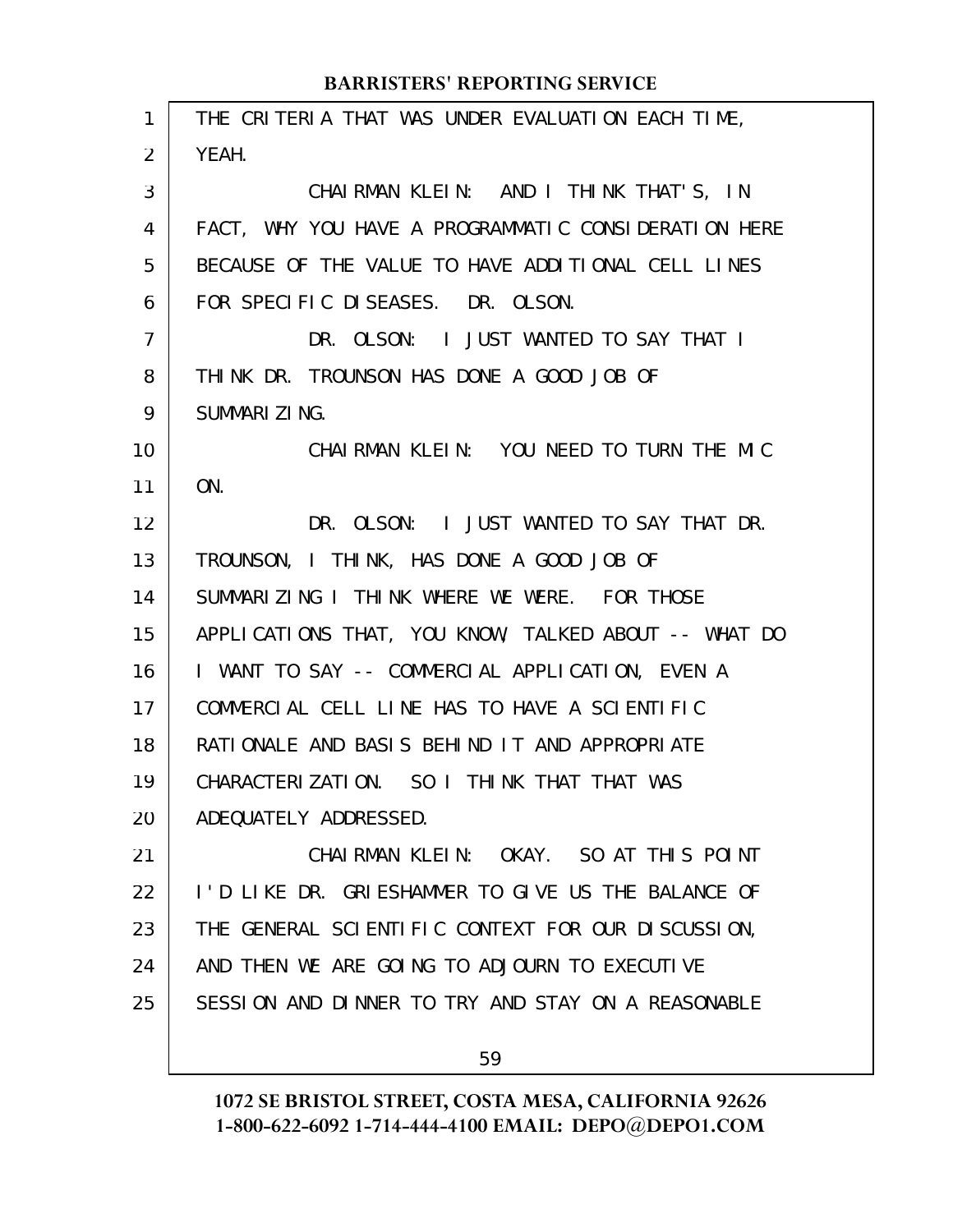THE CRITERIA THAT WAS UNDER EVALUATION EACH TIME, YEAH.

CHAIRMAN KLEIN: AND I THINK THAT'S, IN FACT, WHY YOU HAVE A PROGRAMMATIC CONSIDERATION HERE BECAUSE OF THE VALUE TO HAVE ADDITIONAL CELL LINES FOR SPECIFIC DISEASES. DR. OLSON.

DR. OLSON: I JUST WANTED TO SAY THAT I THINK DR. TROUNSON HAS DONE A GOOD JOB OF SUMMARIZING.

CHAIRMAN KLEIN: YOU NEED TO TURN THE MIC ON.

DR. OLSON: I JUST WANTED TO SAY THAT DR. TROUNSON, I THINK, HAS DONE A GOOD JOB OF SUMMARIZING I THINK WHERE WE WERE. FOR THOSE APPLICATIONS THAT, YOU KNOW, TALKED ABOUT -- WHAT DO I WANT TO SAY -- COMMERCIAL APPLICATION, EVEN A COMMERCIAL CELL LINE HAS TO HAVE A SCIENTIFIC RATIONALE AND BASIS BEHIND IT AND APPROPRIATE CHARACTERIZATION. SO I THINK THAT THAT WAS ADEQUATELY ADDRESSED.

CHAIRMAN KLEIN: OKAY. SO AT THIS POINT I'D LIKE DR. GRIESHAMMER TO GIVE US THE BALANCE OF THE GENERAL SCIENTIFIC CONTEXT FOR OUR DISCUSSION, AND THEN WE ARE GOING TO ADJOURN TO EXECUTIVE SESSION AND DINNER TO TRY AND STAY ON A REASONABLE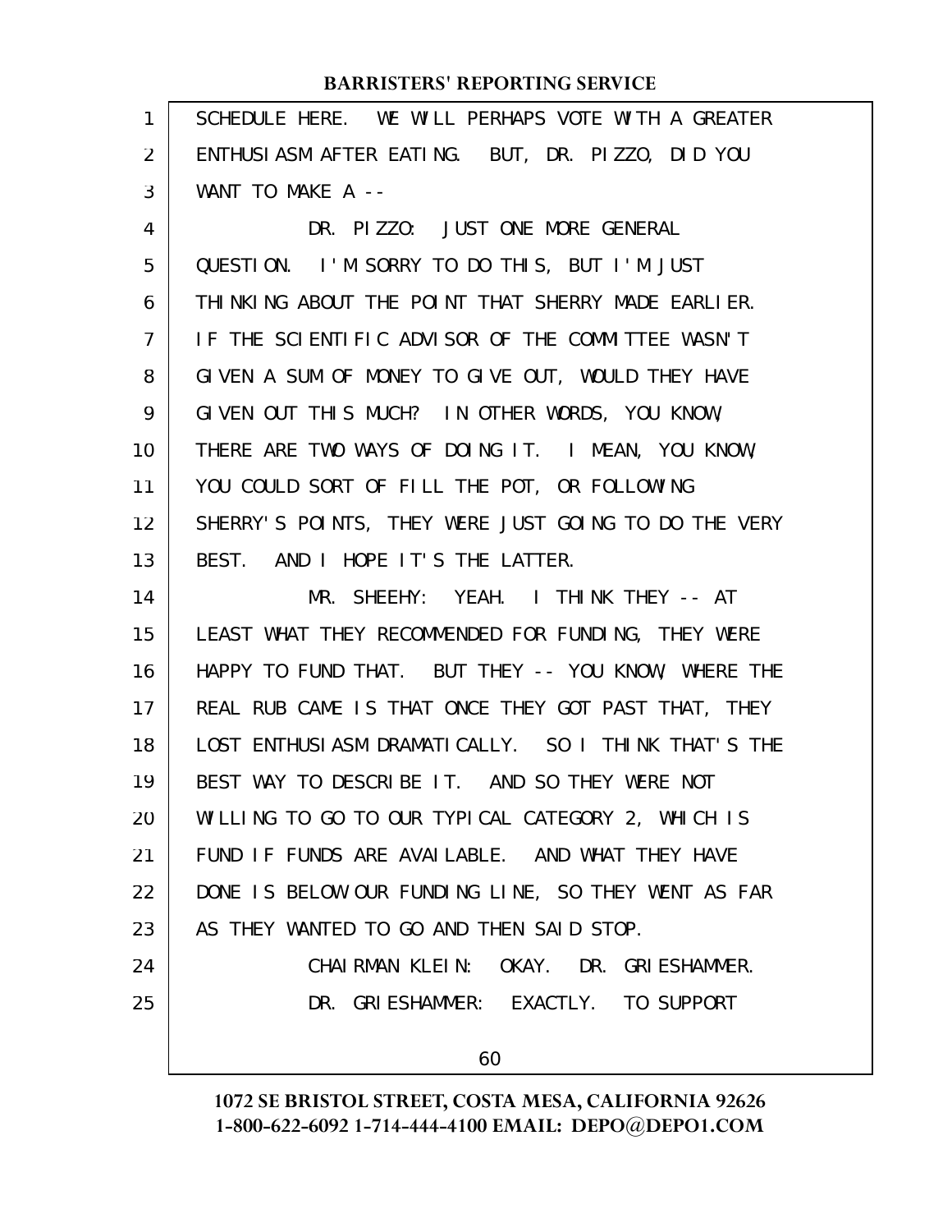SCHEDULE HERE. WE WILL PERHAPS VOTE WITH A GREATER ENTHUSIASM AFTER EATING. BUT, DR. PIZZO, DID YOU WANT TO MAKE A --

DR. PIZZO: JUST ONE MORE GENERAL QUESTION. I'M SORRY TO DO THIS, BUT I'M JUST THINKING ABOUT THE POINT THAT SHERRY MADE EARLIER. IF THE SCIENTIFIC ADVISOR OF THE COMMITTEE WASN'T GIVEN A SUM OF MONEY TO GIVE OUT, WOULD THEY HAVE GIVEN OUT THIS MUCH? IN OTHER WORDS, YOU KNOW, THERE ARE TWO WAYS OF DOING IT. I MEAN, YOU KNOW, YOU COULD SORT OF FILL THE POT, OR FOLLOWING SHERRY'S POINTS, THEY WERE JUST GOING TO DO THE VERY BEST. AND I HOPE IT'S THE LATTER.

MR. SHEEHY: YEAH. I THINK THEY -- AT LEAST WHAT THEY RECOMMENDED FOR FUNDING, THEY WERE HAPPY TO FUND THAT. BUT THEY -- YOU KNOW, WHERE THE REAL RUB CAME IS THAT ONCE THEY GOT PAST THAT, THEY LOST ENTHUSIASM DRAMATICALLY. SO I THINK THAT'S THE BEST WAY TO DESCRIBE IT. AND SO THEY WERE NOT WILLING TO GO TO OUR TYPICAL CATEGORY 2, WHICH IS FUND IF FUNDS ARE AVAILABLE. AND WHAT THEY HAVE DONE IS BELOW OUR FUNDING LINE, SO THEY WENT AS FAR AS THEY WANTED TO GO AND THEN SAID STOP.

CHAIRMAN KLEIN: OKAY. DR. GRIESHAMMER.

DR. GRIESHAMMER: EXACTLY. TO SUPPORT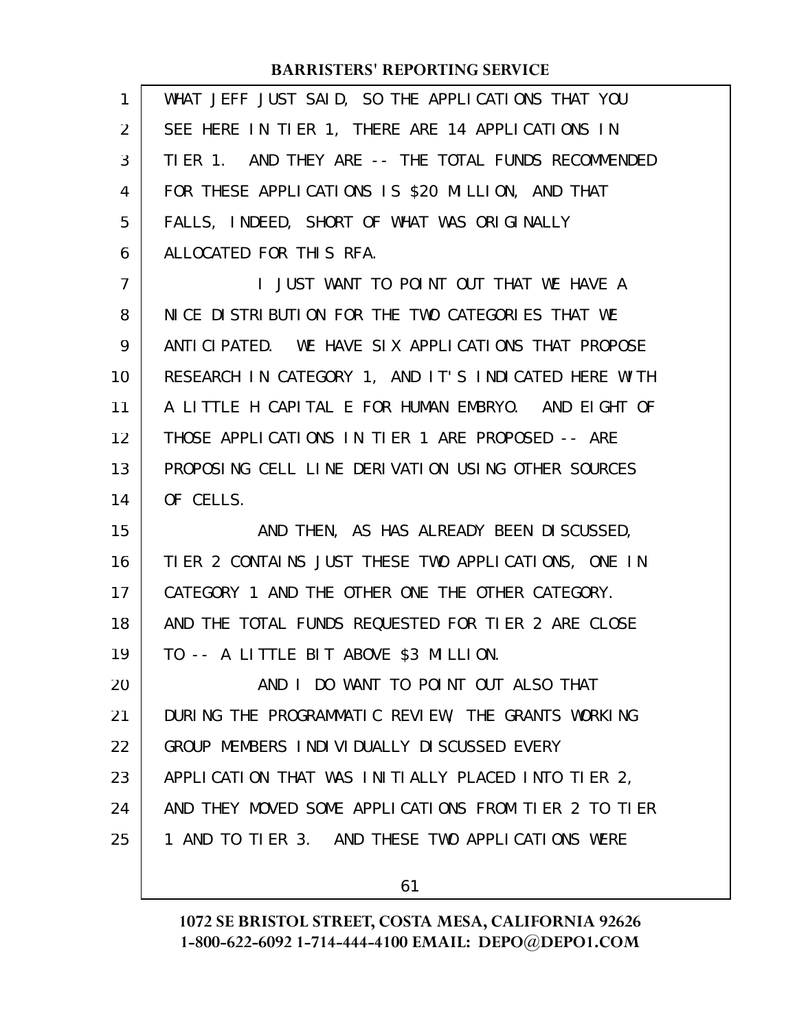WHAT JEFF JUST SAID, SO THE APPLICATIONS THAT YOU SEE HERE IN TIER 1, THERE ARE 14 APPLICATIONS IN TIER 1. AND THEY ARE -- THE TOTAL FUNDS RECOMMENDED FOR THESE APPLICATIONS IS $20 MILLION, AND THAT FALLS, INDEED, SHORT OF WHAT WAS ORIGINALLY ALLOCATED FOR THIS RFA.

I JUST WANT TO POINT OUT THAT WE HAVE A NICE DISTRIBUTION FOR THE TWO CATEGORIES THAT WE ANTICIPATED. WE HAVE SIX APPLICATIONS THAT PROPOSE RESEARCH IN CATEGORY 1, AND IT'S INDICATED HERE WITH A LITTLE H CAPITAL E FOR HUMAN EMBRYO. AND EIGHT OF THOSE APPLICATIONS IN TIER 1 ARE PROPOSED -- ARE PROPOSING CELL LINE DERIVATION USING OTHER SOURCES OF CELLS.

AND THEN, AS HAS ALREADY BEEN DISCUSSED, TIER 2 CONTAINS JUST THESE TWO APPLICATIONS, ONE IN CATEGORY 1 AND THE OTHER ONE THE OTHER CATEGORY. AND THE TOTAL FUNDS REQUESTED FOR TIER 2 ARE CLOSE TO -- A LITTLE BIT ABOVE $3 MILLION.

AND I DO WANT TO POINT OUT ALSO THAT DURING THE PROGRAMMATIC REVIEW, THE GRANTS WORKING GROUP MEMBERS INDIVIDUALLY DISCUSSED EVERY APPLICATION THAT WAS INITIALLY PLACED INTO TIER 2, AND THEY MOVED SOME APPLICATIONS FROM TIER 2 TO TIER 1 AND TO TIER 3. AND THESE TWO APPLICATIONS WERE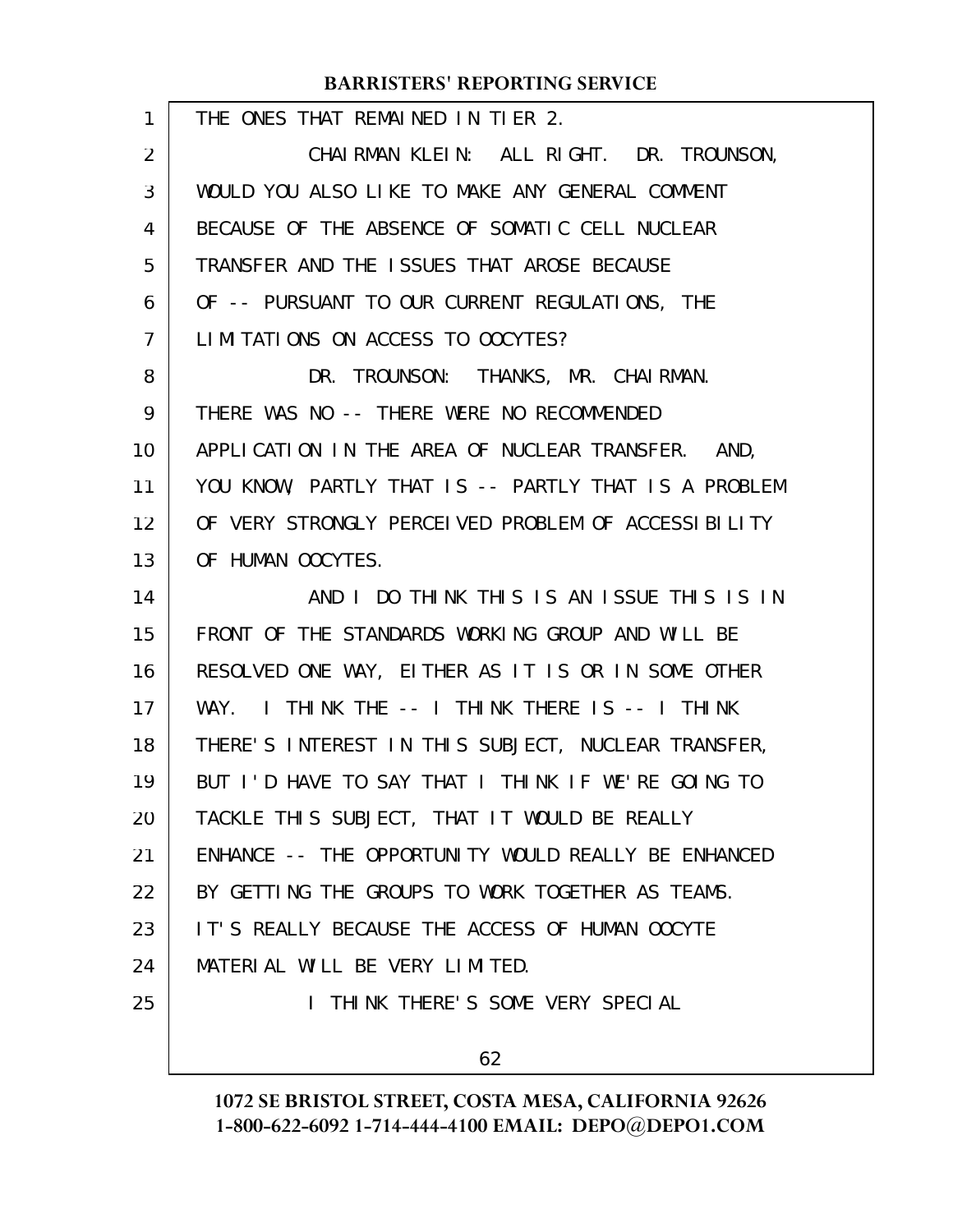THE ONES THAT REMAINED IN TIER 2.

CHAIRMAN KLEIN: ALL RIGHT. DR. TROUNSON, WOULD YOU ALSO LIKE TO MAKE ANY GENERAL COMMENT BECAUSE OF THE ABSENCE OF SOMATIC CELL NUCLEAR TRANSFER AND THE ISSUES THAT AROSE BECAUSE OF -- PURSUANT TO OUR CURRENT REGULATIONS, THE LIMITATIONS ON ACCESS TO OOCYTES?

DR. TROUNSON: THANKS, MR. CHAIRMAN. THERE WAS NO -- THERE WERE NO RECOMMENDED APPLICATION IN THE AREA OF NUCLEAR TRANSFER. AND, YOU KNOW, PARTLY THAT IS -- PARTLY THAT IS A PROBLEM OF VERY STRONGLY PERCEIVED PROBLEM OF ACCESSIBILITY OF HUMAN OOCYTES.

AND I DO THINK THIS IS AN ISSUE THIS IS IN FRONT OF THE STANDARDS WORKING GROUP AND WILL BE RESOLVED ONE WAY, EITHER AS IT IS OR IN SOME OTHER WAY. I THINK THE -- I THINK THERE IS -- I THINK THERE'S INTEREST IN THIS SUBJECT, NUCLEAR TRANSFER, BUT I'D HAVE TO SAY THAT I THINK IF WE'RE GOING TO TACKLE THIS SUBJECT, THAT IT WOULD BE REALLY ENHANCE -- THE OPPORTUNITY WOULD REALLY BE ENHANCED BY GETTING THE GROUPS TO WORK TOGETHER AS TEAMS. IT'S REALLY BECAUSE THE ACCESS OF HUMAN OOCYTE MATERIAL WILL BE VERY LIMITED.

I THINK THERE'S SOME VERY SPECIAL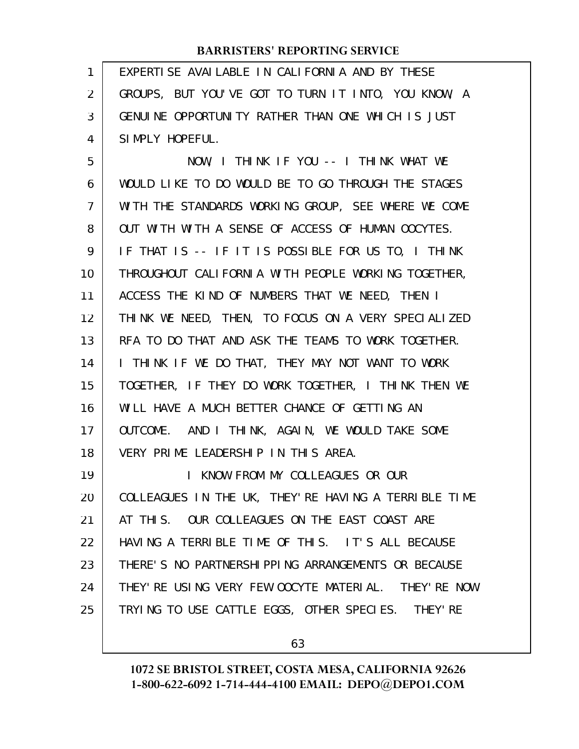EXPERTISE AVAILABLE IN CALIFORNIA AND BY THESE GROUPS, BUT YOU'VE GOT TO TURN IT INTO, YOU KNOW, A GENUINE OPPORTUNITY RATHER THAN ONE WHICH IS JUST SIMPLY HOPEFUL.

NOW, I THINK IF YOU -- I THINK WHAT WE WOULD LIKE TO DO WOULD BE TO GO THROUGH THE STAGES WITH THE STANDARDS WORKING GROUP, SEE WHERE WE COME OUT WITH WITH A SENSE OF ACCESS OF HUMAN OOCYTES. IF THAT IS -- IF IT IS POSSIBLE FOR US TO, I THINK THROUGHOUT CALIFORNIA WITH PEOPLE WORKING TOGETHER, ACCESS THE KIND OF NUMBERS THAT WE NEED, THEN I THINK WE NEED, THEN, TO FOCUS ON A VERY SPECIALIZED RFA TO DO THAT AND ASK THE TEAMS TO WORK TOGETHER. I THINK IF WE DO THAT, THEY MAY NOT WANT TO WORK TOGETHER, IF THEY DO WORK TOGETHER, I THINK THEN WE WILL HAVE A MUCH BETTER CHANCE OF GETTING AN OUTCOME. AND I THINK, AGAIN, WE WOULD TAKE SOME VERY PRIME LEADERSHIP IN THIS AREA.

I KNOW FROM MY COLLEAGUES OR OUR COLLEAGUES IN THE UK, THEY'RE HAVING A TERRIBLE TIME AT THIS. OUR COLLEAGUES ON THE EAST COAST ARE HAVING A TERRIBLE TIME OF THIS. IT'S ALL BECAUSE THERE'S NO PARTNERSHIPPING ARRANGEMENTS OR BECAUSE THEY'RE USING VERY FEW OOCYTE MATERIAL. THEY'RE NOW TRYING TO USE CATTLE EGGS, OTHER SPECIES. THEY'RE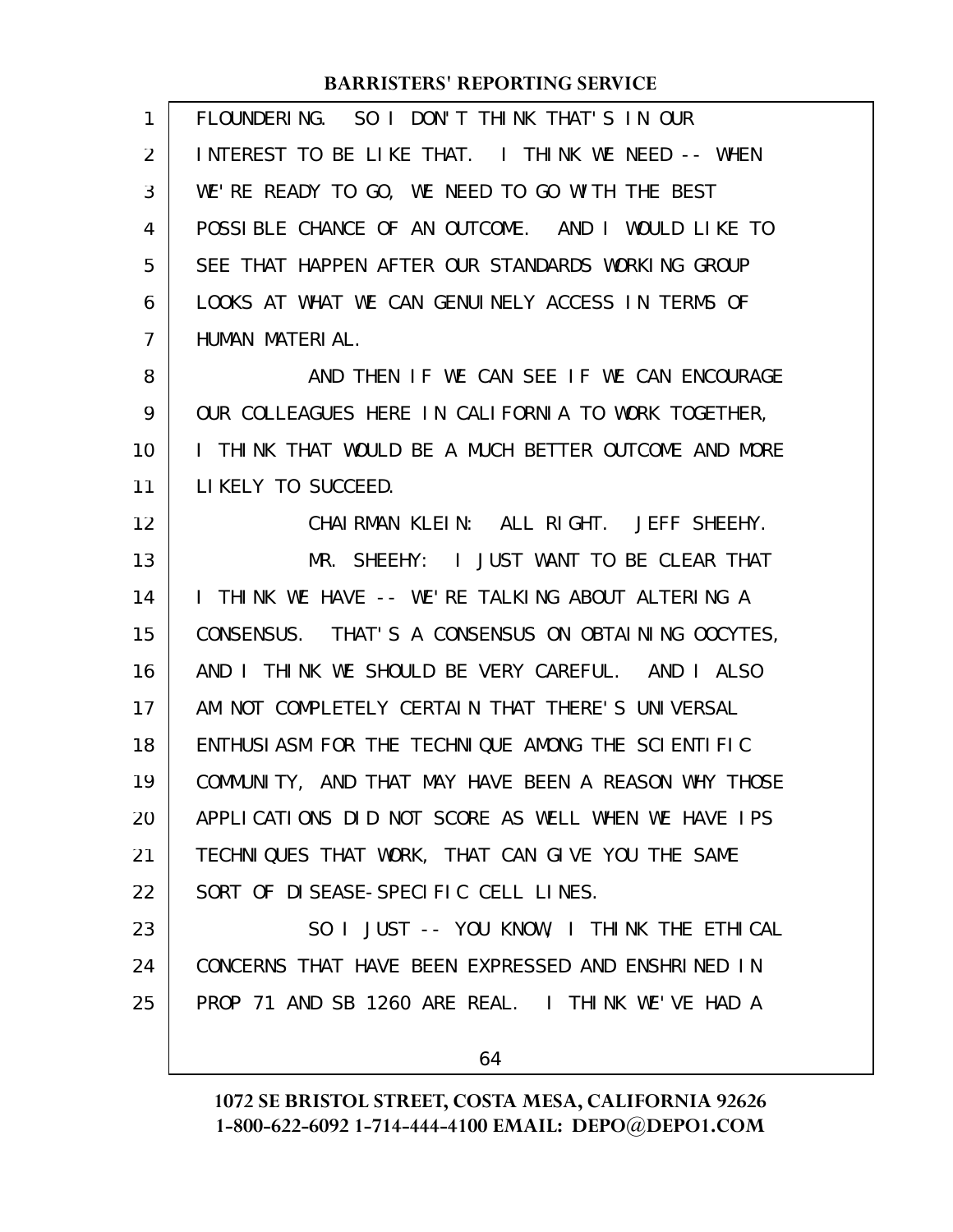FLOUNDERING. SO I DON'T THINK THAT'S IN OUR INTEREST TO BE LIKE THAT. I THINK WE NEED -- WHEN WE'RE READY TO GO, WE NEED TO GO WITH THE BEST POSSIBLE CHANCE OF AN OUTCOME. AND I WOULD LIKE TO SEE THAT HAPPEN AFTER OUR STANDARDS WORKING GROUP LOOKS AT WHAT WE CAN GENUINELY ACCESS IN TERMS OF HUMAN MATERIAL.

AND THEN IF WE CAN SEE IF WE CAN ENCOURAGE OUR COLLEAGUES HERE IN CALIFORNIA TO WORK TOGETHER, I THINK THAT WOULD BE A MUCH BETTER OUTCOME AND MORE LIKELY TO SUCCEED.

CHAIRMAN KLEIN: ALL RIGHT. JEFF SHEEHY.

MR. SHEEHY: I JUST WANT TO BE CLEAR THAT I THINK WE HAVE -- WE'RE TALKING ABOUT ALTERING A CONSENSUS. THAT'S A CONSENSUS ON OBTAINING OOCYTES, AND I THINK WE SHOULD BE VERY CAREFUL. AND I ALSO AM NOT COMPLETELY CERTAIN THAT THERE'S UNIVERSAL ENTHUSIASM FOR THE TECHNIQUE AMONG THE SCIENTIFIC COMMUNITY, AND THAT MAY HAVE BEEN A REASON WHY THOSE APPLICATIONS DID NOT SCORE AS WELL WHEN WE HAVE IPS TECHNIQUES THAT WORK, THAT CAN GIVE YOU THE SAME SORT OF DISEASE-SPECIFIC CELL LINES.

SO I JUST -- YOU KNOW, I THINK THE ETHICAL CONCERNS THAT HAVE BEEN EXPRESSED AND ENSHRINED IN PROP 71 AND SB 1260 ARE REAL. I THINK WE'VE HAD A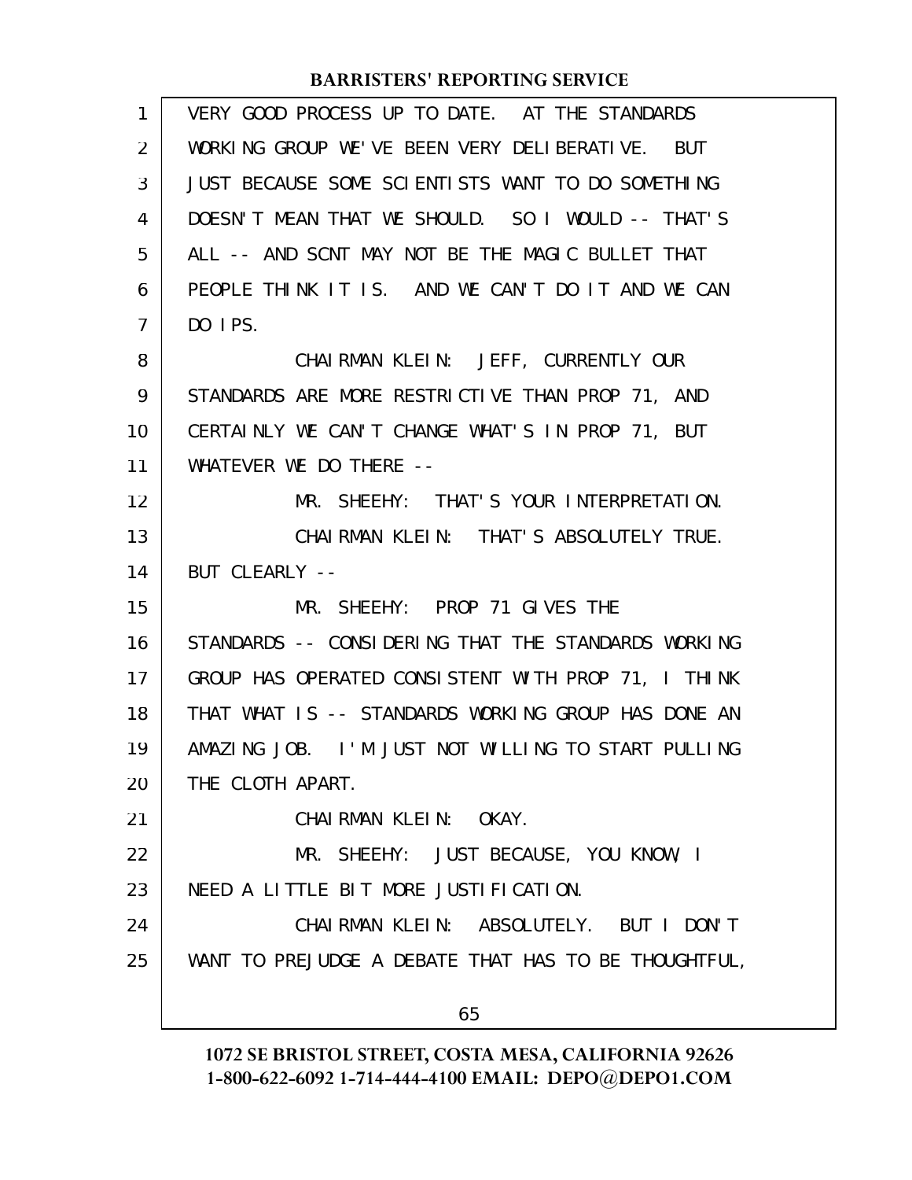VERY GOOD PROCESS UP TO DATE. AT THE STANDARDS WORKING GROUP WE'VE BEEN VERY DELIBERATIVE. BUT JUST BECAUSE SOME SCIENTISTS WANT TO DO SOMETHING DOESN'T MEAN THAT WE SHOULD. SO I WOULD -- THAT'S ALL -- AND SCNT MAY NOT BE THE MAGIC BULLET THAT PEOPLE THINK IT IS. AND WE CAN'T DO IT AND WE CAN DO IPS.

CHAIRMAN KLEIN: JEFF, CURRENTLY OUR STANDARDS ARE MORE RESTRICTIVE THAN PROP 71, AND CERTAINLY WE CAN'T CHANGE WHAT'S IN PROP 71, BUT WHATEVER WE DO THERE --

MR. SHEEHY: THAT'S YOUR INTERPRETATION.

CHAIRMAN KLEIN: THAT'S ABSOLUTELY TRUE. BUT CLEARLY --

MR. SHEEHY: PROP 71 GIVES THE STANDARDS -- CONSIDERING THAT THE STANDARDS WORKING GROUP HAS OPERATED CONSISTENT WITH PROP 71, I THINK THAT WHAT IS -- STANDARDS WORKING GROUP HAS DONE AN AMAZING JOB. I'M JUST NOT WILLING TO START PULLING THE CLOTH APART.

CHAIRMAN KLEIN: OKAY.

MR. SHEEHY: JUST BECAUSE, YOU KNOW, I NEED A LITTLE BIT MORE JUSTIFICATION.

CHAIRMAN KLEIN: ABSOLUTELY. BUT I DON'T WANT TO PREJUDGE A DEBATE THAT HAS TO BE THOUGHTFUL,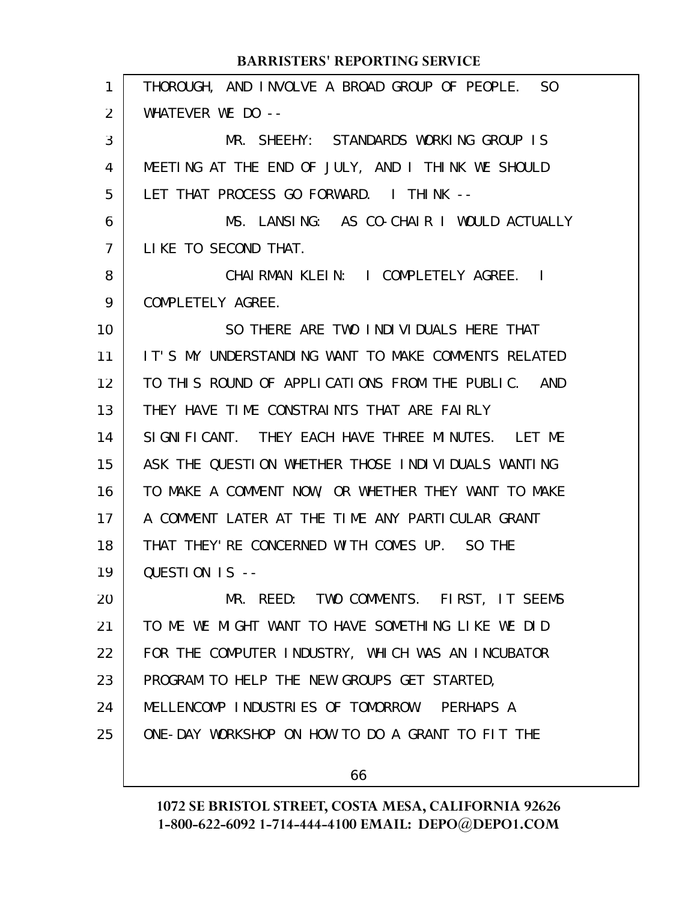THOROUGH, AND INVOLVE A BROAD GROUP OF PEOPLE. SO WHATEVER WE DO --

MR. SHEEHY: STANDARDS WORKING GROUP IS MEETING AT THE END OF JULY, AND I THINK WE SHOULD LET THAT PROCESS GO FORWARD. I THINK --

MS. LANSING: AS CO-CHAIR I WOULD ACTUALLY LIKE TO SECOND THAT.

CHAIRMAN KLEIN: I COMPLETELY AGREE. I COMPLETELY AGREE.

SO THERE ARE TWO INDIVIDUALS HERE THAT IT'S MY UNDERSTANDING WANT TO MAKE COMMENTS RELATED TO THIS ROUND OF APPLICATIONS FROM THE PUBLIC. AND THEY HAVE TIME CONSTRAINTS THAT ARE FAIRLY SIGNIFICANT. THEY EACH HAVE THREE MINUTES. LET ME ASK THE QUESTION WHETHER THOSE INDIVIDUALS WANTING TO MAKE A COMMENT NOW, OR WHETHER THEY WANT TO MAKE A COMMENT LATER AT THE TIME ANY PARTICULAR GRANT THAT THEY'RE CONCERNED WITH COMES UP. SO THE QUESTION IS --

MR. REED: TWO COMMENTS. FIRST, IT SEEMS TO ME WE MIGHT WANT TO HAVE SOMETHING LIKE WE DID FOR THE COMPUTER INDUSTRY, WHICH WAS AN INCUBATOR PROGRAM TO HELP THE NEW GROUPS GET STARTED, MELLENCOMP INDUSTRIES OF TOMORROW. PERHAPS A ONE-DAY WORKSHOP ON HOW TO DO A GRANT TO FIT THE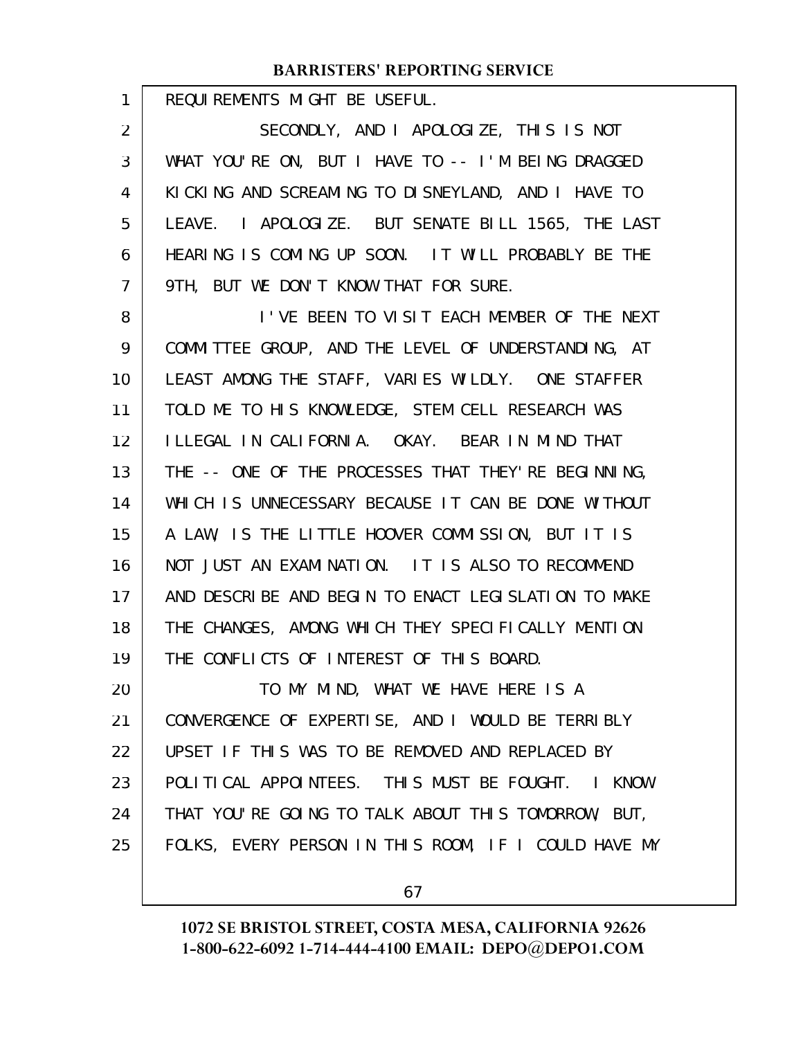REQUIREMENTS MIGHT BE USEFUL.

SECONDLY, AND I APOLOGIZE, THIS IS NOT WHAT YOU'RE ON, BUT I HAVE TO -- I'M BEING DRAGGED KICKING AND SCREAMING TO DISNEYLAND, AND I HAVE TO LEAVE. I APOLOGIZE. BUT SENATE BILL 1565, THE LAST HEARING IS COMING UP SOON. IT WILL PROBABLY BE THE 9TH, BUT WE DON'T KNOW THAT FOR SURE.

I'VE BEEN TO VISIT EACH MEMBER OF THE NEXT COMMITTEE GROUP, AND THE LEVEL OF UNDERSTANDING, AT LEAST AMONG THE STAFF, VARIES WILDLY. ONE STAFFER TOLD ME TO HIS KNOWLEDGE, STEM CELL RESEARCH WAS ILLEGAL IN CALIFORNIA. OKAY. BEAR IN MIND THAT THE -- ONE OF THE PROCESSES THAT THEY'RE BEGINNING, WHICH IS UNNECESSARY BECAUSE IT CAN BE DONE WITHOUT A LAW, IS THE LITTLE HOOVER COMMISSION, BUT IT IS NOT JUST AN EXAMINATION. IT IS ALSO TO RECOMMEND AND DESCRIBE AND BEGIN TO ENACT LEGISLATION TO MAKE THE CHANGES, AMONG WHICH THEY SPECIFICALLY MENTION THE CONFLICTS OF INTEREST OF THIS BOARD.

TO MY MIND, WHAT WE HAVE HERE IS A CONVERGENCE OF EXPERTISE, AND I WOULD BE TERRIBLY UPSET IF THIS WAS TO BE REMOVED AND REPLACED BY POLITICAL APPOINTEES. THIS MUST BE FOUGHT. I KNOW THAT YOU'RE GOING TO TALK ABOUT THIS TOMORROW, BUT, FOLKS, EVERY PERSON IN THIS ROOM, IF I COULD HAVE MY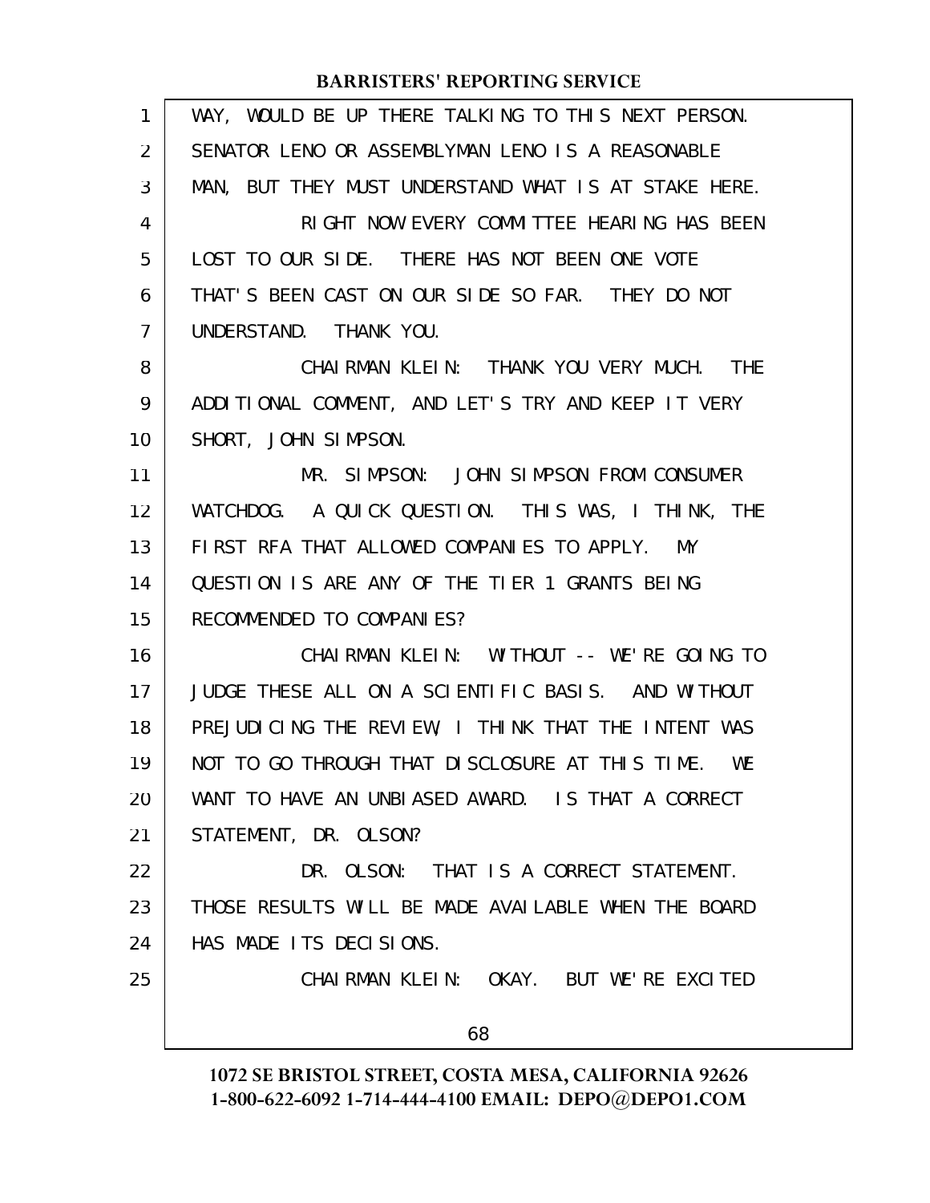WAY, WOULD BE UP THERE TALKING TO THIS NEXT PERSON. SENATOR LENO OR ASSEMBLYMAN LENO IS A REASONABLE MAN, BUT THEY MUST UNDERSTAND WHAT IS AT STAKE HERE.

RIGHT NOW EVERY COMMITTEE HEARING HAS BEEN LOST TO OUR SIDE. THERE HAS NOT BEEN ONE VOTE THAT'S BEEN CAST ON OUR SIDE SO FAR. THEY DO NOT UNDERSTAND. THANK YOU.

CHAIRMAN KLEIN: THANK YOU VERY MUCH. THE ADDITIONAL COMMENT, AND LET'S TRY AND KEEP IT VERY SHORT, JOHN SIMPSON.

MR. SIMPSON: JOHN SIMPSON FROM CONSUMER WATCHDOG. A QUICK QUESTION. THIS WAS, I THINK, THE FIRST RFA THAT ALLOWED COMPANIES TO APPLY. MY QUESTION IS ARE ANY OF THE TIER 1 GRANTS BEING RECOMMENDED TO COMPANIES?

CHAIRMAN KLEIN: WITHOUT -- WE'RE GOING TO JUDGE THESE ALL ON A SCIENTIFIC BASIS. AND WITHOUT PREJUDICING THE REVIEW, I THINK THAT THE INTENT WAS NOT TO GO THROUGH THAT DISCLOSURE AT THIS TIME. WE WANT TO HAVE AN UNBIASED AWARD. IS THAT A CORRECT STATEMENT, DR. OLSON?

DR. OLSON: THAT IS A CORRECT STATEMENT. THOSE RESULTS WILL BE MADE AVAILABLE WHEN THE BOARD HAS MADE ITS DECISIONS.

CHAIRMAN KLEIN: OKAY. BUT WE'RE EXCITED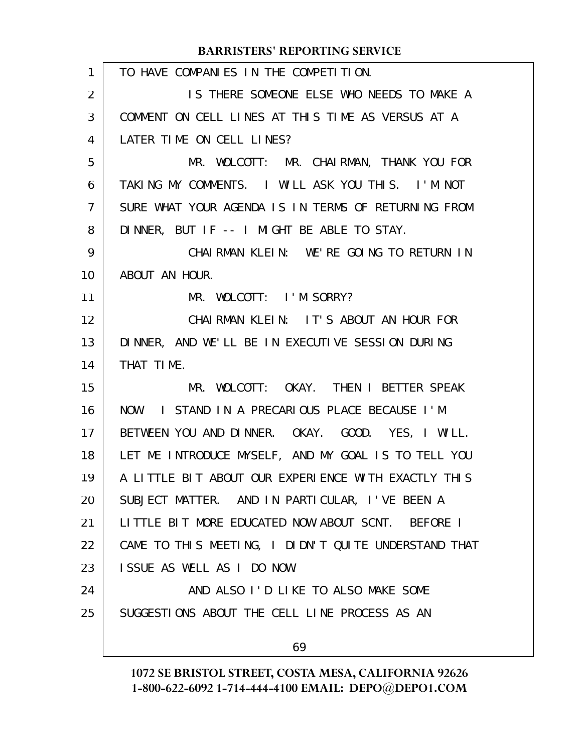TO HAVE COMPANIES IN THE COMPETITION.

IS THERE SOMEONE ELSE WHO NEEDS TO MAKE A COMMENT ON CELL LINES AT THIS TIME AS VERSUS AT A LATER TIME ON CELL LINES?

MR. WOLCOTT: MR. CHAIRMAN, THANK YOU FOR TAKING MY COMMENTS. I WILL ASK YOU THIS. I'M NOT SURE WHAT YOUR AGENDA IS IN TERMS OF RETURNING FROM DINNER, BUT IF -- I MIGHT BE ABLE TO STAY.

CHAIRMAN KLEIN: WE'RE GOING TO RETURN IN ABOUT AN HOUR.

MR. WOLCOTT: I'M SORRY?

CHAIRMAN KLEIN: IT'S ABOUT AN HOUR FOR DINNER, AND WE'LL BE IN EXECUTIVE SESSION DURING THAT TIME.

MR. WOLCOTT: OKAY. THEN I BETTER SPEAK NOW. I STAND IN A PRECARIOUS PLACE BECAUSE I'M BETWEEN YOU AND DINNER. OKAY. GOOD. YES, I WILL. LET ME INTRODUCE MYSELF, AND MY GOAL IS TO TELL YOU A LITTLE BIT ABOUT OUR EXPERIENCE WITH EXACTLY THIS SUBJECT MATTER. AND IN PARTICULAR, I'VE BEEN A LITTLE BIT MORE EDUCATED NOW ABOUT SCNT. BEFORE I CAME TO THIS MEETING, I DIDN'T QUITE UNDERSTAND THAT ISSUE AS WELL AS I DO NOW.

AND ALSO I'D LIKE TO ALSO MAKE SOME SUGGESTIONS ABOUT THE CELL LINE PROCESS AS AN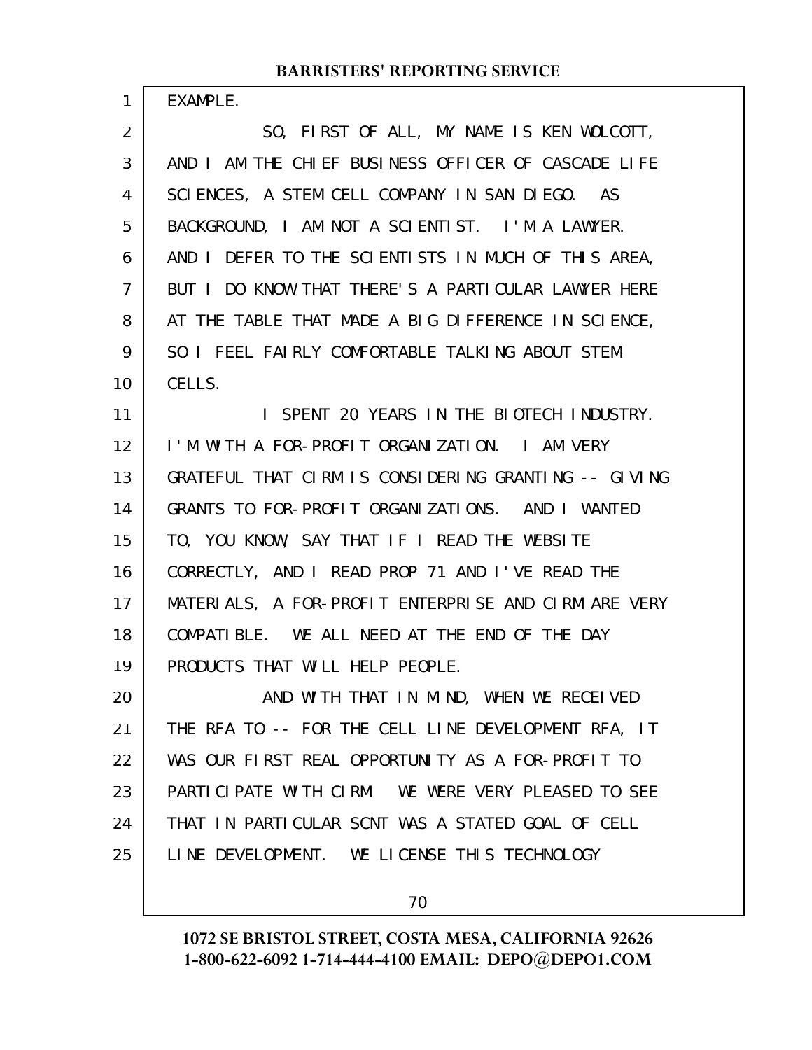EXAMPLE.

SO, FIRST OF ALL, MY NAME IS KEN WOLCOTT, AND I AM THE CHIEF BUSINESS OFFICER OF CASCADE LIFE SCIENCES, A STEM CELL COMPANY IN SAN DIEGO. AS BACKGROUND, I AM NOT A SCIENTIST. I'M A LAWYER. AND I DEFER TO THE SCIENTISTS IN MUCH OF THIS AREA, BUT I DO KNOW THAT THERE'S A PARTICULAR LAWYER HERE AT THE TABLE THAT MADE A BIG DIFFERENCE IN SCIENCE, SO I FEEL FAIRLY COMFORTABLE TALKING ABOUT STEM CELLS.

I SPENT 20 YEARS IN THE BIOTECH INDUSTRY. I'M WITH A FOR-PROFIT ORGANIZATION. I AM VERY GRATEFUL THAT CIRM IS CONSIDERING GRANTING -- GIVING GRANTS TO FOR-PROFIT ORGANIZATIONS. AND I WANTED TO, YOU KNOW, SAY THAT IF I READ THE WEBSITE CORRECTLY, AND I READ PROP 71 AND I'VE READ THE MATERIALS, A FOR-PROFIT ENTERPRISE AND CIRM ARE VERY COMPATIBLE. WE ALL NEED AT THE END OF THE DAY PRODUCTS THAT WILL HELP PEOPLE.

AND WITH THAT IN MIND, WHEN WE RECEIVED THE RFA TO -- FOR THE CELL LINE DEVELOPMENT RFA, IT WAS OUR FIRST REAL OPPORTUNITY AS A FOR-PROFIT TO PARTICIPATE WITH CIRM. WE WERE VERY PLEASED TO SEE THAT IN PARTICULAR SCNT WAS A STATED GOAL OF CELL LINE DEVELOPMENT. WE LICENSE THIS TECHNOLOGY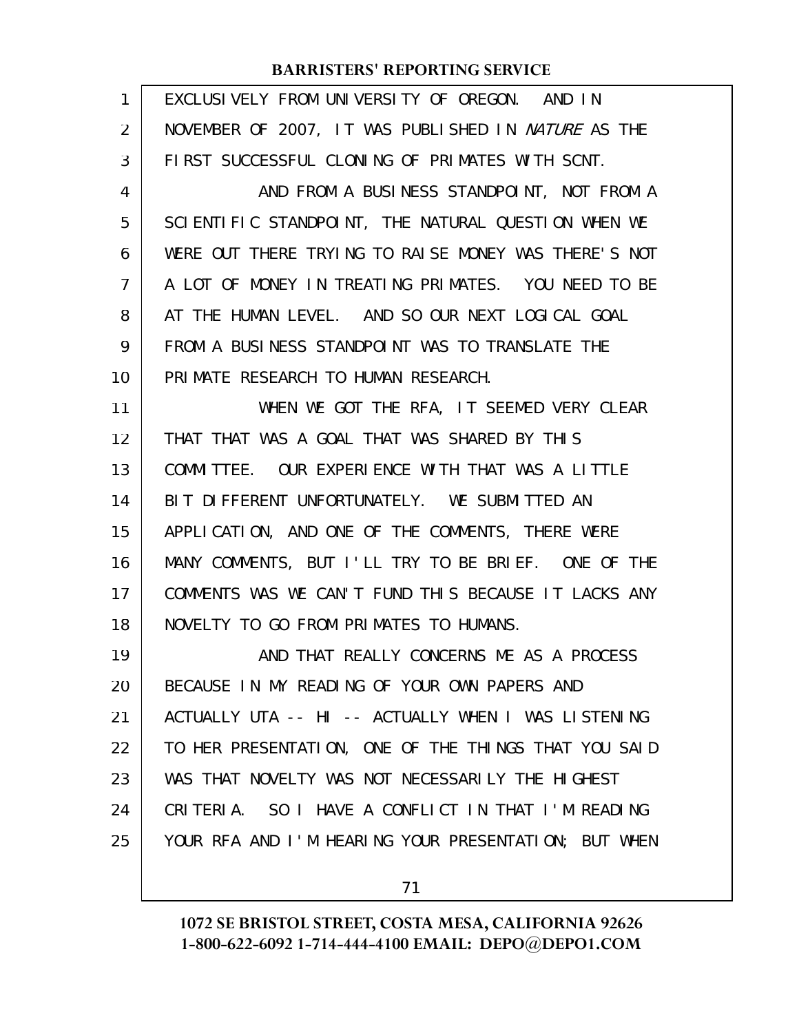EXCLUSIVELY FROM UNIVERSITY OF OREGON. AND IN NOVEMBER OF 2007, IT WAS PUBLISHED IN *NATURE* AS THE FIRST SUCCESSFUL CLONING OF PRIMATES WITH SCNT.

AND FROM A BUSINESS STANDPOINT, NOT FROM A SCIENTIFIC STANDPOINT, THE NATURAL QUESTION WHEN WE WERE OUT THERE TRYING TO RAISE MONEY WAS THERE'S NOT A LOT OF MONEY IN TREATING PRIMATES. YOU NEED TO BE AT THE HUMAN LEVEL. AND SO OUR NEXT LOGICAL GOAL FROM A BUSINESS STANDPOINT WAS TO TRANSLATE THE PRIMATE RESEARCH TO HUMAN RESEARCH.

WHEN WE GOT THE RFA, IT SEEMED VERY CLEAR THAT THAT WAS A GOAL THAT WAS SHARED BY THIS COMMITTEE. OUR EXPERIENCE WITH THAT WAS A LITTLE BIT DIFFERENT UNFORTUNATELY. WE SUBMITTED AN APPLICATION, AND ONE OF THE COMMENTS, THERE WERE MANY COMMENTS, BUT I'LL TRY TO BE BRIEF. ONE OF THE COMMENTS WAS WE CAN'T FUND THIS BECAUSE IT LACKS ANY NOVELTY TO GO FROM PRIMATES TO HUMANS.

AND THAT REALLY CONCERNS ME AS A PROCESS BECAUSE IN MY READING OF YOUR OWN PAPERS AND ACTUALLY UTA -- HI -- ACTUALLY WHEN I WAS LISTENING TO HER PRESENTATION, ONE OF THE THINGS THAT YOU SAID WAS THAT NOVELTY WAS NOT NECESSARILY THE HIGHEST CRITERIA. SO I HAVE A CONFLICT IN THAT I'M READING YOUR RFA AND I'M HEARING YOUR PRESENTATION; BUT WHEN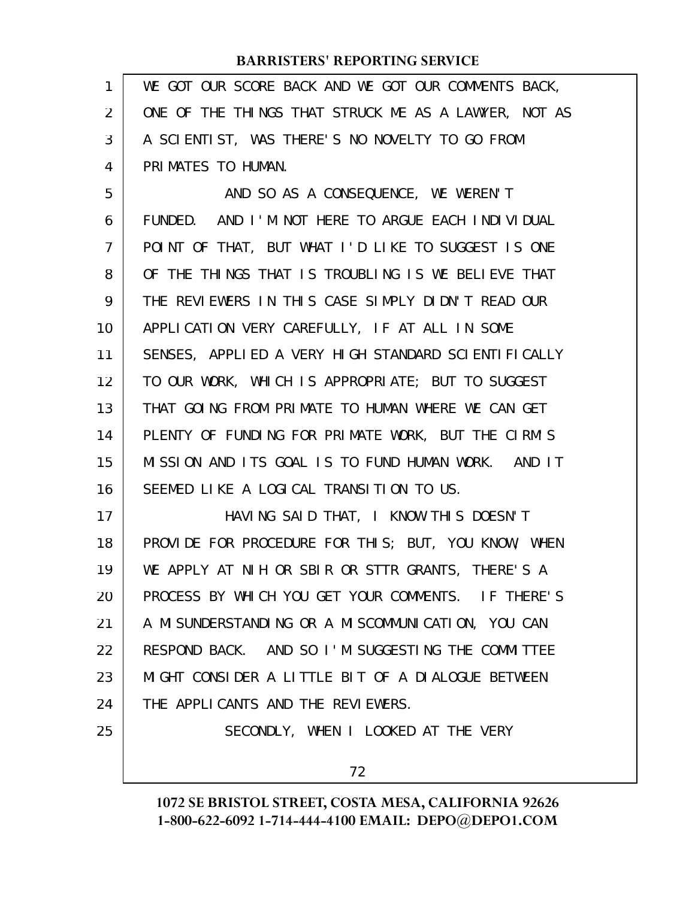WE GOT OUR SCORE BACK AND WE GOT OUR COMMENTS BACK, ONE OF THE THINGS THAT STRUCK ME AS A LAWYER, NOT AS A SCIENTIST, WAS THERE'S NO NOVELTY TO GO FROM PRIMATES TO HUMAN.

AND SO AS A CONSEQUENCE, WE WEREN'T FUNDED. AND I'M NOT HERE TO ARGUE EACH INDIVIDUAL POINT OF THAT, BUT WHAT I'D LIKE TO SUGGEST IS ONE OF THE THINGS THAT IS TROUBLING IS WE BELIEVE THAT THE REVIEWERS IN THIS CASE SIMPLY DIDN'T READ OUR APPLICATION VERY CAREFULLY, IF AT ALL IN SOME SENSES, APPLIED A VERY HIGH STANDARD SCIENTIFICALLY TO OUR WORK, WHICH IS APPROPRIATE; BUT TO SUGGEST THAT GOING FROM PRIMATE TO HUMAN WHERE WE CAN GET PLENTY OF FUNDING FOR PRIMATE WORK, BUT THE CIRM'S MISSION AND ITS GOAL IS TO FUND HUMAN WORK. AND IT SEEMED LIKE A LOGICAL TRANSITION TO US.

HAVING SAID THAT, I KNOW THIS DOESN'T PROVIDE FOR PROCEDURE FOR THIS; BUT, YOU KNOW, WHEN WE APPLY AT NIH OR SBIR OR STTR GRANTS, THERE'S A PROCESS BY WHICH YOU GET YOUR COMMENTS. IF THERE'S A MISUNDERSTANDING OR A MISCOMMUNICATION, YOU CAN RESPOND BACK. AND SO I'M SUGGESTING THE COMMITTEE MIGHT CONSIDER A LITTLE BIT OF A DIALOGUE BETWEEN THE APPLICANTS AND THE REVIEWERS.

SECONDLY, WHEN I LOOKED AT THE VERY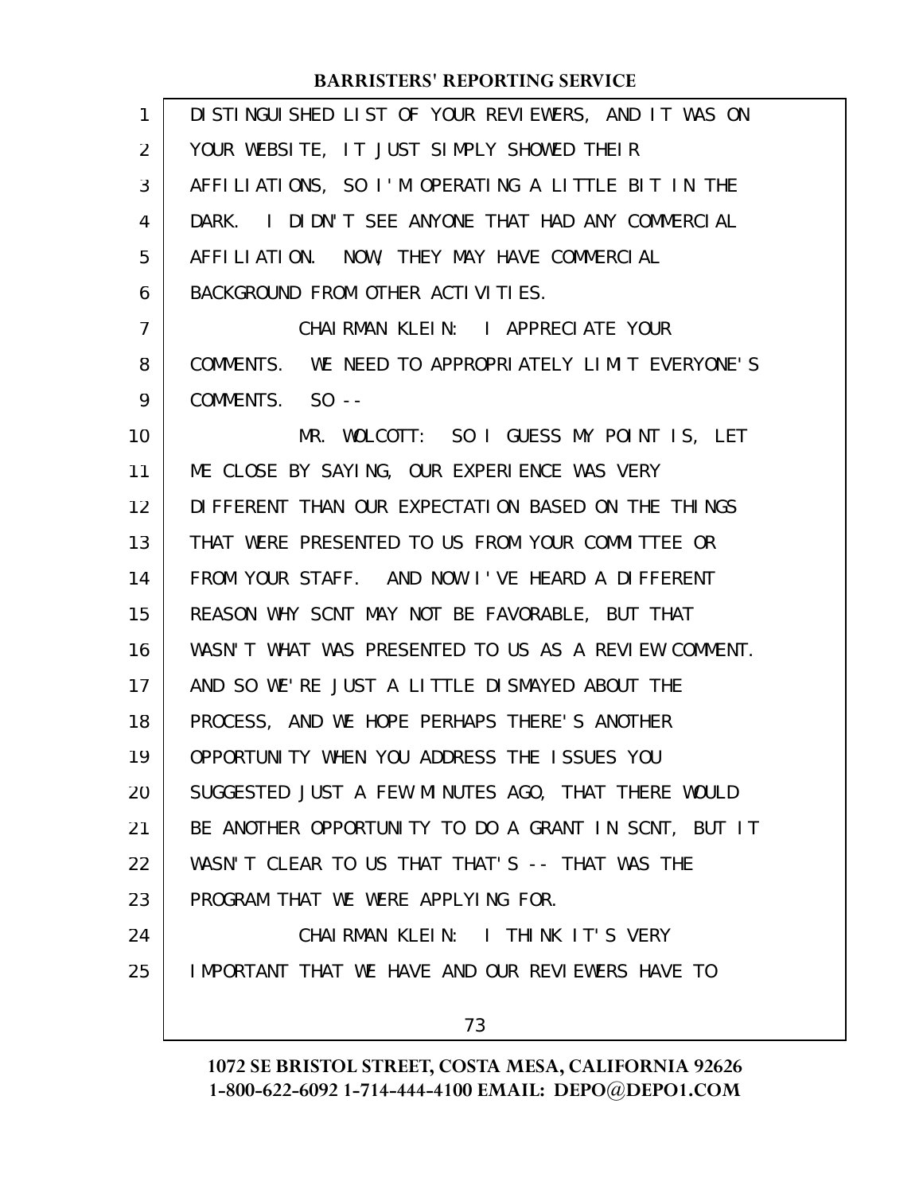DISTINGUISHED LIST OF YOUR REVIEWERS, AND IT WAS ON YOUR WEBSITE, IT JUST SIMPLY SHOWED THEIR AFFILIATIONS, SO I'M OPERATING A LITTLE BIT IN THE DARK. I DIDN'T SEE ANYONE THAT HAD ANY COMMERCIAL AFFILIATION. NOW, THEY MAY HAVE COMMERCIAL BACKGROUND FROM OTHER ACTIVITIES.

CHAIRMAN KLEIN: I APPRECIATE YOUR COMMENTS. WE NEED TO APPROPRIATELY LIMIT EVERYONE'S COMMENTS. SO --

MR. WOLCOTT: SO I GUESS MY POINT IS, LET ME CLOSE BY SAYING, OUR EXPERIENCE WAS VERY DIFFERENT THAN OUR EXPECTATION BASED ON THE THINGS THAT WERE PRESENTED TO US FROM YOUR COMMITTEE OR FROM YOUR STAFF. AND NOW I'VE HEARD A DIFFERENT REASON WHY SCNT MAY NOT BE FAVORABLE, BUT THAT WASN'T WHAT WAS PRESENTED TO US AS A REVIEW COMMENT. AND SO WE'RE JUST A LITTLE DISMAYED ABOUT THE PROCESS, AND WE HOPE PERHAPS THERE'S ANOTHER OPPORTUNITY WHEN YOU ADDRESS THE ISSUES YOU SUGGESTED JUST A FEW MINUTES AGO, THAT THERE WOULD BE ANOTHER OPPORTUNITY TO DO A GRANT IN SCNT, BUT IT WASN'T CLEAR TO US THAT THAT'S -- THAT WAS THE PROGRAM THAT WE WERE APPLYING FOR.

CHAIRMAN KLEIN: I THINK IT'S VERY IMPORTANT THAT WE HAVE AND OUR REVIEWERS HAVE TO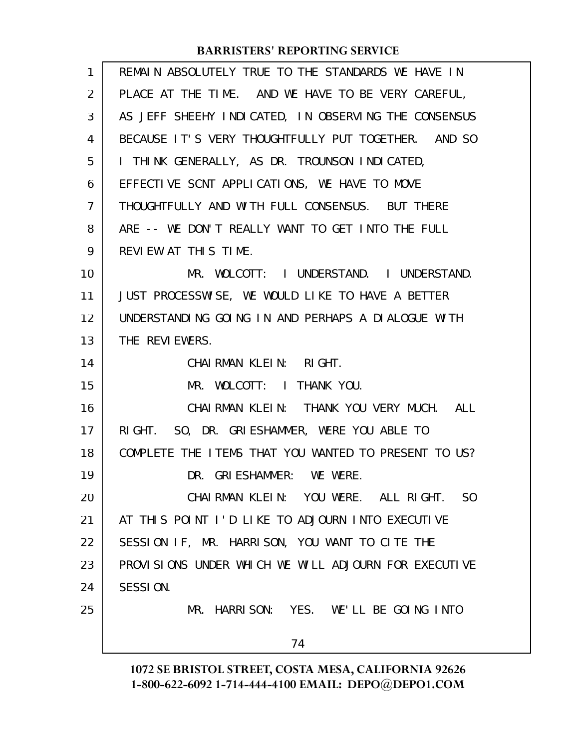REMAIN ABSOLUTELY TRUE TO THE STANDARDS WE HAVE IN PLACE AT THE TIME. AND WE HAVE TO BE VERY CAREFUL, AS JEFF SHEEHY INDICATED, IN OBSERVING THE CONSENSUS BECAUSE IT'S VERY THOUGHTFULLY PUT TOGETHER. AND SO I THINK GENERALLY, AS DR. TROUNSON INDICATED, EFFECTIVE SCNT APPLICATIONS, WE HAVE TO MOVE THOUGHTFULLY AND WITH FULL CONSENSUS. BUT THERE ARE -- WE DON'T REALLY WANT TO GET INTO THE FULL REVIEW AT THIS TIME.

MR. WOLCOTT: I UNDERSTAND. I UNDERSTAND. JUST PROCESSWISE, WE WOULD LIKE TO HAVE A BETTER UNDERSTANDING GOING IN AND PERHAPS A DIALOGUE WITH THE REVIEWERS.

CHAIRMAN KLEIN: RIGHT.

MR. WOLCOTT: I THANK YOU.

CHAIRMAN KLEIN: THANK YOU VERY MUCH. ALL RIGHT. SO, DR. GRIESHAMMER, WERE YOU ABLE TO COMPLETE THE ITEMS THAT YOU WANTED TO PRESENT TO US?

DR. GRIESHAMMER: WE WERE.

CHAIRMAN KLEIN: YOU WERE. ALL RIGHT. SO AT THIS POINT I'D LIKE TO ADJOURN INTO EXECUTIVE SESSION IF, MR. HARRISON, YOU WANT TO CITE THE PROVISIONS UNDER WHICH WE WILL ADJOURN FOR EXECUTIVE SESSION.

MR. HARRISON: YES. WE'LL BE GOING INTO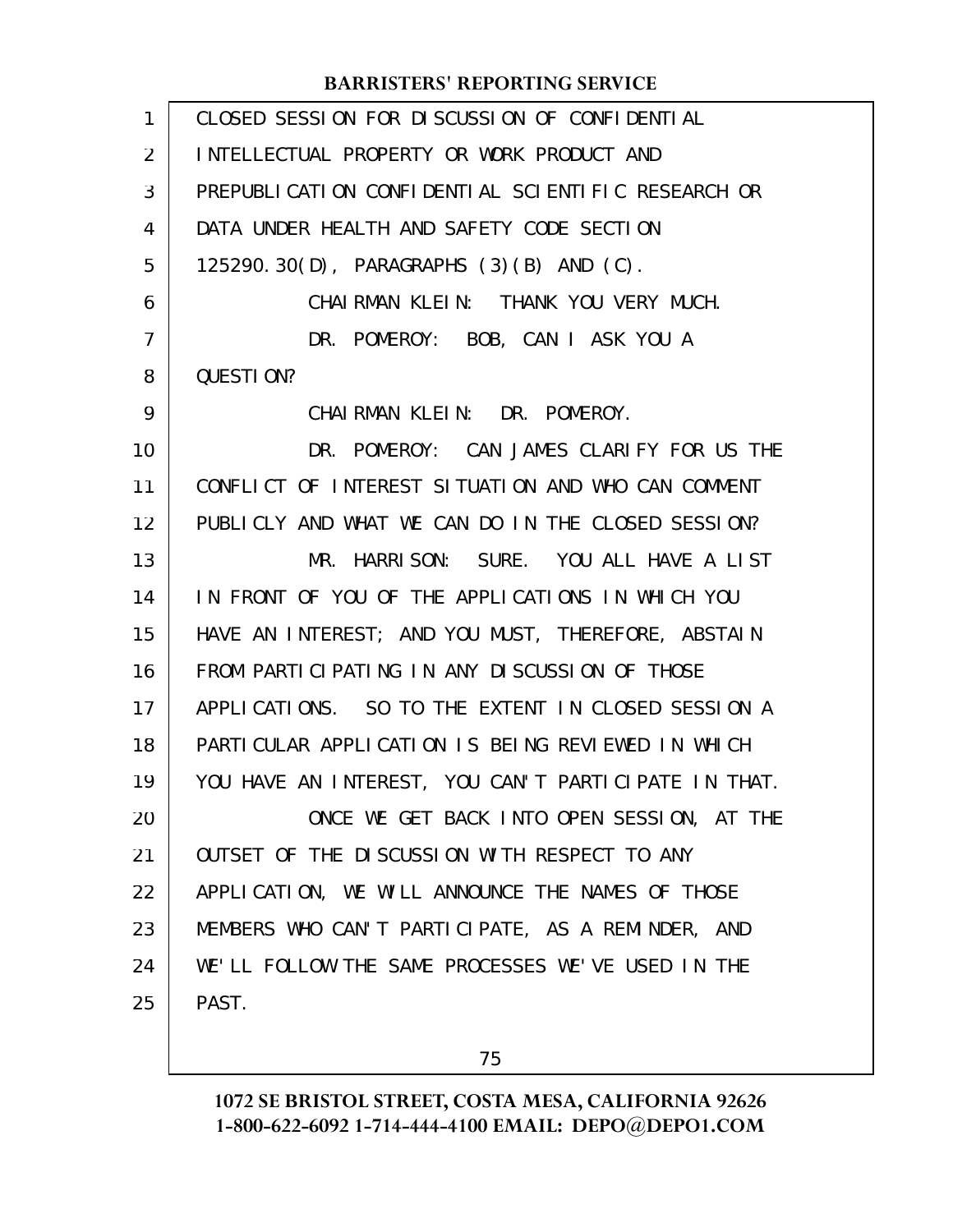CLOSED SESSION FOR DISCUSSION OF CONFIDENTIAL INTELLECTUAL PROPERTY OR WORK PRODUCT AND PREPUBLICATION CONFIDENTIAL SCIENTIFIC RESEARCH OR DATA UNDER HEALTH AND SAFETY CODE SECTION 125290.30(D), PARAGRAPHS (3)(B) AND (C).

CHAIRMAN KLEIN: THANK YOU VERY MUCH.

DR. POMEROY: BOB, CAN I ASK YOU A QUESTION?

CHAIRMAN KLEIN: DR. POMEROY.

DR. POMEROY: CAN JAMES CLARIFY FOR US THE CONFLICT OF INTEREST SITUATION AND WHO CAN COMMENT PUBLICLY AND WHAT WE CAN DO IN THE CLOSED SESSION?

MR. HARRISON: SURE. YOU ALL HAVE A LIST IN FRONT OF YOU OF THE APPLICATIONS IN WHICH YOU HAVE AN INTEREST; AND YOU MUST, THEREFORE, ABSTAIN FROM PARTICIPATING IN ANY DISCUSSION OF THOSE APPLICATIONS. SO TO THE EXTENT IN CLOSED SESSION A PARTICULAR APPLICATION IS BEING REVIEWED IN WHICH YOU HAVE AN INTEREST, YOU CAN'T PARTICIPATE IN THAT.

ONCE WE GET BACK INTO OPEN SESSION, AT THE OUTSET OF THE DISCUSSION WITH RESPECT TO ANY APPLICATION, WE WILL ANNOUNCE THE NAMES OF THOSE MEMBERS WHO CAN'T PARTICIPATE, AS A REMINDER, AND WE'LL FOLLOW THE SAME PROCESSES WE'VE USED IN THE PAST.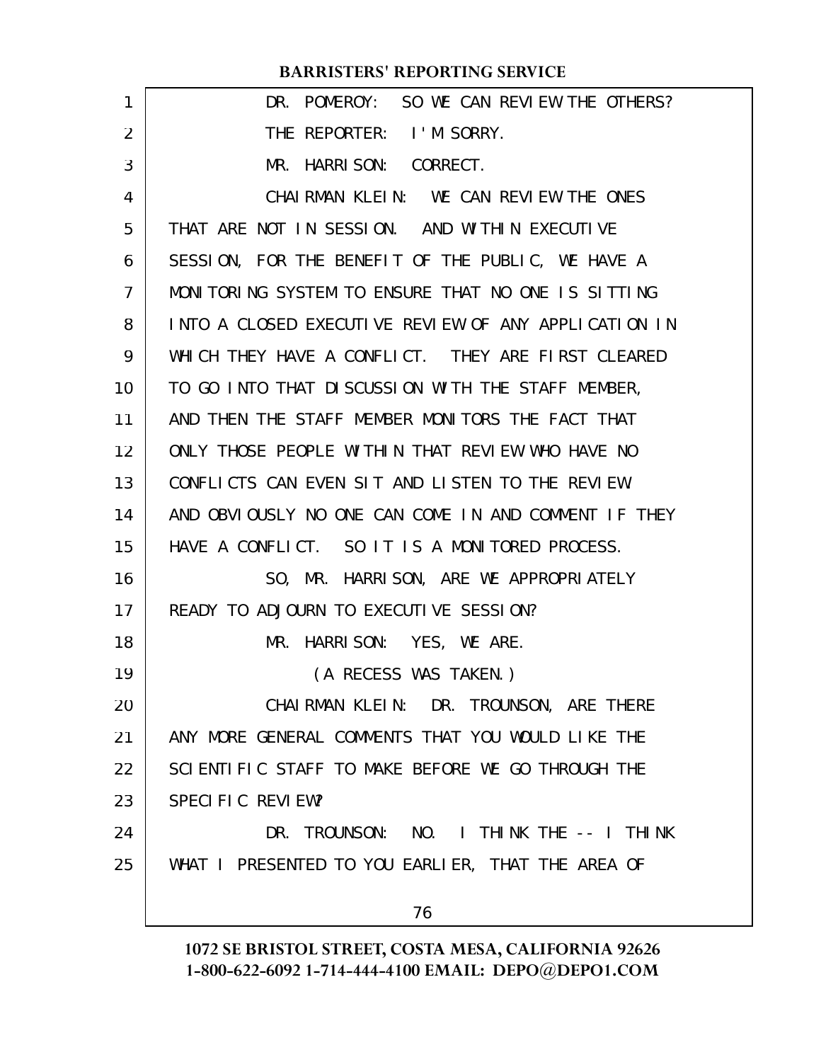DR. POMEROY: SO WE CAN REVIEW THE OTHERS?

THE REPORTER: I'M SORRY.

MR. HARRISON: CORRECT.

CHAIRMAN KLEIN: WE CAN REVIEW THE ONES THAT ARE NOT IN SESSION. AND WITHIN EXECUTIVE SESSION, FOR THE BENEFIT OF THE PUBLIC, WE HAVE A MONITORING SYSTEM TO ENSURE THAT NO ONE IS SITTING INTO A CLOSED EXECUTIVE REVIEW OF ANY APPLICATION IN WHICH THEY HAVE A CONFLICT. THEY ARE FIRST CLEARED TO GO INTO THAT DISCUSSION WITH THE STAFF MEMBER, AND THEN THE STAFF MEMBER MONITORS THE FACT THAT ONLY THOSE PEOPLE WITHIN THAT REVIEW WHO HAVE NO CONFLICTS CAN EVEN SIT AND LISTEN TO THE REVIEW. AND OBVIOUSLY NO ONE CAN COME IN AND COMMENT IF THEY HAVE A CONFLICT. SO IT IS A MONITORED PROCESS.

SO, MR. HARRISON, ARE WE APPROPRIATELY READY TO ADJOURN TO EXECUTIVE SESSION?

MR. HARRISON: YES, WE ARE.

(A RECESS WAS TAKEN.)

CHAIRMAN KLEIN: DR. TROUNSON, ARE THERE ANY MORE GENERAL COMMENTS THAT YOU WOULD LIKE THE SCIENTIFIC STAFF TO MAKE BEFORE WE GO THROUGH THE SPECIFIC REVIEW?

DR. TROUNSON: NO. I THINK THE -- I THINK WHAT I PRESENTED TO YOU EARLIER, THAT THE AREA OF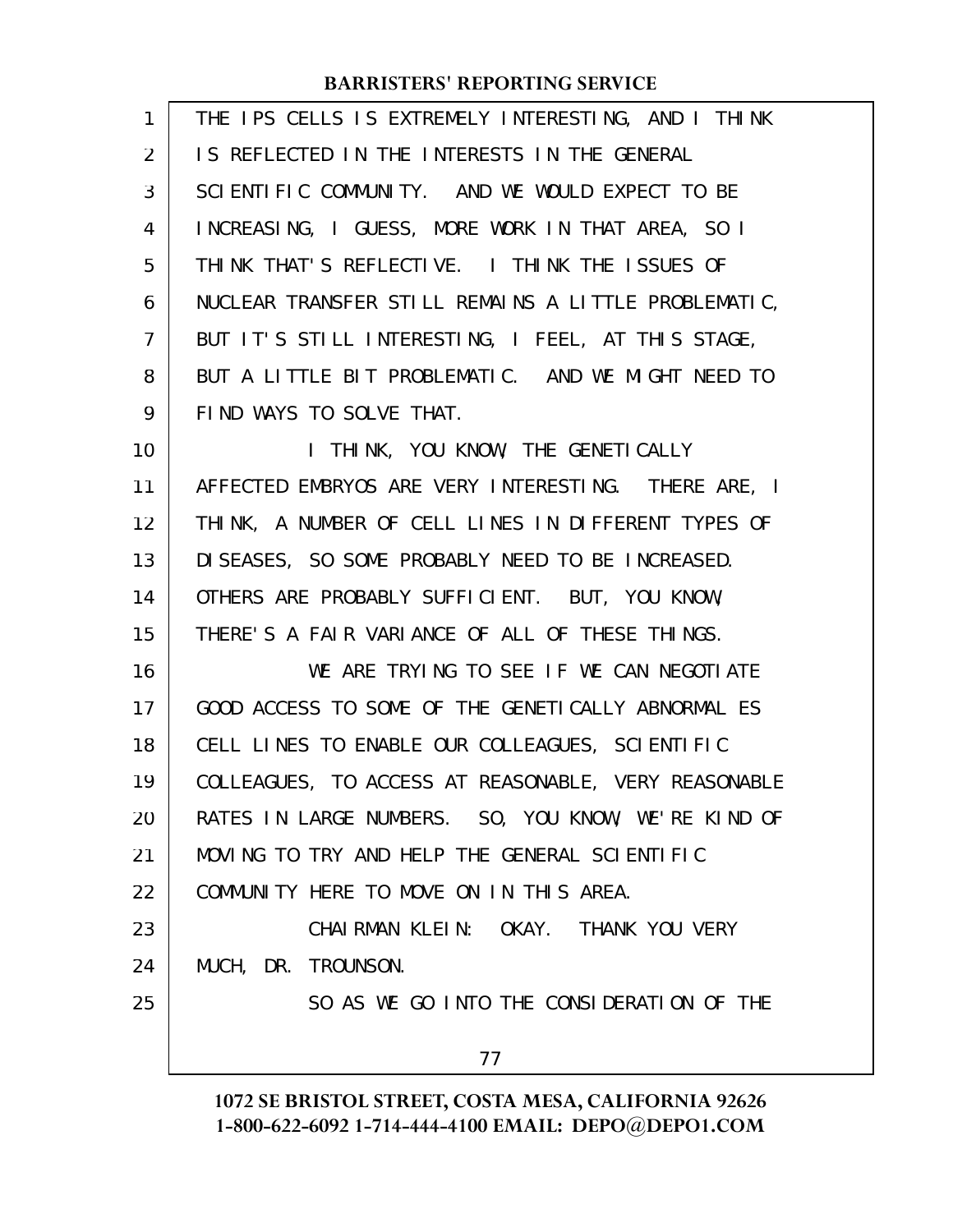THE IPS CELLS IS EXTREMELY INTERESTING, AND I THINK IS REFLECTED IN THE INTERESTS IN THE GENERAL SCIENTIFIC COMMUNITY. AND WE WOULD EXPECT TO BE INCREASING, I GUESS, MORE WORK IN THAT AREA, SO I THINK THAT'S REFLECTIVE. I THINK THE ISSUES OF NUCLEAR TRANSFER STILL REMAINS A LITTLE PROBLEMATIC, BUT IT'S STILL INTERESTING, I FEEL, AT THIS STAGE, BUT A LITTLE BIT PROBLEMATIC. AND WE MIGHT NEED TO FIND WAYS TO SOLVE THAT.

I THINK, YOU KNOW, THE GENETICALLY AFFECTED EMBRYOS ARE VERY INTERESTING. THERE ARE, I THINK, A NUMBER OF CELL LINES IN DIFFERENT TYPES OF DISEASES, SO SOME PROBABLY NEED TO BE INCREASED. OTHERS ARE PROBABLY SUFFICIENT. BUT, YOU KNOW, THERE'S A FAIR VARIANCE OF ALL OF THESE THINGS.

WE ARE TRYING TO SEE IF WE CAN NEGOTIATE GOOD ACCESS TO SOME OF THE GENETICALLY ABNORMAL ES CELL LINES TO ENABLE OUR COLLEAGUES, SCIENTIFIC COLLEAGUES, TO ACCESS AT REASONABLE, VERY REASONABLE RATES IN LARGE NUMBERS. SO, YOU KNOW, WE'RE KIND OF MOVING TO TRY AND HELP THE GENERAL SCIENTIFIC COMMUNITY HERE TO MOVE ON IN THIS AREA.

CHAIRMAN KLEIN: OKAY. THANK YOU VERY MUCH, DR. TROUNSON.

SO AS WE GO INTO THE CONSIDERATION OF THE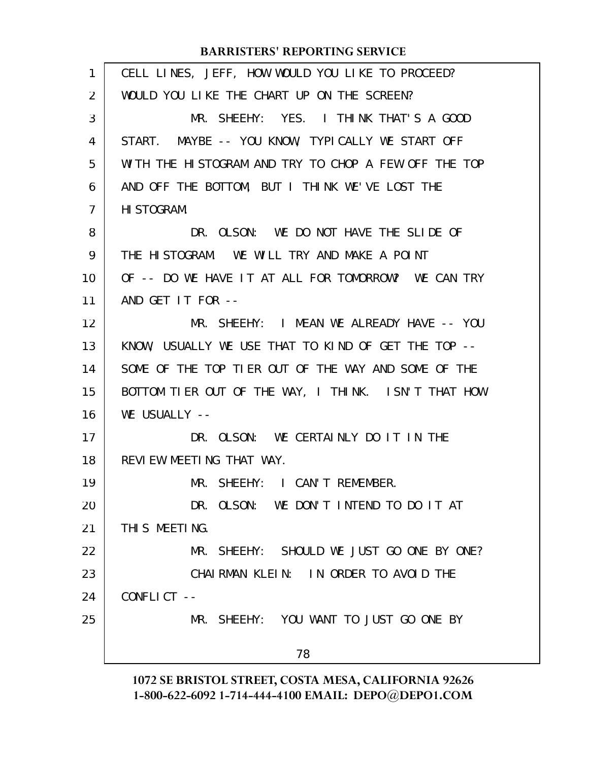CELL LINES, JEFF, HOW WOULD YOU LIKE TO PROCEED? WOULD YOU LIKE THE CHART UP ON THE SCREEN?

MR. SHEEHY: YES. I THINK THAT'S A GOOD START. MAYBE -- YOU KNOW, TYPICALLY WE START OFF WITH THE HISTOGRAM AND TRY TO CHOP A FEW OFF THE TOP AND OFF THE BOTTOM, BUT I THINK WE'VE LOST THE HISTOGRAM.

DR. OLSON: WE DO NOT HAVE THE SLIDE OF THE HISTOGRAM. WE WILL TRY AND MAKE A POINT OF -- DO WE HAVE IT AT ALL FOR TOMORROW? WE CAN TRY AND GET IT FOR --

MR. SHEEHY: I MEAN WE ALREADY HAVE -- YOU KNOW, USUALLY WE USE THAT TO KIND OF GET THE TOP -- SOME OF THE TOP TIER OUT OF THE WAY AND SOME OF THE BOTTOM TIER OUT OF THE WAY, I THINK. ISN'T THAT HOW WE USUALLY --

DR. OLSON: WE CERTAINLY DO IT IN THE REVIEW MEETING THAT WAY.

MR. SHEEHY: I CAN'T REMEMBER.

DR. OLSON: WE DON'T INTEND TO DO IT AT THIS MEETING.

MR. SHEEHY: SHOULD WE JUST GO ONE BY ONE?

CHAIRMAN KLEIN: IN ORDER TO AVOID THE CONFLICT --

MR. SHEEHY: YOU WANT TO JUST GO ONE BY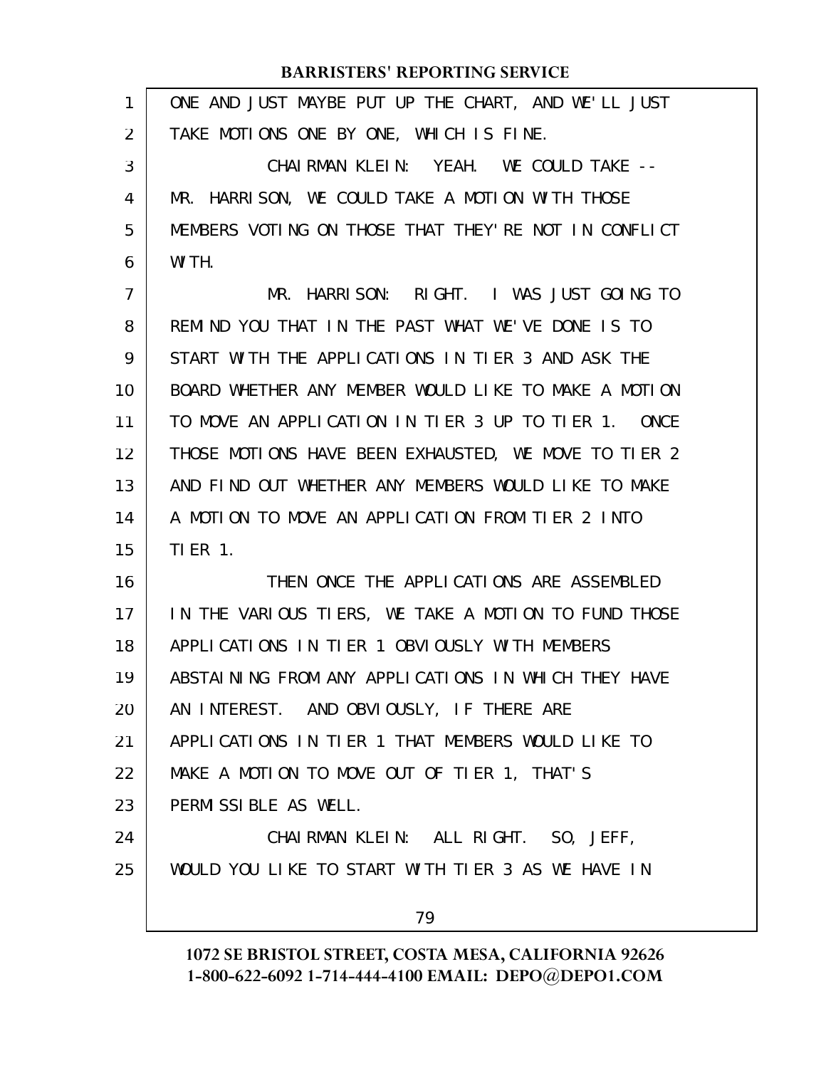ONE AND JUST MAYBE PUT UP THE CHART, AND WE'LL JUST TAKE MOTIONS ONE BY ONE, WHICH IS FINE.

CHAIRMAN KLEIN: YEAH. WE COULD TAKE -- MR. HARRISON, WE COULD TAKE A MOTION WITH THOSE MEMBERS VOTING ON THOSE THAT THEY'RE NOT IN CONFLICT WITH.

MR. HARRISON: RIGHT. I WAS JUST GOING TO REMIND YOU THAT IN THE PAST WHAT WE'VE DONE IS TO START WITH THE APPLICATIONS IN TIER 3 AND ASK THE BOARD WHETHER ANY MEMBER WOULD LIKE TO MAKE A MOTION TO MOVE AN APPLICATION IN TIER 3 UP TO TIER 1. ONCE THOSE MOTIONS HAVE BEEN EXHAUSTED, WE MOVE TO TIER 2 AND FIND OUT WHETHER ANY MEMBERS WOULD LIKE TO MAKE A MOTION TO MOVE AN APPLICATION FROM TIER 2 INTO TIER 1.

THEN ONCE THE APPLICATIONS ARE ASSEMBLED IN THE VARIOUS TIERS, WE TAKE A MOTION TO FUND THOSE APPLICATIONS IN TIER 1 OBVIOUSLY WITH MEMBERS ABSTAINING FROM ANY APPLICATIONS IN WHICH THEY HAVE AN INTEREST. AND OBVIOUSLY, IF THERE ARE APPLICATIONS IN TIER 1 THAT MEMBERS WOULD LIKE TO MAKE A MOTION TO MOVE OUT OF TIER 1, THAT'S PERMISSIBLE AS WELL.

CHAIRMAN KLEIN: ALL RIGHT. SO, JEFF, WOULD YOU LIKE TO START WITH TIER 3 AS WE HAVE IN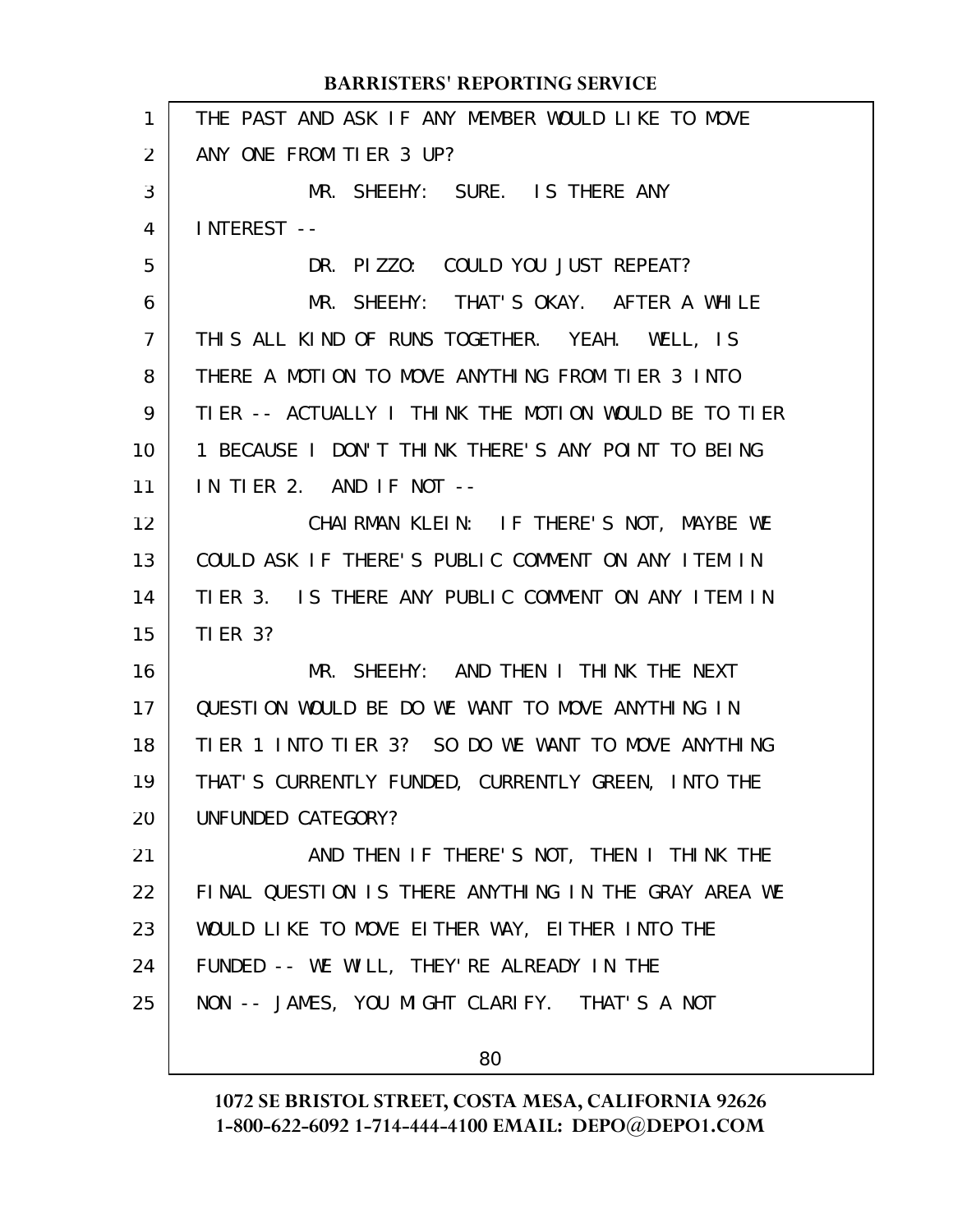THE PAST AND ASK IF ANY MEMBER WOULD LIKE TO MOVE ANY ONE FROM TIER 3 UP?

MR. SHEEHY: SURE. IS THERE ANY INTEREST --

DR. PIZZO: COULD YOU JUST REPEAT?

MR. SHEEHY: THAT'S OKAY. AFTER A WHILE THIS ALL KIND OF RUNS TOGETHER. YEAH. WELL, IS THERE A MOTION TO MOVE ANYTHING FROM TIER 3 INTO TIER -- ACTUALLY I THINK THE MOTION WOULD BE TO TIER 1 BECAUSE I DON'T THINK THERE'S ANY POINT TO BEING IN TIER 2. AND IF NOT --

CHAIRMAN KLEIN: IF THERE'S NOT, MAYBE WE COULD ASK IF THERE'S PUBLIC COMMENT ON ANY ITEM IN TIER 3. IS THERE ANY PUBLIC COMMENT ON ANY ITEM IN TIER 3?

MR. SHEEHY: AND THEN I THINK THE NEXT QUESTION WOULD BE DO WE WANT TO MOVE ANYTHING IN TIER 1 INTO TIER 3? SO DO WE WANT TO MOVE ANYTHING THAT'S CURRENTLY FUNDED, CURRENTLY GREEN, INTO THE UNFUNDED CATEGORY?

AND THEN IF THERE'S NOT, THEN I THINK THE FINAL QUESTION IS THERE ANYTHING IN THE GRAY AREA WE WOULD LIKE TO MOVE EITHER WAY, EITHER INTO THE FUNDED -- WE WILL, THEY'RE ALREADY IN THE NON -- JAMES, YOU MIGHT CLARIFY. THAT'S A NOT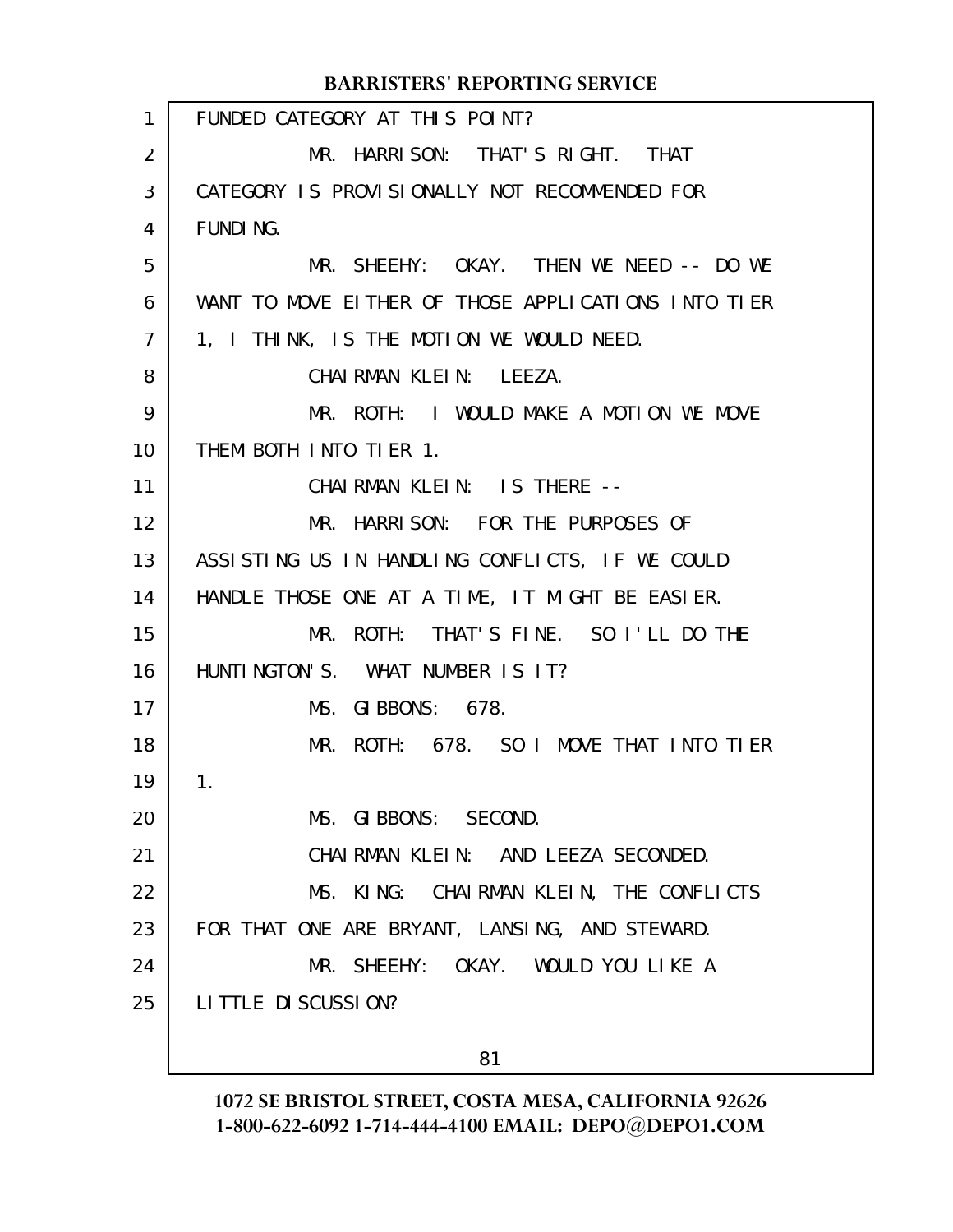FUNDED CATEGORY AT THIS POINT?

MR. HARRISON: THAT'S RIGHT. THAT CATEGORY IS PROVISIONALLY NOT RECOMMENDED FOR FUNDING.

MR. SHEEHY: OKAY. THEN WE NEED -- DO WE WANT TO MOVE EITHER OF THOSE APPLICATIONS INTO TIER 1, I THINK, IS THE MOTION WE WOULD NEED.

CHAIRMAN KLEIN: LEEZA.

MR. ROTH: I WOULD MAKE A MOTION WE MOVE THEM BOTH INTO TIER 1.

CHAIRMAN KLEIN: IS THERE --

MR. HARRISON: FOR THE PURPOSES OF ASSISTING US IN HANDLING CONFLICTS, IF WE COULD HANDLE THOSE ONE AT A TIME, IT MIGHT BE EASIER.

MR. ROTH: THAT'S FINE. SO I'LL DO THE HUNTINGTON'S. WHAT NUMBER IS IT?

MS. GIBBONS: 678.

MR. ROTH: 678. SO I MOVE THAT INTO TIER 1.

MS. GIBBONS: SECOND.

CHAIRMAN KLEIN: AND LEEZA SECONDED.

MS. KING: CHAIRMAN KLEIN, THE CONFLICTS FOR THAT ONE ARE BRYANT, LANSING, AND STEWARD.

MR. SHEEHY: OKAY. WOULD YOU LIKE A LITTLE DISCUSSION?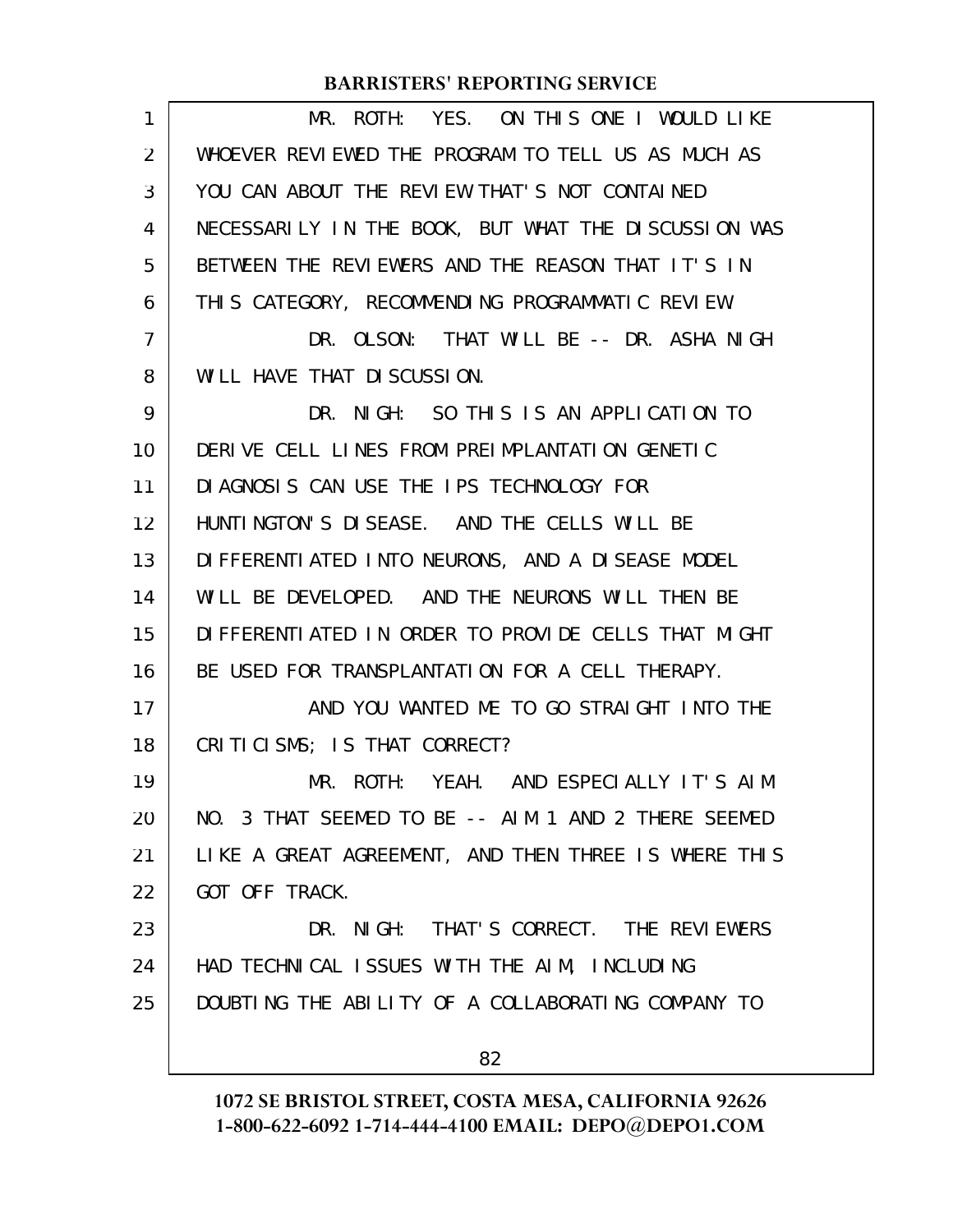MR. ROTH: YES. ON THIS ONE I WOULD LIKE WHOEVER REVIEWED THE PROGRAM TO TELL US AS MUCH AS YOU CAN ABOUT THE REVIEW THAT'S NOT CONTAINED NECESSARILY IN THE BOOK, BUT WHAT THE DISCUSSION WAS BETWEEN THE REVIEWERS AND THE REASON THAT IT'S IN THIS CATEGORY, RECOMMENDING PROGRAMMATIC REVIEW.

DR. OLSON: THAT WILL BE -- DR. ASHA NIGH WILL HAVE THAT DISCUSSION.

DR. NIGH: SO THIS IS AN APPLICATION TO DERIVE CELL LINES FROM PREIMPLANTATION GENETIC DIAGNOSIS CAN USE THE IPS TECHNOLOGY FOR HUNTINGTON'S DISEASE. AND THE CELLS WILL BE DIFFERENTIATED INTO NEURONS, AND A DISEASE MODEL WILL BE DEVELOPED. AND THE NEURONS WILL THEN BE DIFFERENTIATED IN ORDER TO PROVIDE CELLS THAT MIGHT BE USED FOR TRANSPLANTATION FOR A CELL THERAPY.

AND YOU WANTED ME TO GO STRAIGHT INTO THE CRITICISMS; IS THAT CORRECT?

MR. ROTH: YEAH. AND ESPECIALLY IT'S AIM NO. 3 THAT SEEMED TO BE -- AIM 1 AND 2 THERE SEEMED LIKE A GREAT AGREEMENT, AND THEN THREE IS WHERE THIS GOT OFF TRACK.

DR. NIGH: THAT'S CORRECT. THE REVIEWERS HAD TECHNICAL ISSUES WITH THE AIM, INCLUDING DOUBTING THE ABILITY OF A COLLABORATING COMPANY TO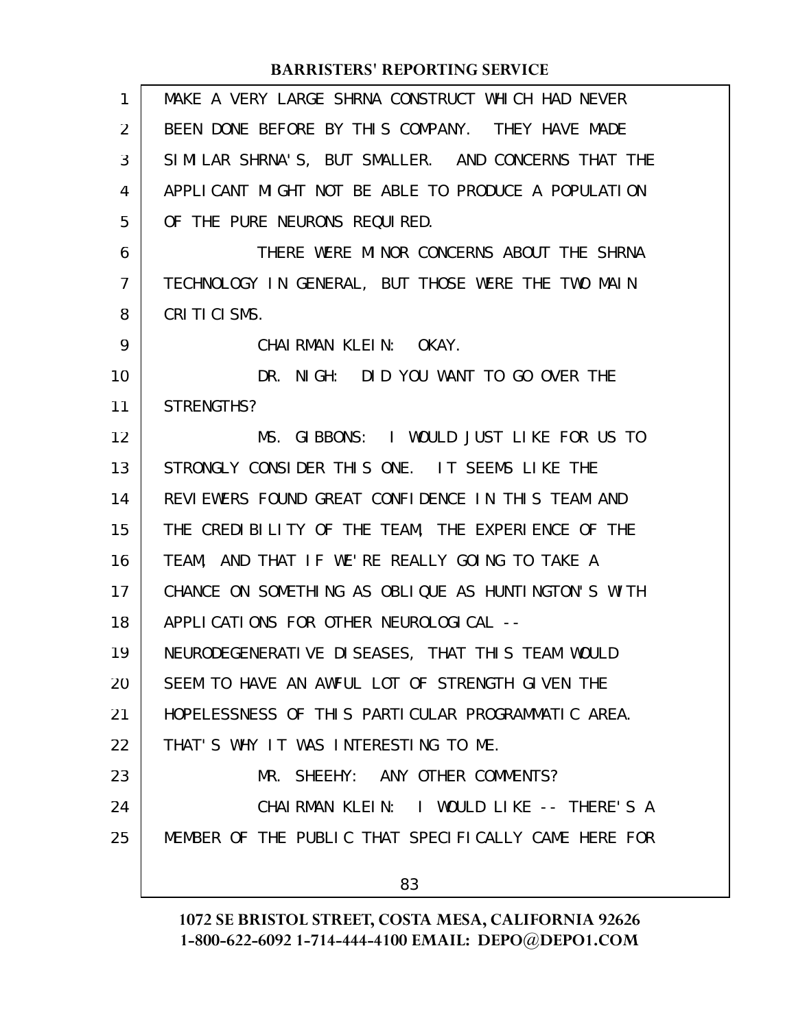MAKE A VERY LARGE SHRNA CONSTRUCT WHICH HAD NEVER BEEN DONE BEFORE BY THIS COMPANY. THEY HAVE MADE SIMILAR SHRNA'S, BUT SMALLER. AND CONCERNS THAT THE APPLICANT MIGHT NOT BE ABLE TO PRODUCE A POPULATION OF THE PURE NEURONS REQUIRED.

THERE WERE MINOR CONCERNS ABOUT THE SHRNA TECHNOLOGY IN GENERAL, BUT THOSE WERE THE TWO MAIN CRITICISMS.

CHAIRMAN KLEIN: OKAY.

DR. NIGH: DID YOU WANT TO GO OVER THE STRENGTHS?

MS. GIBBONS: I WOULD JUST LIKE FOR US TO STRONGLY CONSIDER THIS ONE. IT SEEMS LIKE THE REVIEWERS FOUND GREAT CONFIDENCE IN THIS TEAM AND THE CREDIBILITY OF THE TEAM, THE EXPERIENCE OF THE TEAM, AND THAT IF WE'RE REALLY GOING TO TAKE A CHANCE ON SOMETHING AS OBLIQUE AS HUNTINGTON'S WITH APPLICATIONS FOR OTHER NEUROLOGICAL -- NEURODEGENERATIVE DISEASES, THAT THIS TEAM WOULD SEEM TO HAVE AN AWFUL LOT OF STRENGTH GIVEN THE HOPELESSNESS OF THIS PARTICULAR PROGRAMMATIC AREA. THAT'S WHY IT WAS INTERESTING TO ME.

MR. SHEEHY: ANY OTHER COMMENTS?

CHAIRMAN KLEIN: I WOULD LIKE -- THERE'S A MEMBER OF THE PUBLIC THAT SPECIFICALLY CAME HERE FOR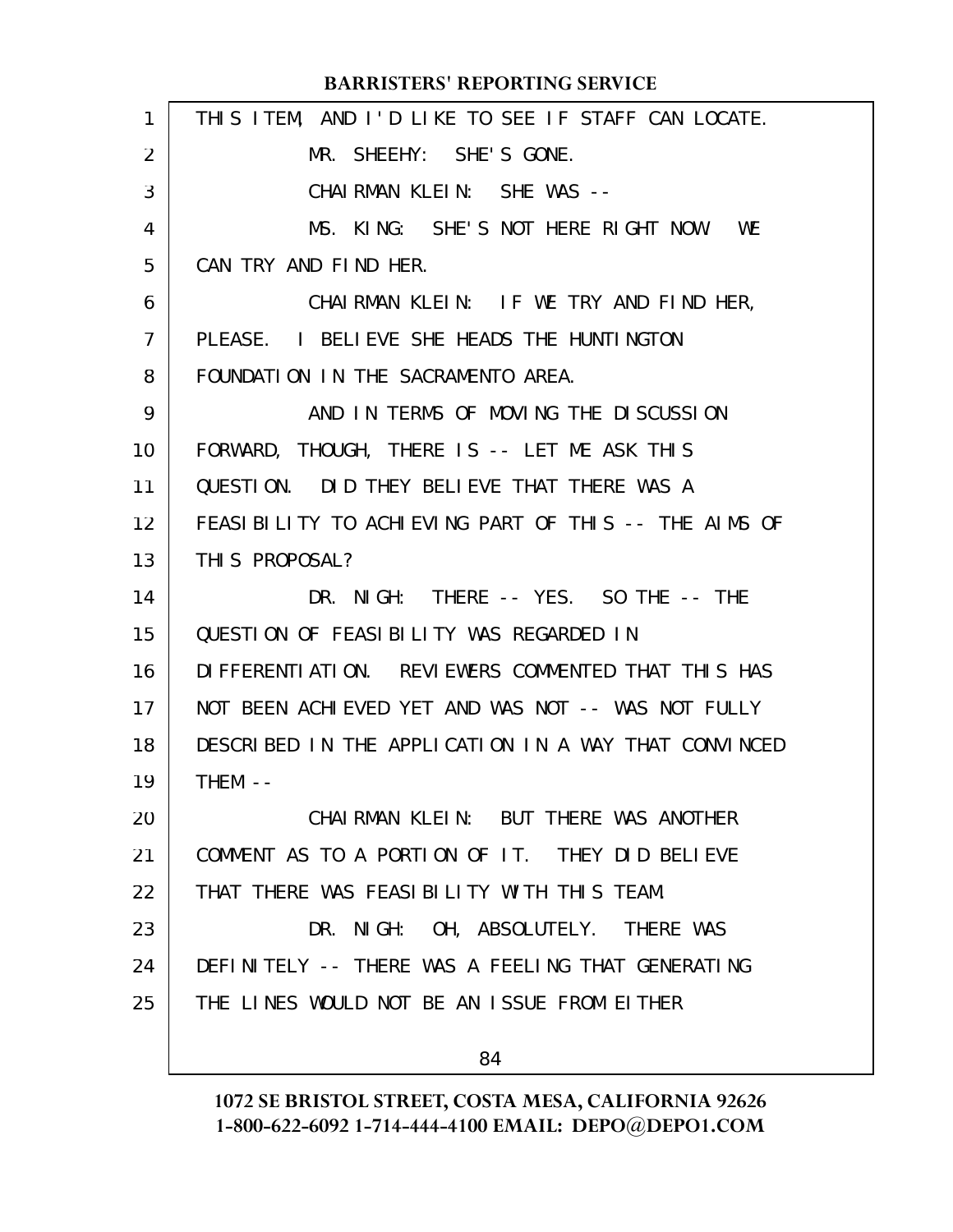THIS ITEM, AND I'D LIKE TO SEE IF STAFF CAN LOCATE.

MR. SHEEHY: SHE'S GONE.

CHAIRMAN KLEIN: SHE WAS --

MS. KING: SHE'S NOT HERE RIGHT NOW. WE CAN TRY AND FIND HER.

CHAIRMAN KLEIN: IF WE TRY AND FIND HER, PLEASE. I BELIEVE SHE HEADS THE HUNTINGTON FOUNDATION IN THE SACRAMENTO AREA.

AND IN TERMS OF MOVING THE DISCUSSION FORWARD, THOUGH, THERE IS -- LET ME ASK THIS QUESTION. DID THEY BELIEVE THAT THERE WAS A FEASIBILITY TO ACHIEVING PART OF THIS -- THE AIMS OF THIS PROPOSAL?

DR. NIGH: THERE -- YES. SO THE -- THE QUESTION OF FEASIBILITY WAS REGARDED IN DIFFERENTIATION. REVIEWERS COMMENTED THAT THIS HAS NOT BEEN ACHIEVED YET AND WAS NOT -- WAS NOT FULLY DESCRIBED IN THE APPLICATION IN A WAY THAT CONVINCED THEM --

CHAIRMAN KLEIN: BUT THERE WAS ANOTHER COMMENT AS TO A PORTION OF IT. THEY DID BELIEVE THAT THERE WAS FEASIBILITY WITH THIS TEAM.

DR. NIGH: OH, ABSOLUTELY. THERE WAS DEFINITELY -- THERE WAS A FEELING THAT GENERATING THE LINES WOULD NOT BE AN ISSUE FROM EITHER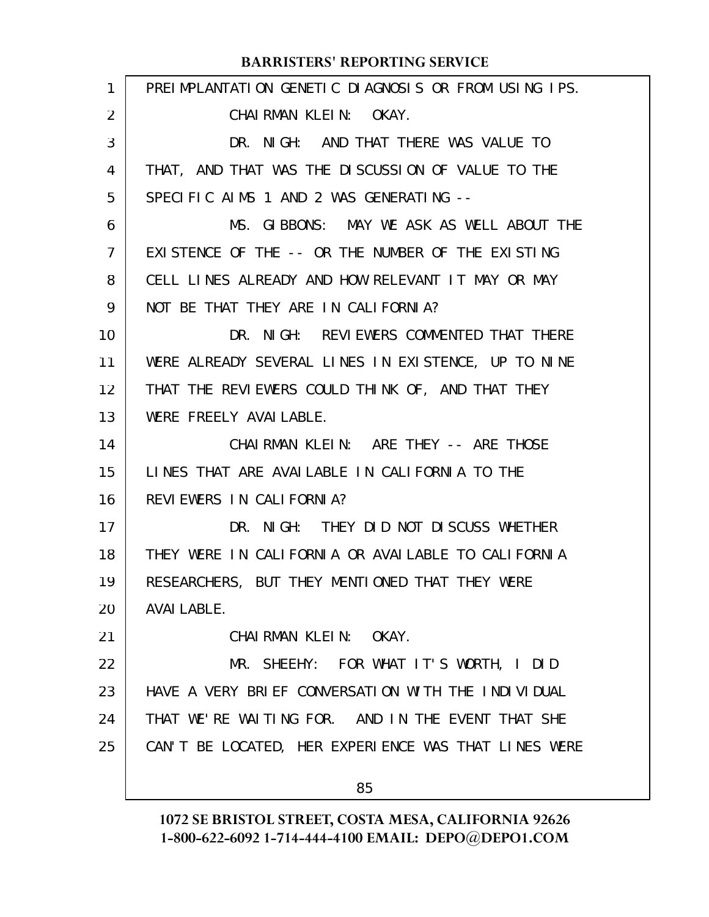PREIMPLANTATION GENETIC DIAGNOSIS OR FROM USING IPS.

CHAIRMAN KLEIN: OKAY.

DR. NIGH: AND THAT THERE WAS VALUE TO THAT, AND THAT WAS THE DISCUSSION OF VALUE TO THE SPECIFIC AIMS 1 AND 2 WAS GENERATING --

MS. GIBBONS: MAY WE ASK AS WELL ABOUT THE EXISTENCE OF THE -- OR THE NUMBER OF THE EXISTING CELL LINES ALREADY AND HOW RELEVANT IT MAY OR MAY NOT BE THAT THEY ARE IN CALIFORNIA?

DR. NIGH: REVIEWERS COMMENTED THAT THERE WERE ALREADY SEVERAL LINES IN EXISTENCE, UP TO NINE THAT THE REVIEWERS COULD THINK OF, AND THAT THEY WERE FREELY AVAILABLE.

CHAIRMAN KLEIN: ARE THEY -- ARE THOSE LINES THAT ARE AVAILABLE IN CALIFORNIA TO THE REVIEWERS IN CALIFORNIA?

DR. NIGH: THEY DID NOT DISCUSS WHETHER THEY WERE IN CALIFORNIA OR AVAILABLE TO CALIFORNIA RESEARCHERS, BUT THEY MENTIONED THAT THEY WERE AVAILABLE.

CHAIRMAN KLEIN: OKAY.

MR. SHEEHY: FOR WHAT IT'S WORTH, I DID HAVE A VERY BRIEF CONVERSATION WITH THE INDIVIDUAL THAT WE'RE WAITING FOR. AND IN THE EVENT THAT SHE CAN'T BE LOCATED, HER EXPERIENCE WAS THAT LINES WERE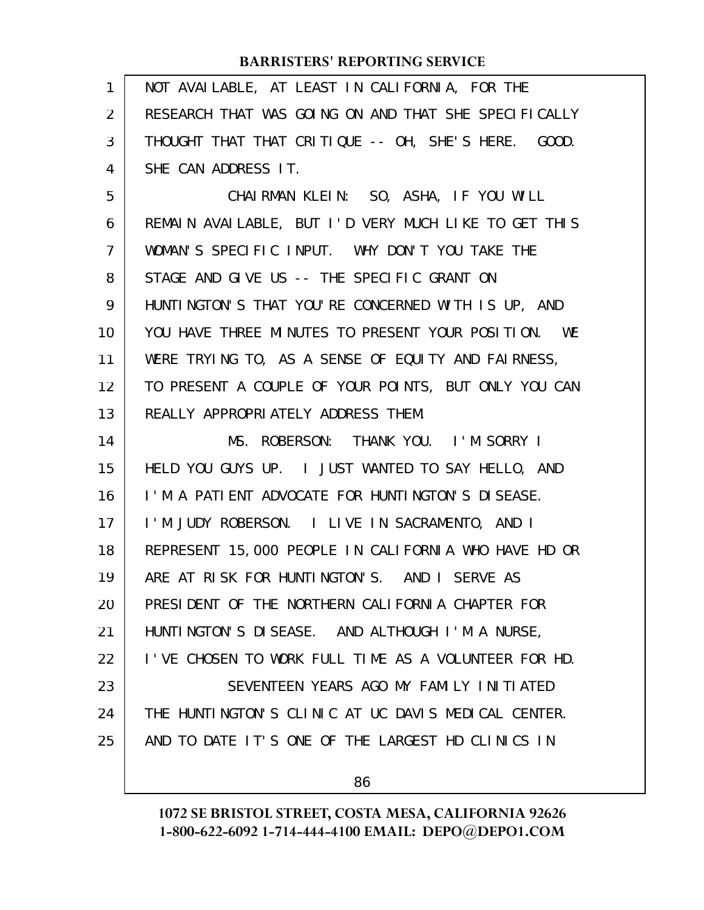NOT AVAILABLE, AT LEAST IN CALIFORNIA, FOR THE RESEARCH THAT WAS GOING ON AND THAT SHE SPECIFICALLY THOUGHT THAT THAT CRITIQUE -- OH, SHE'S HERE. GOOD. SHE CAN ADDRESS IT.

CHAIRMAN KLEIN: SO, ASHA, IF YOU WILL REMAIN AVAILABLE, BUT I'D VERY MUCH LIKE TO GET THIS WOMAN'S SPECIFIC INPUT. WHY DON'T YOU TAKE THE STAGE AND GIVE US -- THE SPECIFIC GRANT ON HUNTINGTON'S THAT YOU'RE CONCERNED WITH IS UP, AND YOU HAVE THREE MINUTES TO PRESENT YOUR POSITION. WE WERE TRYING TO, AS A SENSE OF EQUITY AND FAIRNESS, TO PRESENT A COUPLE OF YOUR POINTS, BUT ONLY YOU CAN REALLY APPROPRIATELY ADDRESS THEM.

MS. ROBERSON: THANK YOU. I'M SORRY I HELD YOU GUYS UP. I JUST WANTED TO SAY HELLO, AND I'M A PATIENT ADVOCATE FOR HUNTINGTON'S DISEASE. I'M JUDY ROBERSON. I LIVE IN SACRAMENTO, AND I REPRESENT 15,000 PEOPLE IN CALIFORNIA WHO HAVE HD OR ARE AT RISK FOR HUNTINGTON'S. AND I SERVE AS PRESIDENT OF THE NORTHERN CALIFORNIA CHAPTER FOR HUNTINGTON'S DISEASE. AND ALTHOUGH I'M A NURSE, I'VE CHOSEN TO WORK FULL TIME AS A VOLUNTEER FOR HD.

SEVENTEEN YEARS AGO MY FAMILY INITIATED THE HUNTINGTON'S CLINIC AT UC DAVIS MEDICAL CENTER. AND TO DATE IT'S ONE OF THE LARGEST HD CLINICS IN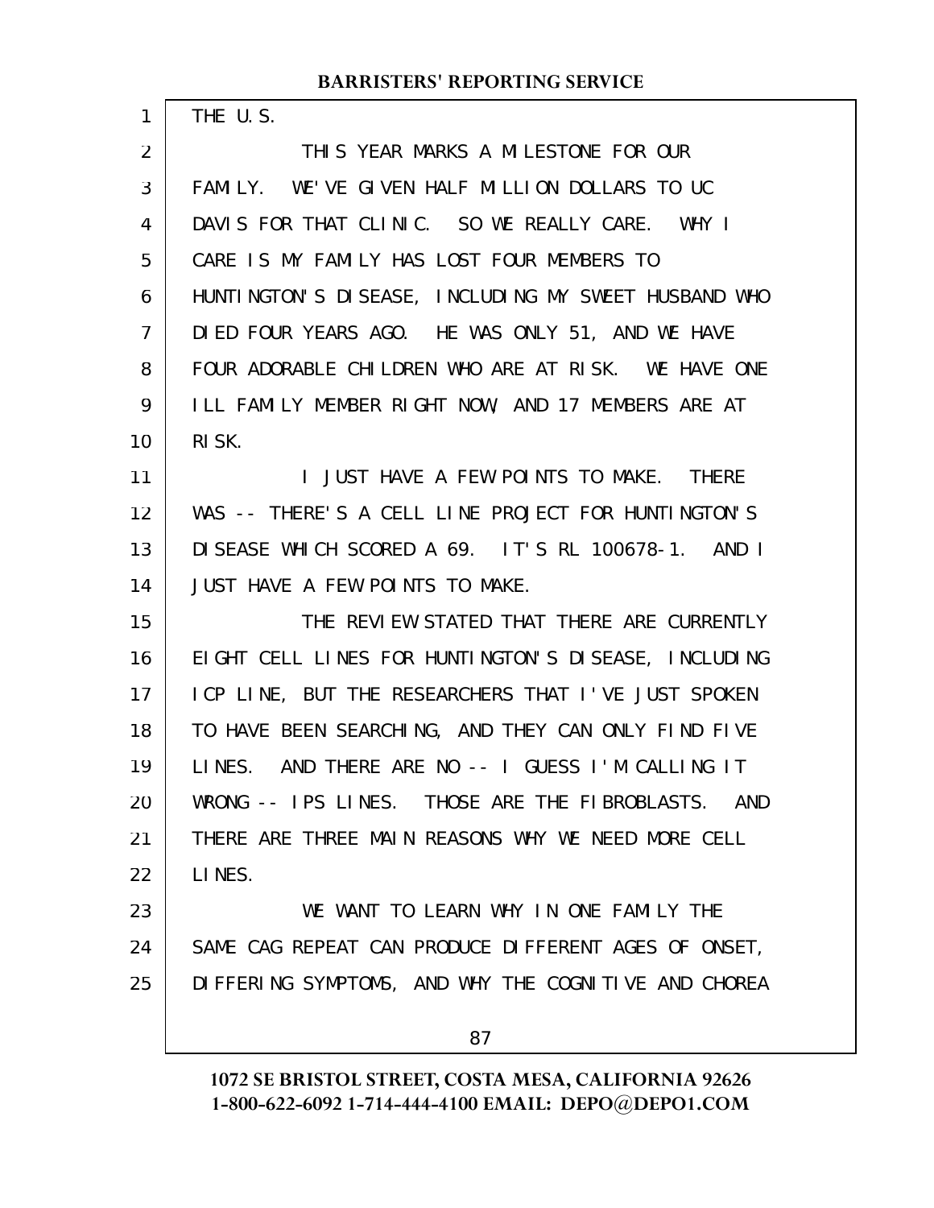THE U.S.

THIS YEAR MARKS A MILESTONE FOR OUR FAMILY. WE'VE GIVEN HALF MILLION DOLLARS TO UC DAVIS FOR THAT CLINIC. SO WE REALLY CARE. WHY I CARE IS MY FAMILY HAS LOST FOUR MEMBERS TO HUNTINGTON'S DISEASE, INCLUDING MY SWEET HUSBAND WHO DIED FOUR YEARS AGO. HE WAS ONLY 51, AND WE HAVE FOUR ADORABLE CHILDREN WHO ARE AT RISK. WE HAVE ONE ILL FAMILY MEMBER RIGHT NOW, AND 17 MEMBERS ARE AT RISK.

I JUST HAVE A FEW POINTS TO MAKE. THERE WAS -- THERE'S A CELL LINE PROJECT FOR HUNTINGTON'S DISEASE WHICH SCORED A 69. IT'S RL 100678-1. AND I JUST HAVE A FEW POINTS TO MAKE.

THE REVIEW STATED THAT THERE ARE CURRENTLY EIGHT CELL LINES FOR HUNTINGTON'S DISEASE, INCLUDING ICP LINE, BUT THE RESEARCHERS THAT I'VE JUST SPOKEN TO HAVE BEEN SEARCHING, AND THEY CAN ONLY FIND FIVE LINES. AND THERE ARE NO -- I GUESS I'M CALLING IT WRONG -- IPS LINES. THOSE ARE THE FIBROBLASTS. AND THERE ARE THREE MAIN REASONS WHY WE NEED MORE CELL LINES.

WE WANT TO LEARN WHY IN ONE FAMILY THE SAME CAG REPEAT CAN PRODUCE DIFFERENT AGES OF ONSET, DIFFERING SYMPTOMS, AND WHY THE COGNITIVE AND CHOREA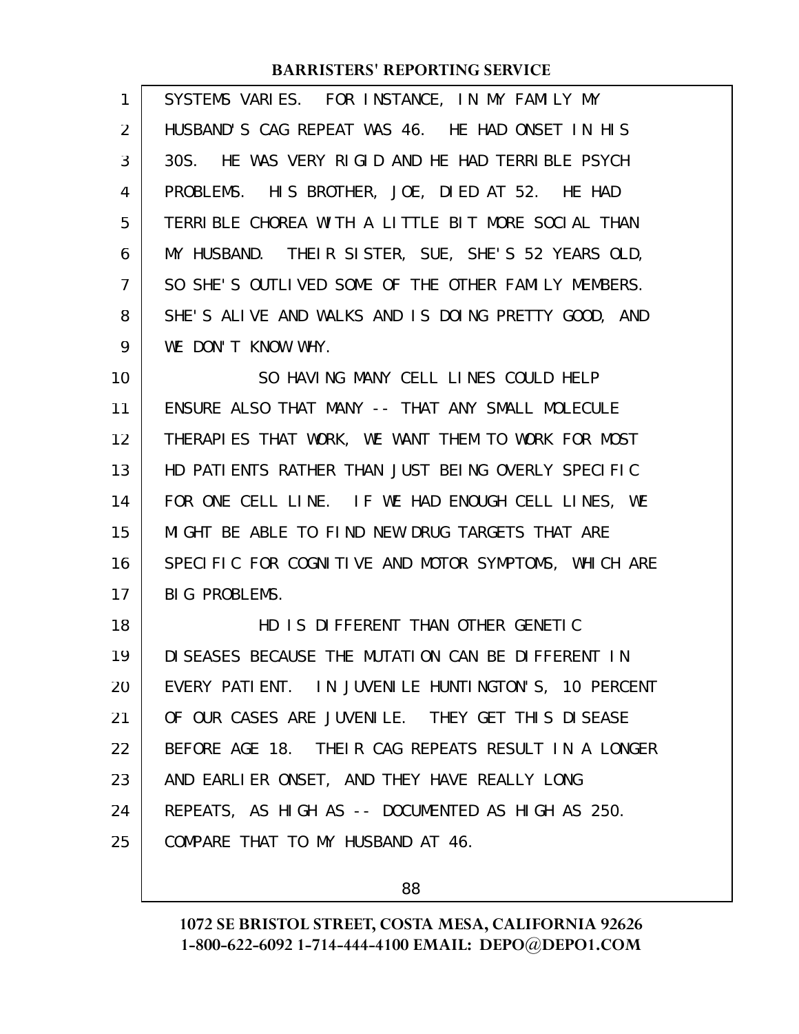SYSTEMS VARIES. FOR INSTANCE, IN MY FAMILY MY HUSBAND'S CAG REPEAT WAS 46. HE HAD ONSET IN HIS 30S. HE WAS VERY RIGID AND HE HAD TERRIBLE PSYCH PROBLEMS. HIS BROTHER, JOE, DIED AT 52. HE HAD TERRIBLE CHOREA WITH A LITTLE BIT MORE SOCIAL THAN MY HUSBAND. THEIR SISTER, SUE, SHE'S 52 YEARS OLD, SO SHE'S OUTLIVED SOME OF THE OTHER FAMILY MEMBERS. SHE'S ALIVE AND WALKS AND IS DOING PRETTY GOOD, AND WE DON'T KNOW WHY.

SO HAVING MANY CELL LINES COULD HELP ENSURE ALSO THAT MANY -- THAT ANY SMALL MOLECULE THERAPIES THAT WORK, WE WANT THEM TO WORK FOR MOST HD PATIENTS RATHER THAN JUST BEING OVERLY SPECIFIC FOR ONE CELL LINE. IF WE HAD ENOUGH CELL LINES, WE MIGHT BE ABLE TO FIND NEW DRUG TARGETS THAT ARE SPECIFIC FOR COGNITIVE AND MOTOR SYMPTOMS, WHICH ARE BIG PROBLEMS.

HD IS DIFFERENT THAN OTHER GENETIC DISEASES BECAUSE THE MUTATION CAN BE DIFFERENT IN EVERY PATIENT. IN JUVENILE HUNTINGTON'S, 10 PERCENT OF OUR CASES ARE JUVENILE. THEY GET THIS DISEASE BEFORE AGE 18. THEIR CAG REPEATS RESULT IN A LONGER AND EARLIER ONSET, AND THEY HAVE REALLY LONG REPEATS, AS HIGH AS -- DOCUMENTED AS HIGH AS 250. COMPARE THAT TO MY HUSBAND AT 46.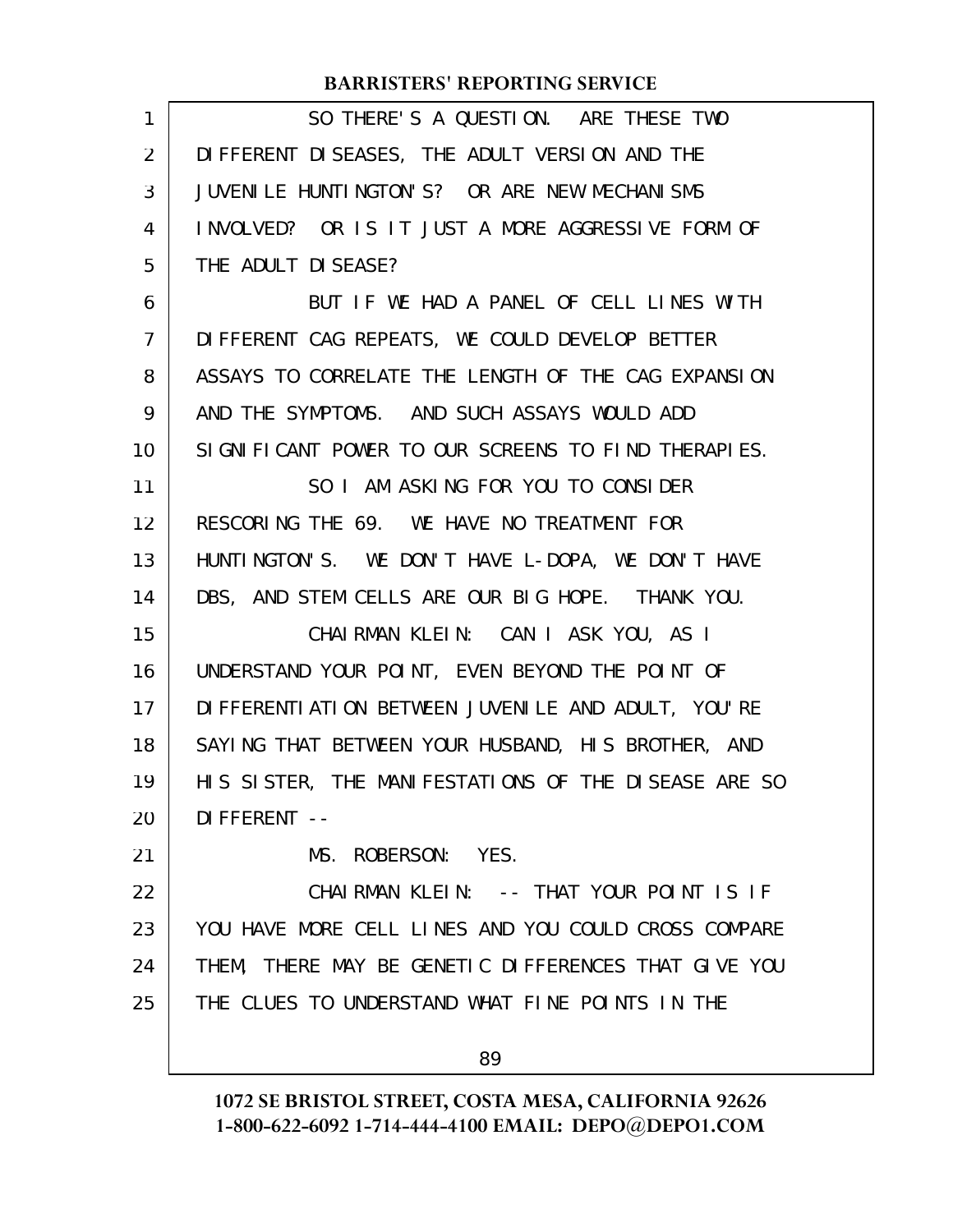SO THERE'S A QUESTION. ARE THESE TWO DIFFERENT DISEASES, THE ADULT VERSION AND THE JUVENILE HUNTINGTON'S? OR ARE NEW MECHANISMS INVOLVED? OR IS IT JUST A MORE AGGRESSIVE FORM OF THE ADULT DISEASE?

BUT IF WE HAD A PANEL OF CELL LINES WITH DIFFERENT CAG REPEATS, WE COULD DEVELOP BETTER ASSAYS TO CORRELATE THE LENGTH OF THE CAG EXPANSION AND THE SYMPTOMS. AND SUCH ASSAYS WOULD ADD SIGNIFICANT POWER TO OUR SCREENS TO FIND THERAPIES.

SO I AM ASKING FOR YOU TO CONSIDER RESCORING THE 69. WE HAVE NO TREATMENT FOR HUNTINGTON'S. WE DON'T HAVE L-DOPA, WE DON'T HAVE DBS, AND STEM CELLS ARE OUR BIG HOPE. THANK YOU.

CHAIRMAN KLEIN: CAN I ASK YOU, AS I UNDERSTAND YOUR POINT, EVEN BEYOND THE POINT OF DIFFERENTIATION BETWEEN JUVENILE AND ADULT, YOU'RE SAYING THAT BETWEEN YOUR HUSBAND, HIS BROTHER, AND HIS SISTER, THE MANIFESTATIONS OF THE DISEASE ARE SO DIFFERENT --

MS. ROBERSON: YES.

CHAIRMAN KLEIN: -- THAT YOUR POINT IS IF YOU HAVE MORE CELL LINES AND YOU COULD CROSS COMPARE THEM, THERE MAY BE GENETIC DIFFERENCES THAT GIVE YOU THE CLUES TO UNDERSTAND WHAT FINE POINTS IN THE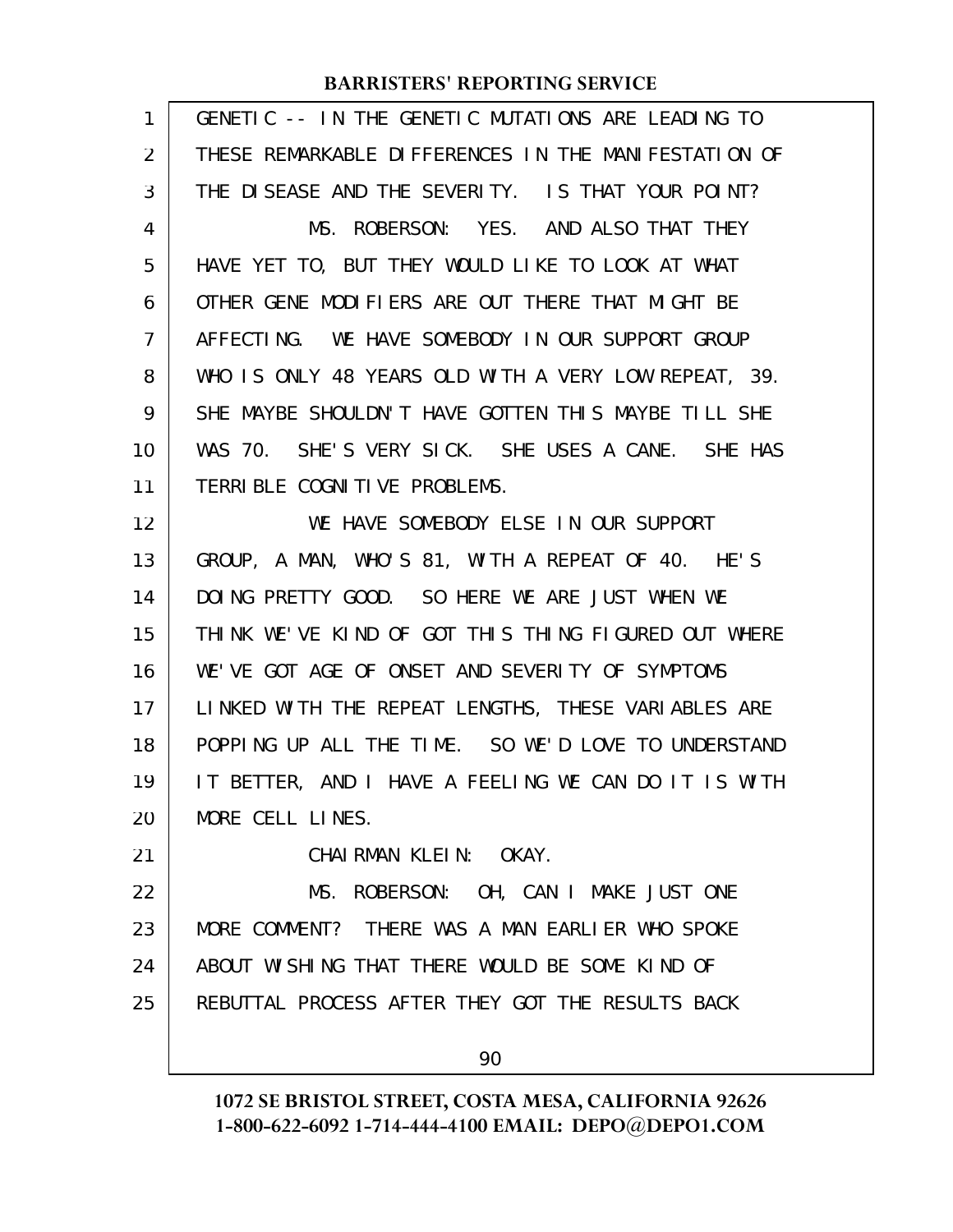GENETIC -- IN THE GENETIC MUTATIONS ARE LEADING TO THESE REMARKABLE DIFFERENCES IN THE MANIFESTATION OF THE DISEASE AND THE SEVERITY. IS THAT YOUR POINT?

MS. ROBERSON: YES. AND ALSO THAT THEY HAVE YET TO, BUT THEY WOULD LIKE TO LOOK AT WHAT OTHER GENE MODIFIERS ARE OUT THERE THAT MIGHT BE AFFECTING. WE HAVE SOMEBODY IN OUR SUPPORT GROUP WHO IS ONLY 48 YEARS OLD WITH A VERY LOW REPEAT, 39. SHE MAYBE SHOULDN'T HAVE GOTTEN THIS MAYBE TILL SHE WAS 70. SHE'S VERY SICK. SHE USES A CANE. SHE HAS TERRIBLE COGNITIVE PROBLEMS.

WE HAVE SOMEBODY ELSE IN OUR SUPPORT GROUP, A MAN, WHO'S 81, WITH A REPEAT OF 40. HE'S DOING PRETTY GOOD. SO HERE WE ARE JUST WHEN WE THINK WE'VE KIND OF GOT THIS THING FIGURED OUT WHERE WE'VE GOT AGE OF ONSET AND SEVERITY OF SYMPTOMS LINKED WITH THE REPEAT LENGTHS, THESE VARIABLES ARE POPPING UP ALL THE TIME. SO WE'D LOVE TO UNDERSTAND IT BETTER, AND I HAVE A FEELING WE CAN DO IT IS WITH MORE CELL LINES.

CHAIRMAN KLEIN: OKAY.

MS. ROBERSON: OH, CAN I MAKE JUST ONE MORE COMMENT? THERE WAS A MAN EARLIER WHO SPOKE ABOUT WISHING THAT THERE WOULD BE SOME KIND OF REBUTTAL PROCESS AFTER THEY GOT THE RESULTS BACK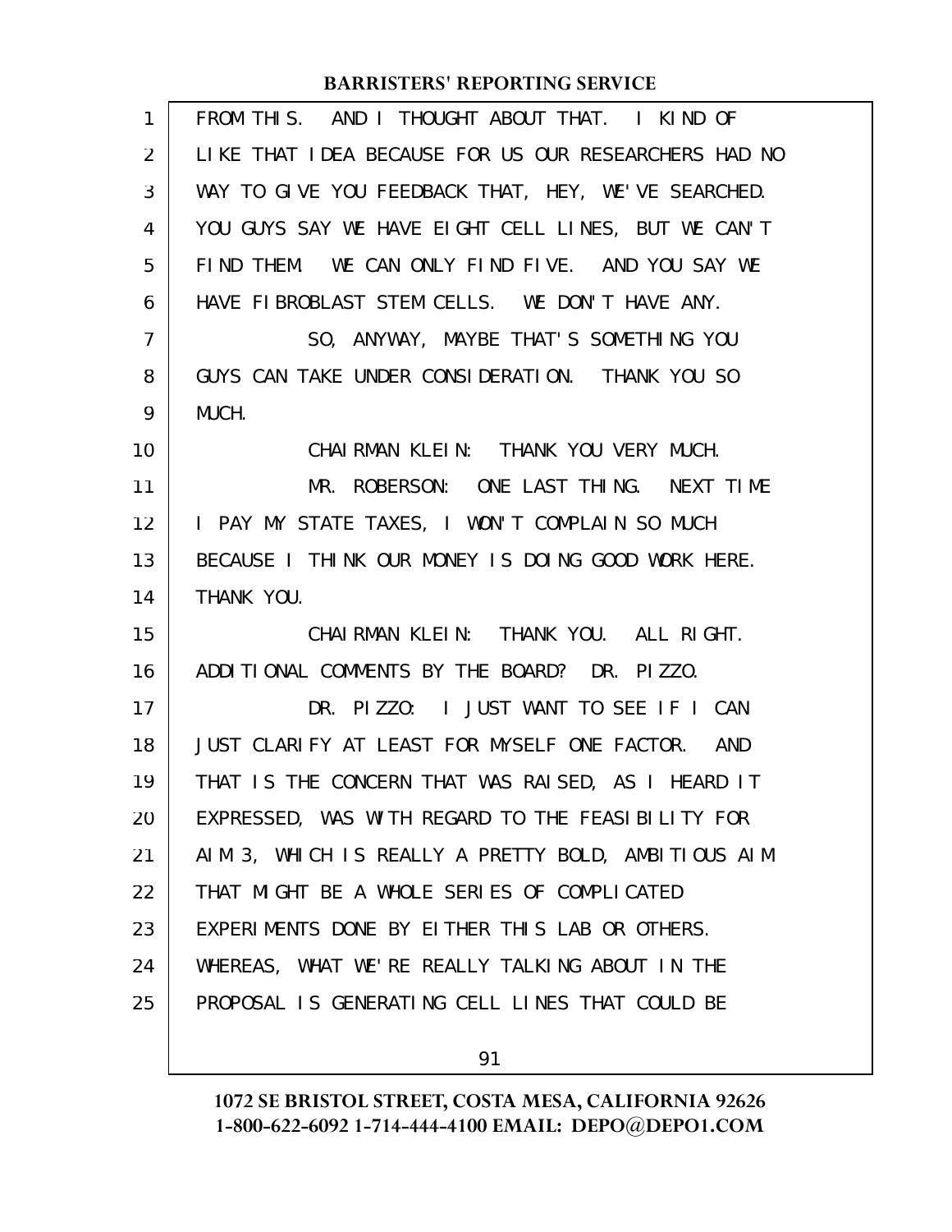FROM THIS. AND I THOUGHT ABOUT THAT. I KIND OF LIKE THAT IDEA BECAUSE FOR US OUR RESEARCHERS HAD NO WAY TO GIVE YOU FEEDBACK THAT, HEY, WE'VE SEARCHED. YOU GUYS SAY WE HAVE EIGHT CELL LINES, BUT WE CAN'T FIND THEM. WE CAN ONLY FIND FIVE. AND YOU SAY WE HAVE FIBROBLAST STEM CELLS. WE DON'T HAVE ANY.

SO, ANYWAY, MAYBE THAT'S SOMETHING YOU GUYS CAN TAKE UNDER CONSIDERATION. THANK YOU SO MUCH.

CHAIRMAN KLEIN: THANK YOU VERY MUCH.

MR. ROBERSON: ONE LAST THING. NEXT TIME I PAY MY STATE TAXES, I WON'T COMPLAIN SO MUCH BECAUSE I THINK OUR MONEY IS DOING GOOD WORK HERE. THANK YOU.

CHAIRMAN KLEIN: THANK YOU. ALL RIGHT. ADDITIONAL COMMENTS BY THE BOARD? DR. PIZZO.

DR. PIZZO: I JUST WANT TO SEE IF I CAN JUST CLARIFY AT LEAST FOR MYSELF ONE FACTOR. AND THAT IS THE CONCERN THAT WAS RAISED, AS I HEARD IT EXPRESSED, WAS WITH REGARD TO THE FEASIBILITY FOR AIM 3, WHICH IS REALLY A PRETTY BOLD, AMBITIOUS AIM THAT MIGHT BE A WHOLE SERIES OF COMPLICATED EXPERIMENTS DONE BY EITHER THIS LAB OR OTHERS. WHEREAS, WHAT WE'RE REALLY TALKING ABOUT IN THE PROPOSAL IS GENERATING CELL LINES THAT COULD BE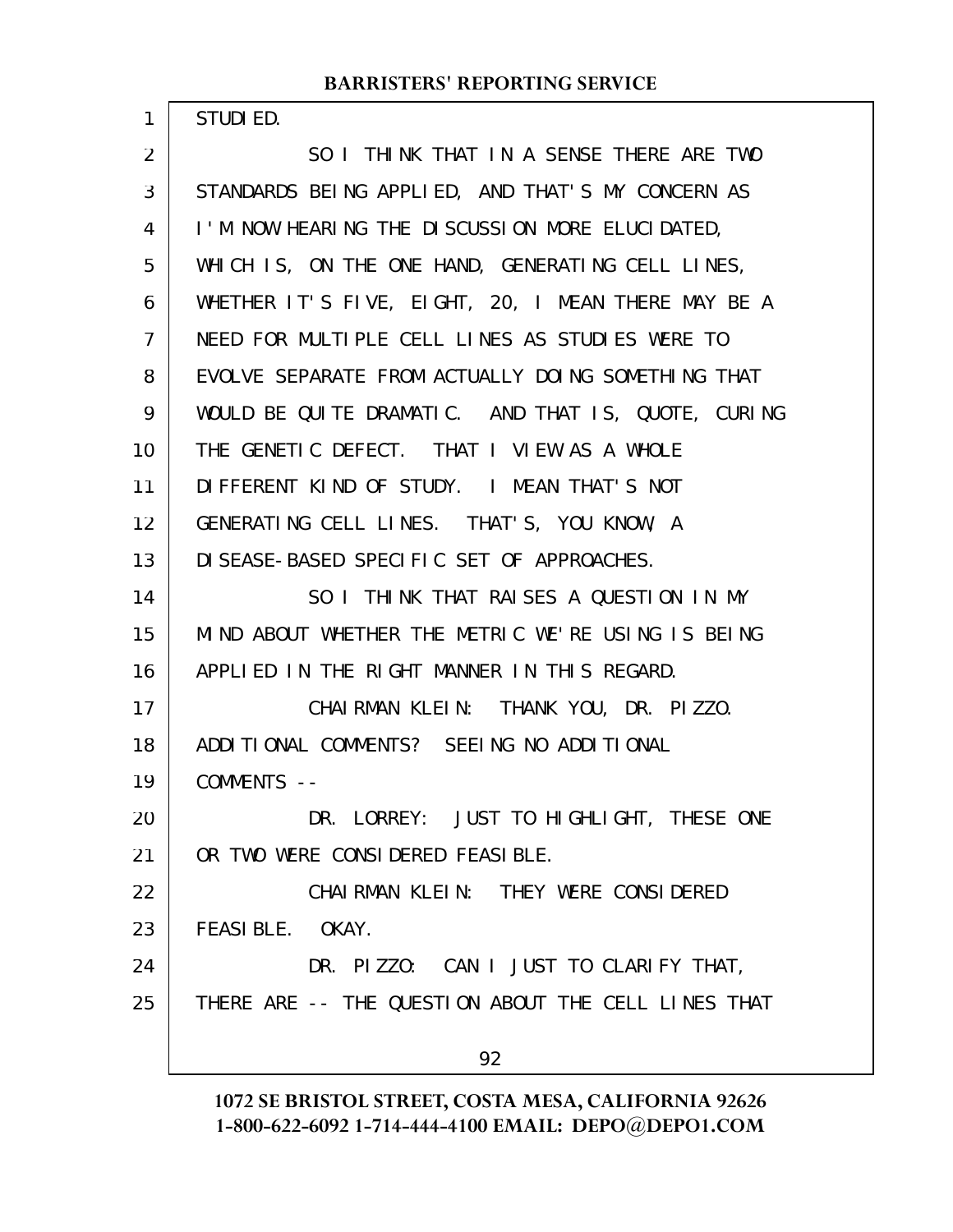STUDIED.

SO I THINK THAT IN A SENSE THERE ARE TWO STANDARDS BEING APPLIED, AND THAT'S MY CONCERN AS I'M NOW HEARING THE DISCUSSION MORE ELUCIDATED, WHICH IS, ON THE ONE HAND, GENERATING CELL LINES, WHETHER IT'S FIVE, EIGHT, 20, I MEAN THERE MAY BE A NEED FOR MULTIPLE CELL LINES AS STUDIES WERE TO EVOLVE SEPARATE FROM ACTUALLY DOING SOMETHING THAT WOULD BE QUITE DRAMATIC. AND THAT IS, QUOTE, CURING THE GENETIC DEFECT. THAT I VIEW AS A WHOLE DIFFERENT KIND OF STUDY. I MEAN THAT'S NOT GENERATING CELL LINES. THAT'S, YOU KNOW, A DISEASE-BASED SPECIFIC SET OF APPROACHES.

SO I THINK THAT RAISES A QUESTION IN MY MIND ABOUT WHETHER THE METRIC WE'RE USING IS BEING APPLIED IN THE RIGHT MANNER IN THIS REGARD.

CHAIRMAN KLEIN: THANK YOU, DR. PIZZO. ADDITIONAL COMMENTS? SEEING NO ADDITIONAL COMMENTS --

DR. LORREY: JUST TO HIGHLIGHT, THESE ONE OR TWO WERE CONSIDERED FEASIBLE.

CHAIRMAN KLEIN: THEY WERE CONSIDERED FEASIBLE. OKAY.

DR. PIZZO: CAN I JUST TO CLARIFY THAT, THERE ARE -- THE QUESTION ABOUT THE CELL LINES THAT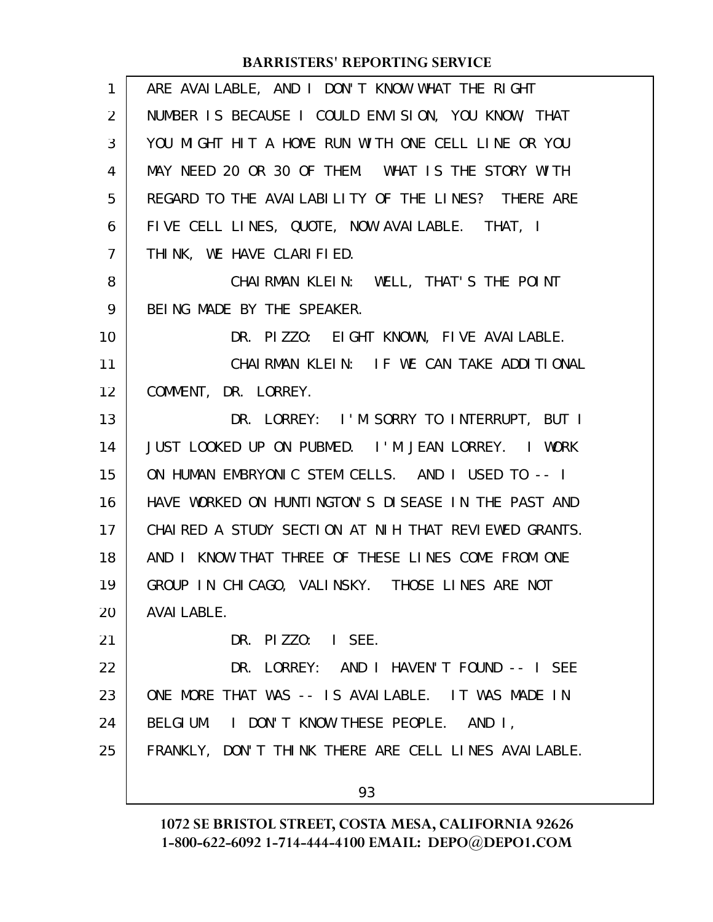ARE AVAILABLE, AND I DON'T KNOW WHAT THE RIGHT NUMBER IS BECAUSE I COULD ENVISION, YOU KNOW, THAT YOU MIGHT HIT A HOME RUN WITH ONE CELL LINE OR YOU MAY NEED 20 OR 30 OF THEM. WHAT IS THE STORY WITH REGARD TO THE AVAILABILITY OF THE LINES? THERE ARE FIVE CELL LINES, QUOTE, NOW AVAILABLE. THAT, I THINK, WE HAVE CLARIFIED.

CHAIRMAN KLEIN: WELL, THAT'S THE POINT BEING MADE BY THE SPEAKER.

DR. PIZZO: EIGHT KNOWN, FIVE AVAILABLE.

CHAIRMAN KLEIN: IF WE CAN TAKE ADDITIONAL COMMENT, DR. LORREY.

DR. LORREY: I'M SORRY TO INTERRUPT, BUT I JUST LOOKED UP ON PUBMED. I'M JEAN LORREY. I WORK ON HUMAN EMBRYONIC STEM CELLS. AND I USED TO -- I HAVE WORKED ON HUNTINGTON'S DISEASE IN THE PAST AND CHAIRED A STUDY SECTION AT NIH THAT REVIEWED GRANTS. AND I KNOW THAT THREE OF THESE LINES COME FROM ONE GROUP IN CHICAGO, VALINSKY. THOSE LINES ARE NOT AVAILABLE.

DR. PIZZO: I SEE.

DR. LORREY: AND I HAVEN'T FOUND -- I SEE ONE MORE THAT WAS -- IS AVAILABLE. IT WAS MADE IN BELGIUM. I DON'T KNOW THESE PEOPLE. AND I, FRANKLY, DON'T THINK THERE ARE CELL LINES AVAILABLE.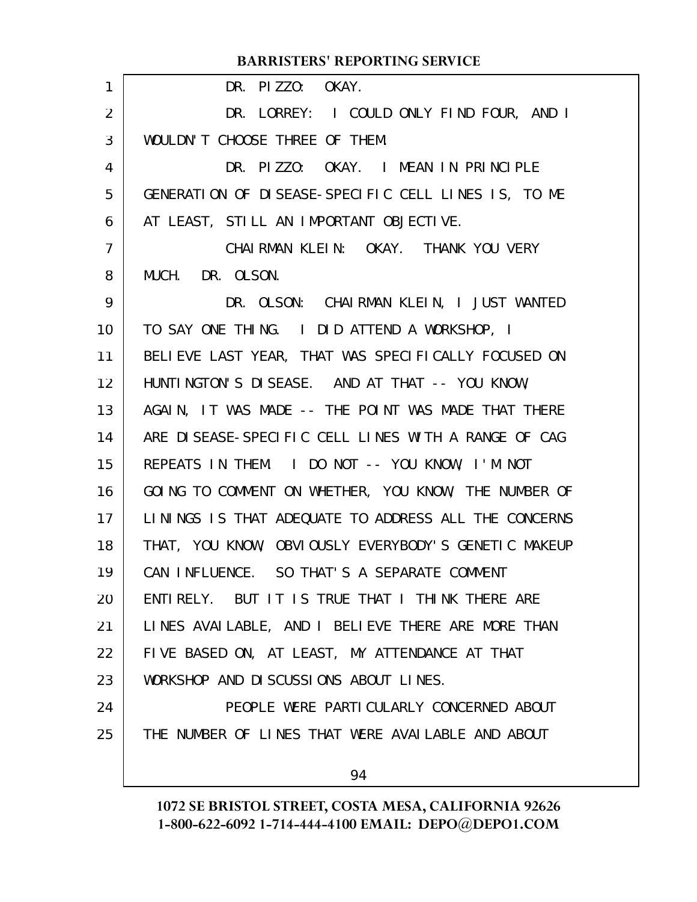DR. PIZZO: OKAY.

DR. LORREY: I COULD ONLY FIND FOUR, AND I WOULDN'T CHOOSE THREE OF THEM.

DR. PIZZO: OKAY. I MEAN IN PRINCIPLE GENERATION OF DISEASE-SPECIFIC CELL LINES IS, TO ME AT LEAST, STILL AN IMPORTANT OBJECTIVE.

CHAIRMAN KLEIN: OKAY. THANK YOU VERY MUCH. DR. OLSON.

DR. OLSON: CHAIRMAN KLEIN, I JUST WANTED TO SAY ONE THING. I DID ATTEND A WORKSHOP, I BELIEVE LAST YEAR, THAT WAS SPECIFICALLY FOCUSED ON HUNTINGTON'S DISEASE. AND AT THAT -- YOU KNOW, AGAIN, IT WAS MADE -- THE POINT WAS MADE THAT THERE ARE DISEASE-SPECIFIC CELL LINES WITH A RANGE OF CAG REPEATS IN THEM. I DO NOT -- YOU KNOW, I'M NOT GOING TO COMMENT ON WHETHER, YOU KNOW, THE NUMBER OF LININGS IS THAT ADEQUATE TO ADDRESS ALL THE CONCERNS THAT, YOU KNOW, OBVIOUSLY EVERYBODY'S GENETIC MAKEUP CAN INFLUENCE. SO THAT'S A SEPARATE COMMENT ENTIRELY. BUT IT IS TRUE THAT I THINK THERE ARE LINES AVAILABLE, AND I BELIEVE THERE ARE MORE THAN FIVE BASED ON, AT LEAST, MY ATTENDANCE AT THAT WORKSHOP AND DISCUSSIONS ABOUT LINES.

PEOPLE WERE PARTICULARLY CONCERNED ABOUT THE NUMBER OF LINES THAT WERE AVAILABLE AND ABOUT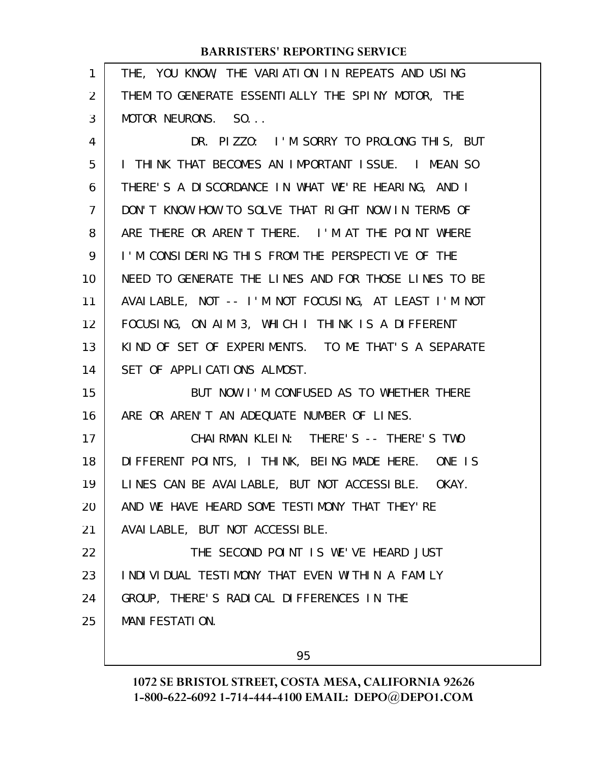THE, YOU KNOW, THE VARIATION IN REPEATS AND USING THEM TO GENERATE ESSENTIALLY THE SPINY MOTOR, THE MOTOR NEURONS. SO...

DR. PIZZO: I'M SORRY TO PROLONG THIS, BUT I THINK THAT BECOMES AN IMPORTANT ISSUE. I MEAN SO THERE'S A DISCORDANCE IN WHAT WE'RE HEARING, AND I DON'T KNOW HOW TO SOLVE THAT RIGHT NOW IN TERMS OF ARE THERE OR AREN'T THERE. I'M AT THE POINT WHERE I'M CONSIDERING THIS FROM THE PERSPECTIVE OF THE NEED TO GENERATE THE LINES AND FOR THOSE LINES TO BE AVAILABLE, NOT -- I'M NOT FOCUSING, AT LEAST I'M NOT FOCUSING, ON AIM 3, WHICH I THINK IS A DIFFERENT KIND OF SET OF EXPERIMENTS. TO ME THAT'S A SEPARATE SET OF APPLICATIONS ALMOST.

BUT NOW I'M CONFUSED AS TO WHETHER THERE ARE OR AREN'T AN ADEQUATE NUMBER OF LINES.

CHAIRMAN KLEIN: THERE'S -- THERE'S TWO DIFFERENT POINTS, I THINK, BEING MADE HERE. ONE IS LINES CAN BE AVAILABLE, BUT NOT ACCESSIBLE. OKAY. AND WE HAVE HEARD SOME TESTIMONY THAT THEY'RE AVAILABLE, BUT NOT ACCESSIBLE.

THE SECOND POINT IS WE'VE HEARD JUST INDIVIDUAL TESTIMONY THAT EVEN WITHIN A FAMILY GROUP, THERE'S RADICAL DIFFERENCES IN THE MANIFESTATION.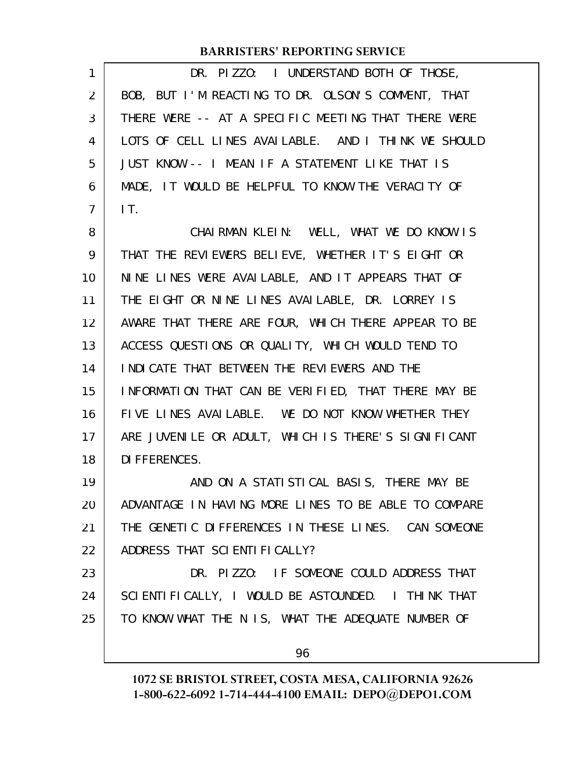DR. PIZZO: I UNDERSTAND BOTH OF THOSE, BOB, BUT I'M REACTING TO DR. OLSON'S COMMENT, THAT THERE WERE -- AT A SPECIFIC MEETING THAT THERE WERE LOTS OF CELL LINES AVAILABLE. AND I THINK WE SHOULD JUST KNOW -- I MEAN IF A STATEMENT LIKE THAT IS MADE, IT WOULD BE HELPFUL TO KNOW THE VERACITY OF IT.

CHAIRMAN KLEIN: WELL, WHAT WE DO KNOW IS THAT THE REVIEWERS BELIEVE, WHETHER IT'S EIGHT OR NINE LINES WERE AVAILABLE, AND IT APPEARS THAT OF THE EIGHT OR NINE LINES AVAILABLE, DR. LORREY IS AWARE THAT THERE ARE FOUR, WHICH THERE APPEAR TO BE ACCESS QUESTIONS OR QUALITY, WHICH WOULD TEND TO INDICATE THAT BETWEEN THE REVIEWERS AND THE INFORMATION THAT CAN BE VERIFIED, THAT THERE MAY BE FIVE LINES AVAILABLE. WE DO NOT KNOW WHETHER THEY ARE JUVENILE OR ADULT, WHICH IS THERE'S SIGNIFICANT DIFFERENCES.

AND ON A STATISTICAL BASIS, THERE MAY BE ADVANTAGE IN HAVING MORE LINES TO BE ABLE TO COMPARE THE GENETIC DIFFERENCES IN THESE LINES. CAN SOMEONE ADDRESS THAT SCIENTIFICALLY?

DR. PIZZO: IF SOMEONE COULD ADDRESS THAT SCIENTIFICALLY, I WOULD BE ASTOUNDED. I THINK THAT TO KNOW WHAT THE N IS, WHAT THE ADEQUATE NUMBER OF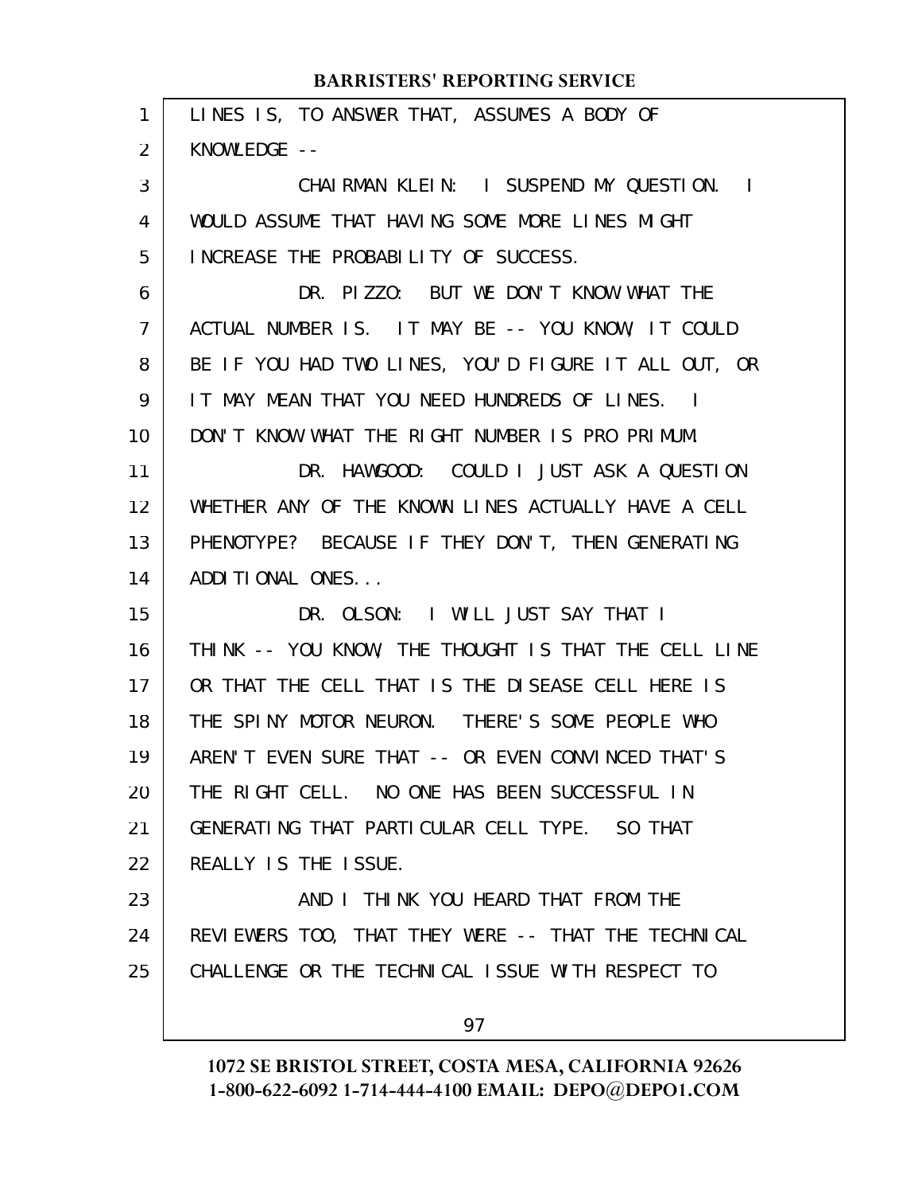LINES IS, TO ANSWER THAT, ASSUMES A BODY OF KNOWLEDGE --

CHAIRMAN KLEIN: I SUSPEND MY QUESTION. I WOULD ASSUME THAT HAVING SOME MORE LINES MIGHT INCREASE THE PROBABILITY OF SUCCESS.

DR. PIZZO: BUT WE DON'T KNOW WHAT THE ACTUAL NUMBER IS. IT MAY BE -- YOU KNOW, IT COULD BE IF YOU HAD TWO LINES, YOU'D FIGURE IT ALL OUT, OR IT MAY MEAN THAT YOU NEED HUNDREDS OF LINES. I DON'T KNOW WHAT THE RIGHT NUMBER IS PRO PRIMUM.

DR. HAWGOOD: COULD I JUST ASK A QUESTION WHETHER ANY OF THE KNOWN LINES ACTUALLY HAVE A CELL PHENOTYPE? BECAUSE IF THEY DON'T, THEN GENERATING ADDITIONAL ONES...

DR. OLSON: I WILL JUST SAY THAT I THINK -- YOU KNOW, THE THOUGHT IS THAT THE CELL LINE OR THAT THE CELL THAT IS THE DISEASE CELL HERE IS THE SPINY MOTOR NEURON. THERE'S SOME PEOPLE WHO AREN'T EVEN SURE THAT -- OR EVEN CONVINCED THAT'S THE RIGHT CELL. NO ONE HAS BEEN SUCCESSFUL IN GENERATING THAT PARTICULAR CELL TYPE. SO THAT REALLY IS THE ISSUE.

AND I THINK YOU HEARD THAT FROM THE REVIEWERS TOO, THAT THEY WERE -- THAT THE TECHNICAL CHALLENGE OR THE TECHNICAL ISSUE WITH RESPECT TO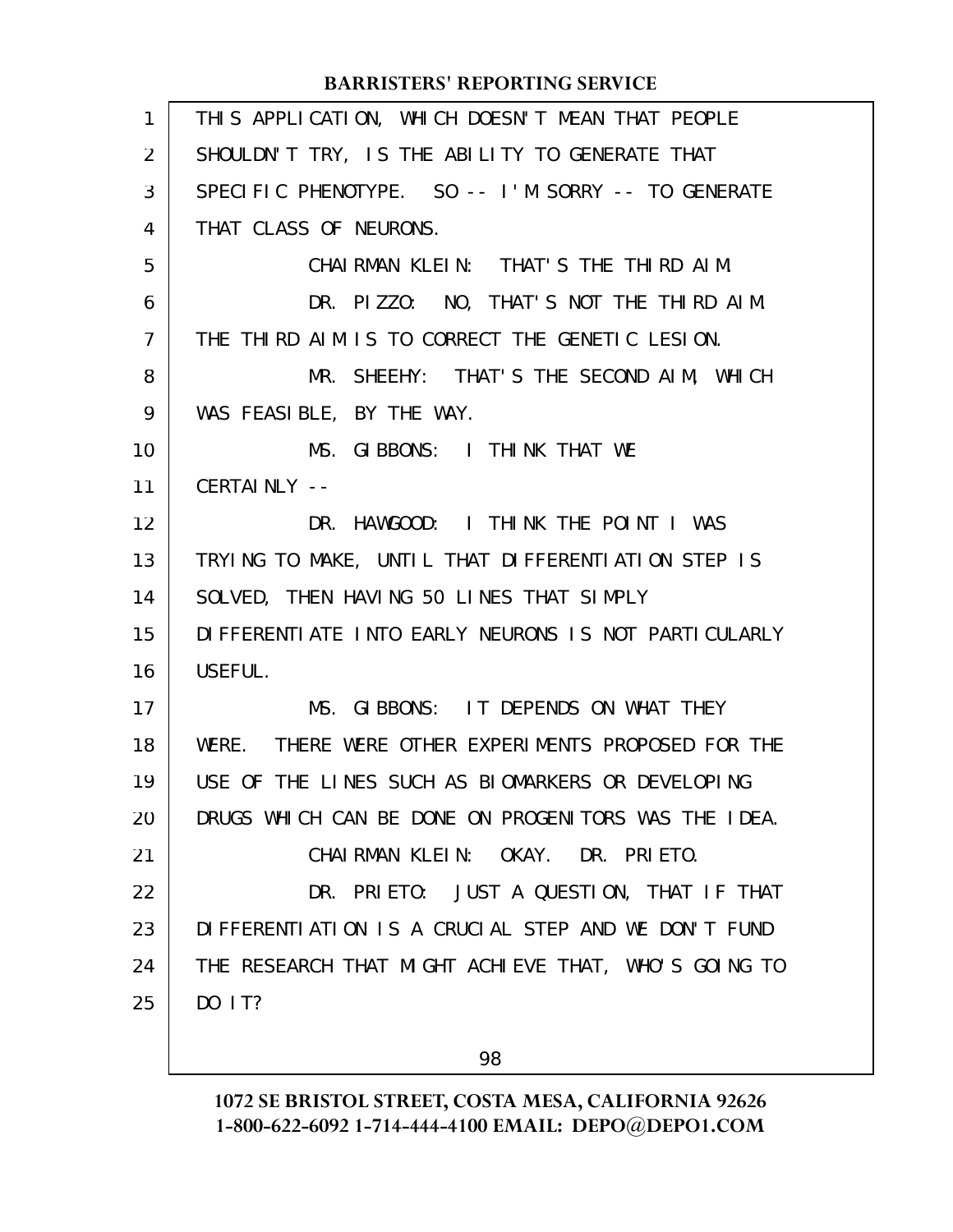THIS APPLICATION, WHICH DOESN'T MEAN THAT PEOPLE SHOULDN'T TRY, IS THE ABILITY TO GENERATE THAT SPECIFIC PHENOTYPE. SO -- I'M SORRY -- TO GENERATE THAT CLASS OF NEURONS.

CHAIRMAN KLEIN: THAT'S THE THIRD AIM.

DR. PIZZO: NO, THAT'S NOT THE THIRD AIM. THE THIRD AIM IS TO CORRECT THE GENETIC LESION.

MR. SHEEHY: THAT'S THE SECOND AIM, WHICH WAS FEASIBLE, BY THE WAY.

MS. GIBBONS: I THINK THAT WE CERTAINLY --

DR. HAWGOOD: I THINK THE POINT I WAS TRYING TO MAKE, UNTIL THAT DIFFERENTIATION STEP IS SOLVED, THEN HAVING 50 LINES THAT SIMPLY DIFFERENTIATE INTO EARLY NEURONS IS NOT PARTICULARLY USEFUL.

MS. GIBBONS: IT DEPENDS ON WHAT THEY WERE. THERE WERE OTHER EXPERIMENTS PROPOSED FOR THE USE OF THE LINES SUCH AS BIOMARKERS OR DEVELOPING DRUGS WHICH CAN BE DONE ON PROGENITORS WAS THE IDEA.

CHAIRMAN KLEIN: OKAY. DR. PRIETO.

DR. PRIETO: JUST A QUESTION, THAT IF THAT DIFFERENTIATION IS A CRUCIAL STEP AND WE DON'T FUND THE RESEARCH THAT MIGHT ACHIEVE THAT, WHO'S GOING TO DO IT?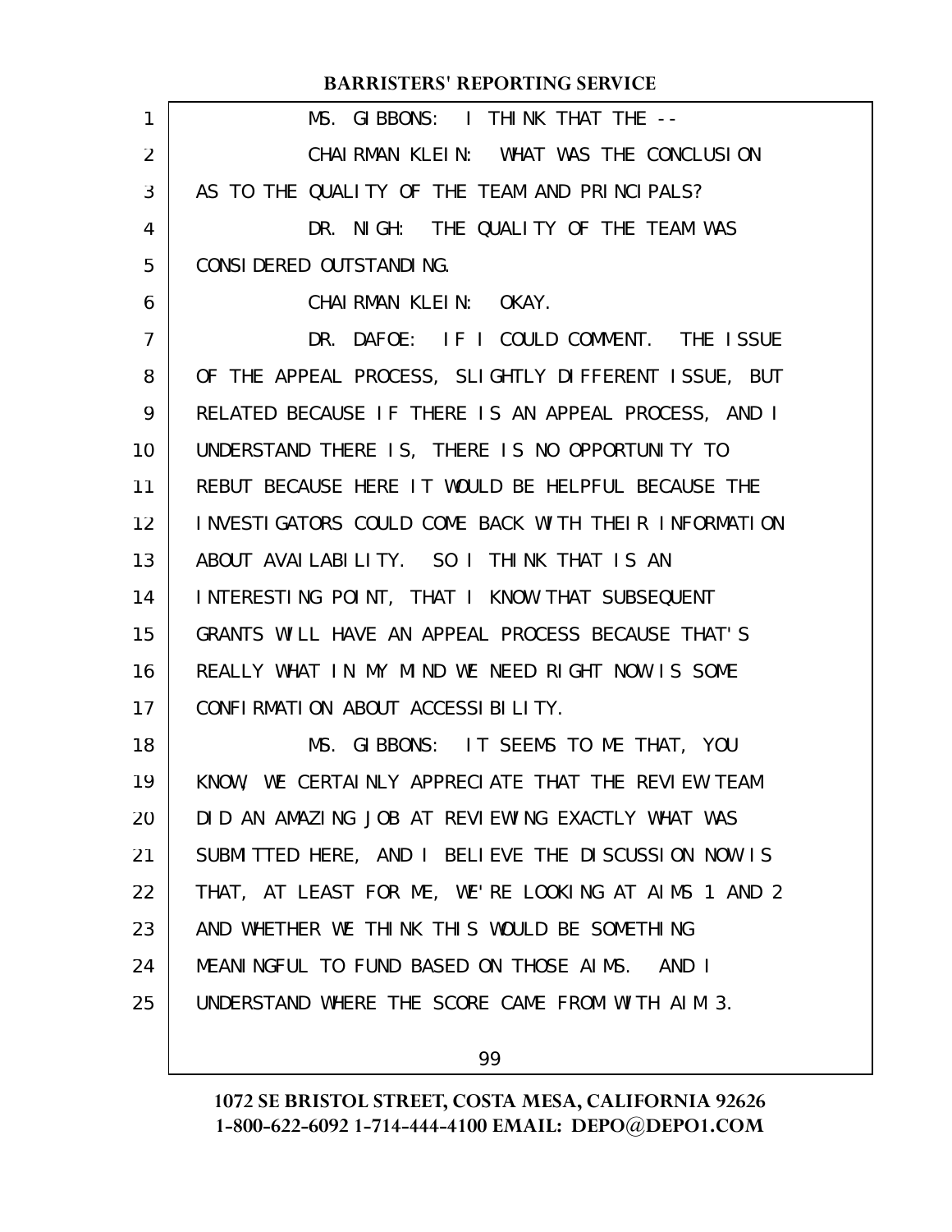MS. GIBBONS: I THINK THAT THE --

CHAIRMAN KLEIN: WHAT WAS THE CONCLUSION AS TO THE QUALITY OF THE TEAM AND PRINCIPALS?

DR. NIGH: THE QUALITY OF THE TEAM WAS CONSIDERED OUTSTANDING.

CHAIRMAN KLEIN: OKAY.

DR. DAFOE: IF I COULD COMMENT. THE ISSUE OF THE APPEAL PROCESS, SLIGHTLY DIFFERENT ISSUE, BUT RELATED BECAUSE IF THERE IS AN APPEAL PROCESS, AND I UNDERSTAND THERE IS, THERE IS NO OPPORTUNITY TO REBUT BECAUSE HERE IT WOULD BE HELPFUL BECAUSE THE INVESTIGATORS COULD COME BACK WITH THEIR INFORMATION ABOUT AVAILABILITY. SO I THINK THAT IS AN INTERESTING POINT, THAT I KNOW THAT SUBSEQUENT GRANTS WILL HAVE AN APPEAL PROCESS BECAUSE THAT'S REALLY WHAT IN MY MIND WE NEED RIGHT NOW IS SOME CONFIRMATION ABOUT ACCESSIBILITY.

MS. GIBBONS: IT SEEMS TO ME THAT, YOU KNOW, WE CERTAINLY APPRECIATE THAT THE REVIEW TEAM DID AN AMAZING JOB AT REVIEWING EXACTLY WHAT WAS SUBMITTED HERE, AND I BELIEVE THE DISCUSSION NOW IS THAT, AT LEAST FOR ME, WE'RE LOOKING AT AIMS 1 AND 2 AND WHETHER WE THINK THIS WOULD BE SOMETHING MEANINGFUL TO FUND BASED ON THOSE AIMS. AND I UNDERSTAND WHERE THE SCORE CAME FROM WITH AIM 3.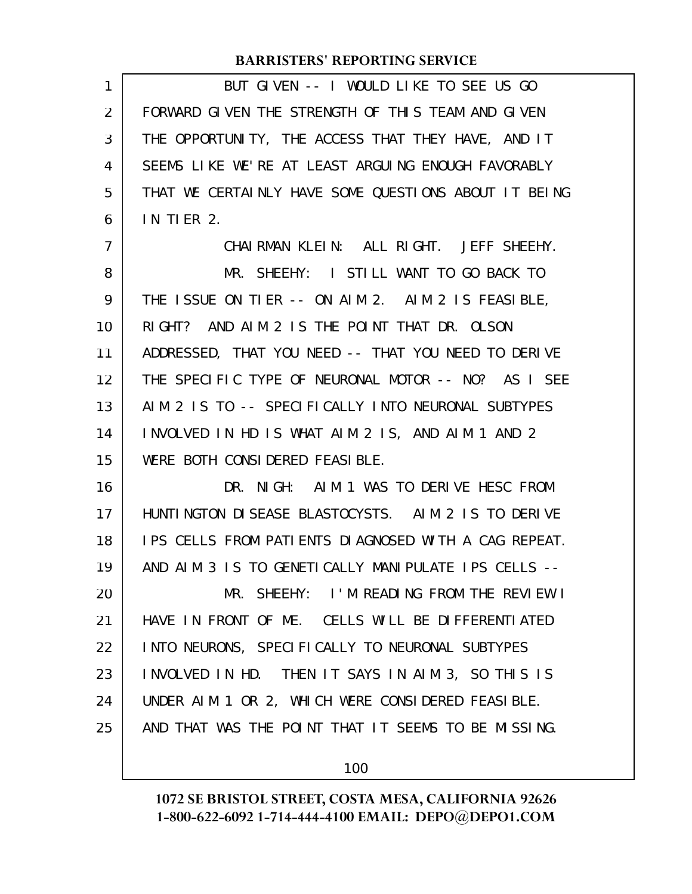BUT GIVEN -- I WOULD LIKE TO SEE US GO FORWARD GIVEN THE STRENGTH OF THIS TEAM AND GIVEN THE OPPORTUNITY, THE ACCESS THAT THEY HAVE, AND IT SEEMS LIKE WE'RE AT LEAST ARGUING ENOUGH FAVORABLY THAT WE CERTAINLY HAVE SOME QUESTIONS ABOUT IT BEING IN TIER 2.

CHAIRMAN KLEIN: ALL RIGHT. JEFF SHEEHY.

MR. SHEEHY: I STILL WANT TO GO BACK TO THE ISSUE ON TIER -- ON AIM 2. AIM 2 IS FEASIBLE, RIGHT? AND AIM 2 IS THE POINT THAT DR. OLSON ADDRESSED, THAT YOU NEED -- THAT YOU NEED TO DERIVE THE SPECIFIC TYPE OF NEURONAL MOTOR -- NO? AS I SEE AIM 2 IS TO -- SPECIFICALLY INTO NEURONAL SUBTYPES INVOLVED IN HD IS WHAT AIM 2 IS, AND AIM 1 AND 2 WERE BOTH CONSIDERED FEASIBLE.

DR. NIGH: AIM 1 WAS TO DERIVE HESC FROM HUNTINGTON DISEASE BLASTOCYSTS. AIM 2 IS TO DERIVE IPS CELLS FROM PATIENTS DIAGNOSED WITH A CAG REPEAT. AND AIM 3 IS TO GENETICALLY MANIPULATE IPS CELLS --

MR. SHEEHY: I'M READING FROM THE REVIEW I HAVE IN FRONT OF ME. CELLS WILL BE DIFFERENTIATED INTO NEURONS, SPECIFICALLY TO NEURONAL SUBTYPES INVOLVED IN HD. THEN IT SAYS IN AIM 3, SO THIS IS UNDER AIM 1 OR 2, WHICH WERE CONSIDERED FEASIBLE. AND THAT WAS THE POINT THAT IT SEEMS TO BE MISSING.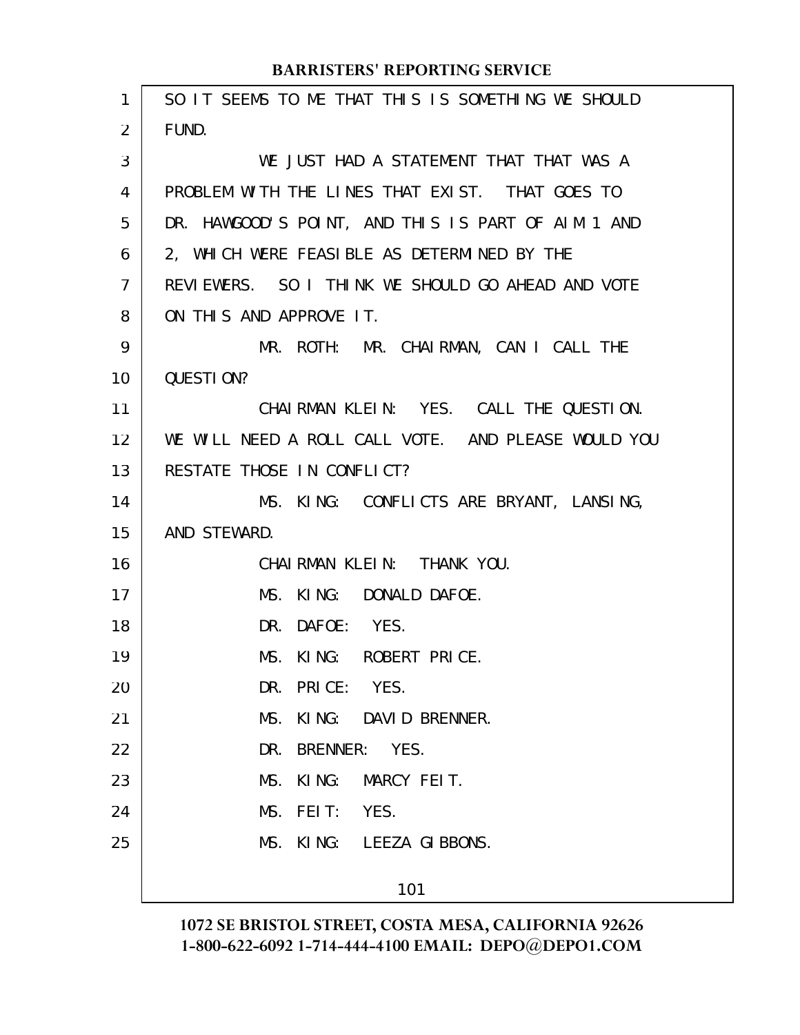SO IT SEEMS TO ME THAT THIS IS SOMETHING WE SHOULD FUND.

WE JUST HAD A STATEMENT THAT THAT WAS A PROBLEM WITH THE LINES THAT EXIST. THAT GOES TO DR. HAWGOOD'S POINT, AND THIS IS PART OF AIM 1 AND 2, WHICH WERE FEASIBLE AS DETERMINED BY THE REVIEWERS. SO I THINK WE SHOULD GO AHEAD AND VOTE ON THIS AND APPROVE IT.

MR. ROTH: MR. CHAIRMAN, CAN I CALL THE QUESTION?

CHAIRMAN KLEIN: YES. CALL THE QUESTION. WE WILL NEED A ROLL CALL VOTE. AND PLEASE WOULD YOU RESTATE THOSE IN CONFLICT?

MS. KING: CONFLICTS ARE BRYANT, LANSING, AND STEWARD.

CHAIRMAN KLEIN: THANK YOU.

MS. KING: DONALD DAFOE.

DR. DAFOE: YES.

MS. KING: ROBERT PRICE.

DR. PRICE: YES.

MS. KING: DAVID BRENNER.

DR. BRENNER: YES.

MS. KING: MARCY FEIT.

MS. FEIT: YES.

MS. KING: LEEZA GIBBONS.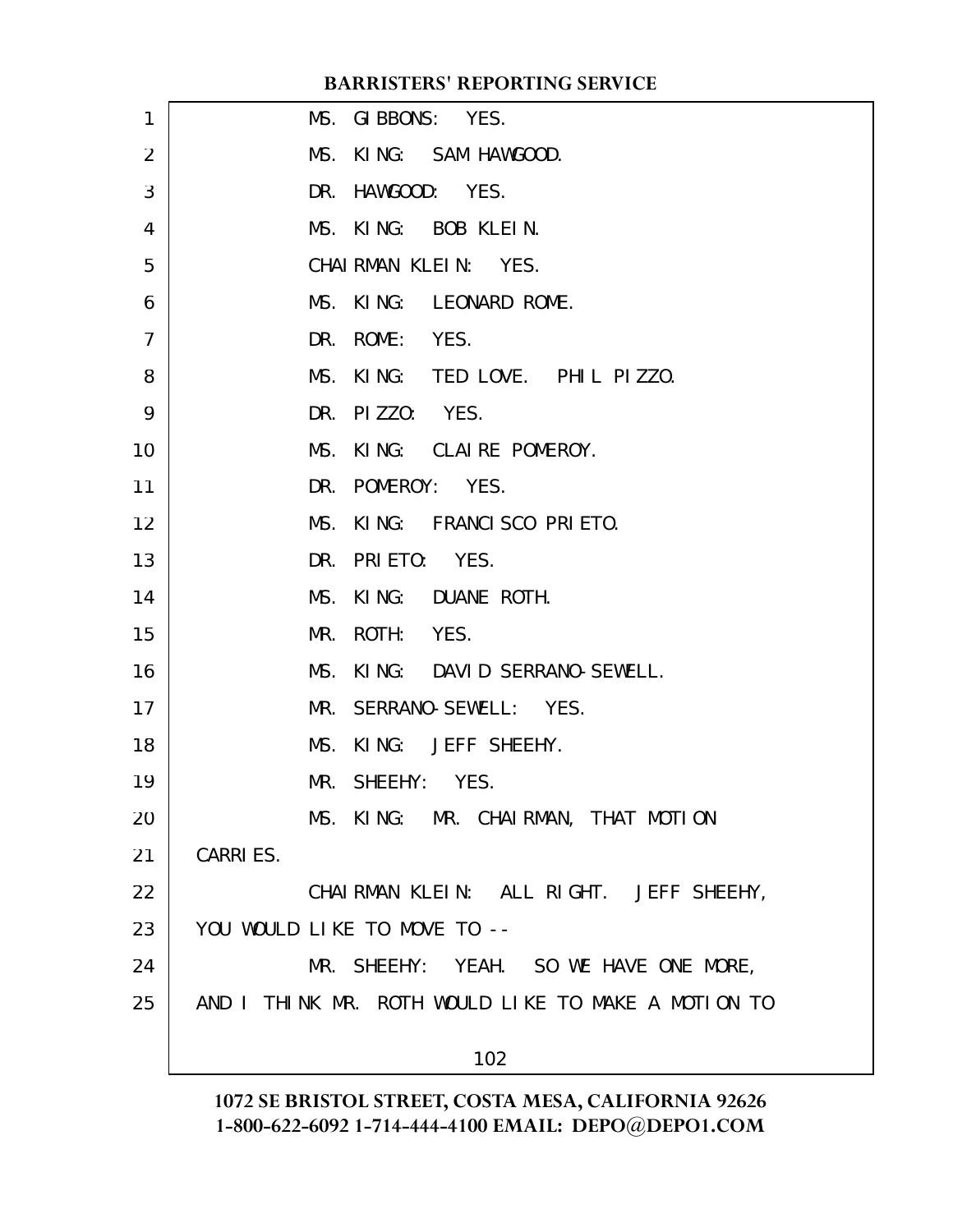MS. GIBBONS: YES.

MS. KING: SAM HAWGOOD.

DR. HAWGOOD: YES.

MS. KING: BOB KLEIN.

CHAIRMAN KLEIN: YES.

MS. KING: LEONARD ROME.

DR. ROME: YES.

MS. KING: TED LOVE. PHIL PIZZO.

DR. PIZZO: YES.

MS. KING: CLAIRE POMEROY.

DR. POMEROY: YES.

MS. KING: FRANCISCO PRIETO.

DR. PRIETO: YES.

MS. KING: DUANE ROTH.

MR. ROTH: YES.

MS. KING: DAVID SERRANO-SEWELL.

MR. SERRANO-SEWELL: YES.

MS. KING: JEFF SHEEHY.

MR. SHEEHY: YES.

MS. KING: MR. CHAIRMAN, THAT MOTION CARRIES.

CHAIRMAN KLEIN: ALL RIGHT. JEFF SHEEHY, YOU WOULD LIKE TO MOVE TO --

MR. SHEEHY: YEAH. SO WE HAVE ONE MORE, AND I THINK MR. ROTH WOULD LIKE TO MAKE A MOTION TO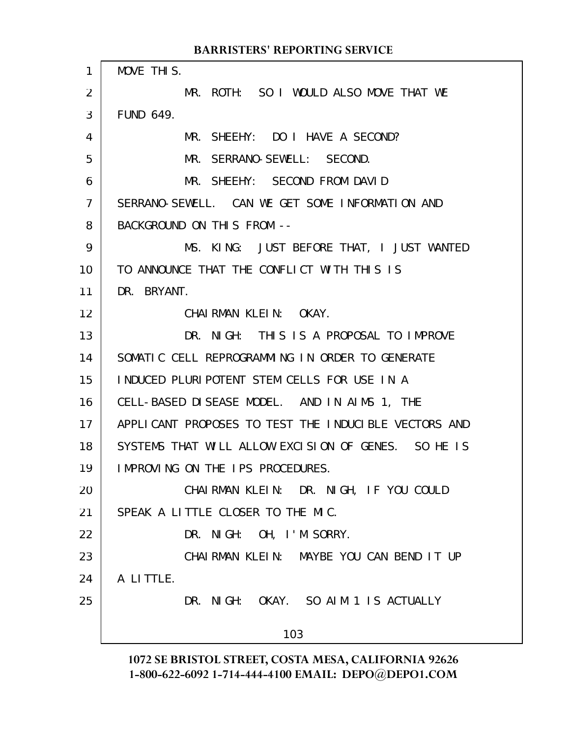MOVE THIS.

MR. ROTH: SO I WOULD ALSO MOVE THAT WE FUND 649.

MR. SHEEHY: DO I HAVE A SECOND?

MR. SERRANO-SEWELL: SECOND.

MR. SHEEHY: SECOND FROM DAVID SERRANO-SEWELL. CAN WE GET SOME INFORMATION AND BACKGROUND ON THIS FROM --

MS. KING: JUST BEFORE THAT, I JUST WANTED TO ANNOUNCE THAT THE CONFLICT WITH THIS IS DR. BRYANT.

CHAIRMAN KLEIN: OKAY.

DR. NIGH: THIS IS A PROPOSAL TO IMPROVE SOMATIC CELL REPROGRAMMING IN ORDER TO GENERATE INDUCED PLURIPOTENT STEM CELLS FOR USE IN A CELL-BASED DISEASE MODEL. AND IN AIMS 1, THE APPLICANT PROPOSES TO TEST THE INDUCIBLE VECTORS AND SYSTEMS THAT WILL ALLOW EXCISION OF GENES. SO HE IS IMPROVING ON THE IPS PROCEDURES.

CHAIRMAN KLEIN: DR. NIGH, IF YOU COULD SPEAK A LITTLE CLOSER TO THE MIC.

DR. NIGH: OH, I'M SORRY.

CHAIRMAN KLEIN: MAYBE YOU CAN BEND IT UP A LITTLE.

DR. NIGH: OKAY. SO AIM 1 IS ACTUALLY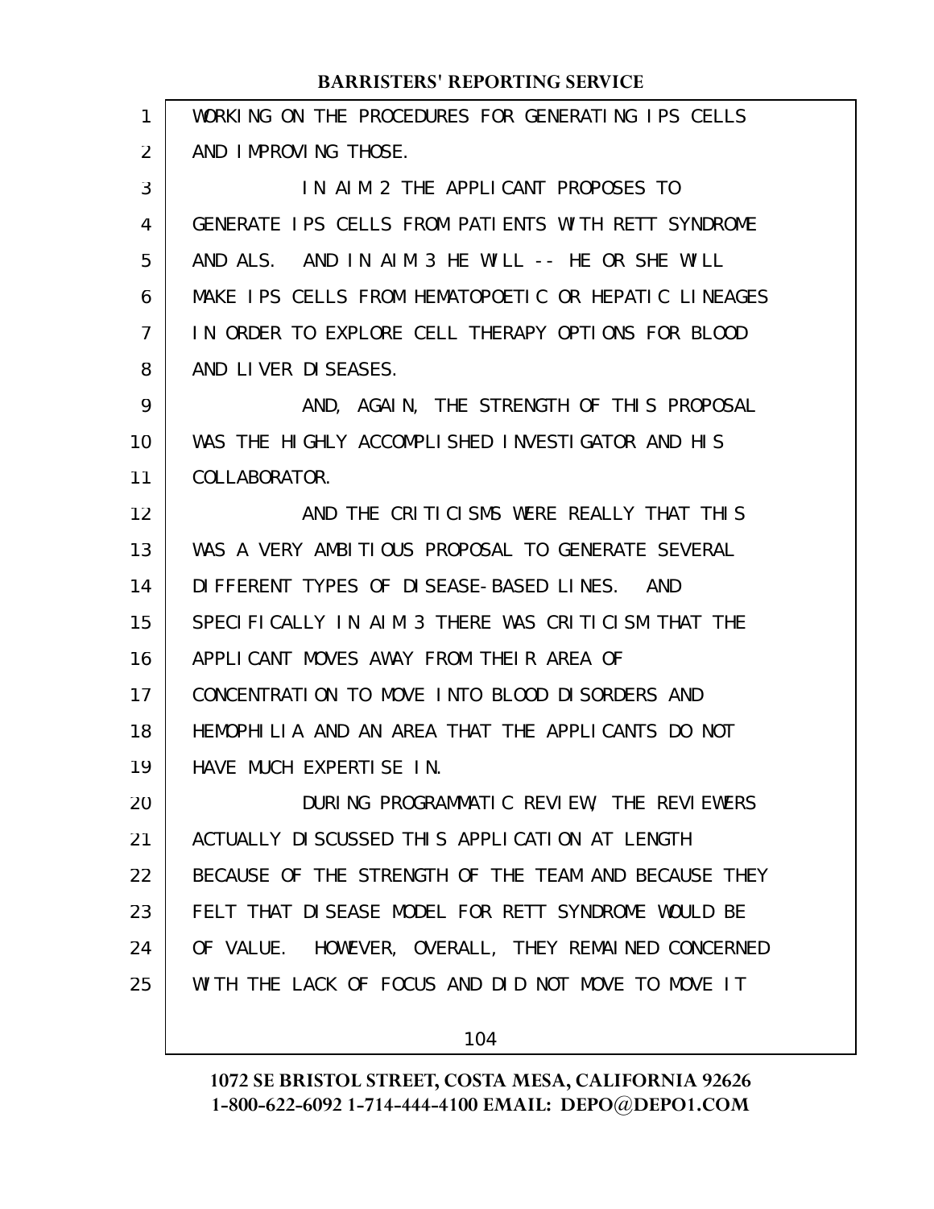WORKING ON THE PROCEDURES FOR GENERATING IPS CELLS AND IMPROVING THOSE.

IN AIM 2 THE APPLICANT PROPOSES TO GENERATE IPS CELLS FROM PATIENTS WITH RETT SYNDROME AND ALS. AND IN AIM 3 HE WILL -- HE OR SHE WILL MAKE IPS CELLS FROM HEMATOPOETIC OR HEPATIC LINEAGES IN ORDER TO EXPLORE CELL THERAPY OPTIONS FOR BLOOD AND LIVER DISEASES.

AND, AGAIN, THE STRENGTH OF THIS PROPOSAL WAS THE HIGHLY ACCOMPLISHED INVESTIGATOR AND HIS COLLABORATOR.

AND THE CRITICISMS WERE REALLY THAT THIS WAS A VERY AMBITIOUS PROPOSAL TO GENERATE SEVERAL DIFFERENT TYPES OF DISEASE-BASED LINES. AND SPECIFICALLY IN AIM 3 THERE WAS CRITICISM THAT THE APPLICANT MOVES AWAY FROM THEIR AREA OF CONCENTRATION TO MOVE INTO BLOOD DISORDERS AND HEMOPHILIA AND AN AREA THAT THE APPLICANTS DO NOT HAVE MUCH EXPERTISE IN.

DURING PROGRAMMATIC REVIEW, THE REVIEWERS ACTUALLY DISCUSSED THIS APPLICATION AT LENGTH BECAUSE OF THE STRENGTH OF THE TEAM AND BECAUSE THEY FELT THAT DISEASE MODEL FOR RETT SYNDROME WOULD BE OF VALUE. HOWEVER, OVERALL, THEY REMAINED CONCERNED WITH THE LACK OF FOCUS AND DID NOT MOVE TO MOVE IT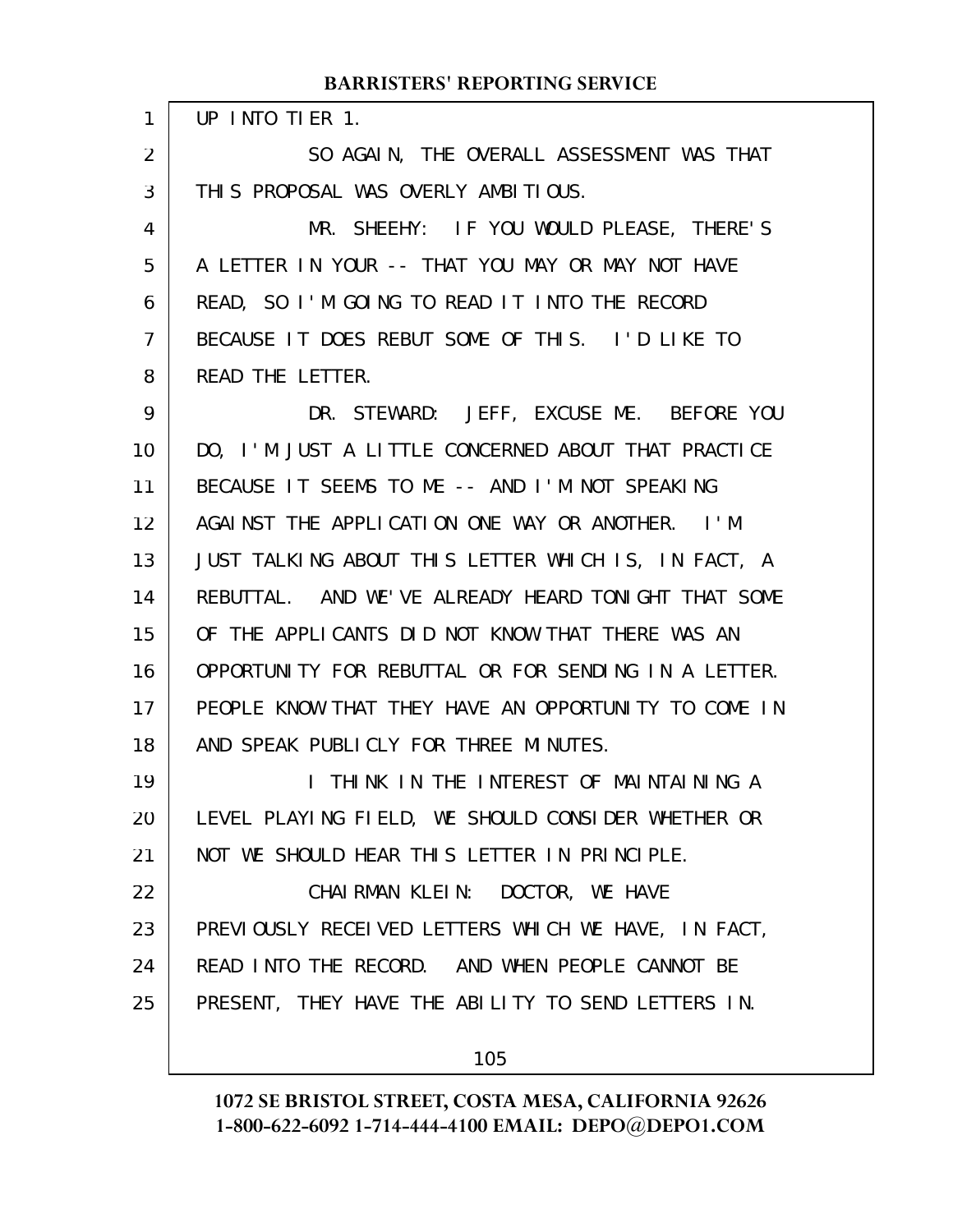UP INTO TIER 1.

SO AGAIN, THE OVERALL ASSESSMENT WAS THAT THIS PROPOSAL WAS OVERLY AMBITIOUS.

MR. SHEEHY: IF YOU WOULD PLEASE, THERE'S A LETTER IN YOUR -- THAT YOU MAY OR MAY NOT HAVE READ, SO I'M GOING TO READ IT INTO THE RECORD BECAUSE IT DOES REBUT SOME OF THIS. I'D LIKE TO READ THE LETTER.

DR. STEWARD: JEFF, EXCUSE ME. BEFORE YOU DO, I'M JUST A LITTLE CONCERNED ABOUT THAT PRACTICE BECAUSE IT SEEMS TO ME -- AND I'M NOT SPEAKING AGAINST THE APPLICATION ONE WAY OR ANOTHER. I'M JUST TALKING ABOUT THIS LETTER WHICH IS, IN FACT, A REBUTTAL. AND WE'VE ALREADY HEARD TONIGHT THAT SOME OF THE APPLICANTS DID NOT KNOW THAT THERE WAS AN OPPORTUNITY FOR REBUTTAL OR FOR SENDING IN A LETTER. PEOPLE KNOW THAT THEY HAVE AN OPPORTUNITY TO COME IN AND SPEAK PUBLICLY FOR THREE MINUTES.

I THINK IN THE INTEREST OF MAINTAINING A LEVEL PLAYING FIELD, WE SHOULD CONSIDER WHETHER OR NOT WE SHOULD HEAR THIS LETTER IN PRINCIPLE.

CHAIRMAN KLEIN: DOCTOR, WE HAVE PREVIOUSLY RECEIVED LETTERS WHICH WE HAVE, IN FACT, READ INTO THE RECORD. AND WHEN PEOPLE CANNOT BE PRESENT, THEY HAVE THE ABILITY TO SEND LETTERS IN.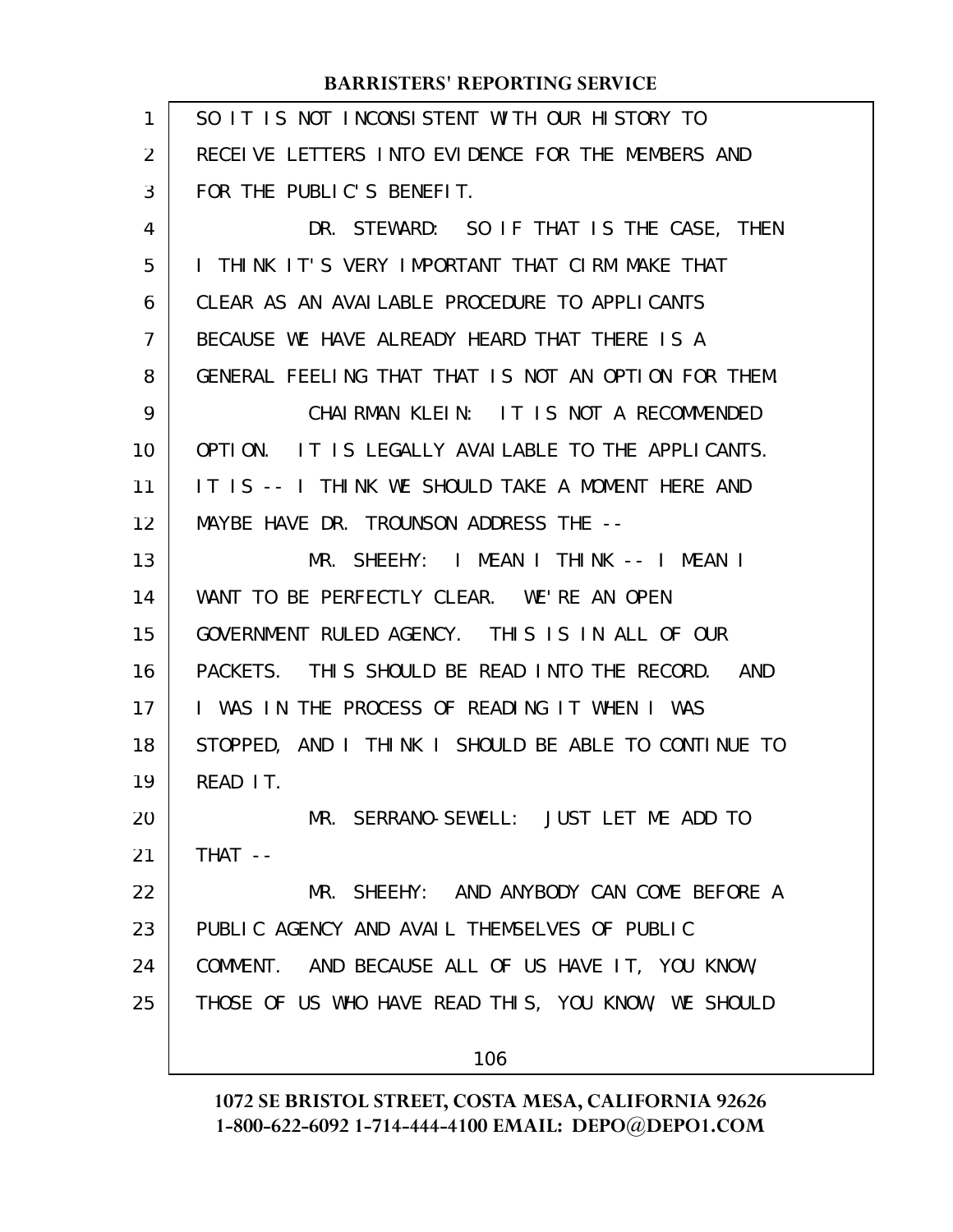SO IT IS NOT INCONSISTENT WITH OUR HISTORY TO RECEIVE LETTERS INTO EVIDENCE FOR THE MEMBERS AND FOR THE PUBLIC'S BENEFIT.

DR. STEWARD: SO IF THAT IS THE CASE, THEN I THINK IT'S VERY IMPORTANT THAT CIRM MAKE THAT CLEAR AS AN AVAILABLE PROCEDURE TO APPLICANTS BECAUSE WE HAVE ALREADY HEARD THAT THERE IS A GENERAL FEELING THAT THAT IS NOT AN OPTION FOR THEM.

CHAIRMAN KLEIN: IT IS NOT A RECOMMENDED OPTION. IT IS LEGALLY AVAILABLE TO THE APPLICANTS. IT IS -- I THINK WE SHOULD TAKE A MOMENT HERE AND MAYBE HAVE DR. TROUNSON ADDRESS THE --

MR. SHEEHY: I MEAN I THINK -- I MEAN I WANT TO BE PERFECTLY CLEAR. WE'RE AN OPEN GOVERNMENT RULED AGENCY. THIS IS IN ALL OF OUR PACKETS. THIS SHOULD BE READ INTO THE RECORD. AND I WAS IN THE PROCESS OF READING IT WHEN I WAS STOPPED, AND I THINK I SHOULD BE ABLE TO CONTINUE TO READ IT.

MR. SERRANO-SEWELL: JUST LET ME ADD TO THAT --

MR. SHEEHY: AND ANYBODY CAN COME BEFORE A PUBLIC AGENCY AND AVAIL THEMSELVES OF PUBLIC COMMENT. AND BECAUSE ALL OF US HAVE IT, YOU KNOW, THOSE OF US WHO HAVE READ THIS, YOU KNOW, WE SHOULD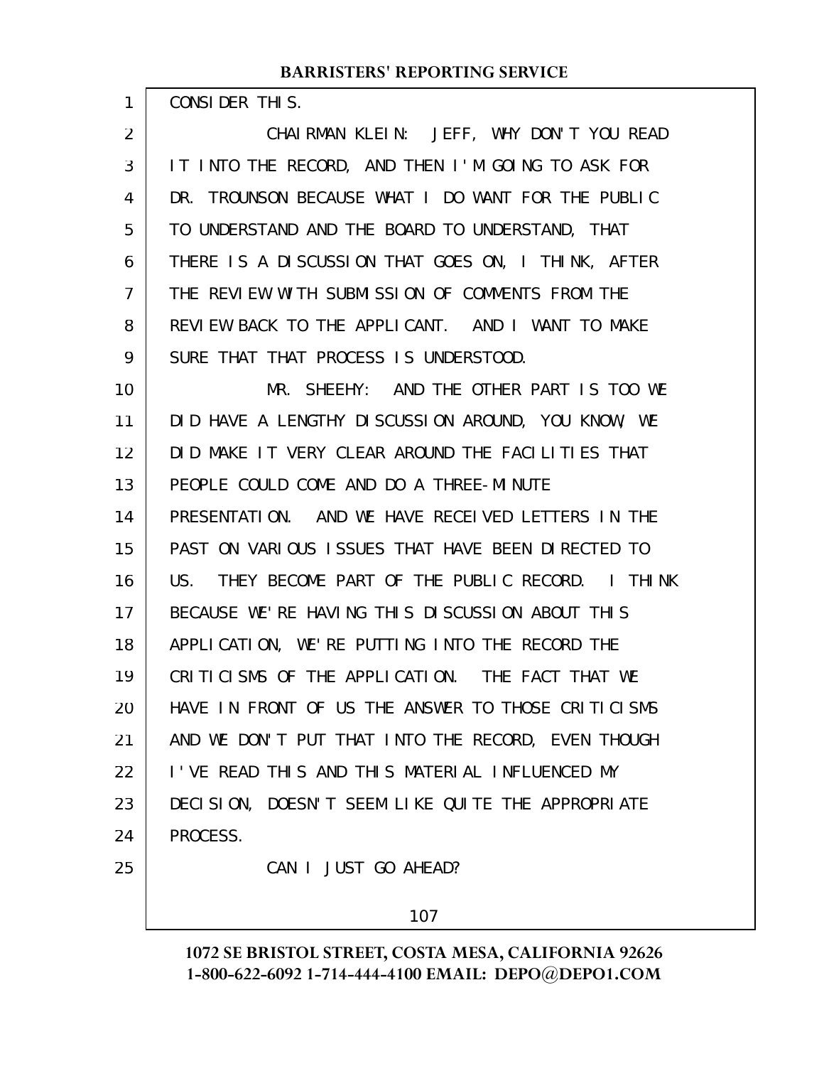CONSIDER THIS.

CHAIRMAN KLEIN: JEFF, WHY DON'T YOU READ IT INTO THE RECORD, AND THEN I'M GOING TO ASK FOR DR. TROUNSON BECAUSE WHAT I DO WANT FOR THE PUBLIC TO UNDERSTAND AND THE BOARD TO UNDERSTAND, THAT THERE IS A DISCUSSION THAT GOES ON, I THINK, AFTER THE REVIEW WITH SUBMISSION OF COMMENTS FROM THE REVIEW BACK TO THE APPLICANT. AND I WANT TO MAKE SURE THAT THAT PROCESS IS UNDERSTOOD.

MR. SHEEHY: AND THE OTHER PART IS TOO WE DID HAVE A LENGTHY DISCUSSION AROUND, YOU KNOW, WE DID MAKE IT VERY CLEAR AROUND THE FACILITIES THAT PEOPLE COULD COME AND DO A THREE-MINUTE PRESENTATION. AND WE HAVE RECEIVED LETTERS IN THE PAST ON VARIOUS ISSUES THAT HAVE BEEN DIRECTED TO US. THEY BECOME PART OF THE PUBLIC RECORD. I THINK BECAUSE WE'RE HAVING THIS DISCUSSION ABOUT THIS APPLICATION, WE'RE PUTTING INTO THE RECORD THE CRITICISMS OF THE APPLICATION. THE FACT THAT WE HAVE IN FRONT OF US THE ANSWER TO THOSE CRITICISMS AND WE DON'T PUT THAT INTO THE RECORD, EVEN THOUGH I'VE READ THIS AND THIS MATERIAL INFLUENCED MY DECISION, DOESN'T SEEM LIKE QUITE THE APPROPRIATE PROCESS.

CAN I JUST GO AHEAD?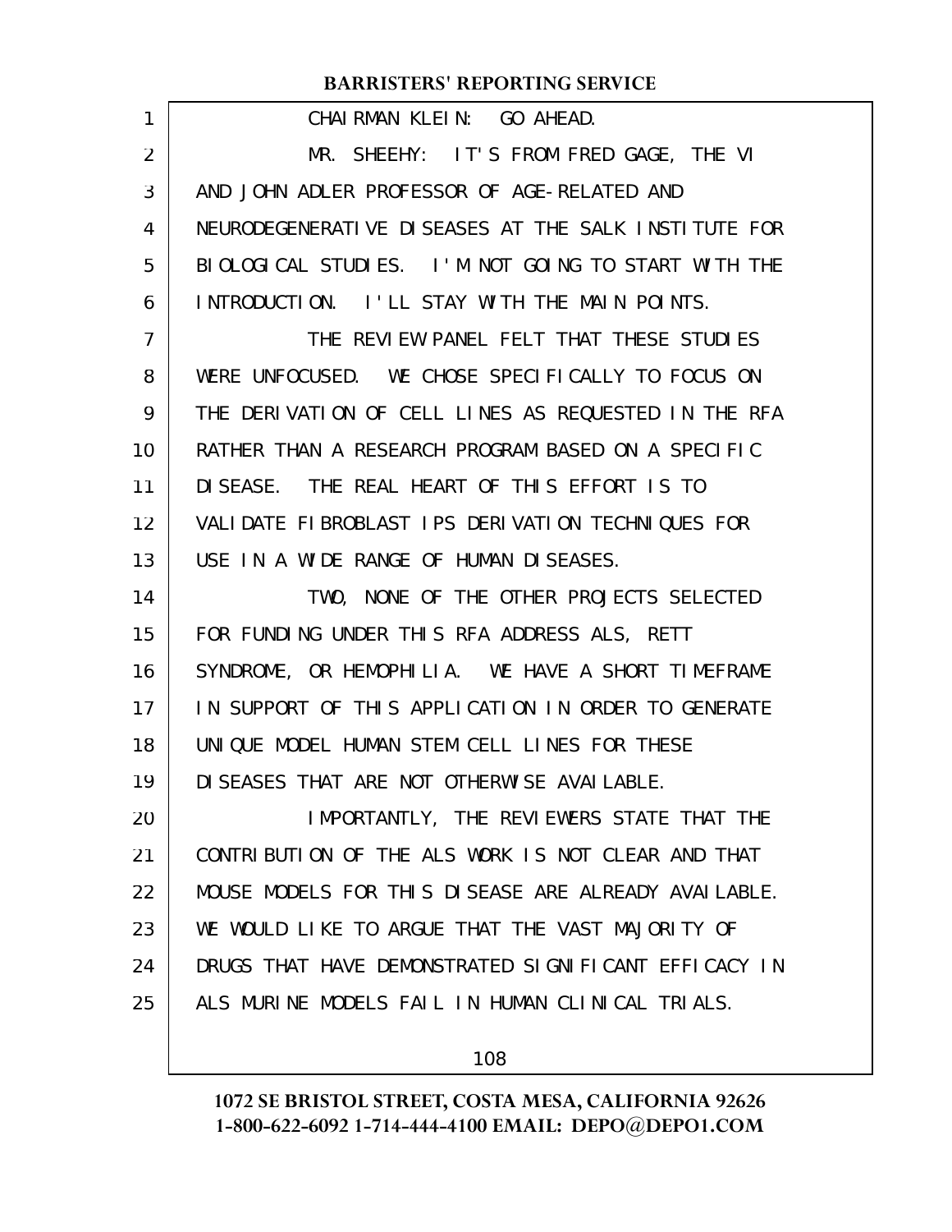CHAIRMAN KLEIN: GO AHEAD.

MR. SHEEHY: IT'S FROM FRED GAGE, THE VI AND JOHN ADLER PROFESSOR OF AGE-RELATED AND NEURODEGENERATIVE DISEASES AT THE SALK INSTITUTE FOR BIOLOGICAL STUDIES. I'M NOT GOING TO START WITH THE INTRODUCTION. I'LL STAY WITH THE MAIN POINTS.

THE REVIEW PANEL FELT THAT THESE STUDIES WERE UNFOCUSED. WE CHOSE SPECIFICALLY TO FOCUS ON THE DERIVATION OF CELL LINES AS REQUESTED IN THE RFA RATHER THAN A RESEARCH PROGRAM BASED ON A SPECIFIC DISEASE. THE REAL HEART OF THIS EFFORT IS TO VALIDATE FIBROBLAST IPS DERIVATION TECHNIQUES FOR USE IN A WIDE RANGE OF HUMAN DISEASES.

TWO, NONE OF THE OTHER PROJECTS SELECTED FOR FUNDING UNDER THIS RFA ADDRESS ALS, RETT SYNDROME, OR HEMOPHILIA. WE HAVE A SHORT TIMEFRAME IN SUPPORT OF THIS APPLICATION IN ORDER TO GENERATE UNIQUE MODEL HUMAN STEM CELL LINES FOR THESE DISEASES THAT ARE NOT OTHERWISE AVAILABLE.

IMPORTANTLY, THE REVIEWERS STATE THAT THE CONTRIBUTION OF THE ALS WORK IS NOT CLEAR AND THAT MOUSE MODELS FOR THIS DISEASE ARE ALREADY AVAILABLE. WE WOULD LIKE TO ARGUE THAT THE VAST MAJORITY OF DRUGS THAT HAVE DEMONSTRATED SIGNIFICANT EFFICACY IN ALS MURINE MODELS FAIL IN HUMAN CLINICAL TRIALS.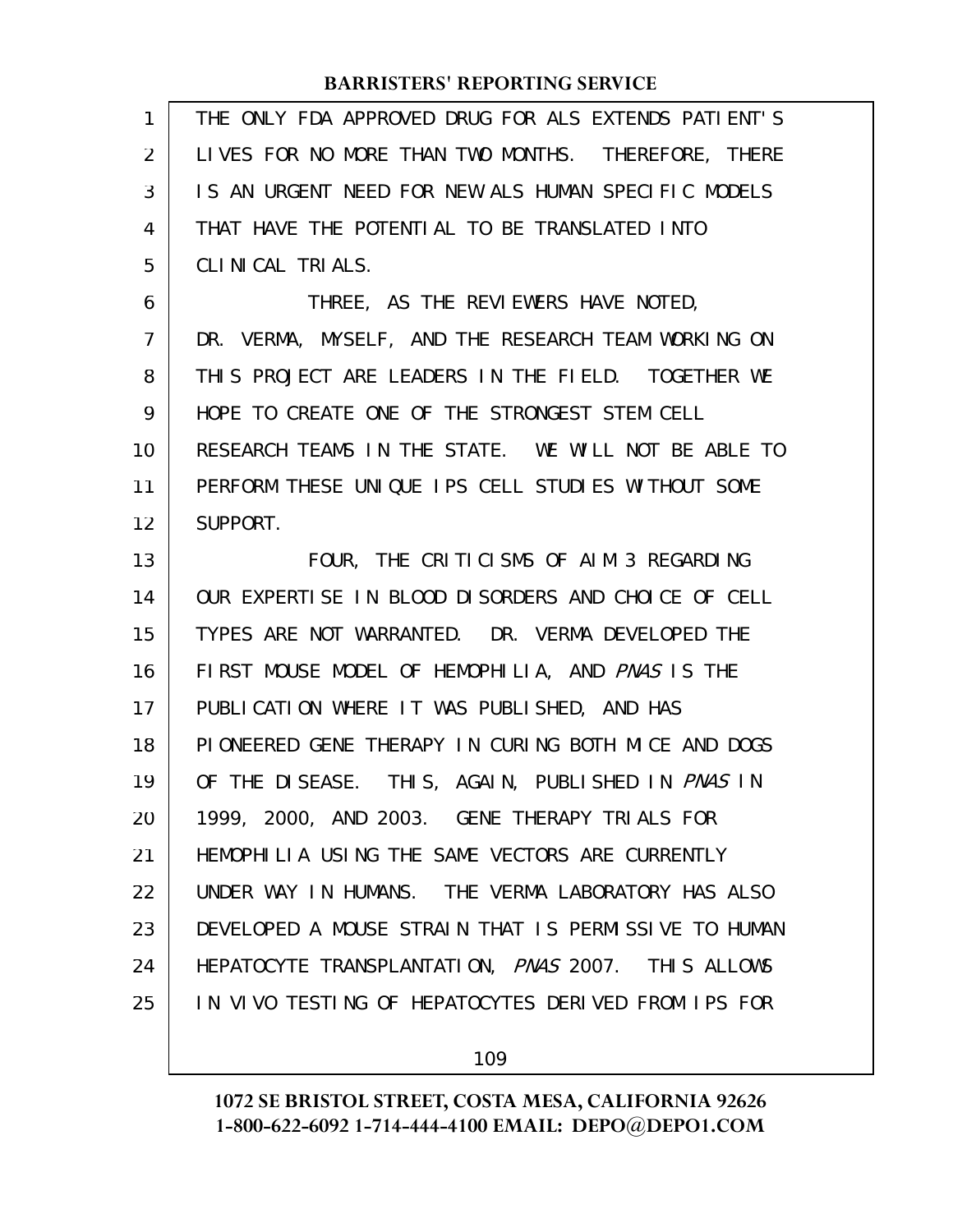THE ONLY FDA APPROVED DRUG FOR ALS EXTENDS PATIENT'S LIVES FOR NO MORE THAN TWO MONTHS. THEREFORE, THERE IS AN URGENT NEED FOR NEW ALS HUMAN SPECIFIC MODELS THAT HAVE THE POTENTIAL TO BE TRANSLATED INTO CLINICAL TRIALS.

THREE, AS THE REVIEWERS HAVE NOTED, DR. VERMA, MYSELF, AND THE RESEARCH TEAM WORKING ON THIS PROJECT ARE LEADERS IN THE FIELD. TOGETHER WE HOPE TO CREATE ONE OF THE STRONGEST STEM CELL RESEARCH TEAMS IN THE STATE. WE WILL NOT BE ABLE TO PERFORM THESE UNIQUE IPS CELL STUDIES WITHOUT SOME SUPPORT.

FOUR, THE CRITICISMS OF AIM 3 REGARDING OUR EXPERTISE IN BLOOD DISORDERS AND CHOICE OF CELL TYPES ARE NOT WARRANTED. DR. VERMA DEVELOPED THE FIRST MOUSE MODEL OF HEMOPHILIA, AND *PNAS* IS THE PUBLICATION WHERE IT WAS PUBLISHED, AND HAS PIONEERED GENE THERAPY IN CURING BOTH MICE AND DOGS OF THE DISEASE. THIS, AGAIN, PUBLISHED IN *PNAS* IN 1999, 2000, AND 2003. GENE THERAPY TRIALS FOR HEMOPHILIA USING THE SAME VECTORS ARE CURRENTLY UNDER WAY IN HUMANS. THE VERMA LABORATORY HAS ALSO DEVELOPED A MOUSE STRAIN THAT IS PERMISSIVE TO HUMAN HEPATOCYTE TRANSPLANTATION, *PNAS* 2007. THIS ALLOWS IN VIVO TESTING OF HEPATOCYTES DERIVED FROM IPS FOR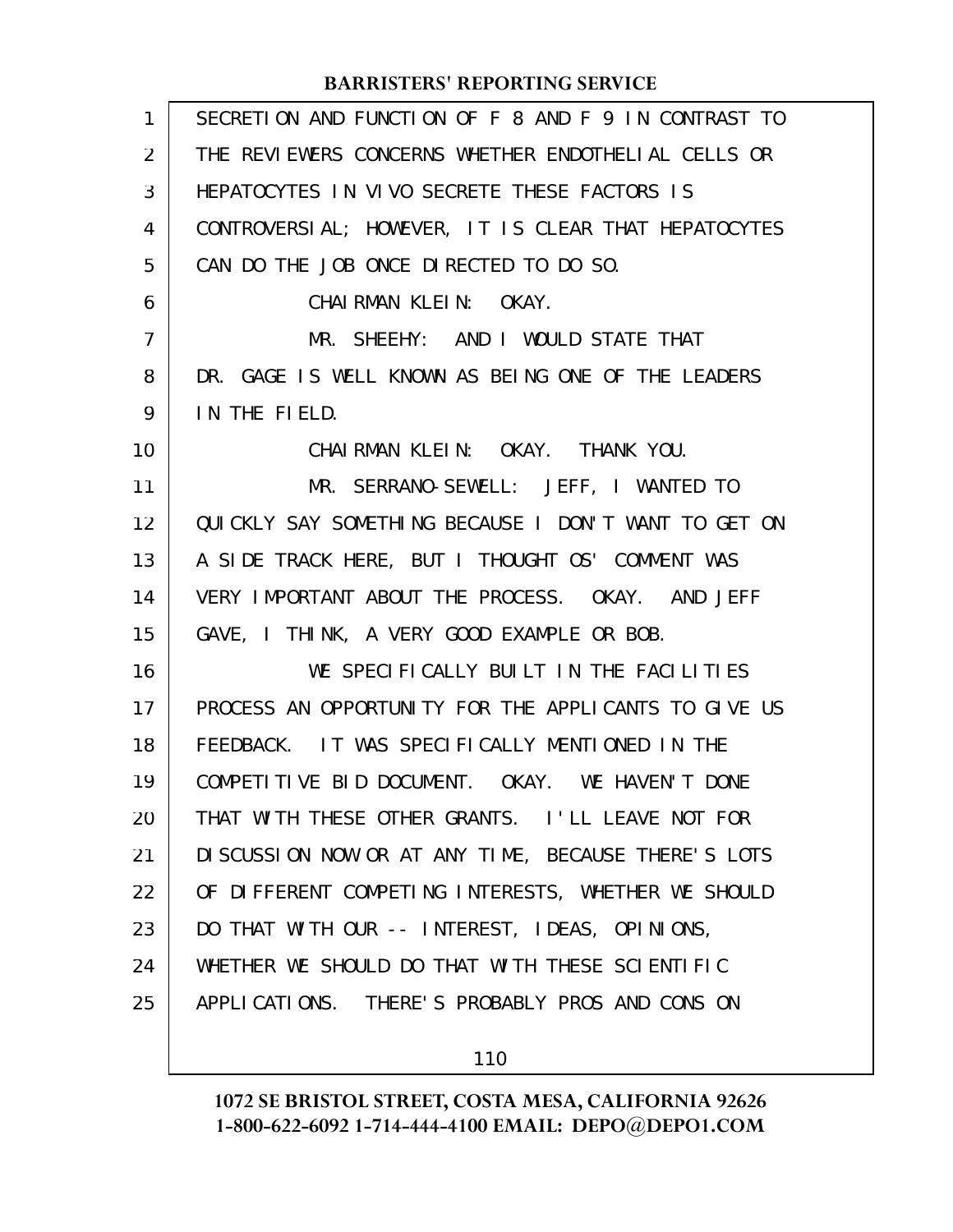SECRETION AND FUNCTION OF F 8 AND F 9 IN CONTRAST TO THE REVIEWERS CONCERNS WHETHER ENDOTHELIAL CELLS OR HEPATOCYTES IN VIVO SECRETE THESE FACTORS IS CONTROVERSIAL; HOWEVER, IT IS CLEAR THAT HEPATOCYTES CAN DO THE JOB ONCE DIRECTED TO DO SO.

CHAIRMAN KLEIN: OKAY.

MR. SHEEHY: AND I WOULD STATE THAT DR. GAGE IS WELL KNOWN AS BEING ONE OF THE LEADERS IN THE FIELD.

CHAIRMAN KLEIN: OKAY. THANK YOU.

MR. SERRANO-SEWELL: JEFF, I WANTED TO QUICKLY SAY SOMETHING BECAUSE I DON'T WANT TO GET ON A SIDE TRACK HERE, BUT I THOUGHT OS' COMMENT WAS VERY IMPORTANT ABOUT THE PROCESS. OKAY. AND JEFF GAVE, I THINK, A VERY GOOD EXAMPLE OR BOB.

WE SPECIFICALLY BUILT IN THE FACILITIES PROCESS AN OPPORTUNITY FOR THE APPLICANTS TO GIVE US FEEDBACK. IT WAS SPECIFICALLY MENTIONED IN THE COMPETITIVE BID DOCUMENT. OKAY. WE HAVEN'T DONE THAT WITH THESE OTHER GRANTS. I'LL LEAVE NOT FOR DISCUSSION NOW OR AT ANY TIME, BECAUSE THERE'S LOTS OF DIFFERENT COMPETING INTERESTS, WHETHER WE SHOULD DO THAT WITH OUR -- INTEREST, IDEAS, OPINIONS, WHETHER WE SHOULD DO THAT WITH THESE SCIENTIFIC APPLICATIONS. THERE'S PROBABLY PROS AND CONS ON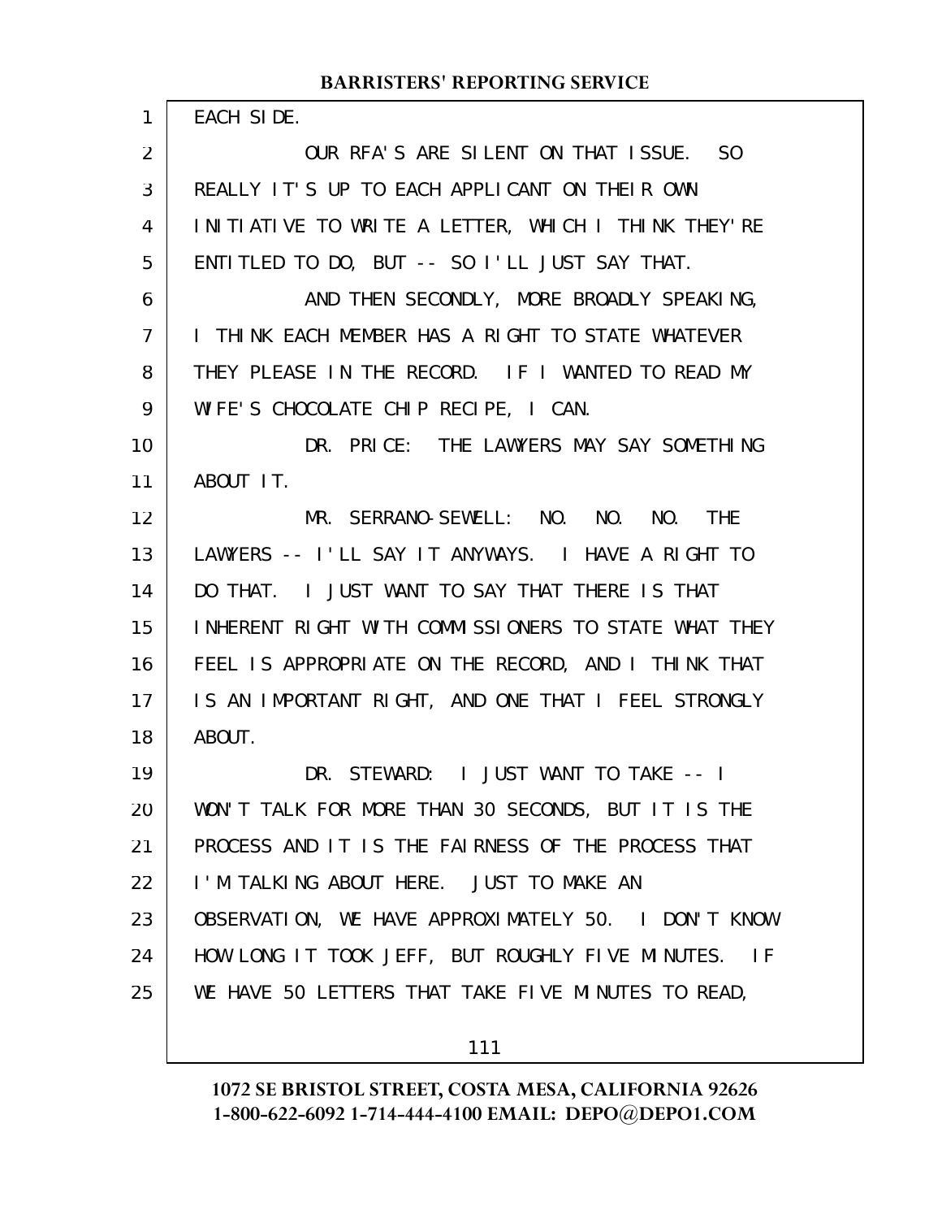EACH SIDE.

OUR RFA'S ARE SILENT ON THAT ISSUE. SO REALLY IT'S UP TO EACH APPLICANT ON THEIR OWN INITIATIVE TO WRITE A LETTER, WHICH I THINK THEY'RE ENTITLED TO DO, BUT -- SO I'LL JUST SAY THAT.

AND THEN SECONDLY, MORE BROADLY SPEAKING, I THINK EACH MEMBER HAS A RIGHT TO STATE WHATEVER THEY PLEASE IN THE RECORD. IF I WANTED TO READ MY WIFE'S CHOCOLATE CHIP RECIPE, I CAN.

DR. PRICE: THE LAWYERS MAY SAY SOMETHING ABOUT IT.

MR. SERRANO-SEWELL: NO. NO. NO. THE LAWYERS -- I'LL SAY IT ANYWAYS. I HAVE A RIGHT TO DO THAT. I JUST WANT TO SAY THAT THERE IS THAT INHERENT RIGHT WITH COMMISSIONERS TO STATE WHAT THEY FEEL IS APPROPRIATE ON THE RECORD, AND I THINK THAT IS AN IMPORTANT RIGHT, AND ONE THAT I FEEL STRONGLY ABOUT.

DR. STEWARD: I JUST WANT TO TAKE -- I WON'T TALK FOR MORE THAN 30 SECONDS, BUT IT IS THE PROCESS AND IT IS THE FAIRNESS OF THE PROCESS THAT I'M TALKING ABOUT HERE. JUST TO MAKE AN OBSERVATION, WE HAVE APPROXIMATELY 50. I DON'T KNOW HOW LONG IT TOOK JEFF, BUT ROUGHLY FIVE MINUTES. IF WE HAVE 50 LETTERS THAT TAKE FIVE MINUTES TO READ,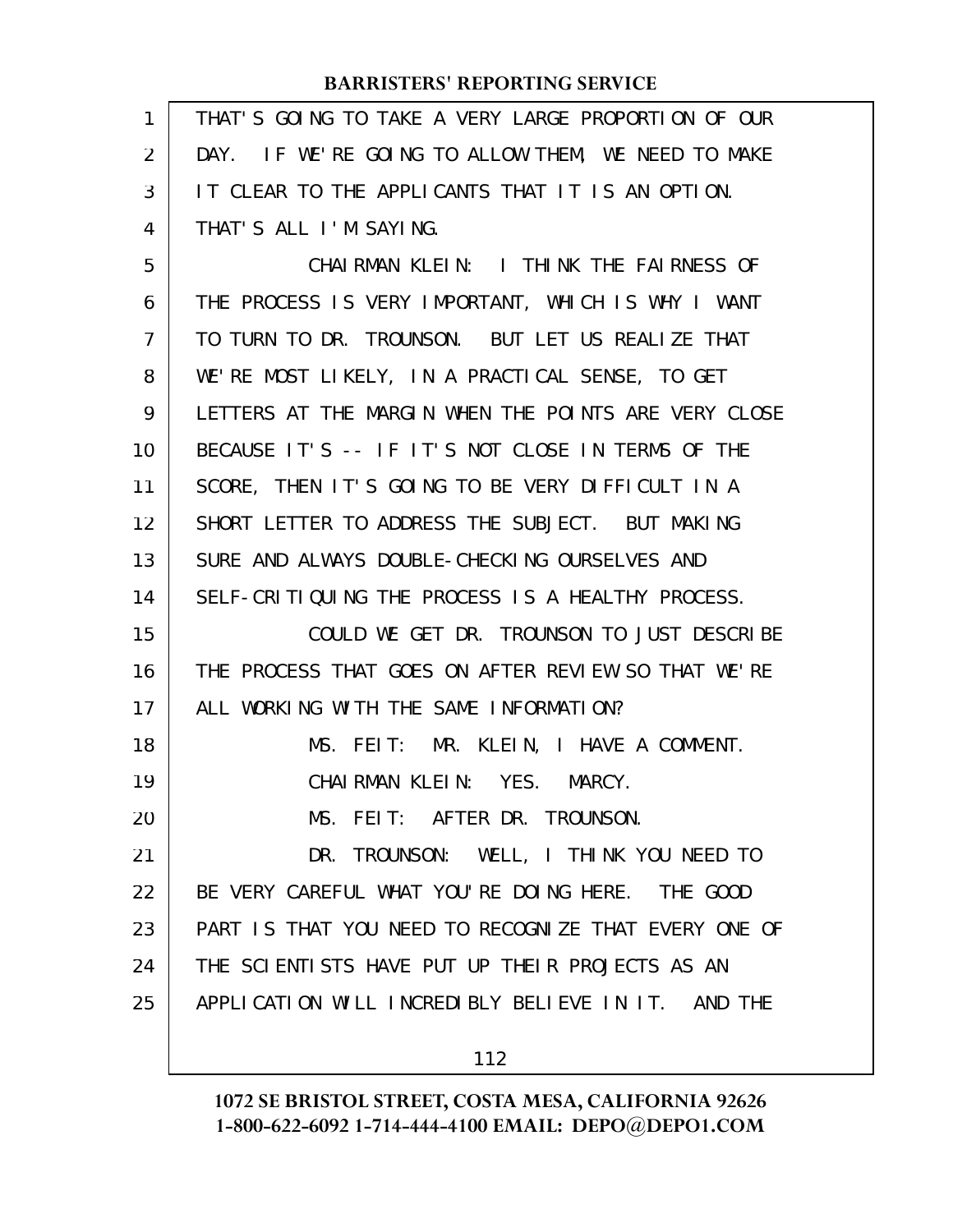THAT'S GOING TO TAKE A VERY LARGE PROPORTION OF OUR DAY. IF WE'RE GOING TO ALLOW THEM, WE NEED TO MAKE IT CLEAR TO THE APPLICANTS THAT IT IS AN OPTION. THAT'S ALL I'M SAYING.

CHAIRMAN KLEIN: I THINK THE FAIRNESS OF THE PROCESS IS VERY IMPORTANT, WHICH IS WHY I WANT TO TURN TO DR. TROUNSON. BUT LET US REALIZE THAT WE'RE MOST LIKELY, IN A PRACTICAL SENSE, TO GET LETTERS AT THE MARGIN WHEN THE POINTS ARE VERY CLOSE BECAUSE IT'S -- IF IT'S NOT CLOSE IN TERMS OF THE SCORE, THEN IT'S GOING TO BE VERY DIFFICULT IN A SHORT LETTER TO ADDRESS THE SUBJECT. BUT MAKING SURE AND ALWAYS DOUBLE-CHECKING OURSELVES AND SELF-CRITIQUING THE PROCESS IS A HEALTHY PROCESS.

COULD WE GET DR. TROUNSON TO JUST DESCRIBE THE PROCESS THAT GOES ON AFTER REVIEW SO THAT WE'RE ALL WORKING WITH THE SAME INFORMATION?

MS. FEIT: MR. KLEIN, I HAVE A COMMENT.

CHAIRMAN KLEIN: YES. MARCY.

MS. FEIT: AFTER DR. TROUNSON.

DR. TROUNSON: WELL, I THINK YOU NEED TO BE VERY CAREFUL WHAT YOU'RE DOING HERE. THE GOOD PART IS THAT YOU NEED TO RECOGNIZE THAT EVERY ONE OF THE SCIENTISTS HAVE PUT UP THEIR PROJECTS AS AN APPLICATION WILL INCREDIBLY BELIEVE IN IT. AND THE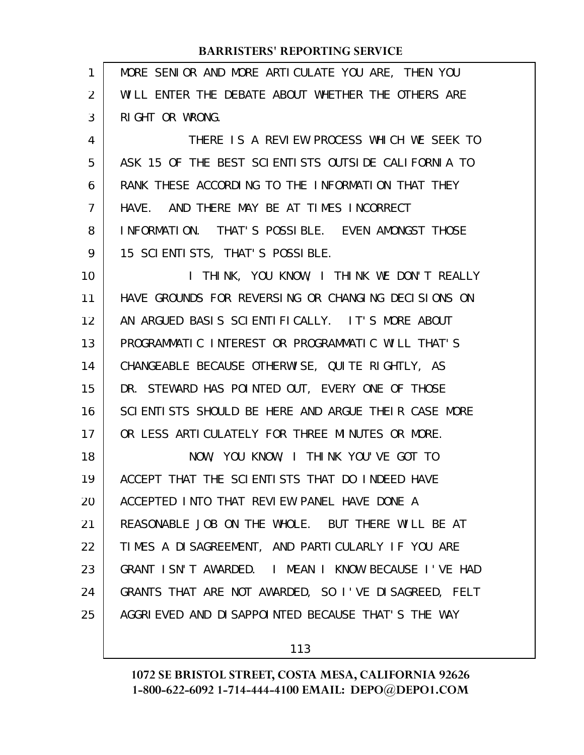MORE SENIOR AND MORE ARTICULATE YOU ARE, THEN YOU WILL ENTER THE DEBATE ABOUT WHETHER THE OTHERS ARE RIGHT OR WRONG.

THERE IS A REVIEW PROCESS WHICH WE SEEK TO ASK 15 OF THE BEST SCIENTISTS OUTSIDE CALIFORNIA TO RANK THESE ACCORDING TO THE INFORMATION THAT THEY HAVE. AND THERE MAY BE AT TIMES INCORRECT INFORMATION. THAT'S POSSIBLE. EVEN AMONGST THOSE 15 SCIENTISTS, THAT'S POSSIBLE.

I THINK, YOU KNOW, I THINK WE DON'T REALLY HAVE GROUNDS FOR REVERSING OR CHANGING DECISIONS ON AN ARGUED BASIS SCIENTIFICALLY. IT'S MORE ABOUT PROGRAMMATIC INTEREST OR PROGRAMMATIC WILL THAT'S CHANGEABLE BECAUSE OTHERWISE, QUITE RIGHTLY, AS DR. STEWARD HAS POINTED OUT, EVERY ONE OF THOSE SCIENTISTS SHOULD BE HERE AND ARGUE THEIR CASE MORE OR LESS ARTICULATELY FOR THREE MINUTES OR MORE.

NOW, YOU KNOW, I THINK YOU'VE GOT TO ACCEPT THAT THE SCIENTISTS THAT DO INDEED HAVE ACCEPTED INTO THAT REVIEW PANEL HAVE DONE A REASONABLE JOB ON THE WHOLE. BUT THERE WILL BE AT TIMES A DISAGREEMENT, AND PARTICULARLY IF YOU ARE GRANT ISN'T AWARDED. I MEAN I KNOW BECAUSE I'VE HAD GRANTS THAT ARE NOT AWARDED, SO I'VE DISAGREED, FELT AGGRIEVED AND DISAPPOINTED BECAUSE THAT'S THE WAY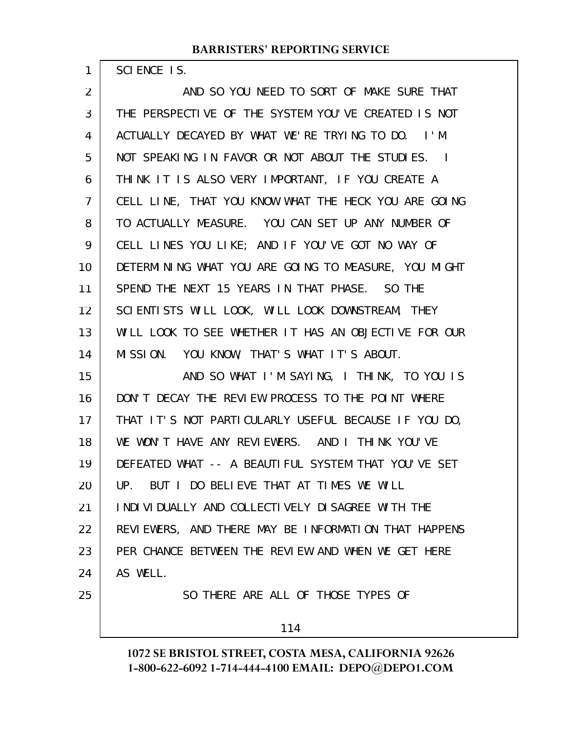SCIENCE IS.

AND SO YOU NEED TO SORT OF MAKE SURE THAT THE PERSPECTIVE OF THE SYSTEM YOU'VE CREATED IS NOT ACTUALLY DECAYED BY WHAT WE'RE TRYING TO DO. I'M NOT SPEAKING IN FAVOR OR NOT ABOUT THE STUDIES. I THINK IT IS ALSO VERY IMPORTANT, IF YOU CREATE A CELL LINE, THAT YOU KNOW WHAT THE HECK YOU ARE GOING TO ACTUALLY MEASURE. YOU CAN SET UP ANY NUMBER OF CELL LINES YOU LIKE; AND IF YOU'VE GOT NO WAY OF DETERMINING WHAT YOU ARE GOING TO MEASURE, YOU MIGHT SPEND THE NEXT 15 YEARS IN THAT PHASE. SO THE SCIENTISTS WILL LOOK, WILL LOOK DOWNSTREAM, THEY WILL LOOK TO SEE WHETHER IT HAS AN OBJECTIVE FOR OUR MISSION. YOU KNOW, THAT'S WHAT IT'S ABOUT.

AND SO WHAT I'M SAYING, I THINK, TO YOU IS DON'T DECAY THE REVIEW PROCESS TO THE POINT WHERE THAT IT'S NOT PARTICULARLY USEFUL BECAUSE IF YOU DO, WE WON'T HAVE ANY REVIEWERS. AND I THINK YOU'VE DEFEATED WHAT -- A BEAUTIFUL SYSTEM THAT YOU'VE SET UP. BUT I DO BELIEVE THAT AT TIMES WE WILL INDIVIDUALLY AND COLLECTIVELY DISAGREE WITH THE REVIEWERS, AND THERE MAY BE INFORMATION THAT HAPPENS PER CHANCE BETWEEN THE REVIEW AND WHEN WE GET HERE AS WELL.

SO THERE ARE ALL OF THOSE TYPES OF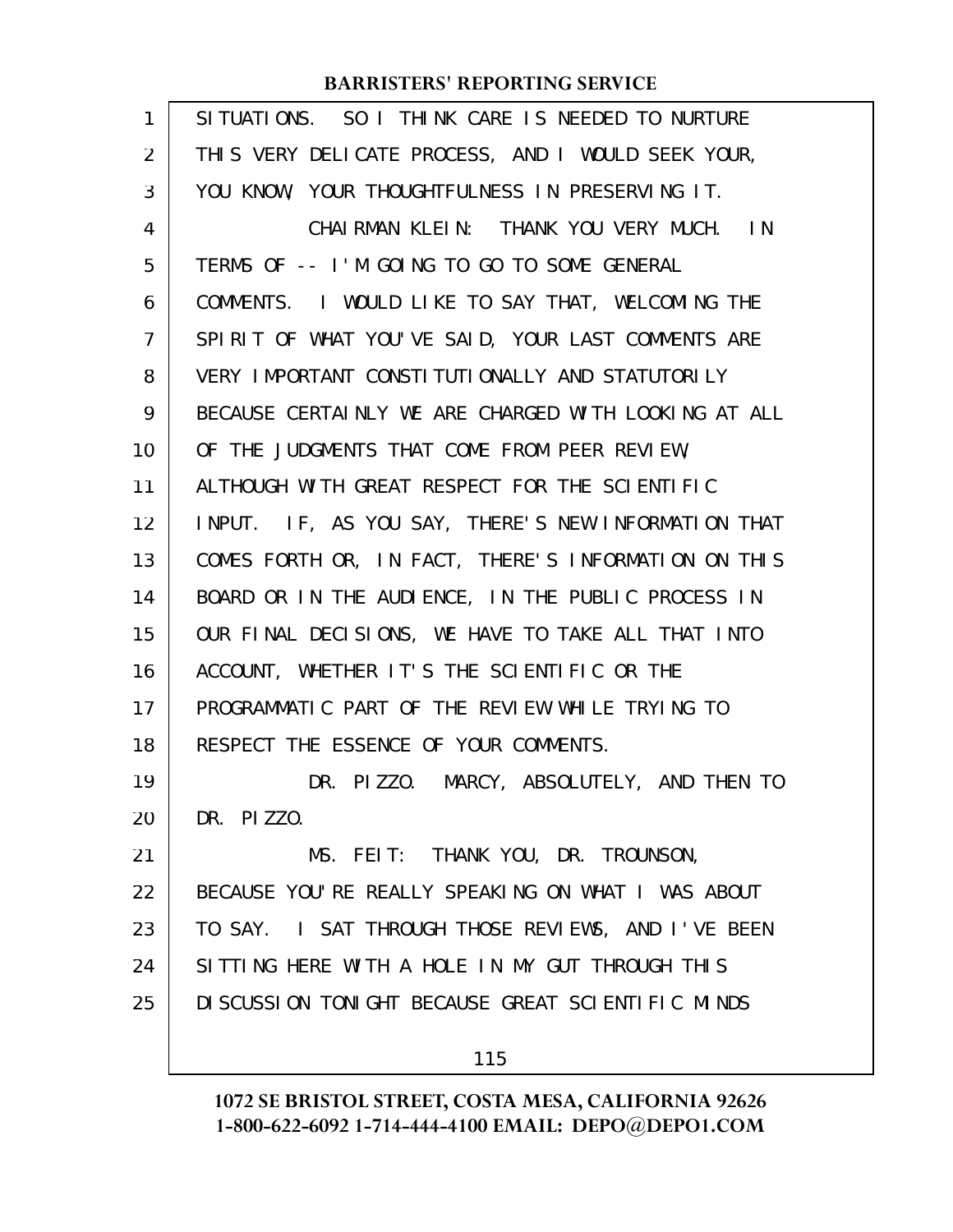SITUATIONS. SO I THINK CARE IS NEEDED TO NURTURE THIS VERY DELICATE PROCESS, AND I WOULD SEEK YOUR, YOU KNOW, YOUR THOUGHTFULNESS IN PRESERVING IT.

CHAIRMAN KLEIN: THANK YOU VERY MUCH. IN TERMS OF -- I'M GOING TO GO TO SOME GENERAL COMMENTS. I WOULD LIKE TO SAY THAT, WELCOMING THE SPIRIT OF WHAT YOU'VE SAID, YOUR LAST COMMENTS ARE VERY IMPORTANT CONSTITUTIONALLY AND STATUTORILY BECAUSE CERTAINLY WE ARE CHARGED WITH LOOKING AT ALL OF THE JUDGMENTS THAT COME FROM PEER REVIEW, ALTHOUGH WITH GREAT RESPECT FOR THE SCIENTIFIC INPUT. IF, AS YOU SAY, THERE'S NEW INFORMATION THAT COMES FORTH OR, IN FACT, THERE'S INFORMATION ON THIS BOARD OR IN THE AUDIENCE, IN THE PUBLIC PROCESS IN OUR FINAL DECISIONS, WE HAVE TO TAKE ALL THAT INTO ACCOUNT, WHETHER IT'S THE SCIENTIFIC OR THE PROGRAMMATIC PART OF THE REVIEW WHILE TRYING TO RESPECT THE ESSENCE OF YOUR COMMENTS.

DR. PIZZO. MARCY, ABSOLUTELY, AND THEN TO DR. PIZZO.

MS. FEIT: THANK YOU, DR. TROUNSON, BECAUSE YOU'RE REALLY SPEAKING ON WHAT I WAS ABOUT TO SAY. I SAT THROUGH THOSE REVIEWS, AND I'VE BEEN SITTING HERE WITH A HOLE IN MY GUT THROUGH THIS DISCUSSION TONIGHT BECAUSE GREAT SCIENTIFIC MINDS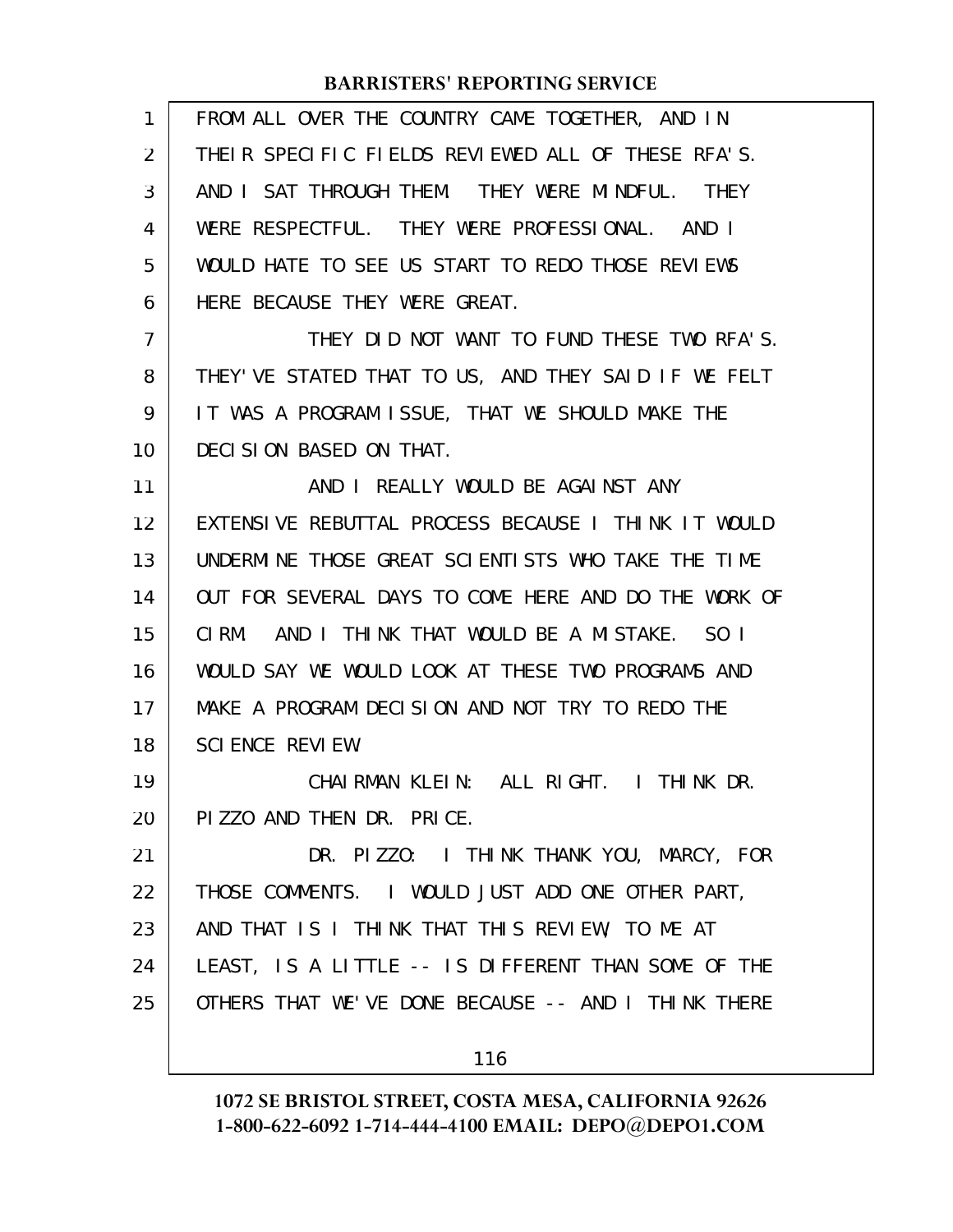FROM ALL OVER THE COUNTRY CAME TOGETHER, AND IN THEIR SPECIFIC FIELDS REVIEWED ALL OF THESE RFA'S. AND I SAT THROUGH THEM. THEY WERE MINDFUL. THEY WERE RESPECTFUL. THEY WERE PROFESSIONAL. AND I WOULD HATE TO SEE US START TO REDO THOSE REVIEWS HERE BECAUSE THEY WERE GREAT.

THEY DID NOT WANT TO FUND THESE TWO RFA'S. THEY'VE STATED THAT TO US, AND THEY SAID IF WE FELT IT WAS A PROGRAM ISSUE, THAT WE SHOULD MAKE THE DECISION BASED ON THAT.

AND I REALLY WOULD BE AGAINST ANY EXTENSIVE REBUTTAL PROCESS BECAUSE I THINK IT WOULD UNDERMINE THOSE GREAT SCIENTISTS WHO TAKE THE TIME OUT FOR SEVERAL DAYS TO COME HERE AND DO THE WORK OF CIRM. AND I THINK THAT WOULD BE A MISTAKE. SO I WOULD SAY WE WOULD LOOK AT THESE TWO PROGRAMS AND MAKE A PROGRAM DECISION AND NOT TRY TO REDO THE SCIENCE REVIEW.

CHAIRMAN KLEIN: ALL RIGHT. I THINK DR. PIZZO AND THEN DR. PRICE.

DR. PIZZO: I THINK THANK YOU, MARCY, FOR THOSE COMMENTS. I WOULD JUST ADD ONE OTHER PART, AND THAT IS I THINK THAT THIS REVIEW, TO ME AT LEAST, IS A LITTLE -- IS DIFFERENT THAN SOME OF THE OTHERS THAT WE'VE DONE BECAUSE -- AND I THINK THERE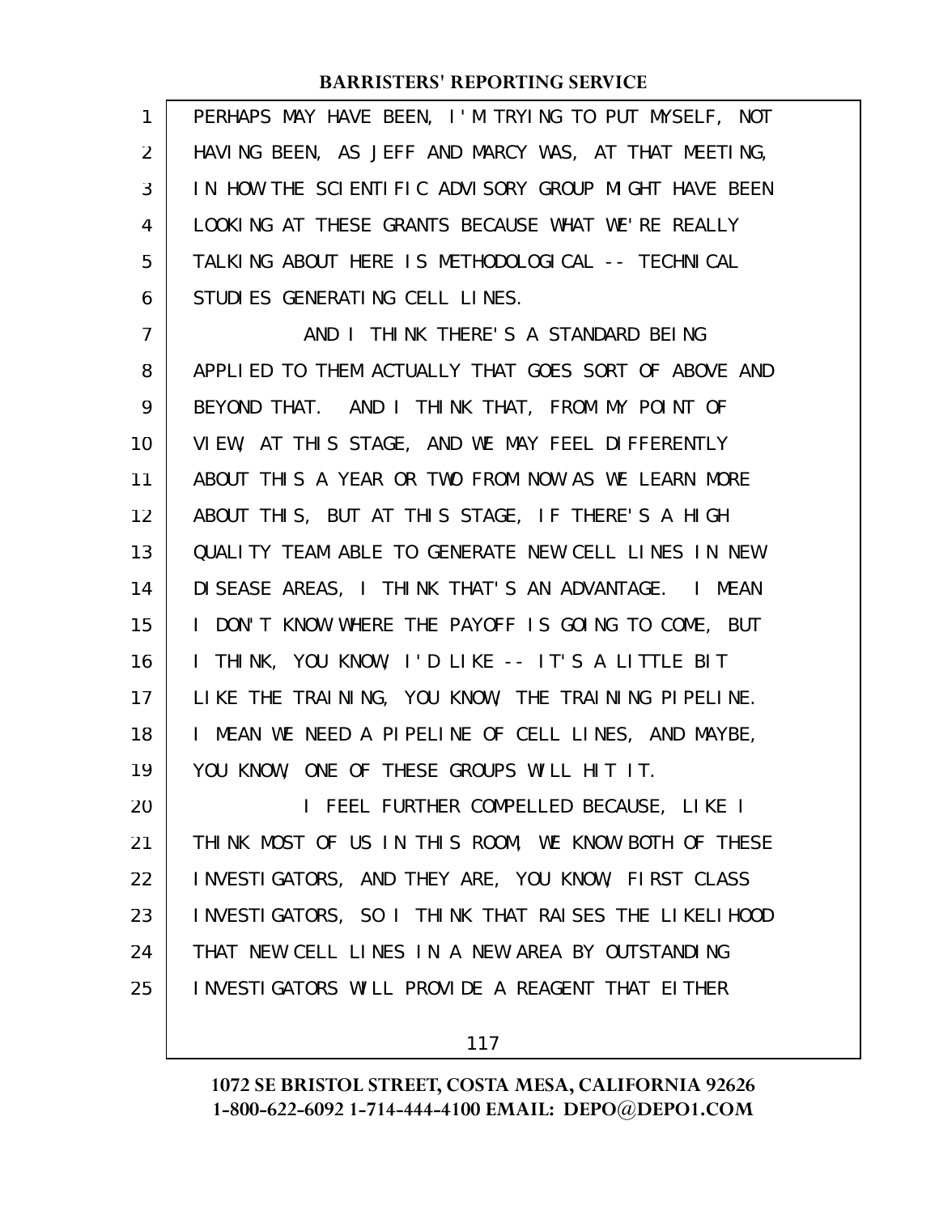PERHAPS MAY HAVE BEEN, I'M TRYING TO PUT MYSELF, NOT HAVING BEEN, AS JEFF AND MARCY WAS, AT THAT MEETING, IN HOW THE SCIENTIFIC ADVISORY GROUP MIGHT HAVE BEEN LOOKING AT THESE GRANTS BECAUSE WHAT WE'RE REALLY TALKING ABOUT HERE IS METHODOLOGICAL -- TECHNICAL STUDIES GENERATING CELL LINES.

AND I THINK THERE'S A STANDARD BEING APPLIED TO THEM ACTUALLY THAT GOES SORT OF ABOVE AND BEYOND THAT. AND I THINK THAT, FROM MY POINT OF VIEW, AT THIS STAGE, AND WE MAY FEEL DIFFERENTLY ABOUT THIS A YEAR OR TWO FROM NOW AS WE LEARN MORE ABOUT THIS, BUT AT THIS STAGE, IF THERE'S A HIGH QUALITY TEAM ABLE TO GENERATE NEW CELL LINES IN NEW DISEASE AREAS, I THINK THAT'S AN ADVANTAGE. I MEAN I DON'T KNOW WHERE THE PAYOFF IS GOING TO COME, BUT I THINK, YOU KNOW, I'D LIKE -- IT'S A LITTLE BIT LIKE THE TRAINING, YOU KNOW, THE TRAINING PIPELINE. I MEAN WE NEED A PIPELINE OF CELL LINES, AND MAYBE, YOU KNOW, ONE OF THESE GROUPS WILL HIT IT.

I FEEL FURTHER COMPELLED BECAUSE, LIKE I THINK MOST OF US IN THIS ROOM, WE KNOW BOTH OF THESE INVESTIGATORS, AND THEY ARE, YOU KNOW, FIRST CLASS INVESTIGATORS, SO I THINK THAT RAISES THE LIKELIHOOD THAT NEW CELL LINES IN A NEW AREA BY OUTSTANDING INVESTIGATORS WILL PROVIDE A REAGENT THAT EITHER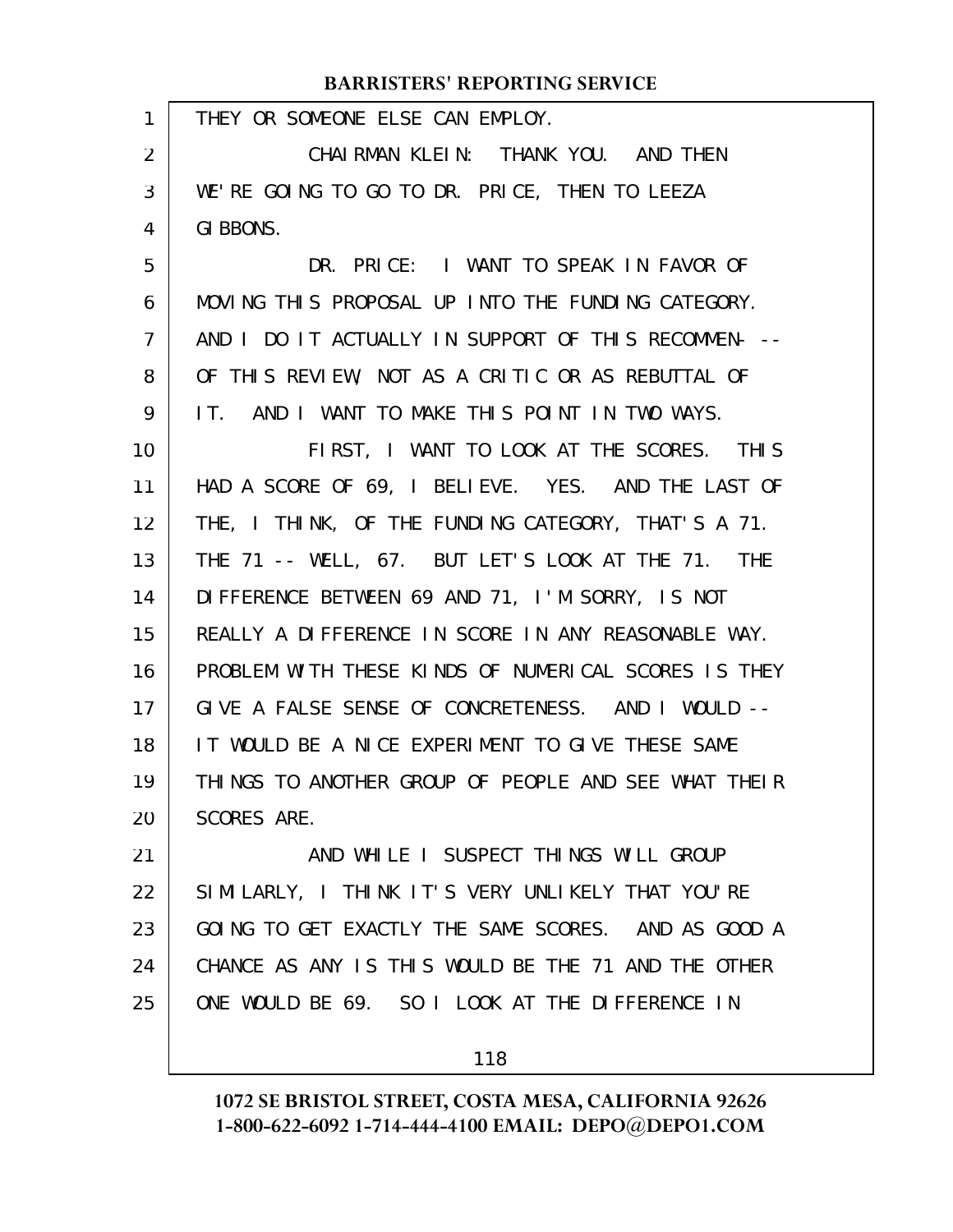THEY OR SOMEONE ELSE CAN EMPLOY.

CHAIRMAN KLEIN: THANK YOU. AND THEN WE'RE GOING TO GO TO DR. PRICE, THEN TO LEEZA GIBBONS.

DR. PRICE: I WANT TO SPEAK IN FAVOR OF MOVING THIS PROPOSAL UP INTO THE FUNDING CATEGORY. AND I DO IT ACTUALLY IN SUPPORT OF THIS RECOMMEN- -- OF THIS REVIEW, NOT AS A CRITIC OR AS REBUTTAL OF IT. AND I WANT TO MAKE THIS POINT IN TWO WAYS.

FIRST, I WANT TO LOOK AT THE SCORES. THIS HAD A SCORE OF 69, I BELIEVE. YES. AND THE LAST OF THE, I THINK, OF THE FUNDING CATEGORY, THAT'S A 71. THE 71 -- WELL, 67. BUT LET'S LOOK AT THE 71. THE DIFFERENCE BETWEEN 69 AND 71, I'M SORRY, IS NOT REALLY A DIFFERENCE IN SCORE IN ANY REASONABLE WAY. PROBLEM WITH THESE KINDS OF NUMERICAL SCORES IS THEY GIVE A FALSE SENSE OF CONCRETENESS. AND I WOULD -- IT WOULD BE A NICE EXPERIMENT TO GIVE THESE SAME THINGS TO ANOTHER GROUP OF PEOPLE AND SEE WHAT THEIR SCORES ARE.

AND WHILE I SUSPECT THINGS WILL GROUP SIMILARLY, I THINK IT'S VERY UNLIKELY THAT YOU'RE GOING TO GET EXACTLY THE SAME SCORES. AND AS GOOD A CHANCE AS ANY IS THIS WOULD BE THE 71 AND THE OTHER ONE WOULD BE 69. SO I LOOK AT THE DIFFERENCE IN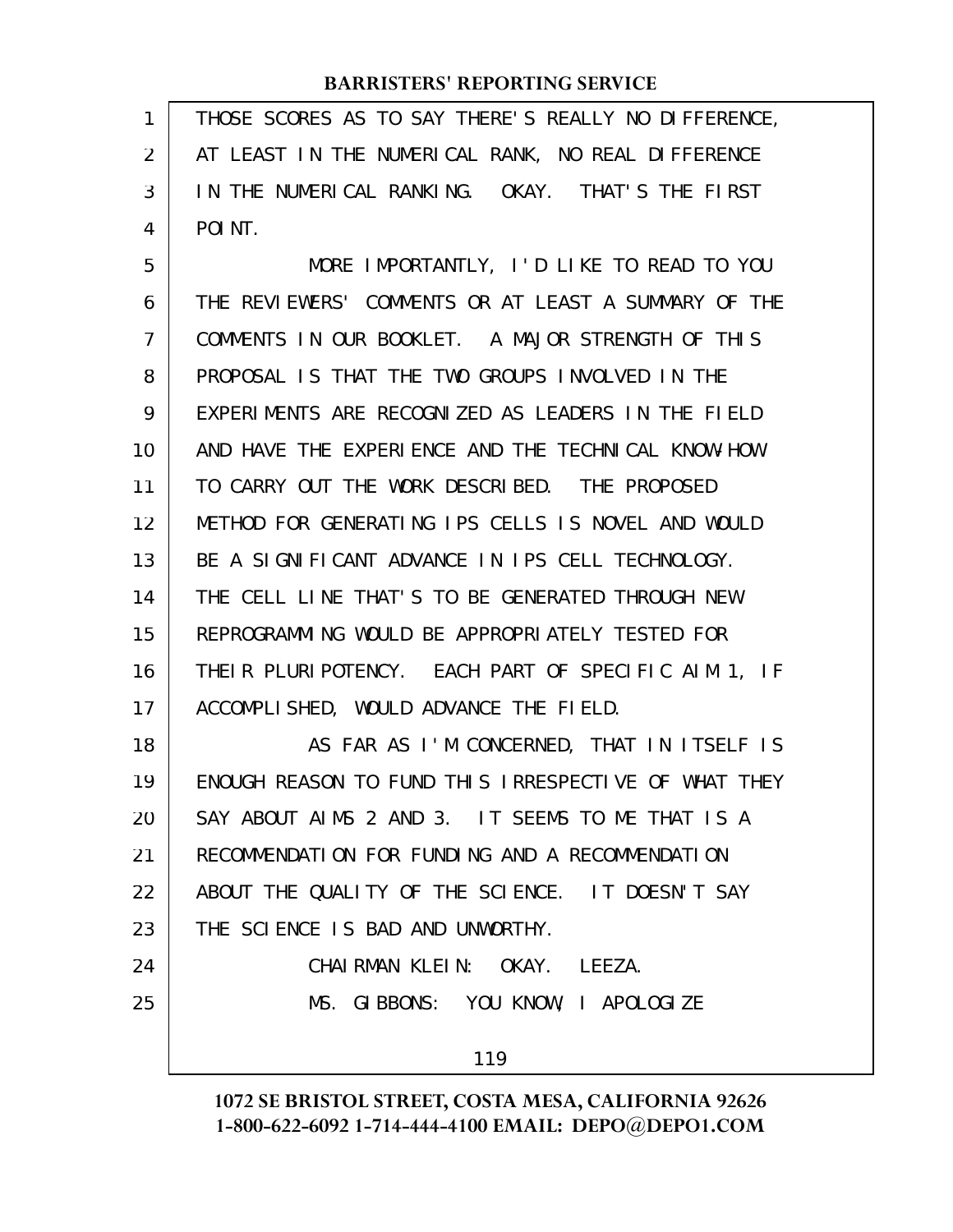THOSE SCORES AS TO SAY THERE'S REALLY NO DIFFERENCE, AT LEAST IN THE NUMERICAL RANK, NO REAL DIFFERENCE IN THE NUMERICAL RANKING. OKAY. THAT'S THE FIRST POINT.

MORE IMPORTANTLY, I'D LIKE TO READ TO YOU THE REVIEWERS' COMMENTS OR AT LEAST A SUMMARY OF THE COMMENTS IN OUR BOOKLET. A MAJOR STRENGTH OF THIS PROPOSAL IS THAT THE TWO GROUPS INVOLVED IN THE EXPERIMENTS ARE RECOGNIZED AS LEADERS IN THE FIELD AND HAVE THE EXPERIENCE AND THE TECHNICAL KNOW-HOW TO CARRY OUT THE WORK DESCRIBED. THE PROPOSED METHOD FOR GENERATING IPS CELLS IS NOVEL AND WOULD BE A SIGNIFICANT ADVANCE IN IPS CELL TECHNOLOGY. THE CELL LINE THAT'S TO BE GENERATED THROUGH NEW REPROGRAMMING WOULD BE APPROPRIATELY TESTED FOR THEIR PLURIPOTENCY. EACH PART OF SPECIFIC AIM 1, IF ACCOMPLISHED, WOULD ADVANCE THE FIELD.

AS FAR AS I'M CONCERNED, THAT IN ITSELF IS ENOUGH REASON TO FUND THIS IRRESPECTIVE OF WHAT THEY SAY ABOUT AIMS 2 AND 3. IT SEEMS TO ME THAT IS A RECOMMENDATION FOR FUNDING AND A RECOMMENDATION ABOUT THE QUALITY OF THE SCIENCE. IT DOESN'T SAY THE SCIENCE IS BAD AND UNWORTHY.

CHAIRMAN KLEIN: OKAY. LEEZA.

MS. GIBBONS: YOU KNOW, I APOLOGIZE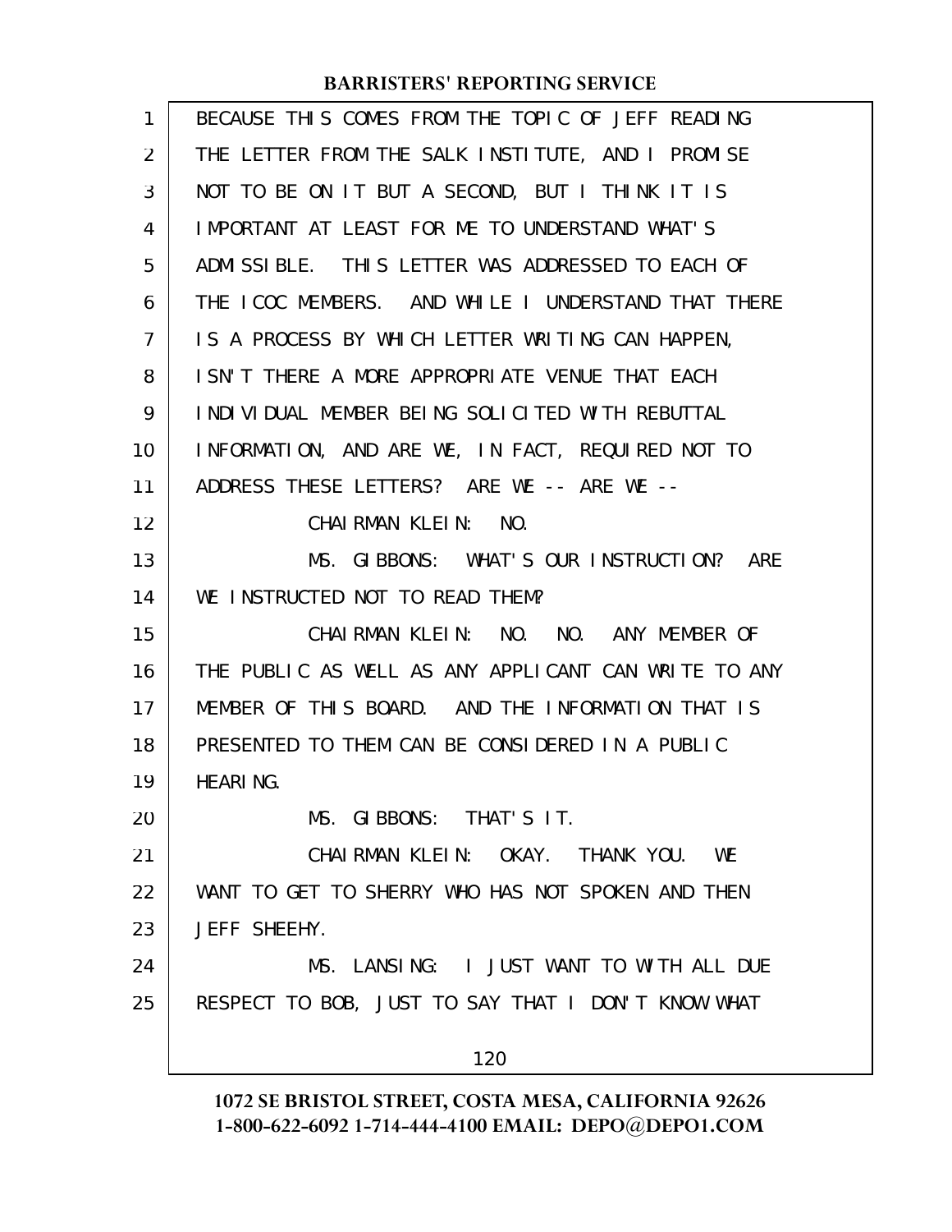BECAUSE THIS COMES FROM THE TOPIC OF JEFF READING THE LETTER FROM THE SALK INSTITUTE, AND I PROMISE NOT TO BE ON IT BUT A SECOND, BUT I THINK IT IS IMPORTANT AT LEAST FOR ME TO UNDERSTAND WHAT'S ADMISSIBLE. THIS LETTER WAS ADDRESSED TO EACH OF THE ICOC MEMBERS. AND WHILE I UNDERSTAND THAT THERE IS A PROCESS BY WHICH LETTER WRITING CAN HAPPEN, ISN'T THERE A MORE APPROPRIATE VENUE THAT EACH INDIVIDUAL MEMBER BEING SOLICITED WITH REBUTTAL INFORMATION, AND ARE WE, IN FACT, REQUIRED NOT TO ADDRESS THESE LETTERS? ARE WE -- ARE WE --

CHAIRMAN KLEIN: NO.

MS. GIBBONS: WHAT'S OUR INSTRUCTION? ARE WE INSTRUCTED NOT TO READ THEM?

CHAIRMAN KLEIN: NO. NO. ANY MEMBER OF THE PUBLIC AS WELL AS ANY APPLICANT CAN WRITE TO ANY MEMBER OF THIS BOARD. AND THE INFORMATION THAT IS PRESENTED TO THEM CAN BE CONSIDERED IN A PUBLIC HEARING.

MS. GIBBONS: THAT'S IT.

CHAIRMAN KLEIN: OKAY. THANK YOU. WE WANT TO GET TO SHERRY WHO HAS NOT SPOKEN AND THEN JEFF SHEEHY.

MS. LANSING: I JUST WANT TO WITH ALL DUE RESPECT TO BOB, JUST TO SAY THAT I DON'T KNOW WHAT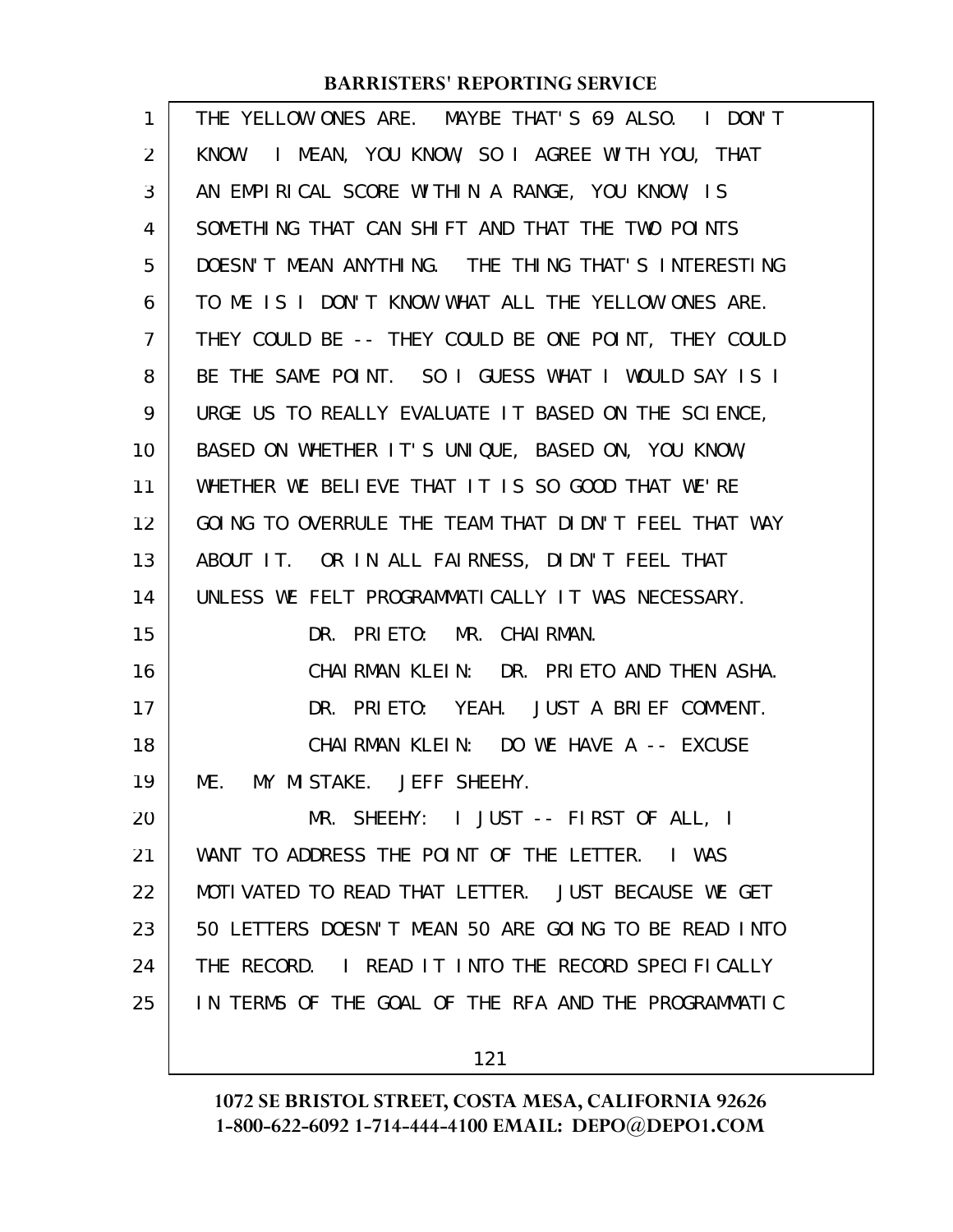THE YELLOW ONES ARE. MAYBE THAT'S 69 ALSO. I DON'T KNOW. I MEAN, YOU KNOW, SO I AGREE WITH YOU, THAT AN EMPIRICAL SCORE WITHIN A RANGE, YOU KNOW, IS SOMETHING THAT CAN SHIFT AND THAT THE TWO POINTS DOESN'T MEAN ANYTHING. THE THING THAT'S INTERESTING TO ME IS I DON'T KNOW WHAT ALL THE YELLOW ONES ARE. THEY COULD BE -- THEY COULD BE ONE POINT, THEY COULD BE THE SAME POINT. SO I GUESS WHAT I WOULD SAY IS I URGE US TO REALLY EVALUATE IT BASED ON THE SCIENCE, BASED ON WHETHER IT'S UNIQUE, BASED ON, YOU KNOW, WHETHER WE BELIEVE THAT IT IS SO GOOD THAT WE'RE GOING TO OVERRULE THE TEAM THAT DIDN'T FEEL THAT WAY ABOUT IT. OR IN ALL FAIRNESS, DIDN'T FEEL THAT UNLESS WE FELT PROGRAMMATICALLY IT WAS NECESSARY.

DR. PRIETO: MR. CHAIRMAN.

CHAIRMAN KLEIN: DR. PRIETO AND THEN ASHA.

DR. PRIETO: YEAH. JUST A BRIEF COMMENT.

CHAIRMAN KLEIN: DO WE HAVE A -- EXCUSE ME. MY MISTAKE. JEFF SHEEHY.

MR. SHEEHY: I JUST -- FIRST OF ALL, I WANT TO ADDRESS THE POINT OF THE LETTER. I WAS MOTIVATED TO READ THAT LETTER. JUST BECAUSE WE GET 50 LETTERS DOESN'T MEAN 50 ARE GOING TO BE READ INTO THE RECORD. I READ IT INTO THE RECORD SPECIFICALLY IN TERMS OF THE GOAL OF THE RFA AND THE PROGRAMMATIC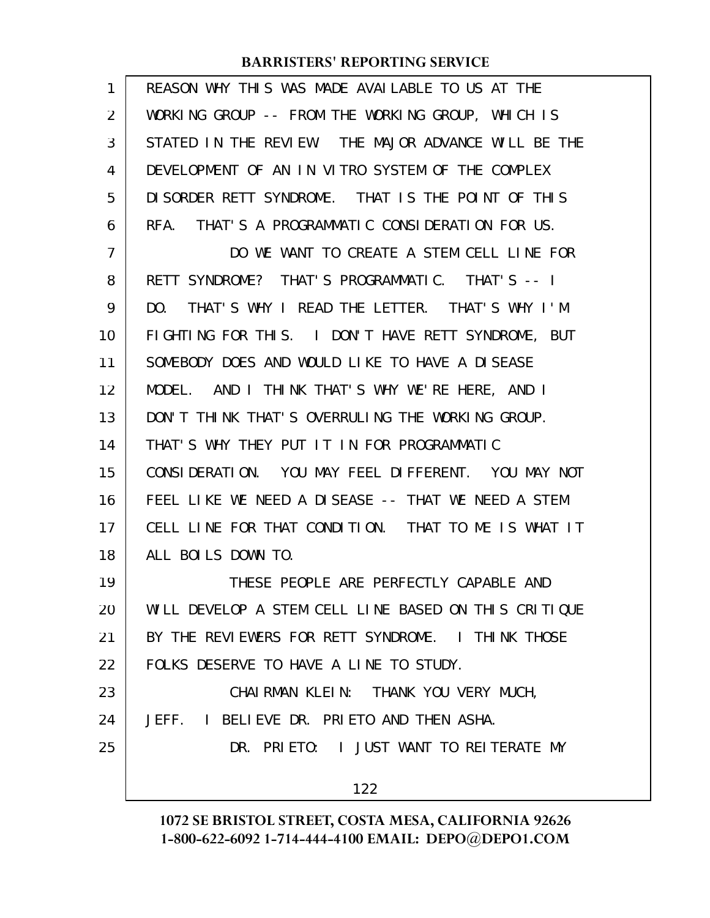REASON WHY THIS WAS MADE AVAILABLE TO US AT THE WORKING GROUP -- FROM THE WORKING GROUP, WHICH IS STATED IN THE REVIEW. THE MAJOR ADVANCE WILL BE THE DEVELOPMENT OF AN IN VITRO SYSTEM OF THE COMPLEX DISORDER RETT SYNDROME. THAT IS THE POINT OF THIS RFA. THAT'S A PROGRAMMATIC CONSIDERATION FOR US.

DO WE WANT TO CREATE A STEM CELL LINE FOR RETT SYNDROME? THAT'S PROGRAMMATIC. THAT'S -- I DO. THAT'S WHY I READ THE LETTER. THAT'S WHY I'M FIGHTING FOR THIS. I DON'T HAVE RETT SYNDROME, BUT SOMEBODY DOES AND WOULD LIKE TO HAVE A DISEASE MODEL. AND I THINK THAT'S WHY WE'RE HERE, AND I DON'T THINK THAT'S OVERRULING THE WORKING GROUP. THAT'S WHY THEY PUT IT IN FOR PROGRAMMATIC CONSIDERATION. YOU MAY FEEL DIFFERENT. YOU MAY NOT FEEL LIKE WE NEED A DISEASE -- THAT WE NEED A STEM CELL LINE FOR THAT CONDITION. THAT TO ME IS WHAT IT ALL BOILS DOWN TO.

THESE PEOPLE ARE PERFECTLY CAPABLE AND WILL DEVELOP A STEM CELL LINE BASED ON THIS CRITIQUE BY THE REVIEWERS FOR RETT SYNDROME. I THINK THOSE FOLKS DESERVE TO HAVE A LINE TO STUDY.

CHAIRMAN KLEIN: THANK YOU VERY MUCH, JEFF. I BELIEVE DR. PRIETO AND THEN ASHA.

DR. PRIETO: I JUST WANT TO REITERATE MY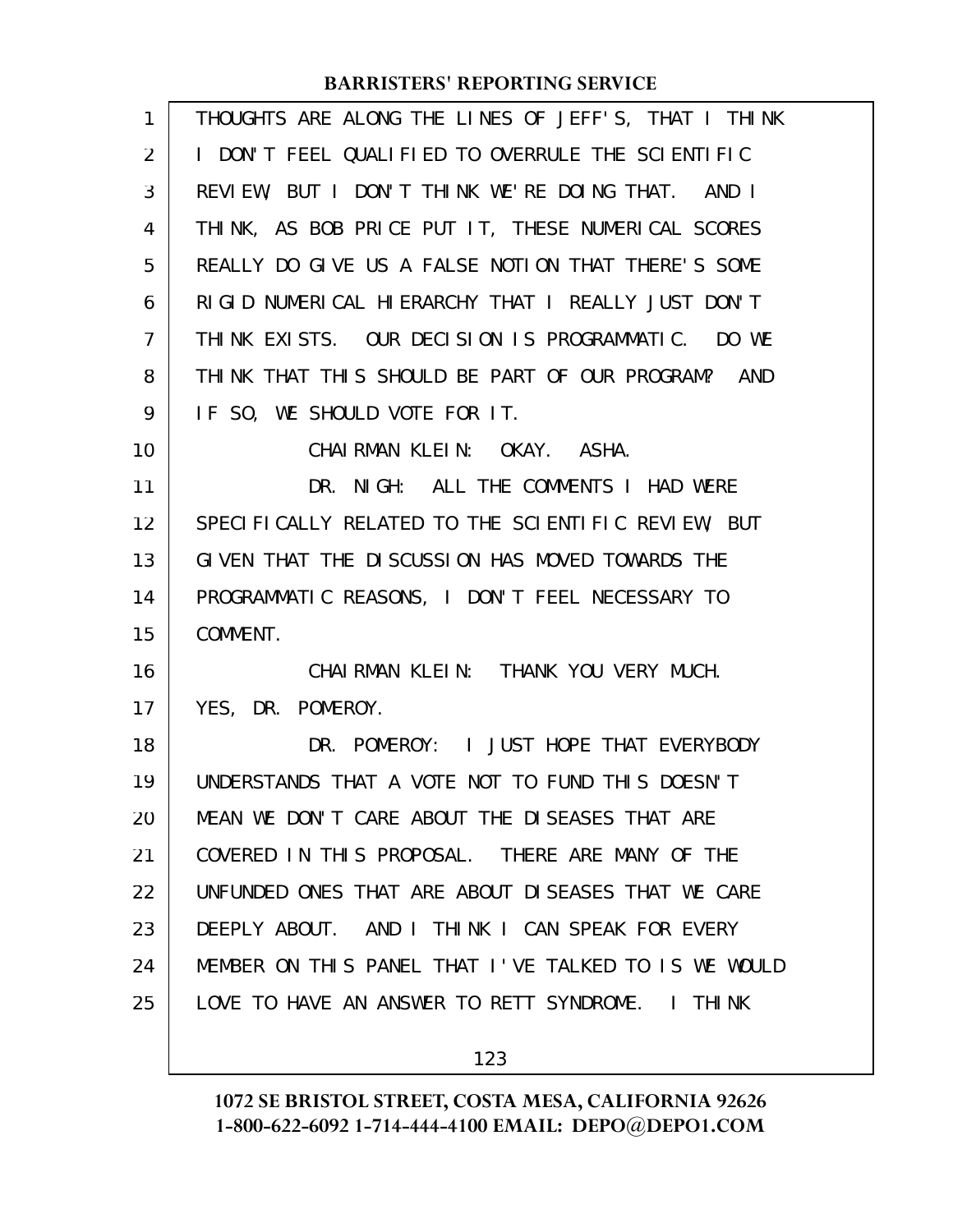THOUGHTS ARE ALONG THE LINES OF JEFF'S, THAT I THINK I DON'T FEEL QUALIFIED TO OVERRULE THE SCIENTIFIC REVIEW, BUT I DON'T THINK WE'RE DOING THAT. AND I THINK, AS BOB PRICE PUT IT, THESE NUMERICAL SCORES REALLY DO GIVE US A FALSE NOTION THAT THERE'S SOME RIGID NUMERICAL HIERARCHY THAT I REALLY JUST DON'T THINK EXISTS. OUR DECISION IS PROGRAMMATIC. DO WE THINK THAT THIS SHOULD BE PART OF OUR PROGRAM? AND IF SO, WE SHOULD VOTE FOR IT.

CHAIRMAN KLEIN: OKAY. ASHA.

DR. NIGH: ALL THE COMMENTS I HAD WERE SPECIFICALLY RELATED TO THE SCIENTIFIC REVIEW, BUT GIVEN THAT THE DISCUSSION HAS MOVED TOWARDS THE PROGRAMMATIC REASONS, I DON'T FEEL NECESSARY TO COMMENT.

CHAIRMAN KLEIN: THANK YOU VERY MUCH. YES, DR. POMEROY.

DR. POMEROY: I JUST HOPE THAT EVERYBODY UNDERSTANDS THAT A VOTE NOT TO FUND THIS DOESN'T MEAN WE DON'T CARE ABOUT THE DISEASES THAT ARE COVERED IN THIS PROPOSAL. THERE ARE MANY OF THE UNFUNDED ONES THAT ARE ABOUT DISEASES THAT WE CARE DEEPLY ABOUT. AND I THINK I CAN SPEAK FOR EVERY MEMBER ON THIS PANEL THAT I'VE TALKED TO IS WE WOULD LOVE TO HAVE AN ANSWER TO RETT SYNDROME. I THINK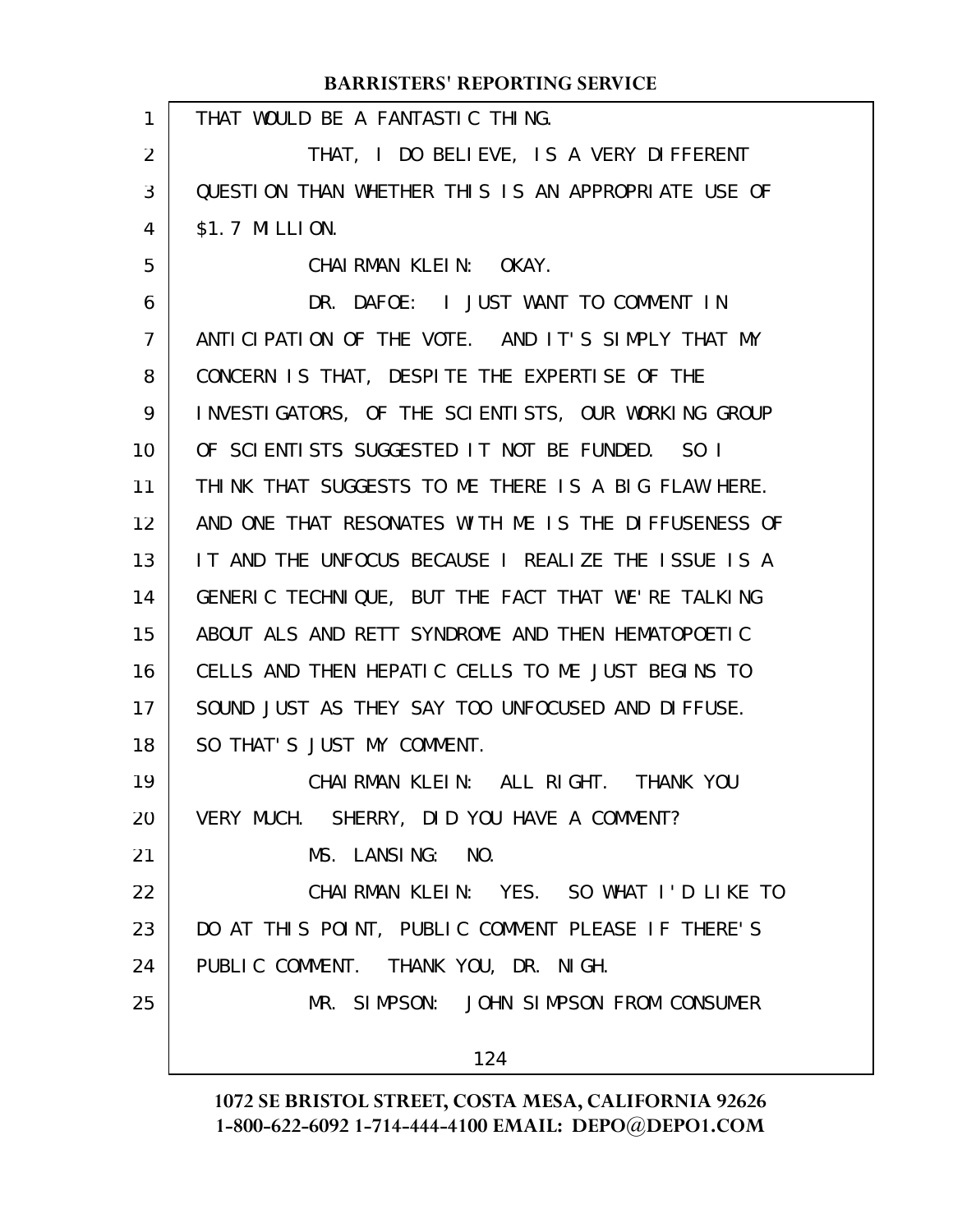THAT WOULD BE A FANTASTIC THING.

THAT, I DO BELIEVE, IS A VERY DIFFERENT QUESTION THAN WHETHER THIS IS AN APPROPRIATE USE OF $1.7 MILLION.

CHAIRMAN KLEIN: OKAY.

DR. DAFOE: I JUST WANT TO COMMENT IN ANTICIPATION OF THE VOTE. AND IT'S SIMPLY THAT MY CONCERN IS THAT, DESPITE THE EXPERTISE OF THE INVESTIGATORS, OF THE SCIENTISTS, OUR WORKING GROUP OF SCIENTISTS SUGGESTED IT NOT BE FUNDED. SO I THINK THAT SUGGESTS TO ME THERE IS A BIG FLAW HERE. AND ONE THAT RESONATES WITH ME IS THE DIFFUSENESS OF IT AND THE UNFOCUS BECAUSE I REALIZE THE ISSUE IS A GENERIC TECHNIQUE, BUT THE FACT THAT WE'RE TALKING ABOUT ALS AND RETT SYNDROME AND THEN HEMATOPOETIC CELLS AND THEN HEPATIC CELLS TO ME JUST BEGINS TO SOUND JUST AS THEY SAY TOO UNFOCUSED AND DIFFUSE. SO THAT'S JUST MY COMMENT.

CHAIRMAN KLEIN: ALL RIGHT. THANK YOU VERY MUCH. SHERRY, DID YOU HAVE A COMMENT?

MS. LANSING: NO.

CHAIRMAN KLEIN: YES. SO WHAT I'D LIKE TO DO AT THIS POINT, PUBLIC COMMENT PLEASE IF THERE'S PUBLIC COMMENT. THANK YOU, DR. NIGH.

MR. SIMPSON: JOHN SIMPSON FROM CONSUMER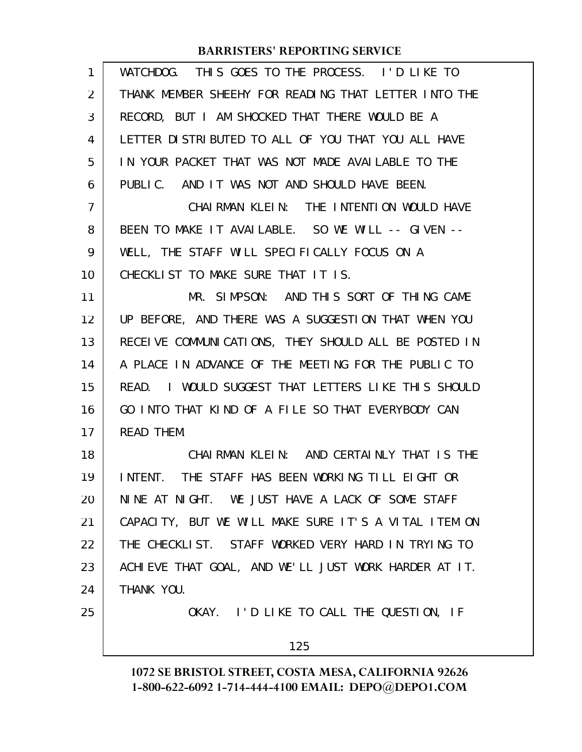WATCHDOG. THIS GOES TO THE PROCESS. I'D LIKE TO THANK MEMBER SHEEHY FOR READING THAT LETTER INTO THE RECORD, BUT I AM SHOCKED THAT THERE WOULD BE A LETTER DISTRIBUTED TO ALL OF YOU THAT YOU ALL HAVE IN YOUR PACKET THAT WAS NOT MADE AVAILABLE TO THE PUBLIC. AND IT WAS NOT AND SHOULD HAVE BEEN.

CHAIRMAN KLEIN: THE INTENTION WOULD HAVE BEEN TO MAKE IT AVAILABLE. SO WE WILL -- GIVEN -- WELL, THE STAFF WILL SPECIFICALLY FOCUS ON A CHECKLIST TO MAKE SURE THAT IT IS.

MR. SIMPSON: AND THIS SORT OF THING CAME UP BEFORE, AND THERE WAS A SUGGESTION THAT WHEN YOU RECEIVE COMMUNICATIONS, THEY SHOULD ALL BE POSTED IN A PLACE IN ADVANCE OF THE MEETING FOR THE PUBLIC TO READ. I WOULD SUGGEST THAT LETTERS LIKE THIS SHOULD GO INTO THAT KIND OF A FILE SO THAT EVERYBODY CAN READ THEM.

CHAIRMAN KLEIN: AND CERTAINLY THAT IS THE INTENT. THE STAFF HAS BEEN WORKING TILL EIGHT OR NINE AT NIGHT. WE JUST HAVE A LACK OF SOME STAFF CAPACITY, BUT WE WILL MAKE SURE IT'S A VITAL ITEM ON THE CHECKLIST. STAFF WORKED VERY HARD IN TRYING TO ACHIEVE THAT GOAL, AND WE'LL JUST WORK HARDER AT IT. THANK YOU.

OKAY. I'D LIKE TO CALL THE QUESTION, IF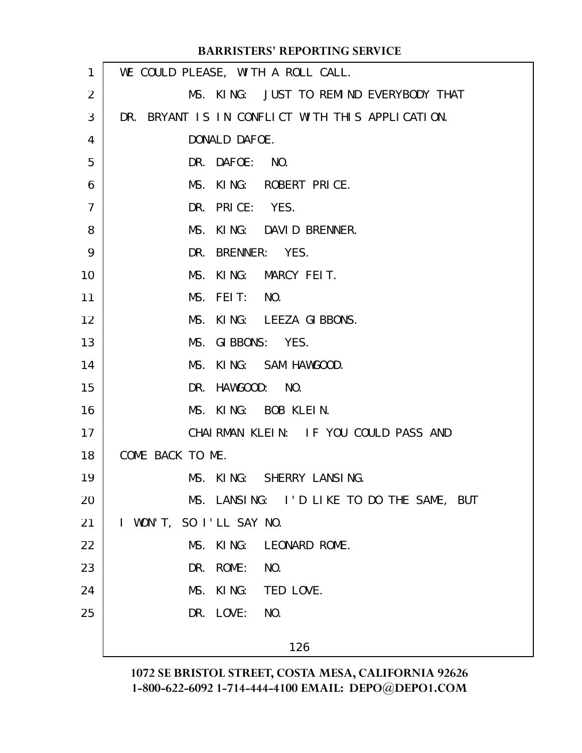WE COULD PLEASE, WITH A ROLL CALL.

MS. KING: JUST TO REMIND EVERYBODY THAT DR. BRYANT IS IN CONFLICT WITH THIS APPLICATION.

DONALD DAFOE.

DR. DAFOE: NO.

MS. KING: ROBERT PRICE.

DR. PRICE: YES.

MS. KING: DAVID BRENNER.

DR. BRENNER: YES.

MS. KING: MARCY FEIT.

MS. FEIT: NO.

MS. KING: LEEZA GIBBONS.

MS. GIBBONS: YES.

MS. KING: SAM HAWGOOD.

DR. HAWGOOD: NO.

MS. KING: BOB KLEIN.

CHAIRMAN KLEIN: IF YOU COULD PASS AND COME BACK TO ME.

MS. KING: SHERRY LANSING.

MS. LANSING: I'D LIKE TO DO THE SAME, BUT I WON'T, SO I'LL SAY NO.

MS. KING: LEONARD ROME.

DR. ROME: NO.

MS. KING: TED LOVE.

DR. LOVE: NO.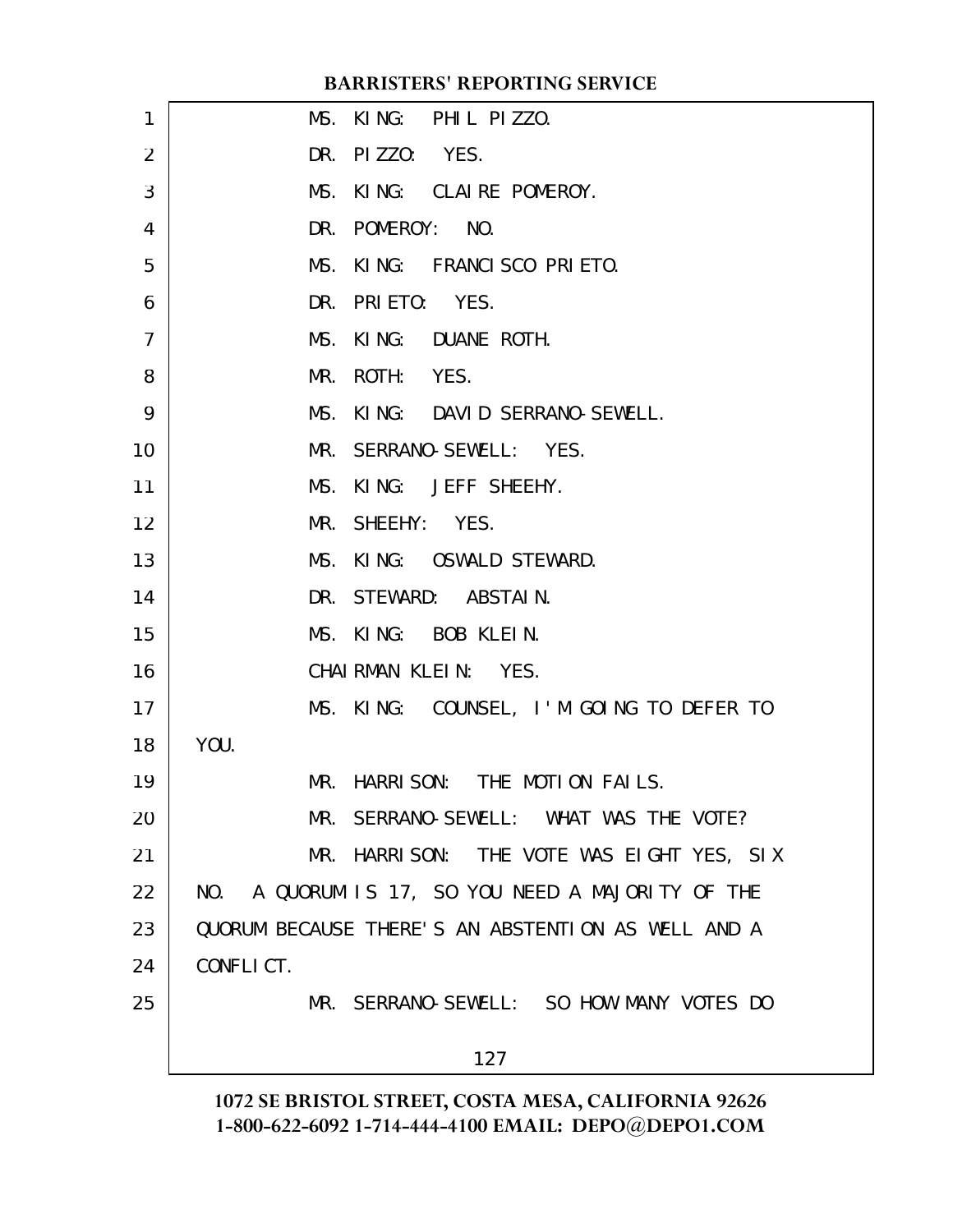MS. KING: PHIL PIZZO.

DR. PIZZO: YES.

MS. KING: CLAIRE POMEROY.

DR. POMEROY: NO.

MS. KING: FRANCISCO PRIETO.

DR. PRIETO: YES.

MS. KING: DUANE ROTH.

MR. ROTH: YES.

MS. KING: DAVID SERRANO-SEWELL.

MR. SERRANO-SEWELL: YES.

MS. KING: JEFF SHEEHY.

MR. SHEEHY: YES.

MS. KING: OSWALD STEWARD.

DR. STEWARD: ABSTAIN.

MS. KING: BOB KLEIN.

CHAIRMAN KLEIN: YES.

MS. KING: COUNSEL, I'M GOING TO DEFER TO YOU.

MR. HARRISON: THE MOTION FAILS.

MR. SERRANO-SEWELL: WHAT WAS THE VOTE?

MR. HARRISON: THE VOTE WAS EIGHT YES, SIX NO. A QUORUM IS 17, SO YOU NEED A MAJORITY OF THE QUORUM BECAUSE THERE'S AN ABSTENTION AS WELL AND A CONFLICT.

MR. SERRANO-SEWELL: SO HOW MANY VOTES DO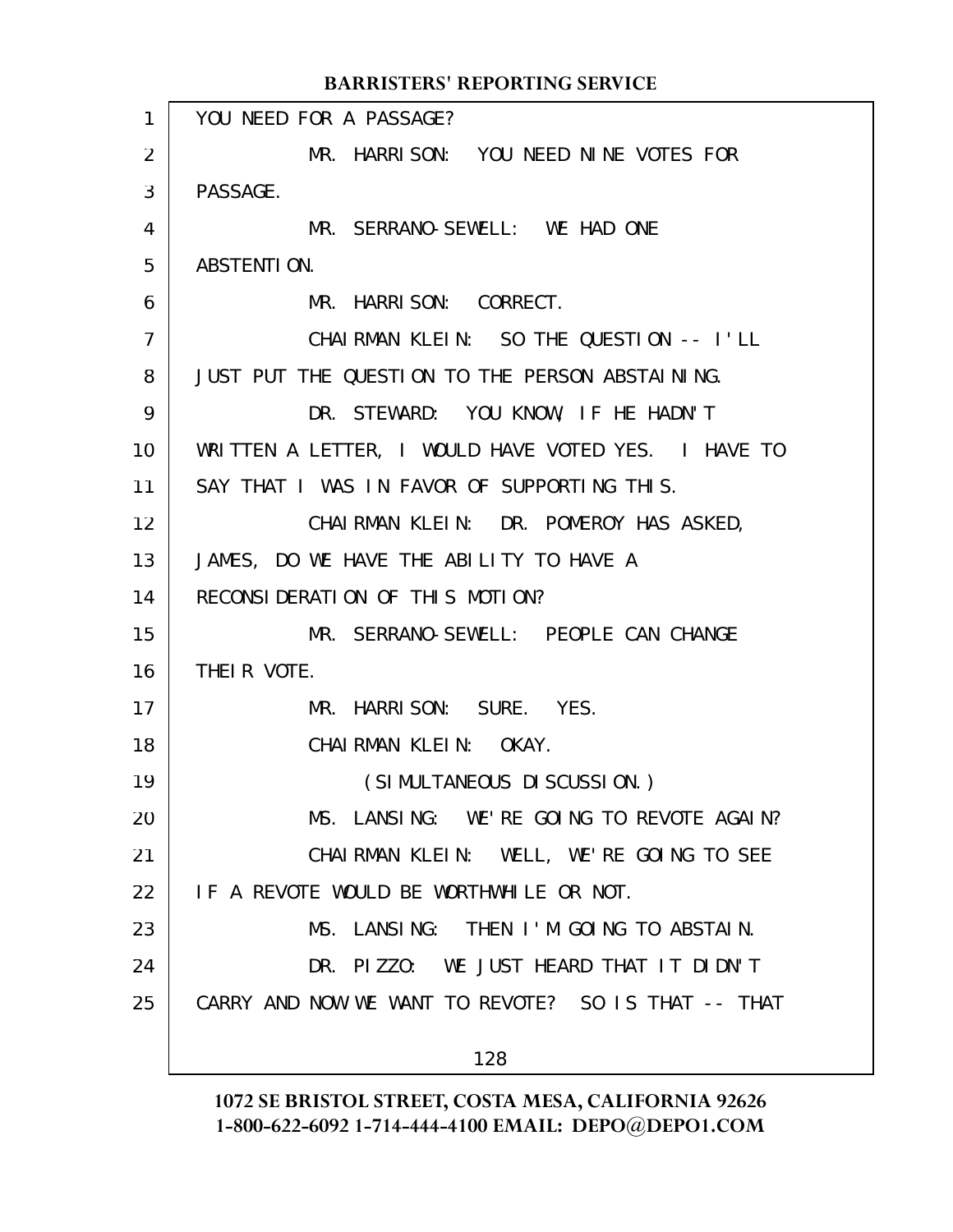YOU NEED FOR A PASSAGE?

MR. HARRISON: YOU NEED NINE VOTES FOR PASSAGE.

MR. SERRANO-SEWELL: WE HAD ONE ABSTENTION.

MR. HARRISON: CORRECT.

CHAIRMAN KLEIN: SO THE QUESTION -- I'LL JUST PUT THE QUESTION TO THE PERSON ABSTAINING.

DR. STEWARD: YOU KNOW, IF HE HADN'T WRITTEN A LETTER, I WOULD HAVE VOTED YES. I HAVE TO SAY THAT I WAS IN FAVOR OF SUPPORTING THIS.

CHAIRMAN KLEIN: DR. POMEROY HAS ASKED, JAMES, DO WE HAVE THE ABILITY TO HAVE A RECONSIDERATION OF THIS MOTION?

MR. SERRANO-SEWELL: PEOPLE CAN CHANGE THEIR VOTE.

MR. HARRISON: SURE. YES.

CHAIRMAN KLEIN: OKAY.

(SIMULTANEOUS DISCUSSION.)

MS. LANSING: WE'RE GOING TO REVOTE AGAIN?

CHAIRMAN KLEIN: WELL, WE'RE GOING TO SEE IF A REVOTE WOULD BE WORTHWHILE OR NOT.

MS. LANSING: THEN I'M GOING TO ABSTAIN.

DR. PIZZO: WE JUST HEARD THAT IT DIDN'T CARRY AND NOW WE WANT TO REVOTE? SO IS THAT -- THAT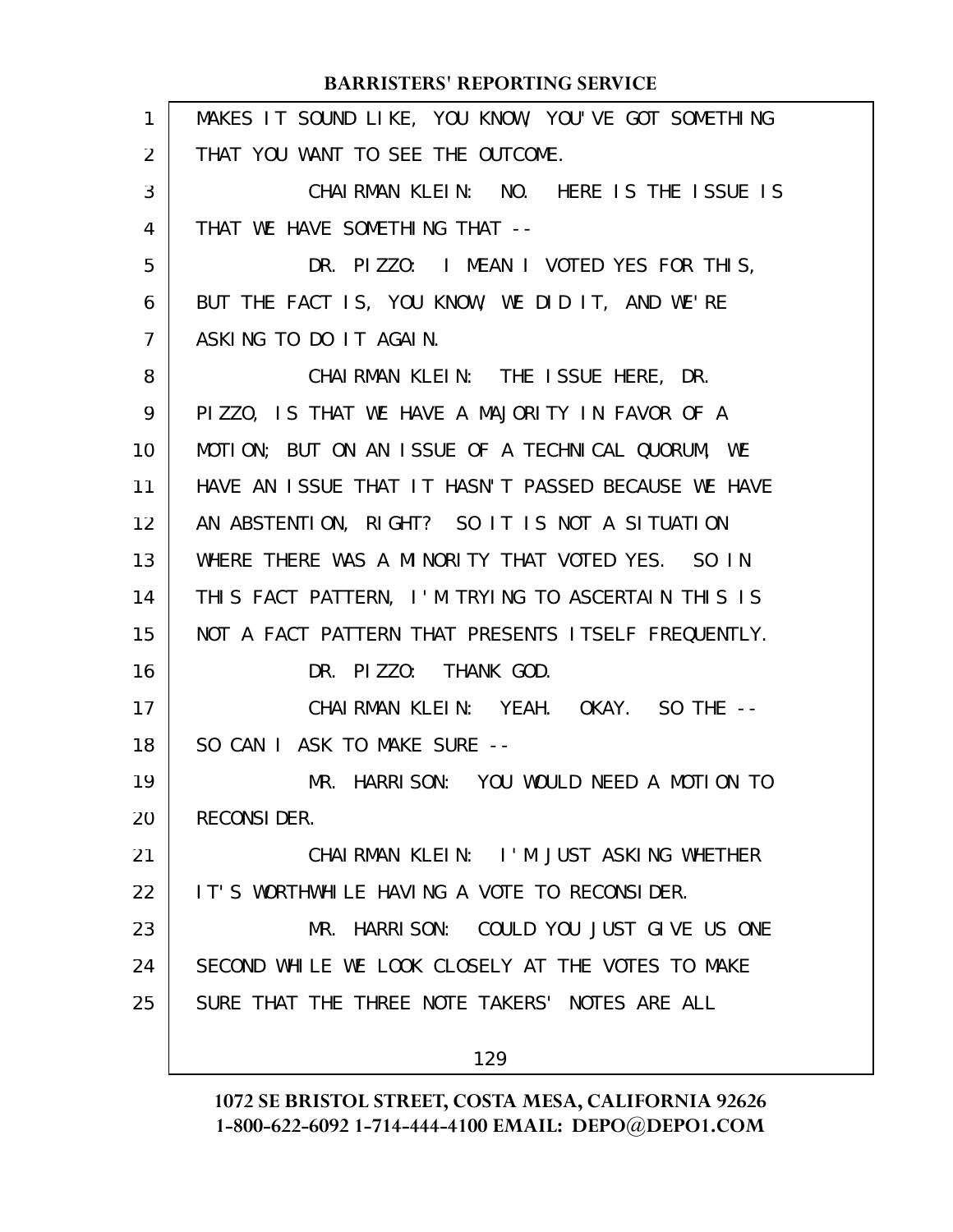MAKES IT SOUND LIKE, YOU KNOW, YOU'VE GOT SOMETHING THAT YOU WANT TO SEE THE OUTCOME.

CHAIRMAN KLEIN: NO. HERE IS THE ISSUE IS THAT WE HAVE SOMETHING THAT --

DR. PIZZO: I MEAN I VOTED YES FOR THIS, BUT THE FACT IS, YOU KNOW, WE DID IT, AND WE'RE ASKING TO DO IT AGAIN.

CHAIRMAN KLEIN: THE ISSUE HERE, DR. PIZZO, IS THAT WE HAVE A MAJORITY IN FAVOR OF A MOTION; BUT ON AN ISSUE OF A TECHNICAL QUORUM, WE HAVE AN ISSUE THAT IT HASN'T PASSED BECAUSE WE HAVE AN ABSTENTION, RIGHT? SO IT IS NOT A SITUATION WHERE THERE WAS A MINORITY THAT VOTED YES. SO IN THIS FACT PATTERN, I'M TRYING TO ASCERTAIN THIS IS NOT A FACT PATTERN THAT PRESENTS ITSELF FREQUENTLY.

DR. PIZZO: THANK GOD.

CHAIRMAN KLEIN: YEAH. OKAY. SO THE -- SO CAN I ASK TO MAKE SURE --

MR. HARRISON: YOU WOULD NEED A MOTION TO RECONSIDER.

CHAIRMAN KLEIN: I'M JUST ASKING WHETHER IT'S WORTHWHILE HAVING A VOTE TO RECONSIDER.

MR. HARRISON: COULD YOU JUST GIVE US ONE SECOND WHILE WE LOOK CLOSELY AT THE VOTES TO MAKE SURE THAT THE THREE NOTE TAKERS' NOTES ARE ALL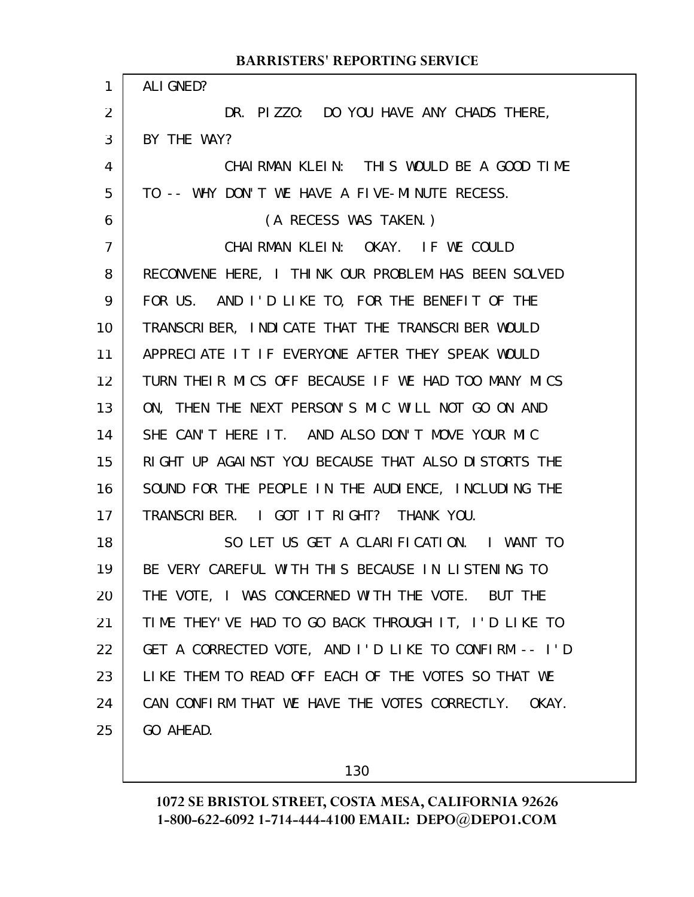ALIGNED?

DR. PIZZO: DO YOU HAVE ANY CHADS THERE, BY THE WAY?

CHAIRMAN KLEIN: THIS WOULD BE A GOOD TIME TO -- WHY DON'T WE HAVE A FIVE-MINUTE RECESS.

(A RECESS WAS TAKEN.)

CHAIRMAN KLEIN: OKAY. IF WE COULD RECONVENE HERE, I THINK OUR PROBLEM HAS BEEN SOLVED FOR US. AND I'D LIKE TO, FOR THE BENEFIT OF THE TRANSCRIBER, INDICATE THAT THE TRANSCRIBER WOULD APPRECIATE IT IF EVERYONE AFTER THEY SPEAK WOULD TURN THEIR MICS OFF BECAUSE IF WE HAD TOO MANY MICS ON, THEN THE NEXT PERSON'S MIC WILL NOT GO ON AND SHE CAN'T HERE IT. AND ALSO DON'T MOVE YOUR MIC RIGHT UP AGAINST YOU BECAUSE THAT ALSO DISTORTS THE SOUND FOR THE PEOPLE IN THE AUDIENCE, INCLUDING THE TRANSCRIBER. I GOT IT RIGHT? THANK YOU.

SO LET US GET A CLARIFICATION. I WANT TO BE VERY CAREFUL WITH THIS BECAUSE IN LISTENING TO THE VOTE, I WAS CONCERNED WITH THE VOTE. BUT THE TIME THEY'VE HAD TO GO BACK THROUGH IT, I'D LIKE TO GET A CORRECTED VOTE, AND I'D LIKE TO CONFIRM -- I'D LIKE THEM TO READ OFF EACH OF THE VOTES SO THAT WE CAN CONFIRM THAT WE HAVE THE VOTES CORRECTLY. OKAY. GO AHEAD.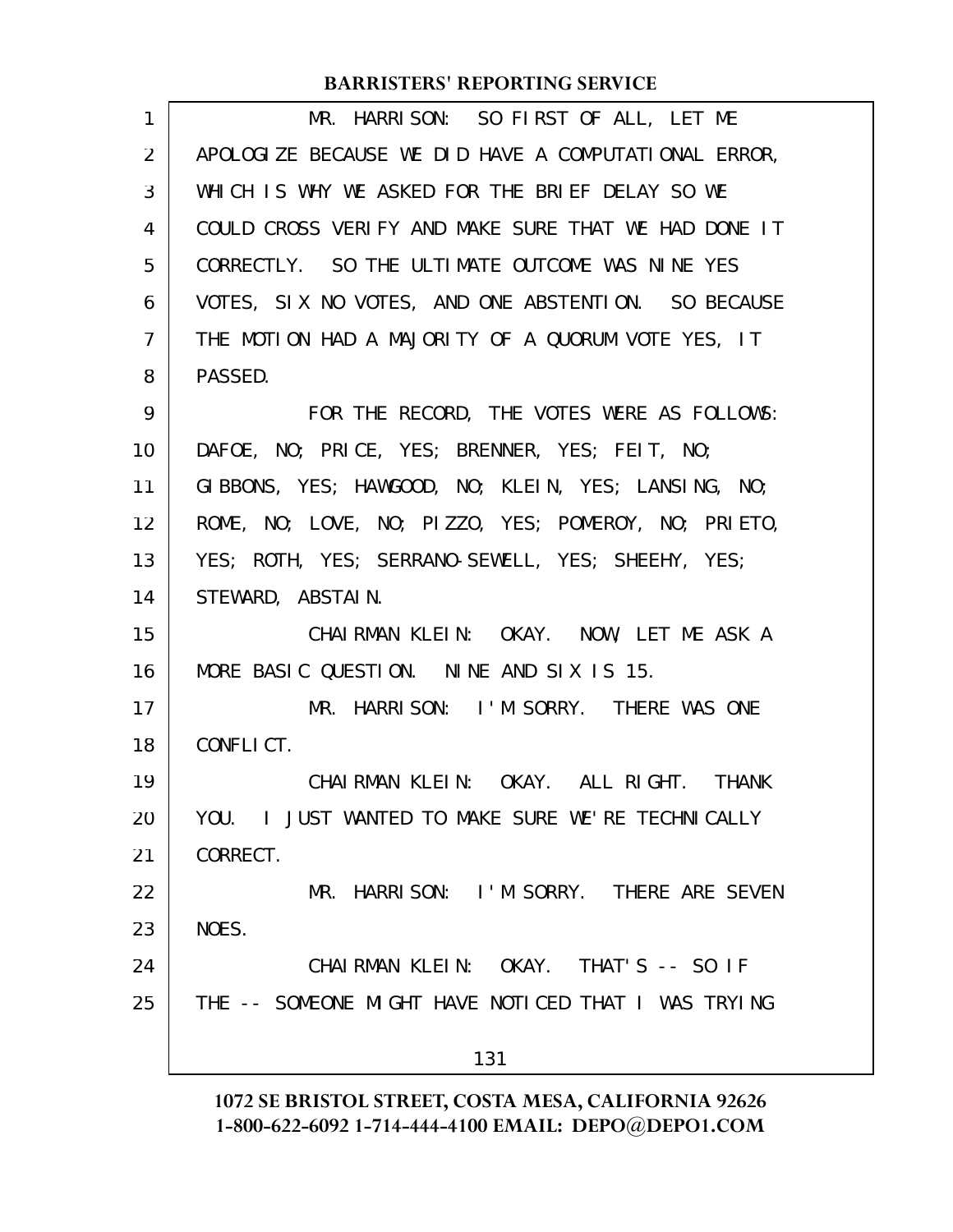MR. HARRISON: SO FIRST OF ALL, LET ME APOLOGIZE BECAUSE WE DID HAVE A COMPUTATIONAL ERROR, WHICH IS WHY WE ASKED FOR THE BRIEF DELAY SO WE COULD CROSS VERIFY AND MAKE SURE THAT WE HAD DONE IT CORRECTLY. SO THE ULTIMATE OUTCOME WAS NINE YES VOTES, SIX NO VOTES, AND ONE ABSTENTION. SO BECAUSE THE MOTION HAD A MAJORITY OF A QUORUM VOTE YES, IT PASSED.

FOR THE RECORD, THE VOTES WERE AS FOLLOWS: DAFOE, NO; PRICE, YES; BRENNER, YES; FEIT, NO; GIBBONS, YES; HAWGOOD, NO; KLEIN, YES; LANSING, NO; ROME, NO; LOVE, NO; PIZZO, YES; POMEROY, NO; PRIETO, YES; ROTH, YES; SERRANO-SEWELL, YES; SHEEHY, YES; STEWARD, ABSTAIN.

CHAIRMAN KLEIN: OKAY. NOW, LET ME ASK A MORE BASIC QUESTION. NINE AND SIX IS 15.

MR. HARRISON: I'M SORRY. THERE WAS ONE CONFLICT.

CHAIRMAN KLEIN: OKAY. ALL RIGHT. THANK YOU. I JUST WANTED TO MAKE SURE WE'RE TECHNICALLY CORRECT.

MR. HARRISON: I'M SORRY. THERE ARE SEVEN NOES.

CHAIRMAN KLEIN: OKAY. THAT'S -- SO IF THE -- SOMEONE MIGHT HAVE NOTICED THAT I WAS TRYING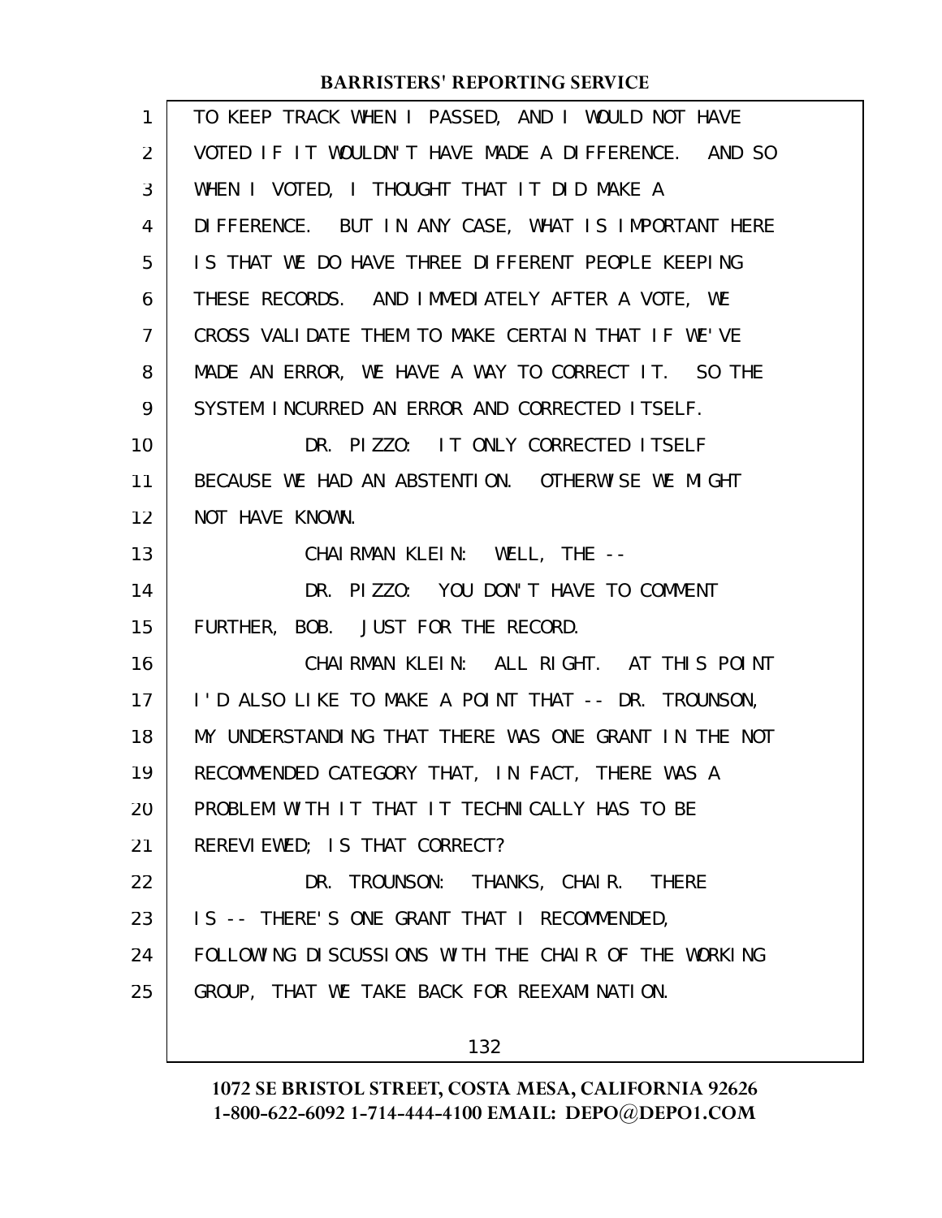TO KEEP TRACK WHEN I PASSED, AND I WOULD NOT HAVE VOTED IF IT WOULDN'T HAVE MADE A DIFFERENCE. AND SO WHEN I VOTED, I THOUGHT THAT IT DID MAKE A DIFFERENCE. BUT IN ANY CASE, WHAT IS IMPORTANT HERE IS THAT WE DO HAVE THREE DIFFERENT PEOPLE KEEPING THESE RECORDS. AND IMMEDIATELY AFTER A VOTE, WE CROSS VALIDATE THEM TO MAKE CERTAIN THAT IF WE'VE MADE AN ERROR, WE HAVE A WAY TO CORRECT IT. SO THE SYSTEM INCURRED AN ERROR AND CORRECTED ITSELF.

DR. PIZZO: IT ONLY CORRECTED ITSELF BECAUSE WE HAD AN ABSTENTION. OTHERWISE WE MIGHT NOT HAVE KNOWN.

CHAIRMAN KLEIN: WELL, THE --

DR. PIZZO: YOU DON'T HAVE TO COMMENT FURTHER, BOB. JUST FOR THE RECORD.

CHAIRMAN KLEIN: ALL RIGHT. AT THIS POINT I'D ALSO LIKE TO MAKE A POINT THAT -- DR. TROUNSON, MY UNDERSTANDING THAT THERE WAS ONE GRANT IN THE NOT RECOMMENDED CATEGORY THAT, IN FACT, THERE WAS A PROBLEM WITH IT THAT IT TECHNICALLY HAS TO BE REREVIEWED; IS THAT CORRECT?

DR. TROUNSON: THANKS, CHAIR. THERE IS -- THERE'S ONE GRANT THAT I RECOMMENDED, FOLLOWING DISCUSSIONS WITH THE CHAIR OF THE WORKING GROUP, THAT WE TAKE BACK FOR REEXAMINATION.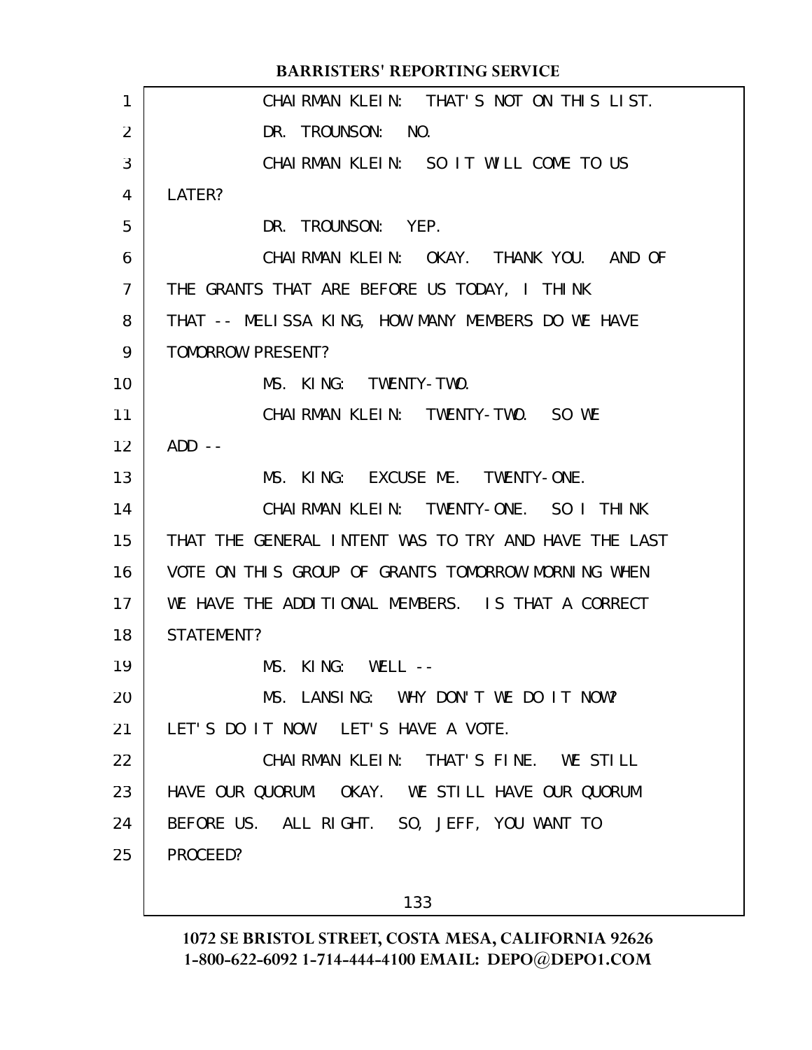CHAIRMAN KLEIN: THAT'S NOT ON THIS LIST.

DR. TROUNSON: NO.

CHAIRMAN KLEIN: SO IT WILL COME TO US LATER?

DR. TROUNSON: YEP.

CHAIRMAN KLEIN: OKAY. THANK YOU. AND OF THE GRANTS THAT ARE BEFORE US TODAY, I THINK THAT -- MELISSA KING, HOW MANY MEMBERS DO WE HAVE TOMORROW PRESENT?

MS. KING: TWENTY-TWO.

CHAIRMAN KLEIN: TWENTY-TWO. SO WE ADD --

MS. KING: EXCUSE ME. TWENTY-ONE.

CHAIRMAN KLEIN: TWENTY-ONE. SO I THINK THAT THE GENERAL INTENT WAS TO TRY AND HAVE THE LAST VOTE ON THIS GROUP OF GRANTS TOMORROW MORNING WHEN WE HAVE THE ADDITIONAL MEMBERS. IS THAT A CORRECT STATEMENT?

MS. KING: WELL --

MS. LANSING: WHY DON'T WE DO IT NOW? LET'S DO IT NOW. LET'S HAVE A VOTE.

CHAIRMAN KLEIN: THAT'S FINE. WE STILL HAVE OUR QUORUM. OKAY. WE STILL HAVE OUR QUORUM BEFORE US. ALL RIGHT. SO, JEFF, YOU WANT TO PROCEED?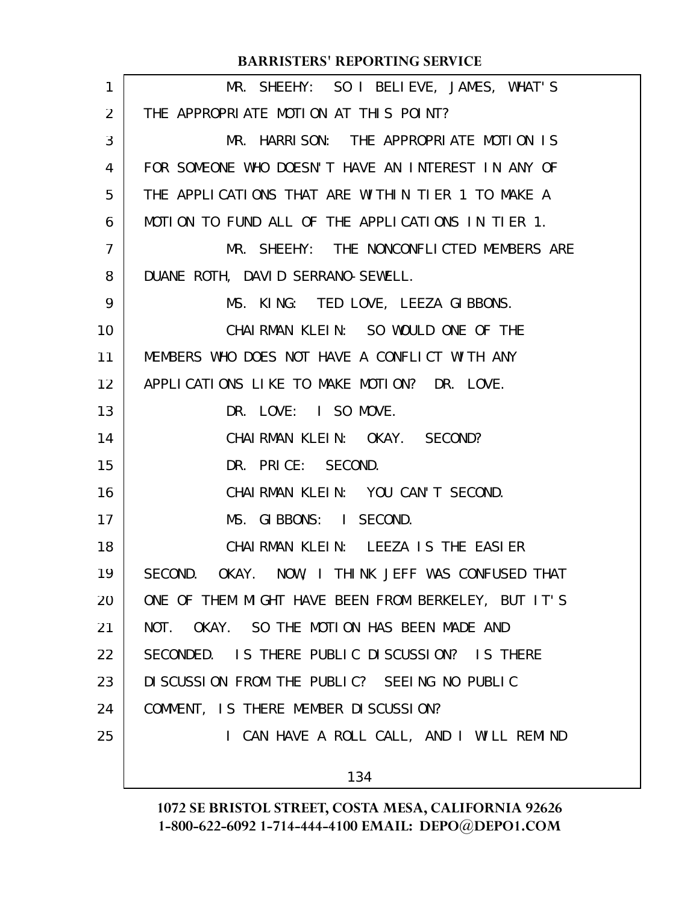MR. SHEEHY: SO I BELIEVE, JAMES, WHAT'S THE APPROPRIATE MOTION AT THIS POINT?

MR. HARRISON: THE APPROPRIATE MOTION IS FOR SOMEONE WHO DOESN'T HAVE AN INTEREST IN ANY OF THE APPLICATIONS THAT ARE WITHIN TIER 1 TO MAKE A MOTION TO FUND ALL OF THE APPLICATIONS IN TIER 1.

MR. SHEEHY: THE NONCONFLICTED MEMBERS ARE DUANE ROTH, DAVID SERRANO-SEWELL.

MS. KING: TED LOVE, LEEZA GIBBONS.

CHAIRMAN KLEIN: SO WOULD ONE OF THE MEMBERS WHO DOES NOT HAVE A CONFLICT WITH ANY APPLICATIONS LIKE TO MAKE MOTION? DR. LOVE.

DR. LOVE: I SO MOVE.

CHAIRMAN KLEIN: OKAY. SECOND?

DR. PRICE: SECOND.

CHAIRMAN KLEIN: YOU CAN'T SECOND.

MS. GIBBONS: I SECOND.

CHAIRMAN KLEIN: LEEZA IS THE EASIER SECOND. OKAY. NOW, I THINK JEFF WAS CONFUSED THAT ONE OF THEM MIGHT HAVE BEEN FROM BERKELEY, BUT IT'S NOT. OKAY. SO THE MOTION HAS BEEN MADE AND SECONDED. IS THERE PUBLIC DISCUSSION? IS THERE DISCUSSION FROM THE PUBLIC? SEEING NO PUBLIC COMMENT, IS THERE MEMBER DISCUSSION?

I CAN HAVE A ROLL CALL, AND I WILL REMIND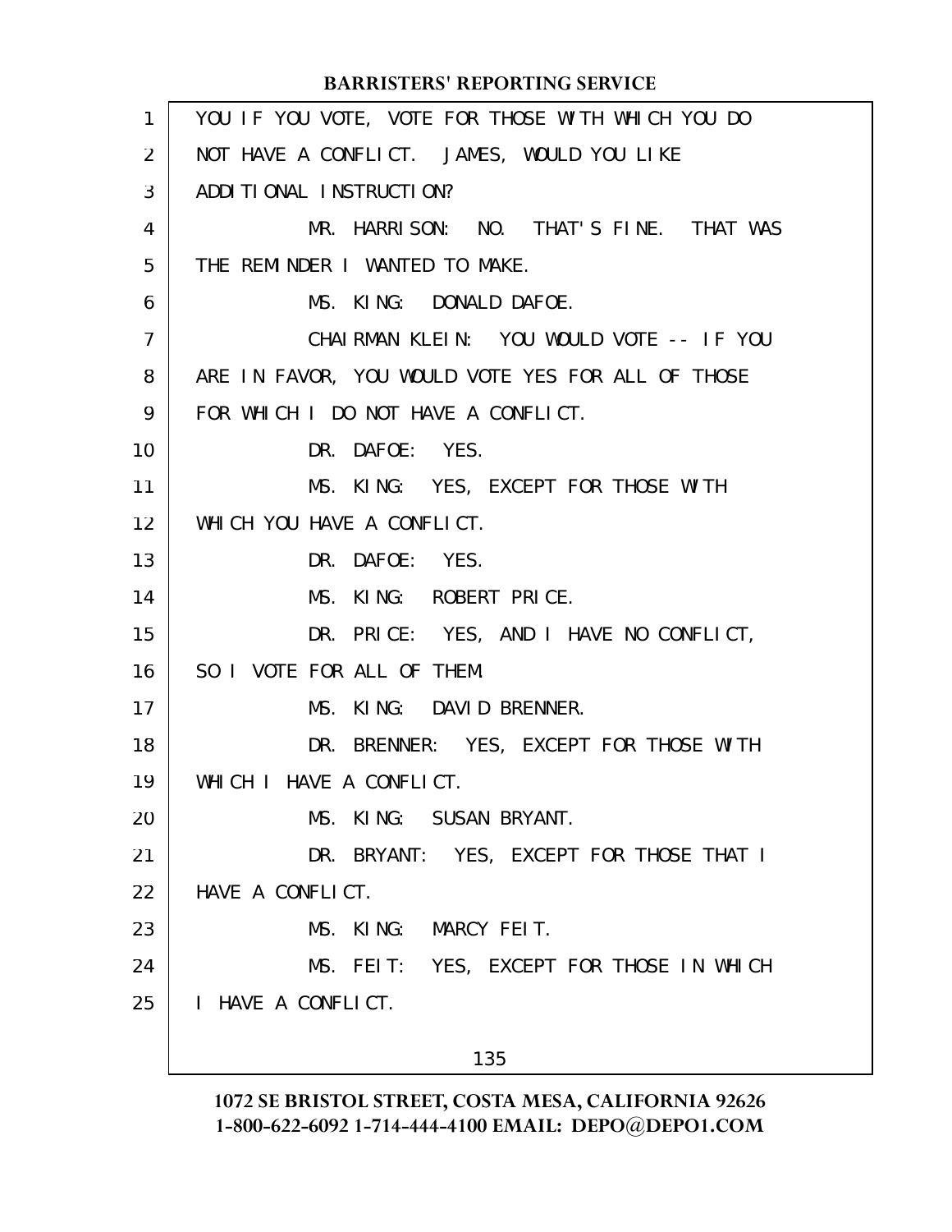YOU IF YOU VOTE, VOTE FOR THOSE WITH WHICH YOU DO NOT HAVE A CONFLICT. JAMES, WOULD YOU LIKE ADDITIONAL INSTRUCTION?

MR. HARRISON: NO. THAT'S FINE. THAT WAS THE REMINDER I WANTED TO MAKE.

MS. KING: DONALD DAFOE.

CHAIRMAN KLEIN: YOU WOULD VOTE -- IF YOU ARE IN FAVOR, YOU WOULD VOTE YES FOR ALL OF THOSE FOR WHICH I DO NOT HAVE A CONFLICT.

DR. DAFOE: YES.

MS. KING: YES, EXCEPT FOR THOSE WITH WHICH YOU HAVE A CONFLICT.

DR. DAFOE: YES.

MS. KING: ROBERT PRICE.

DR. PRICE: YES, AND I HAVE NO CONFLICT, SO I VOTE FOR ALL OF THEM.

MS. KING: DAVID BRENNER.

DR. BRENNER: YES, EXCEPT FOR THOSE WITH WHICH I HAVE A CONFLICT.

MS. KING: SUSAN BRYANT.

DR. BRYANT: YES, EXCEPT FOR THOSE THAT I HAVE A CONFLICT.

MS. KING: MARCY FEIT.

MS. FEIT: YES, EXCEPT FOR THOSE IN WHICH I HAVE A CONFLICT.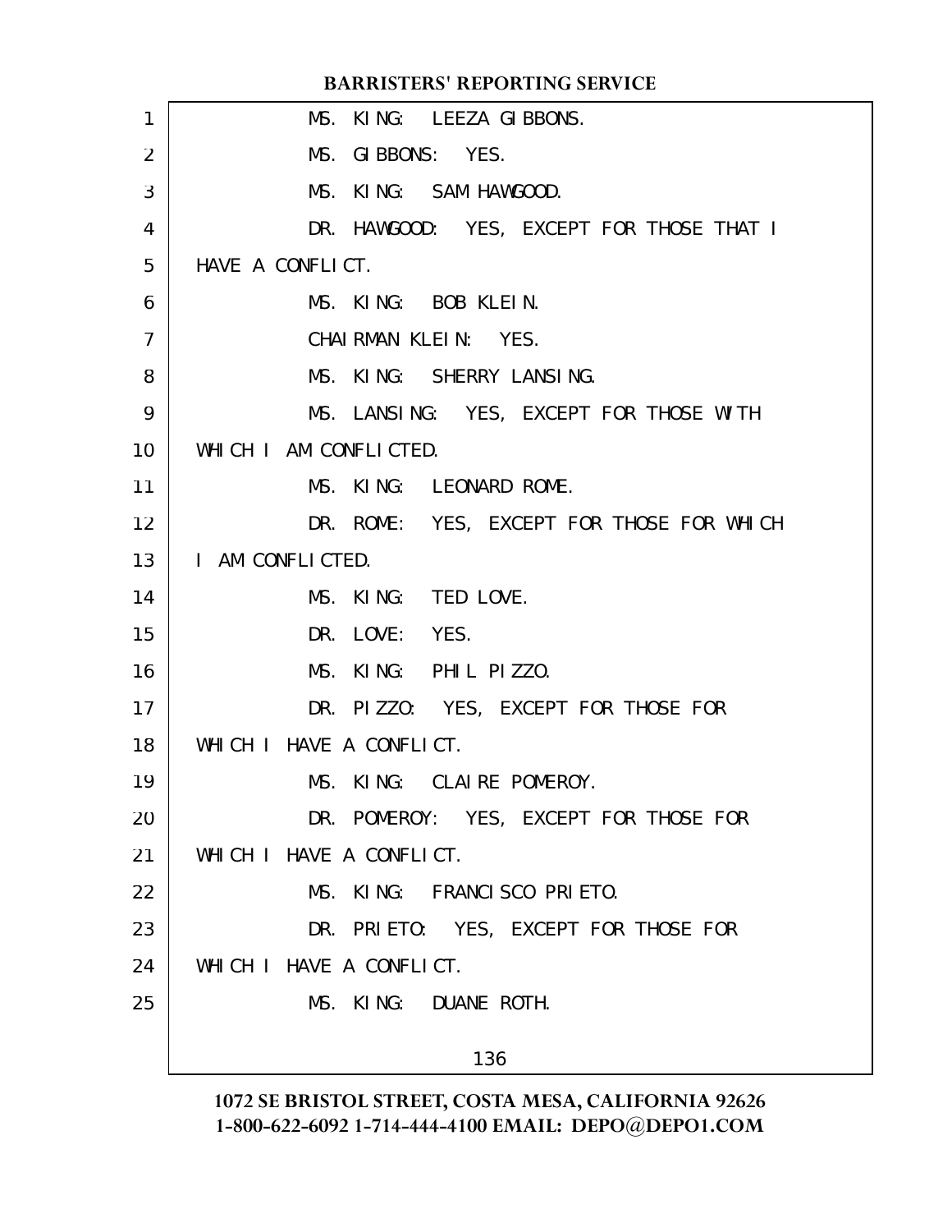MS. KING: LEEZA GIBBONS.

MS. GIBBONS: YES.

MS. KING: SAM HAWGOOD.

DR. HAWGOOD: YES, EXCEPT FOR THOSE THAT I HAVE A CONFLICT.

MS. KING: BOB KLEIN.

CHAIRMAN KLEIN: YES.

MS. KING: SHERRY LANSING.

MS. LANSING: YES, EXCEPT FOR THOSE WITH WHICH I AM CONFLICTED.

MS. KING: LEONARD ROME.

DR. ROME: YES, EXCEPT FOR THOSE FOR WHICH I AM CONFLICTED.

MS. KING: TED LOVE.

DR. LOVE: YES.

MS. KING: PHIL PIZZO.

DR. PIZZO: YES, EXCEPT FOR THOSE FOR WHICH I HAVE A CONFLICT.

MS. KING: CLAIRE POMEROY.

DR. POMEROY: YES, EXCEPT FOR THOSE FOR WHICH I HAVE A CONFLICT.

MS. KING: FRANCISCO PRIETO.

DR. PRIETO: YES, EXCEPT FOR THOSE FOR WHICH I HAVE A CONFLICT.

MS. KING: DUANE ROTH.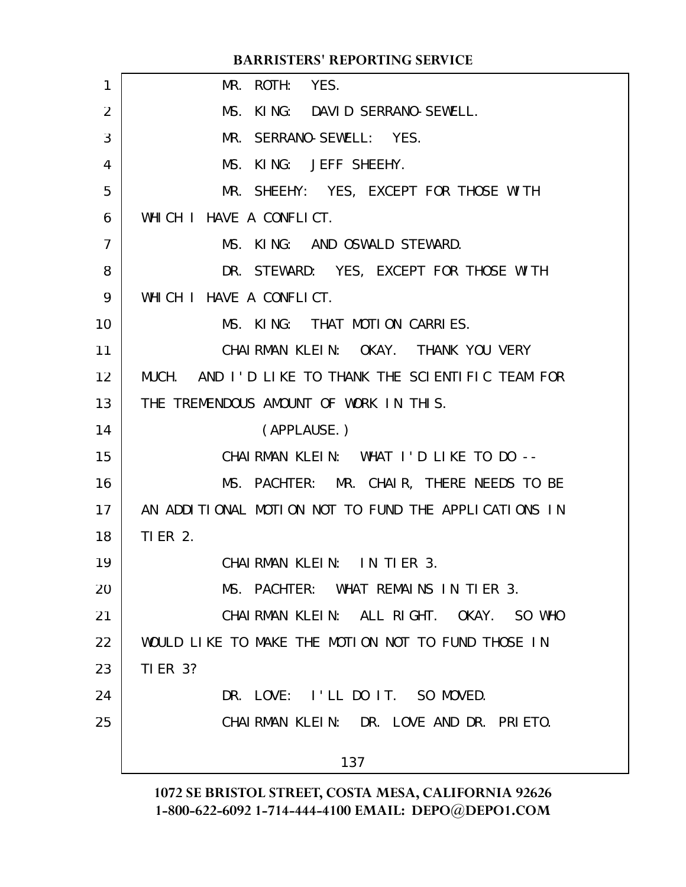MR. ROTH: YES.

MS. KING: DAVID SERRANO-SEWELL.

MR. SERRANO-SEWELL: YES.

MS. KING: JEFF SHEEHY.

MR. SHEEHY: YES, EXCEPT FOR THOSE WITH WHICH I HAVE A CONFLICT.

MS. KING: AND OSWALD STEWARD.

DR. STEWARD: YES, EXCEPT FOR THOSE WITH WHICH I HAVE A CONFLICT.

MS. KING: THAT MOTION CARRIES.

CHAIRMAN KLEIN: OKAY. THANK YOU VERY MUCH. AND I'D LIKE TO THANK THE SCIENTIFIC TEAM FOR THE TREMENDOUS AMOUNT OF WORK IN THIS.

(APPLAUSE.)

CHAIRMAN KLEIN: WHAT I'D LIKE TO DO --

MS. PACHTER: MR. CHAIR, THERE NEEDS TO BE AN ADDITIONAL MOTION NOT TO FUND THE APPLICATIONS IN TIER 2.

CHAIRMAN KLEIN: IN TIER 3.

MS. PACHTER: WHAT REMAINS IN TIER 3.

CHAIRMAN KLEIN: ALL RIGHT. OKAY. SO WHO WOULD LIKE TO MAKE THE MOTION NOT TO FUND THOSE IN TIER 3?

DR. LOVE: I'LL DO IT. SO MOVED.

CHAIRMAN KLEIN: DR. LOVE AND DR. PRIETO.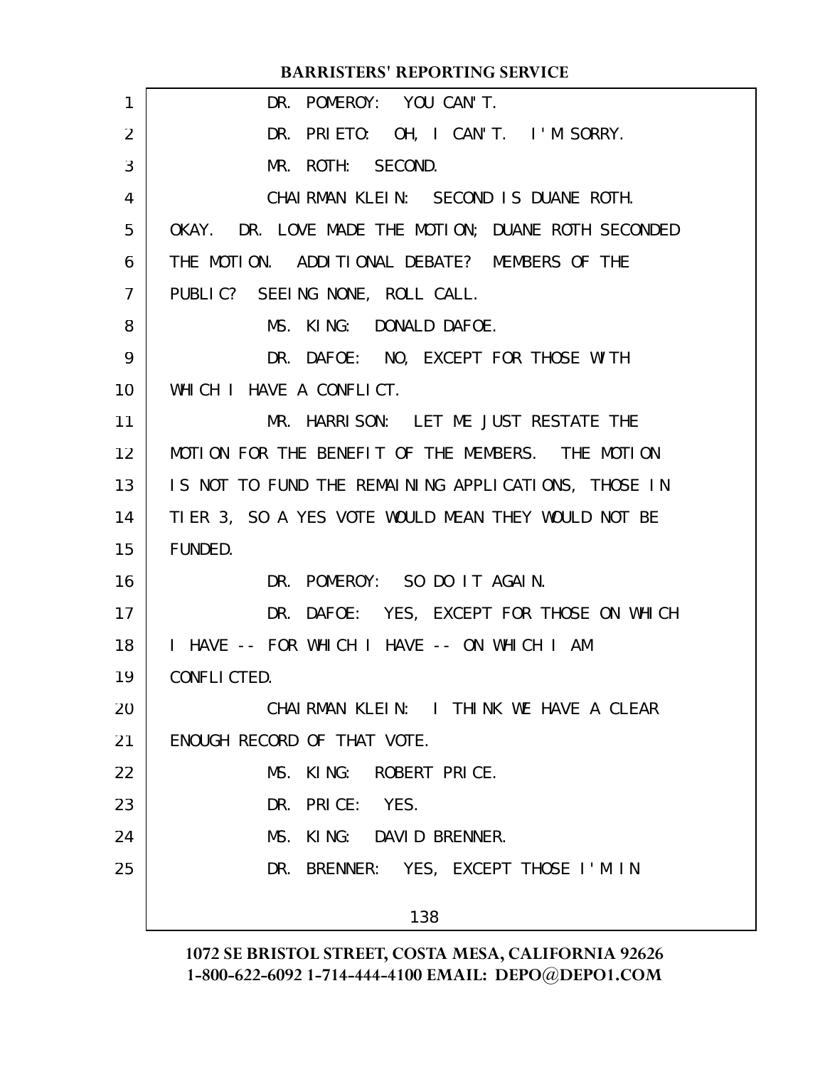DR. POMEROY: YOU CAN'T.

DR. PRIETO: OH, I CAN'T. I'M SORRY.

MR. ROTH: SECOND.

CHAIRMAN KLEIN: SECOND IS DUANE ROTH. OKAY. DR. LOVE MADE THE MOTION; DUANE ROTH SECONDED THE MOTION. ADDITIONAL DEBATE? MEMBERS OF THE PUBLIC? SEEING NONE, ROLL CALL.

MS. KING: DONALD DAFOE.

DR. DAFOE: NO, EXCEPT FOR THOSE WITH WHICH I HAVE A CONFLICT.

MR. HARRISON: LET ME JUST RESTATE THE MOTION FOR THE BENEFIT OF THE MEMBERS. THE MOTION IS NOT TO FUND THE REMAINING APPLICATIONS, THOSE IN TIER 3, SO A YES VOTE WOULD MEAN THEY WOULD NOT BE FUNDED.

DR. POMEROY: SO DO IT AGAIN.

DR. DAFOE: YES, EXCEPT FOR THOSE ON WHICH I HAVE -- FOR WHICH I HAVE -- ON WHICH I AM CONFLICTED.

CHAIRMAN KLEIN: I THINK WE HAVE A CLEAR ENOUGH RECORD OF THAT VOTE.

MS. KING: ROBERT PRICE.

DR. PRICE: YES.

MS. KING: DAVID BRENNER.

DR. BRENNER: YES, EXCEPT THOSE I'M IN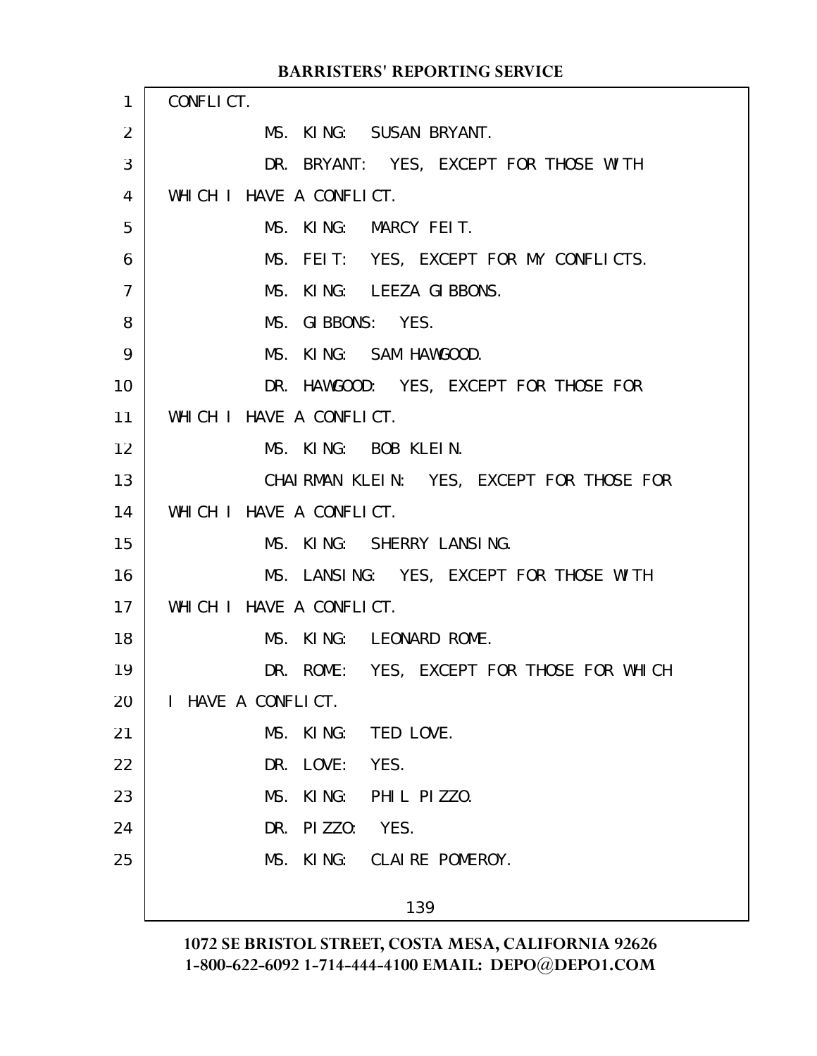CONFLICT.

MS. KING: SUSAN BRYANT.

DR. BRYANT: YES, EXCEPT FOR THOSE WITH WHICH I HAVE A CONFLICT.

MS. KING: MARCY FEIT.

MS. FEIT: YES, EXCEPT FOR MY CONFLICTS.

MS. KING: LEEZA GIBBONS.

MS. GIBBONS: YES.

MS. KING: SAM HAWGOOD.

DR. HAWGOOD: YES, EXCEPT FOR THOSE FOR WHICH I HAVE A CONFLICT.

MS. KING: BOB KLEIN.

CHAIRMAN KLEIN: YES, EXCEPT FOR THOSE FOR WHICH I HAVE A CONFLICT.

MS. KING: SHERRY LANSING.

MS. LANSING: YES, EXCEPT FOR THOSE WITH WHICH I HAVE A CONFLICT.

MS. KING: LEONARD ROME.

DR. ROME: YES, EXCEPT FOR THOSE FOR WHICH I HAVE A CONFLICT.

MS. KING: TED LOVE.

DR. LOVE: YES.

MS. KING: PHIL PIZZO.

DR. PIZZO: YES.

MS. KING: CLAIRE POMEROY.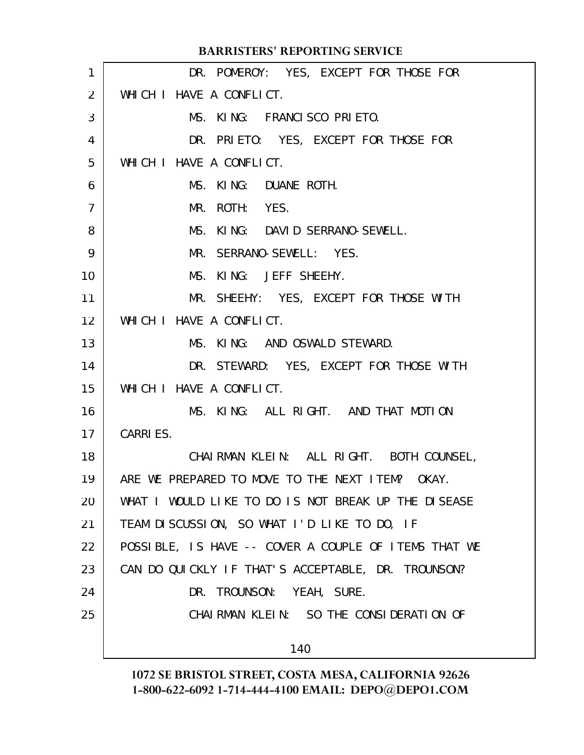DR. POMEROY: YES, EXCEPT FOR THOSE FOR WHICH I HAVE A CONFLICT.

MS. KING: FRANCISCO PRIETO.

DR. PRIETO: YES, EXCEPT FOR THOSE FOR WHICH I HAVE A CONFLICT.

MS. KING: DUANE ROTH.

MR. ROTH: YES.

MS. KING: DAVID SERRANO-SEWELL.

MR. SERRANO-SEWELL: YES.

MS. KING: JEFF SHEEHY.

MR. SHEEHY: YES, EXCEPT FOR THOSE WITH WHICH I HAVE A CONFLICT.

MS. KING: AND OSWALD STEWARD.

DR. STEWARD: YES, EXCEPT FOR THOSE WITH WHICH I HAVE A CONFLICT.

MS. KING: ALL RIGHT. AND THAT MOTION CARRIES.

CHAIRMAN KLEIN: ALL RIGHT. BOTH COUNSEL, ARE WE PREPARED TO MOVE TO THE NEXT ITEM? OKAY. WHAT I WOULD LIKE TO DO IS NOT BREAK UP THE DISEASE TEAM DISCUSSION, SO WHAT I'D LIKE TO DO, IF POSSIBLE, IS HAVE -- COVER A COUPLE OF ITEMS THAT WE CAN DO QUICKLY IF THAT'S ACCEPTABLE, DR. TROUNSON?

DR. TROUNSON: YEAH, SURE.

CHAIRMAN KLEIN: SO THE CONSIDERATION OF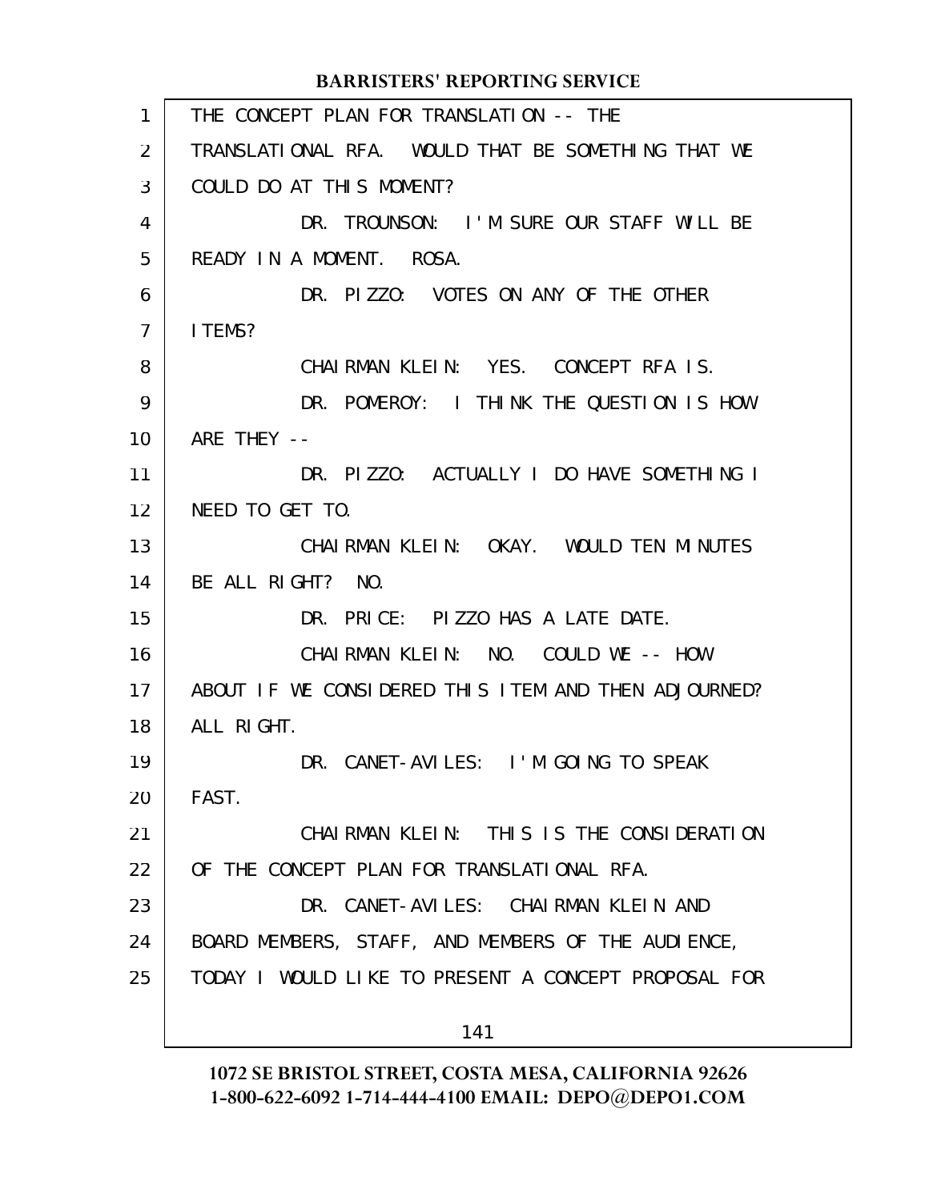THE CONCEPT PLAN FOR TRANSLATION -- THE TRANSLATIONAL RFA. WOULD THAT BE SOMETHING THAT WE COULD DO AT THIS MOMENT?

DR. TROUNSON: I'M SURE OUR STAFF WILL BE READY IN A MOMENT. ROSA.

DR. PIZZO: VOTES ON ANY OF THE OTHER ITEMS?

CHAIRMAN KLEIN: YES. CONCEPT RFA IS.

DR. POMEROY: I THINK THE QUESTION IS HOW ARE THEY --

DR. PIZZO: ACTUALLY I DO HAVE SOMETHING I NEED TO GET TO.

CHAIRMAN KLEIN: OKAY. WOULD TEN MINUTES BE ALL RIGHT? NO.

DR. PRICE: PIZZO HAS A LATE DATE.

CHAIRMAN KLEIN: NO. COULD WE -- HOW ABOUT IF WE CONSIDERED THIS ITEM AND THEN ADJOURNED? ALL RIGHT.

DR. CANET-AVILES: I'M GOING TO SPEAK FAST.

CHAIRMAN KLEIN: THIS IS THE CONSIDERATION OF THE CONCEPT PLAN FOR TRANSLATIONAL RFA.

DR. CANET-AVILES: CHAIRMAN KLEIN AND BOARD MEMBERS, STAFF, AND MEMBERS OF THE AUDIENCE, TODAY I WOULD LIKE TO PRESENT A CONCEPT PROPOSAL FOR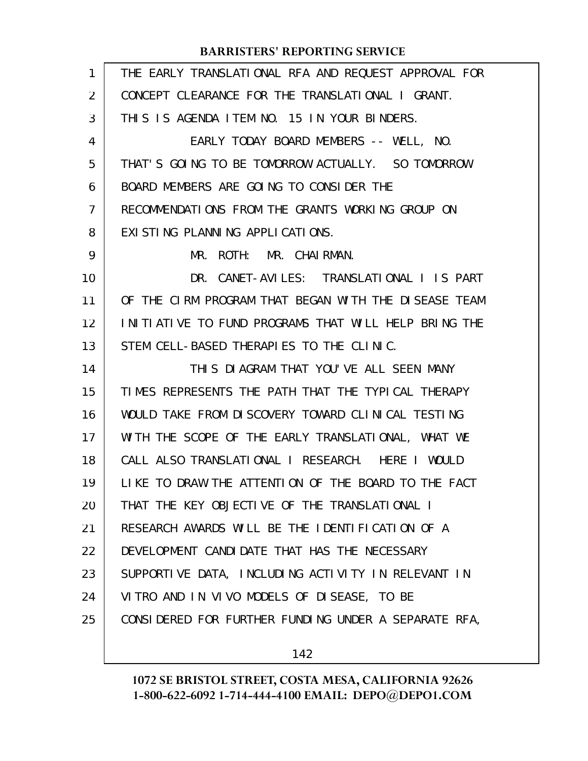THE EARLY TRANSLATIONAL RFA AND REQUEST APPROVAL FOR CONCEPT CLEARANCE FOR THE TRANSLATIONAL I GRANT. THIS IS AGENDA ITEM NO. 15 IN YOUR BINDERS.

EARLY TODAY BOARD MEMBERS -- WELL, NO. THAT'S GOING TO BE TOMORROW ACTUALLY. SO TOMORROW BOARD MEMBERS ARE GOING TO CONSIDER THE RECOMMENDATIONS FROM THE GRANTS WORKING GROUP ON EXISTING PLANNING APPLICATIONS.

MR. ROTH: MR. CHAIRMAN.

DR. CANET-AVILES: TRANSLATIONAL I IS PART OF THE CIRM PROGRAM THAT BEGAN WITH THE DISEASE TEAM INITIATIVE TO FUND PROGRAMS THAT WILL HELP BRING THE STEM CELL-BASED THERAPIES TO THE CLINIC.

THIS DIAGRAM THAT YOU'VE ALL SEEN MANY TIMES REPRESENTS THE PATH THAT THE TYPICAL THERAPY WOULD TAKE FROM DISCOVERY TOWARD CLINICAL TESTING WITH THE SCOPE OF THE EARLY TRANSLATIONAL, WHAT WE CALL ALSO TRANSLATIONAL I RESEARCH. HERE I WOULD LIKE TO DRAW THE ATTENTION OF THE BOARD TO THE FACT THAT THE KEY OBJECTIVE OF THE TRANSLATIONAL I RESEARCH AWARDS WILL BE THE IDENTIFICATION OF A DEVELOPMENT CANDIDATE THAT HAS THE NECESSARY SUPPORTIVE DATA, INCLUDING ACTIVITY IN RELEVANT IN VITRO AND IN VIVO MODELS OF DISEASE, TO BE CONSIDERED FOR FURTHER FUNDING UNDER A SEPARATE RFA,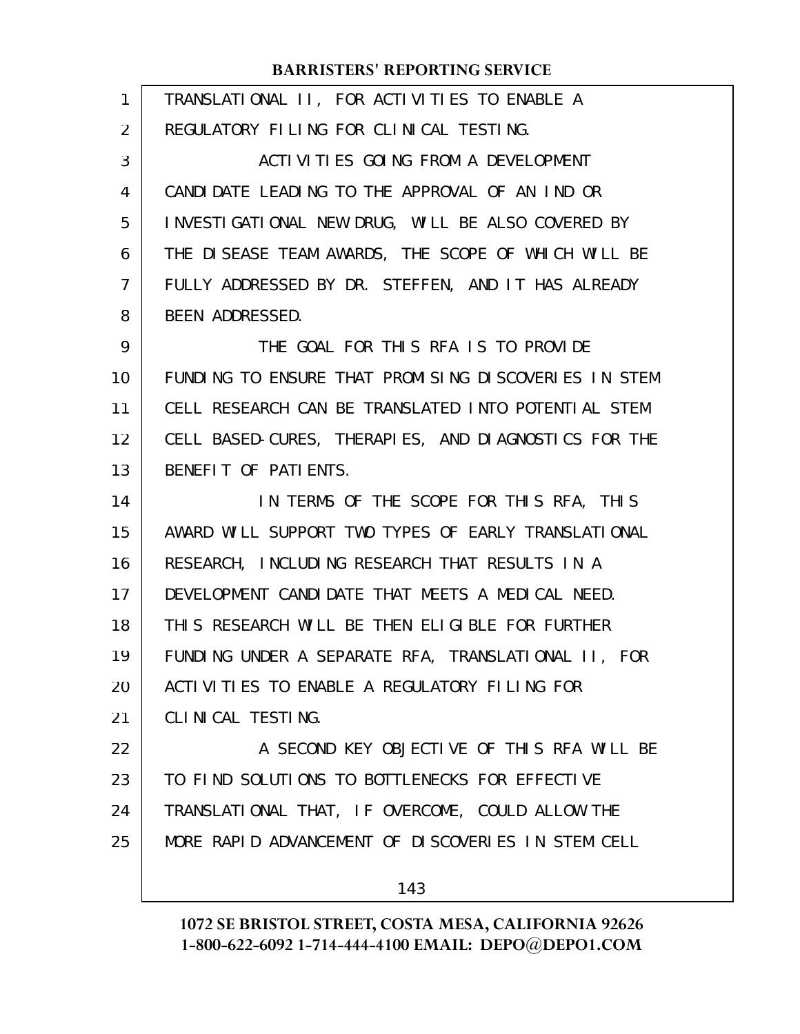TRANSLATIONAL II, FOR ACTIVITIES TO ENABLE A REGULATORY FILING FOR CLINICAL TESTING.

ACTIVITIES GOING FROM A DEVELOPMENT CANDIDATE LEADING TO THE APPROVAL OF AN IND OR INVESTIGATIONAL NEW DRUG, WILL BE ALSO COVERED BY THE DISEASE TEAM AWARDS, THE SCOPE OF WHICH WILL BE FULLY ADDRESSED BY DR. STEFFEN, AND IT HAS ALREADY BEEN ADDRESSED.

THE GOAL FOR THIS RFA IS TO PROVIDE FUNDING TO ENSURE THAT PROMISING DISCOVERIES IN STEM CELL RESEARCH CAN BE TRANSLATED INTO POTENTIAL STEM CELL BASED-CURES, THERAPIES, AND DIAGNOSTICS FOR THE BENEFIT OF PATIENTS.

IN TERMS OF THE SCOPE FOR THIS RFA, THIS AWARD WILL SUPPORT TWO TYPES OF EARLY TRANSLATIONAL RESEARCH, INCLUDING RESEARCH THAT RESULTS IN A DEVELOPMENT CANDIDATE THAT MEETS A MEDICAL NEED. THIS RESEARCH WILL BE THEN ELIGIBLE FOR FURTHER FUNDING UNDER A SEPARATE RFA, TRANSLATIONAL II, FOR ACTIVITIES TO ENABLE A REGULATORY FILING FOR CLINICAL TESTING.

A SECOND KEY OBJECTIVE OF THIS RFA WILL BE TO FIND SOLUTIONS TO BOTTLENECKS FOR EFFECTIVE TRANSLATIONAL THAT, IF OVERCOME, COULD ALLOW THE MORE RAPID ADVANCEMENT OF DISCOVERIES IN STEM CELL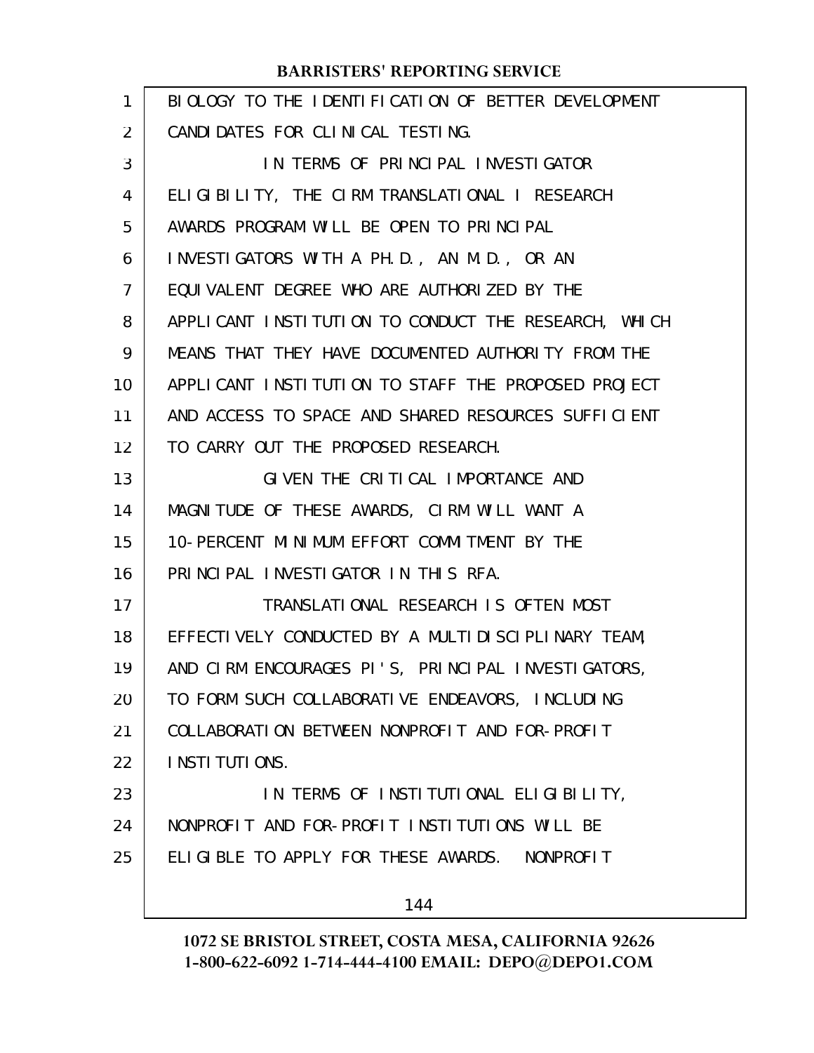BIOLOGY TO THE IDENTIFICATION OF BETTER DEVELOPMENT CANDIDATES FOR CLINICAL TESTING.

IN TERMS OF PRINCIPAL INVESTIGATOR ELIGIBILITY, THE CIRM TRANSLATIONAL I RESEARCH AWARDS PROGRAM WILL BE OPEN TO PRINCIPAL INVESTIGATORS WITH A PH.D., AN M.D., OR AN EQUIVALENT DEGREE WHO ARE AUTHORIZED BY THE APPLICANT INSTITUTION TO CONDUCT THE RESEARCH, WHICH MEANS THAT THEY HAVE DOCUMENTED AUTHORITY FROM THE APPLICANT INSTITUTION TO STAFF THE PROPOSED PROJECT AND ACCESS TO SPACE AND SHARED RESOURCES SUFFICIENT TO CARRY OUT THE PROPOSED RESEARCH.

GIVEN THE CRITICAL IMPORTANCE AND MAGNITUDE OF THESE AWARDS, CIRM WILL WANT A 10-PERCENT MINIMUM EFFORT COMMITMENT BY THE PRINCIPAL INVESTIGATOR IN THIS RFA.

TRANSLATIONAL RESEARCH IS OFTEN MOST EFFECTIVELY CONDUCTED BY A MULTIDISCIPLINARY TEAM, AND CIRM ENCOURAGES PI'S, PRINCIPAL INVESTIGATORS, TO FORM SUCH COLLABORATIVE ENDEAVORS, INCLUDING COLLABORATION BETWEEN NONPROFIT AND FOR-PROFIT INSTITUTIONS.

IN TERMS OF INSTITUTIONAL ELIGIBILITY, NONPROFIT AND FOR-PROFIT INSTITUTIONS WILL BE ELIGIBLE TO APPLY FOR THESE AWARDS. NONPROFIT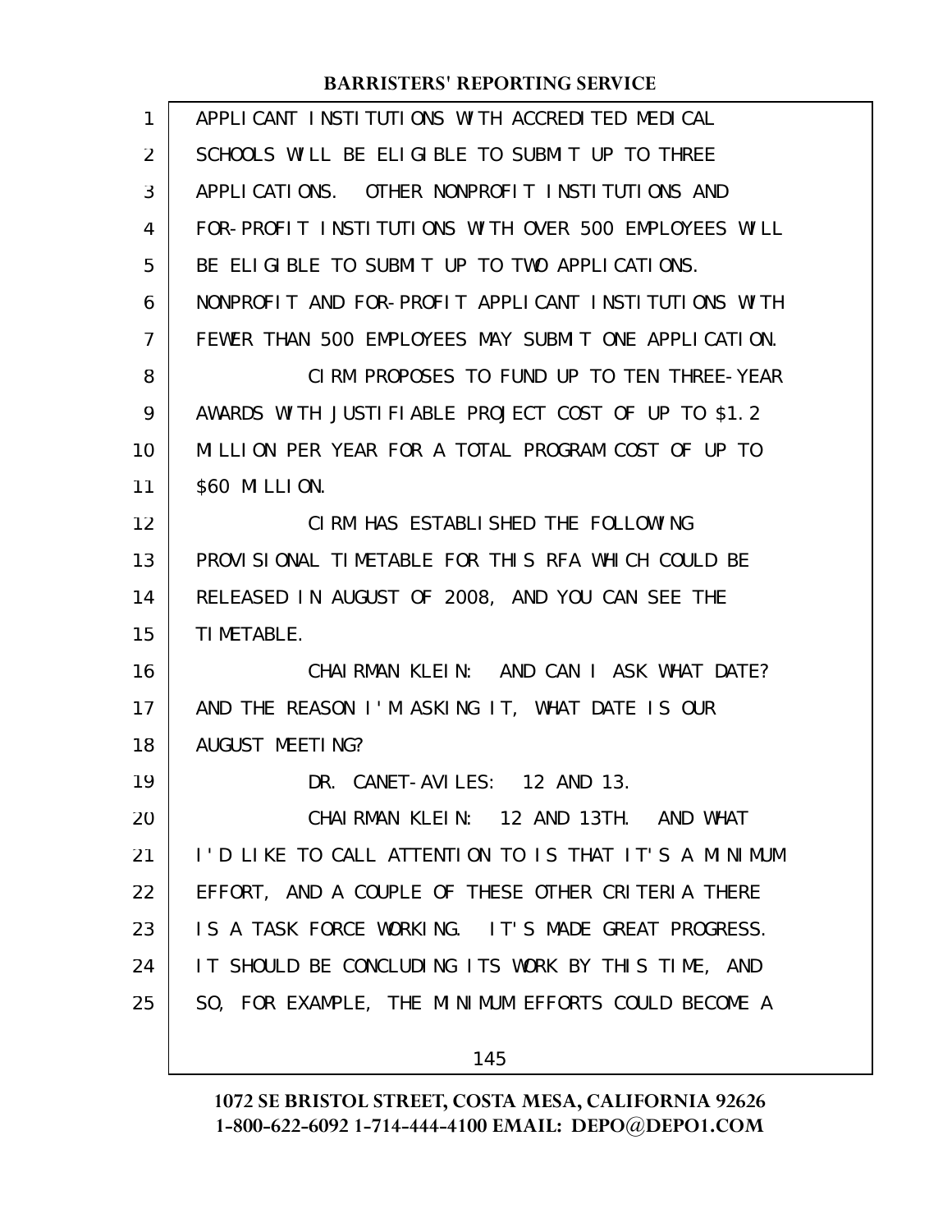APPLICANT INSTITUTIONS WITH ACCREDITED MEDICAL SCHOOLS WILL BE ELIGIBLE TO SUBMIT UP TO THREE APPLICATIONS. OTHER NONPROFIT INSTITUTIONS AND FOR-PROFIT INSTITUTIONS WITH OVER 500 EMPLOYEES WILL BE ELIGIBLE TO SUBMIT UP TO TWO APPLICATIONS. NONPROFIT AND FOR-PROFIT APPLICANT INSTITUTIONS WITH FEWER THAN 500 EMPLOYEES MAY SUBMIT ONE APPLICATION.

CIRM PROPOSES TO FUND UP TO TEN THREE-YEAR AWARDS WITH JUSTIFIABLE PROJECT COST OF UP TO $1.2 MILLION PER YEAR FOR A TOTAL PROGRAM COST OF UP TO $60 MILLION.

CIRM HAS ESTABLISHED THE FOLLOWING PROVISIONAL TIMETABLE FOR THIS RFA WHICH COULD BE RELEASED IN AUGUST OF 2008, AND YOU CAN SEE THE TIMETABLE.

CHAIRMAN KLEIN: AND CAN I ASK WHAT DATE? AND THE REASON I'M ASKING IT, WHAT DATE IS OUR AUGUST MEETING?

DR. CANET-AVILES: 12 AND 13.

CHAIRMAN KLEIN: 12 AND 13TH. AND WHAT I'D LIKE TO CALL ATTENTION TO IS THAT IT'S A MINIMUM EFFORT, AND A COUPLE OF THESE OTHER CRITERIA THERE IS A TASK FORCE WORKING. IT'S MADE GREAT PROGRESS. IT SHOULD BE CONCLUDING ITS WORK BY THIS TIME, AND SO, FOR EXAMPLE, THE MINIMUM EFFORTS COULD BECOME A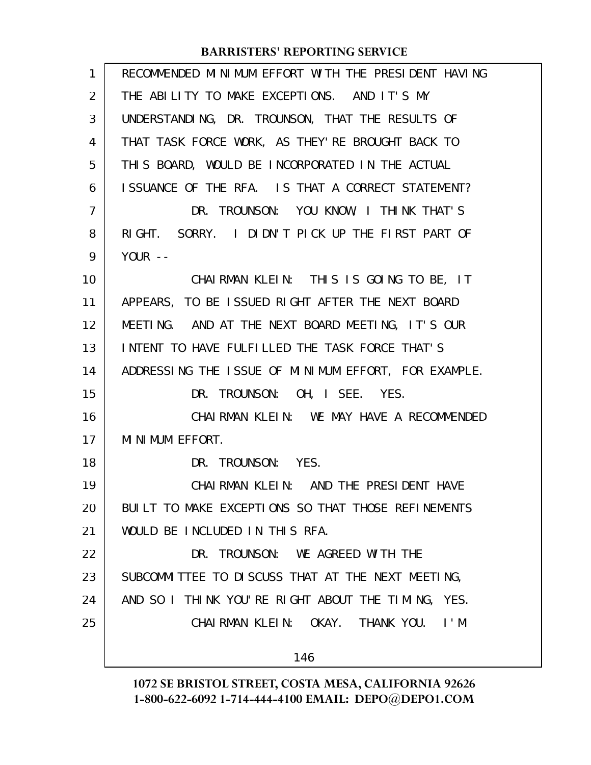RECOMMENDED MINIMUM EFFORT WITH THE PRESIDENT HAVING THE ABILITY TO MAKE EXCEPTIONS. AND IT'S MY UNDERSTANDING, DR. TROUNSON, THAT THE RESULTS OF THAT TASK FORCE WORK, AS THEY'RE BROUGHT BACK TO THIS BOARD, WOULD BE INCORPORATED IN THE ACTUAL ISSUANCE OF THE RFA. IS THAT A CORRECT STATEMENT?

DR. TROUNSON: YOU KNOW, I THINK THAT'S RIGHT. SORRY. I DIDN'T PICK UP THE FIRST PART OF YOUR --

CHAIRMAN KLEIN: THIS IS GOING TO BE, IT APPEARS, TO BE ISSUED RIGHT AFTER THE NEXT BOARD MEETING. AND AT THE NEXT BOARD MEETING, IT'S OUR INTENT TO HAVE FULFILLED THE TASK FORCE THAT'S ADDRESSING THE ISSUE OF MINIMUM EFFORT, FOR EXAMPLE.

DR. TROUNSON: OH, I SEE. YES.

CHAIRMAN KLEIN: WE MAY HAVE A RECOMMENDED MINIMUM EFFORT.

DR. TROUNSON: YES.

CHAIRMAN KLEIN: AND THE PRESIDENT HAVE BUILT TO MAKE EXCEPTIONS SO THAT THOSE REFINEMENTS WOULD BE INCLUDED IN THIS RFA.

DR. TROUNSON: WE AGREED WITH THE SUBCOMMITTEE TO DISCUSS THAT AT THE NEXT MEETING, AND SO I THINK YOU'RE RIGHT ABOUT THE TIMING, YES.

CHAIRMAN KLEIN: OKAY. THANK YOU. I'M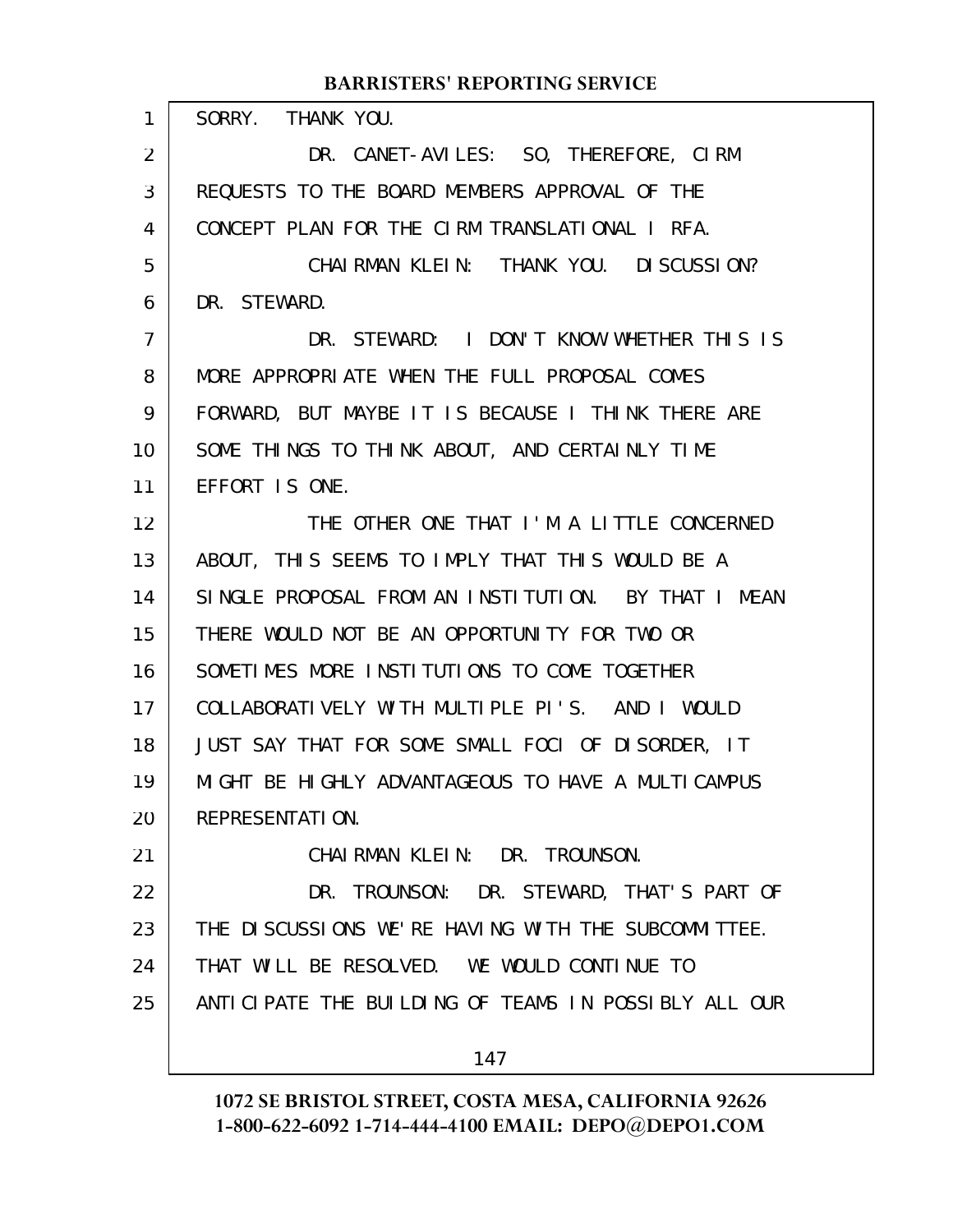SORRY. THANK YOU.

DR. CANET-AVILES: SO, THEREFORE, CIRM REQUESTS TO THE BOARD MEMBERS APPROVAL OF THE CONCEPT PLAN FOR THE CIRM TRANSLATIONAL I RFA.

CHAIRMAN KLEIN: THANK YOU. DISCUSSION? DR. STEWARD.

DR. STEWARD: I DON'T KNOW WHETHER THIS IS MORE APPROPRIATE WHEN THE FULL PROPOSAL COMES FORWARD, BUT MAYBE IT IS BECAUSE I THINK THERE ARE SOME THINGS TO THINK ABOUT, AND CERTAINLY TIME EFFORT IS ONE.

THE OTHER ONE THAT I'M A LITTLE CONCERNED ABOUT, THIS SEEMS TO IMPLY THAT THIS WOULD BE A SINGLE PROPOSAL FROM AN INSTITUTION. BY THAT I MEAN THERE WOULD NOT BE AN OPPORTUNITY FOR TWO OR SOMETIMES MORE INSTITUTIONS TO COME TOGETHER COLLABORATIVELY WITH MULTIPLE PI'S. AND I WOULD JUST SAY THAT FOR SOME SMALL FOCI OF DISORDER, IT MIGHT BE HIGHLY ADVANTAGEOUS TO HAVE A MULTICAMPUS REPRESENTATION.

CHAIRMAN KLEIN: DR. TROUNSON.

DR. TROUNSON: DR. STEWARD, THAT'S PART OF THE DISCUSSIONS WE'RE HAVING WITH THE SUBCOMMITTEE. THAT WILL BE RESOLVED. WE WOULD CONTINUE TO ANTICIPATE THE BUILDING OF TEAMS IN POSSIBLY ALL OUR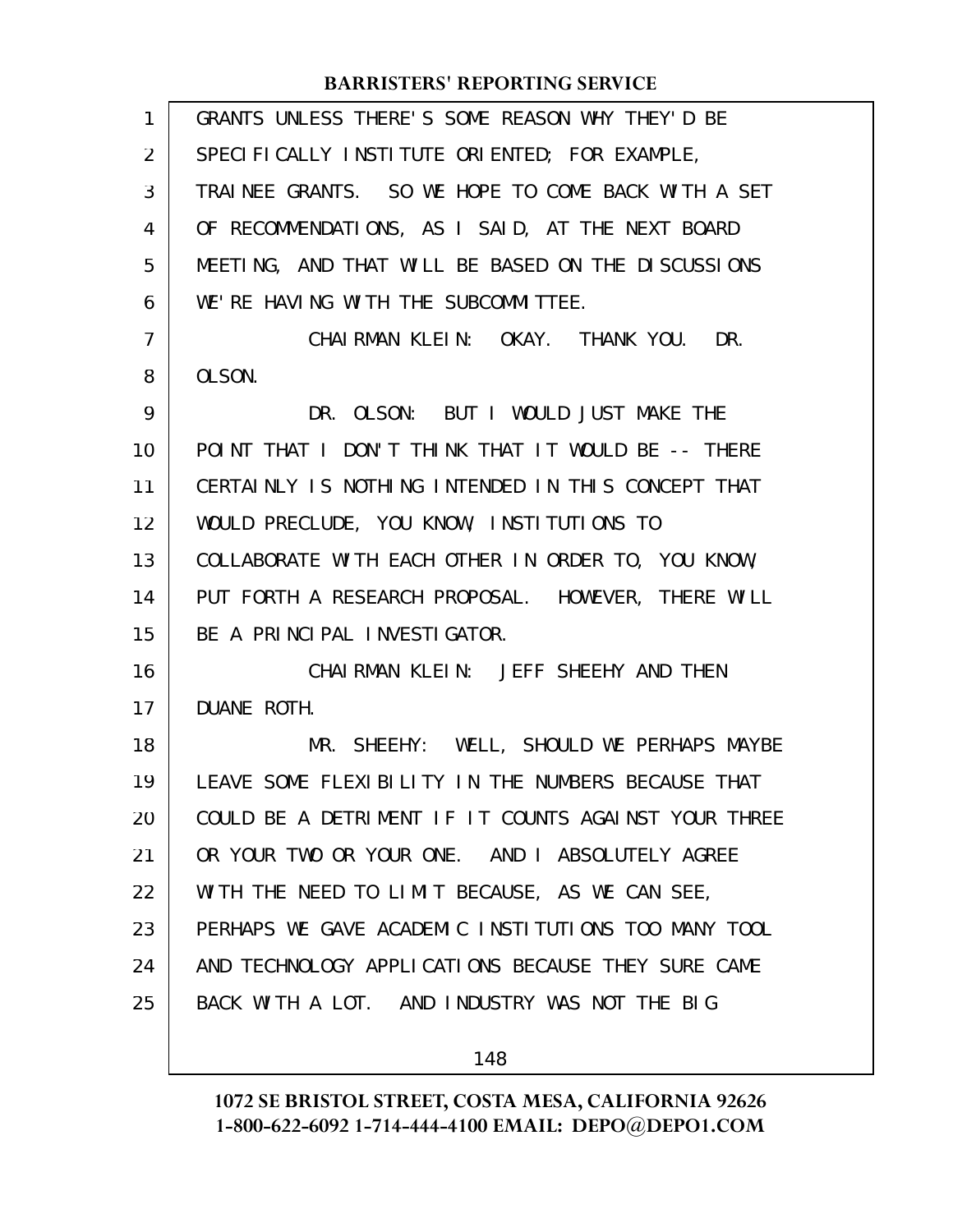GRANTS UNLESS THERE'S SOME REASON WHY THEY'D BE SPECIFICALLY INSTITUTE ORIENTED; FOR EXAMPLE, TRAINEE GRANTS. SO WE HOPE TO COME BACK WITH A SET OF RECOMMENDATIONS, AS I SAID, AT THE NEXT BOARD MEETING, AND THAT WILL BE BASED ON THE DISCUSSIONS WE'RE HAVING WITH THE SUBCOMMITTEE.

CHAIRMAN KLEIN: OKAY. THANK YOU. DR. OLSON.

DR. OLSON: BUT I WOULD JUST MAKE THE POINT THAT I DON'T THINK THAT IT WOULD BE -- THERE CERTAINLY IS NOTHING INTENDED IN THIS CONCEPT THAT WOULD PRECLUDE, YOU KNOW, INSTITUTIONS TO COLLABORATE WITH EACH OTHER IN ORDER TO, YOU KNOW, PUT FORTH A RESEARCH PROPOSAL. HOWEVER, THERE WILL BE A PRINCIPAL INVESTIGATOR.

CHAIRMAN KLEIN: JEFF SHEEHY AND THEN DUANE ROTH.

MR. SHEEHY: WELL, SHOULD WE PERHAPS MAYBE LEAVE SOME FLEXIBILITY IN THE NUMBERS BECAUSE THAT COULD BE A DETRIMENT IF IT COUNTS AGAINST YOUR THREE OR YOUR TWO OR YOUR ONE. AND I ABSOLUTELY AGREE WITH THE NEED TO LIMIT BECAUSE, AS WE CAN SEE, PERHAPS WE GAVE ACADEMIC INSTITUTIONS TOO MANY TOOL AND TECHNOLOGY APPLICATIONS BECAUSE THEY SURE CAME BACK WITH A LOT. AND INDUSTRY WAS NOT THE BIG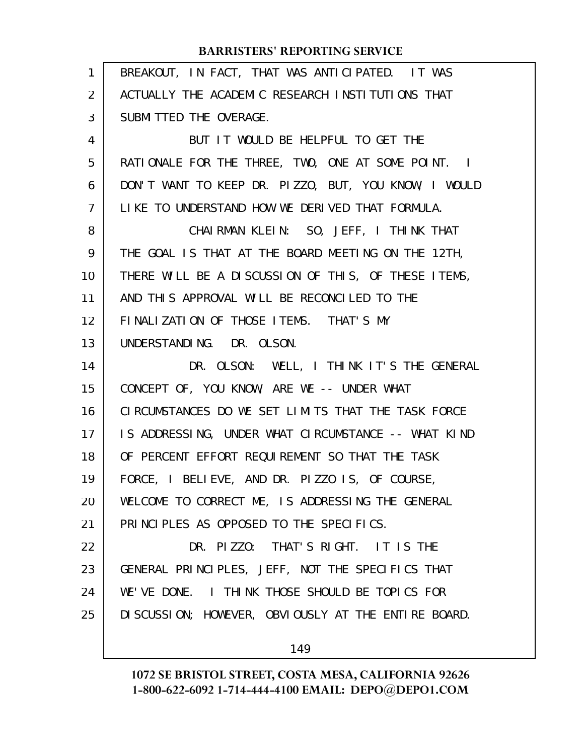BREAKOUT, IN FACT, THAT WAS ANTICIPATED. IT WAS ACTUALLY THE ACADEMIC RESEARCH INSTITUTIONS THAT SUBMITTED THE OVERAGE.

BUT IT WOULD BE HELPFUL TO GET THE RATIONALE FOR THE THREE, TWO, ONE AT SOME POINT. I DON'T WANT TO KEEP DR. PIZZO, BUT, YOU KNOW, I WOULD LIKE TO UNDERSTAND HOW WE DERIVED THAT FORMULA.

CHAIRMAN KLEIN: SO, JEFF, I THINK THAT THE GOAL IS THAT AT THE BOARD MEETING ON THE 12TH, THERE WILL BE A DISCUSSION OF THIS, OF THESE ITEMS, AND THIS APPROVAL WILL BE RECONCILED TO THE FINALIZATION OF THOSE ITEMS. THAT'S MY UNDERSTANDING. DR. OLSON.

DR. OLSON: WELL, I THINK IT'S THE GENERAL CONCEPT OF, YOU KNOW, ARE WE -- UNDER WHAT CIRCUMSTANCES DO WE SET LIMITS THAT THE TASK FORCE IS ADDRESSING, UNDER WHAT CIRCUMSTANCE -- WHAT KIND OF PERCENT EFFORT REQUIREMENT SO THAT THE TASK FORCE, I BELIEVE, AND DR. PIZZO IS, OF COURSE, WELCOME TO CORRECT ME, IS ADDRESSING THE GENERAL PRINCIPLES AS OPPOSED TO THE SPECIFICS.

DR. PIZZO: THAT'S RIGHT. IT IS THE GENERAL PRINCIPLES, JEFF, NOT THE SPECIFICS THAT WE'VE DONE. I THINK THOSE SHOULD BE TOPICS FOR DISCUSSION; HOWEVER, OBVIOUSLY AT THE ENTIRE BOARD.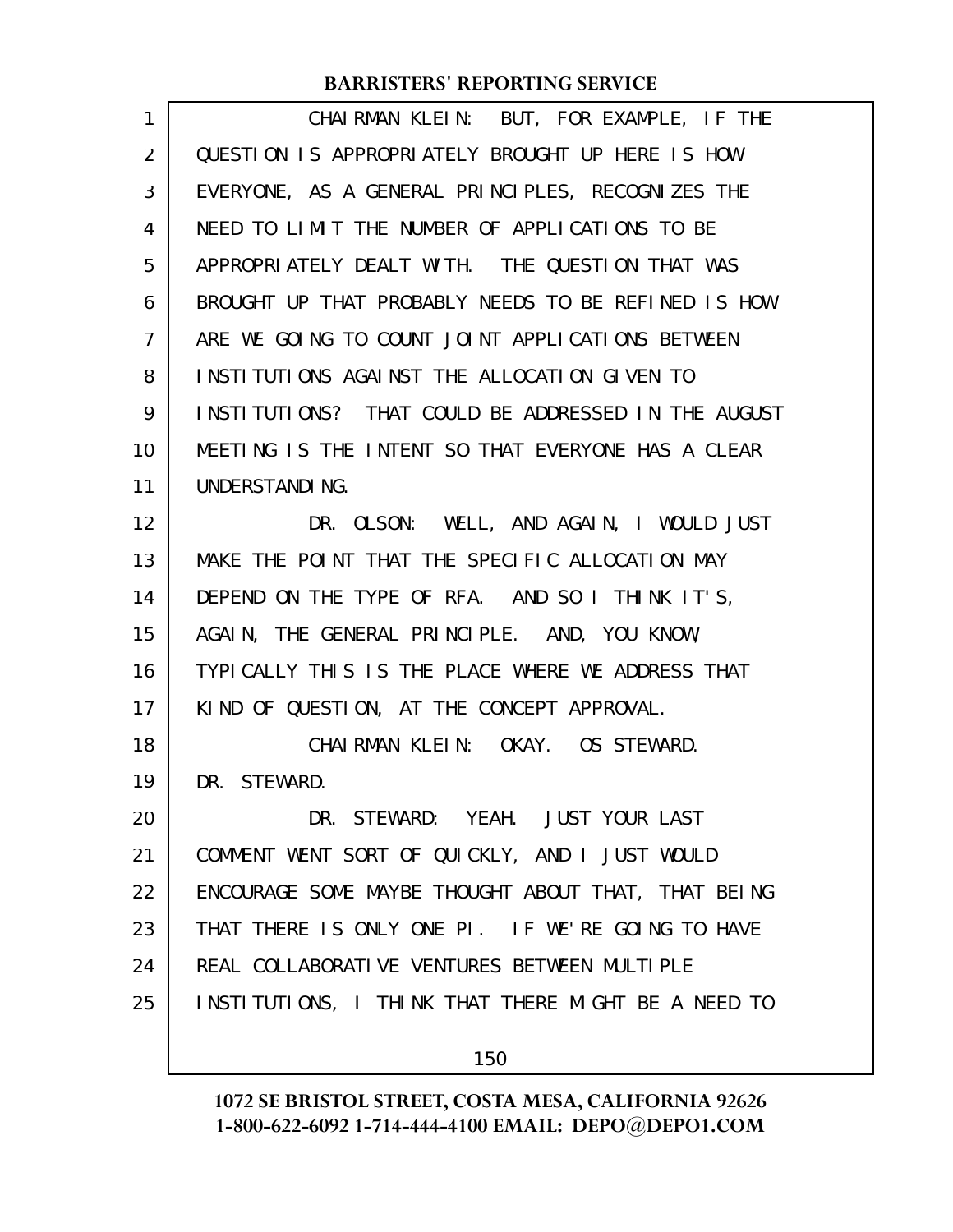CHAIRMAN KLEIN: BUT, FOR EXAMPLE, IF THE QUESTION IS APPROPRIATELY BROUGHT UP HERE IS HOW EVERYONE, AS A GENERAL PRINCIPLES, RECOGNIZES THE NEED TO LIMIT THE NUMBER OF APPLICATIONS TO BE APPROPRIATELY DEALT WITH. THE QUESTION THAT WAS BROUGHT UP THAT PROBABLY NEEDS TO BE REFINED IS HOW ARE WE GOING TO COUNT JOINT APPLICATIONS BETWEEN INSTITUTIONS AGAINST THE ALLOCATION GIVEN TO INSTITUTIONS? THAT COULD BE ADDRESSED IN THE AUGUST MEETING IS THE INTENT SO THAT EVERYONE HAS A CLEAR UNDERSTANDING.

DR. OLSON: WELL, AND AGAIN, I WOULD JUST MAKE THE POINT THAT THE SPECIFIC ALLOCATION MAY DEPEND ON THE TYPE OF RFA. AND SO I THINK IT'S, AGAIN, THE GENERAL PRINCIPLE. AND, YOU KNOW, TYPICALLY THIS IS THE PLACE WHERE WE ADDRESS THAT KIND OF QUESTION, AT THE CONCEPT APPROVAL.

CHAIRMAN KLEIN: OKAY. OS STEWARD. DR. STEWARD.

DR. STEWARD: YEAH. JUST YOUR LAST COMMENT WENT SORT OF QUICKLY, AND I JUST WOULD ENCOURAGE SOME MAYBE THOUGHT ABOUT THAT, THAT BEING THAT THERE IS ONLY ONE PI. IF WE'RE GOING TO HAVE REAL COLLABORATIVE VENTURES BETWEEN MULTIPLE INSTITUTIONS, I THINK THAT THERE MIGHT BE A NEED TO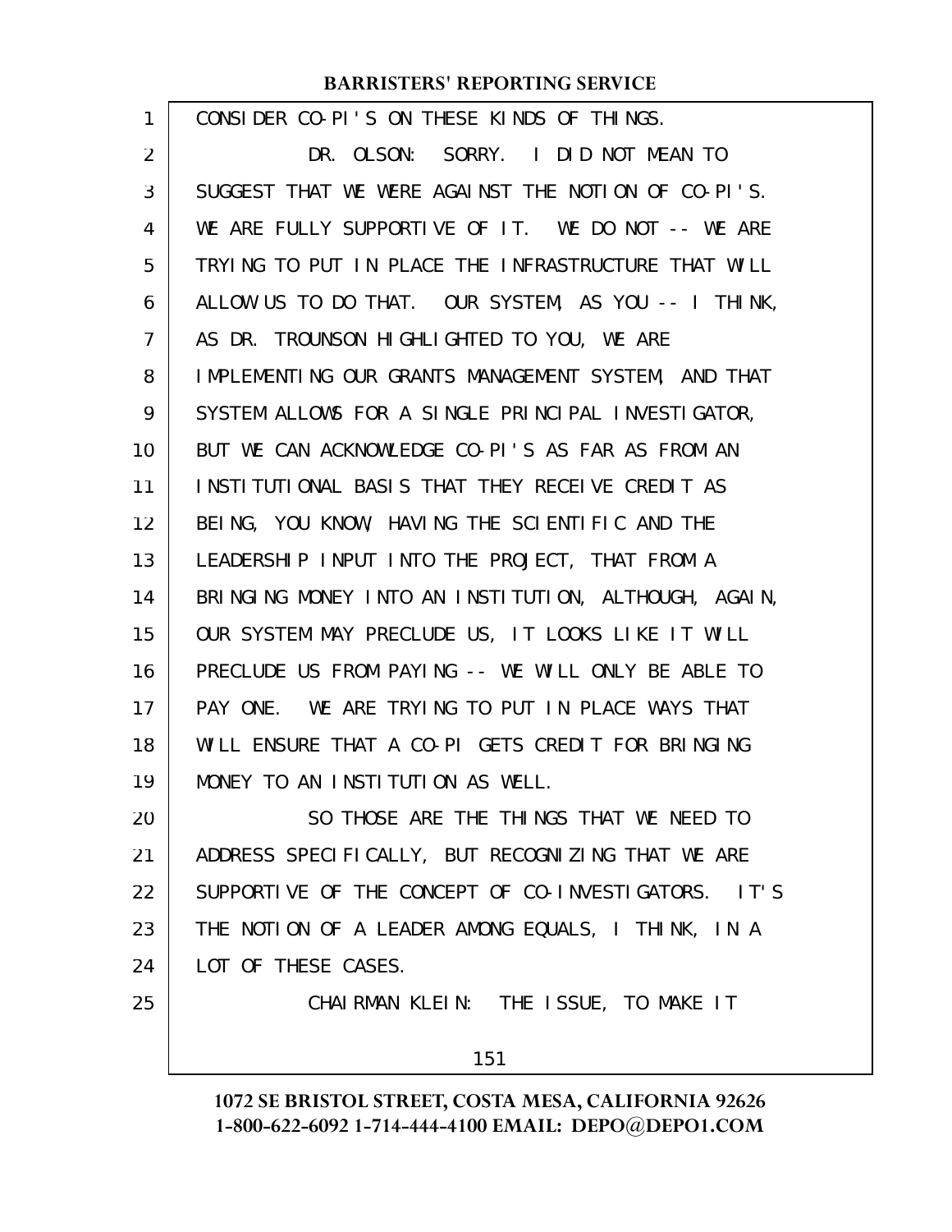CONSIDER CO-PI'S ON THESE KINDS OF THINGS.

DR. OLSON: SORRY. I DID NOT MEAN TO SUGGEST THAT WE WERE AGAINST THE NOTION OF CO-PI'S. WE ARE FULLY SUPPORTIVE OF IT. WE DO NOT -- WE ARE TRYING TO PUT IN PLACE THE INFRASTRUCTURE THAT WILL ALLOW US TO DO THAT. OUR SYSTEM, AS YOU -- I THINK, AS DR. TROUNSON HIGHLIGHTED TO YOU, WE ARE IMPLEMENTING OUR GRANTS MANAGEMENT SYSTEM, AND THAT SYSTEM ALLOWS FOR A SINGLE PRINCIPAL INVESTIGATOR, BUT WE CAN ACKNOWLEDGE CO-PI'S AS FAR AS FROM AN INSTITUTIONAL BASIS THAT THEY RECEIVE CREDIT AS BEING, YOU KNOW, HAVING THE SCIENTIFIC AND THE LEADERSHIP INPUT INTO THE PROJECT, THAT FROM A BRINGING MONEY INTO AN INSTITUTION, ALTHOUGH, AGAIN, OUR SYSTEM MAY PRECLUDE US, IT LOOKS LIKE IT WILL PRECLUDE US FROM PAYING -- WE WILL ONLY BE ABLE TO PAY ONE. WE ARE TRYING TO PUT IN PLACE WAYS THAT WILL ENSURE THAT A CO-PI GETS CREDIT FOR BRINGING MONEY TO AN INSTITUTION AS WELL.

SO THOSE ARE THE THINGS THAT WE NEED TO ADDRESS SPECIFICALLY, BUT RECOGNIZING THAT WE ARE SUPPORTIVE OF THE CONCEPT OF CO-INVESTIGATORS. IT'S THE NOTION OF A LEADER AMONG EQUALS, I THINK, IN A LOT OF THESE CASES.

CHAIRMAN KLEIN: THE ISSUE, TO MAKE IT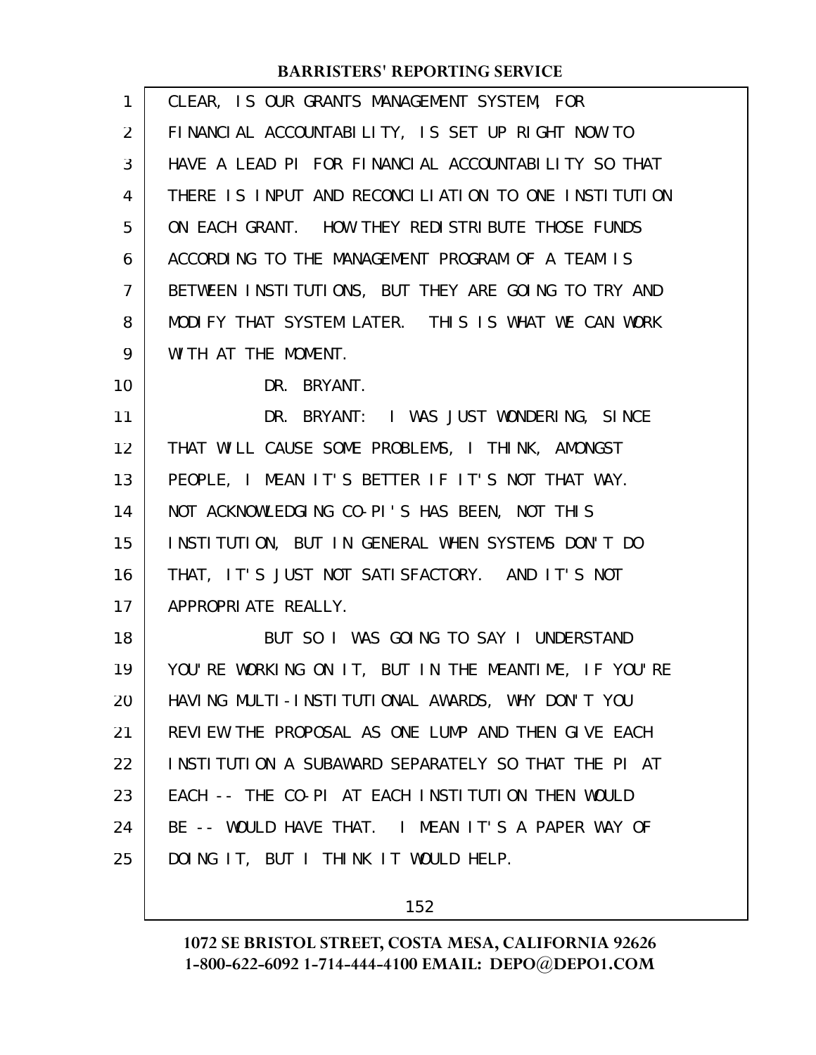CLEAR, IS OUR GRANTS MANAGEMENT SYSTEM, FOR FINANCIAL ACCOUNTABILITY, IS SET UP RIGHT NOW TO HAVE A LEAD PI FOR FINANCIAL ACCOUNTABILITY SO THAT THERE IS INPUT AND RECONCILIATION TO ONE INSTITUTION ON EACH GRANT. HOW THEY REDISTRIBUTE THOSE FUNDS ACCORDING TO THE MANAGEMENT PROGRAM OF A TEAM IS BETWEEN INSTITUTIONS, BUT THEY ARE GOING TO TRY AND MODIFY THAT SYSTEM LATER. THIS IS WHAT WE CAN WORK WITH AT THE MOMENT.

DR. BRYANT.

DR. BRYANT: I WAS JUST WONDERING, SINCE THAT WILL CAUSE SOME PROBLEMS, I THINK, AMONGST PEOPLE, I MEAN IT'S BETTER IF IT'S NOT THAT WAY. NOT ACKNOWLEDGING CO-PI'S HAS BEEN, NOT THIS INSTITUTION, BUT IN GENERAL WHEN SYSTEMS DON'T DO THAT, IT'S JUST NOT SATISFACTORY. AND IT'S NOT APPROPRIATE REALLY.

BUT SO I WAS GOING TO SAY I UNDERSTAND YOU'RE WORKING ON IT, BUT IN THE MEANTIME, IF YOU'RE HAVING MULTI-INSTITUTIONAL AWARDS, WHY DON'T YOU REVIEW THE PROPOSAL AS ONE LUMP AND THEN GIVE EACH INSTITUTION A SUBAWARD SEPARATELY SO THAT THE PI AT EACH -- THE CO-PI AT EACH INSTITUTION THEN WOULD BE -- WOULD HAVE THAT. I MEAN IT'S A PAPER WAY OF DOING IT, BUT I THINK IT WOULD HELP.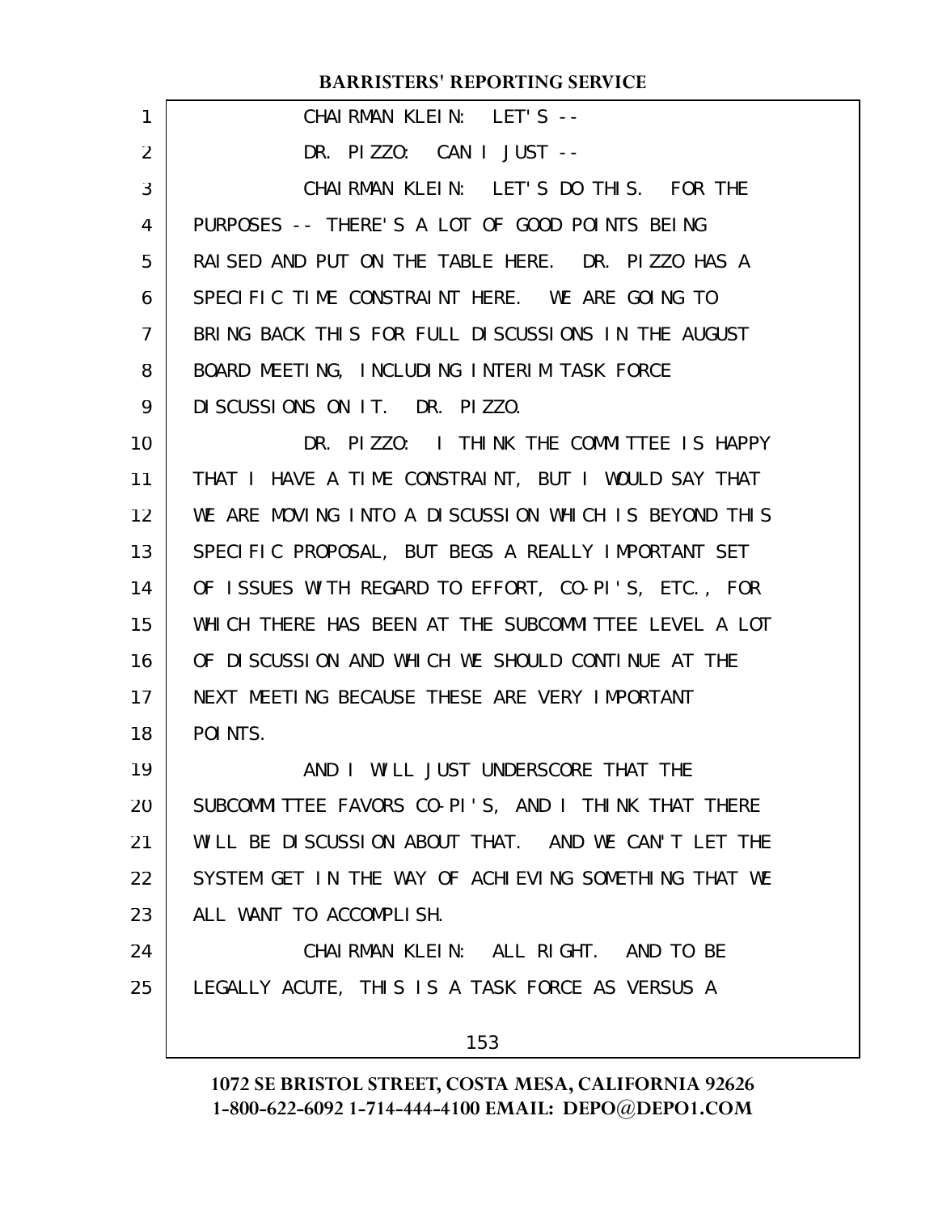CHAIRMAN KLEIN: LET'S --

DR. PIZZO: CAN I JUST --

CHAIRMAN KLEIN: LET'S DO THIS. FOR THE PURPOSES -- THERE'S A LOT OF GOOD POINTS BEING RAISED AND PUT ON THE TABLE HERE. DR. PIZZO HAS A SPECIFIC TIME CONSTRAINT HERE. WE ARE GOING TO BRING BACK THIS FOR FULL DISCUSSIONS IN THE AUGUST BOARD MEETING, INCLUDING INTERIM TASK FORCE DISCUSSIONS ON IT. DR. PIZZO.

DR. PIZZO: I THINK THE COMMITTEE IS HAPPY THAT I HAVE A TIME CONSTRAINT, BUT I WOULD SAY THAT WE ARE MOVING INTO A DISCUSSION WHICH IS BEYOND THIS SPECIFIC PROPOSAL, BUT BEGS A REALLY IMPORTANT SET OF ISSUES WITH REGARD TO EFFORT, CO-PI'S, ETC., FOR WHICH THERE HAS BEEN AT THE SUBCOMMITTEE LEVEL A LOT OF DISCUSSION AND WHICH WE SHOULD CONTINUE AT THE NEXT MEETING BECAUSE THESE ARE VERY IMPORTANT POINTS.

AND I WILL JUST UNDERSCORE THAT THE SUBCOMMITTEE FAVORS CO-PI'S, AND I THINK THAT THERE WILL BE DISCUSSION ABOUT THAT. AND WE CAN'T LET THE SYSTEM GET IN THE WAY OF ACHIEVING SOMETHING THAT WE ALL WANT TO ACCOMPLISH.

CHAIRMAN KLEIN: ALL RIGHT. AND TO BE LEGALLY ACUTE, THIS IS A TASK FORCE AS VERSUS A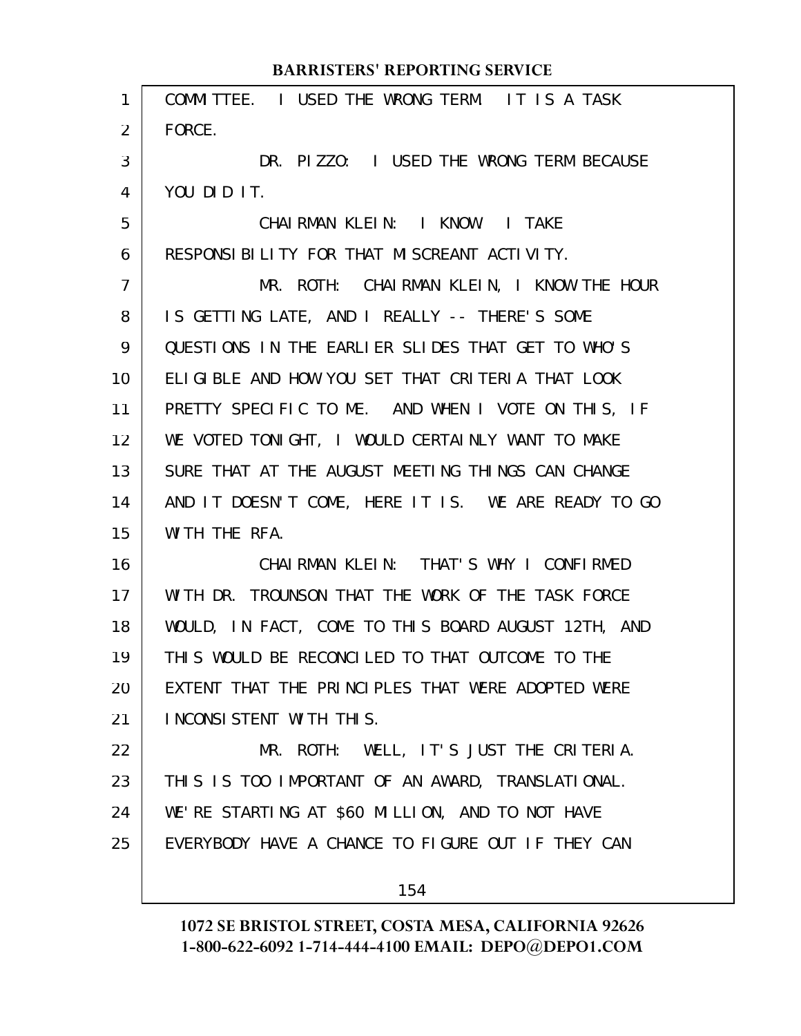COMMITTEE. I USED THE WRONG TERM. IT IS A TASK FORCE.

DR. PIZZO: I USED THE WRONG TERM BECAUSE YOU DID IT.

CHAIRMAN KLEIN: I KNOW. I TAKE RESPONSIBILITY FOR THAT MISCREANT ACTIVITY.

MR. ROTH: CHAIRMAN KLEIN, I KNOW THE HOUR IS GETTING LATE, AND I REALLY -- THERE'S SOME QUESTIONS IN THE EARLIER SLIDES THAT GET TO WHO'S ELIGIBLE AND HOW YOU SET THAT CRITERIA THAT LOOK PRETTY SPECIFIC TO ME. AND WHEN I VOTE ON THIS, IF WE VOTED TONIGHT, I WOULD CERTAINLY WANT TO MAKE SURE THAT AT THE AUGUST MEETING THINGS CAN CHANGE AND IT DOESN'T COME, HERE IT IS. WE ARE READY TO GO WITH THE RFA.

CHAIRMAN KLEIN: THAT'S WHY I CONFIRMED WITH DR. TROUNSON THAT THE WORK OF THE TASK FORCE WOULD, IN FACT, COME TO THIS BOARD AUGUST 12TH, AND THIS WOULD BE RECONCILED TO THAT OUTCOME TO THE EXTENT THAT THE PRINCIPLES THAT WERE ADOPTED WERE INCONSISTENT WITH THIS.

MR. ROTH: WELL, IT'S JUST THE CRITERIA. THIS IS TOO IMPORTANT OF AN AWARD, TRANSLATIONAL. WE'RE STARTING AT $60 MILLION, AND TO NOT HAVE EVERYBODY HAVE A CHANCE TO FIGURE OUT IF THEY CAN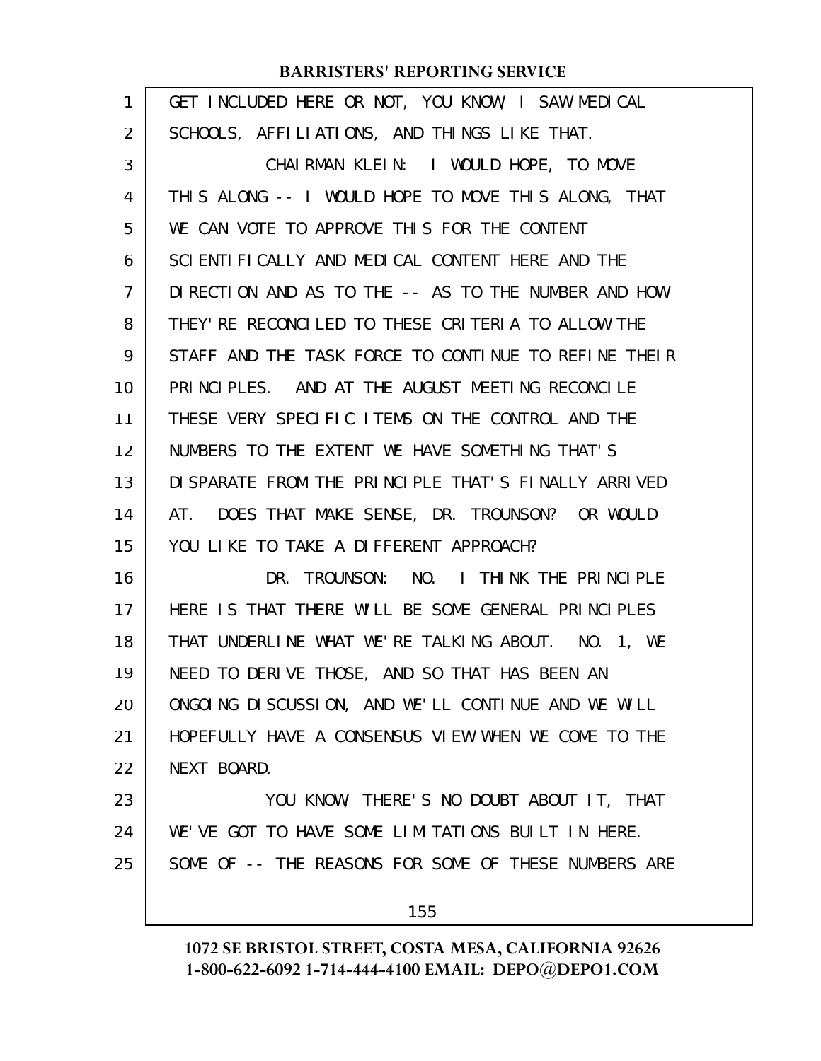GET INCLUDED HERE OR NOT, YOU KNOW, I SAW MEDICAL SCHOOLS, AFFILIATIONS, AND THINGS LIKE THAT.

CHAIRMAN KLEIN: I WOULD HOPE, TO MOVE THIS ALONG -- I WOULD HOPE TO MOVE THIS ALONG, THAT WE CAN VOTE TO APPROVE THIS FOR THE CONTENT SCIENTIFICALLY AND MEDICAL CONTENT HERE AND THE DIRECTION AND AS TO THE -- AS TO THE NUMBER AND HOW THEY'RE RECONCILED TO THESE CRITERIA TO ALLOW THE STAFF AND THE TASK FORCE TO CONTINUE TO REFINE THEIR PRINCIPLES. AND AT THE AUGUST MEETING RECONCILE THESE VERY SPECIFIC ITEMS ON THE CONTROL AND THE NUMBERS TO THE EXTENT WE HAVE SOMETHING THAT'S DISPARATE FROM THE PRINCIPLE THAT'S FINALLY ARRIVED AT. DOES THAT MAKE SENSE, DR. TROUNSON? OR WOULD YOU LIKE TO TAKE A DIFFERENT APPROACH?

DR. TROUNSON: NO. I THINK THE PRINCIPLE HERE IS THAT THERE WILL BE SOME GENERAL PRINCIPLES THAT UNDERLINE WHAT WE'RE TALKING ABOUT. NO. 1, WE NEED TO DERIVE THOSE, AND SO THAT HAS BEEN AN ONGOING DISCUSSION, AND WE'LL CONTINUE AND WE WILL HOPEFULLY HAVE A CONSENSUS VIEW WHEN WE COME TO THE NEXT BOARD.

YOU KNOW, THERE'S NO DOUBT ABOUT IT, THAT WE'VE GOT TO HAVE SOME LIMITATIONS BUILT IN HERE. SOME OF -- THE REASONS FOR SOME OF THESE NUMBERS ARE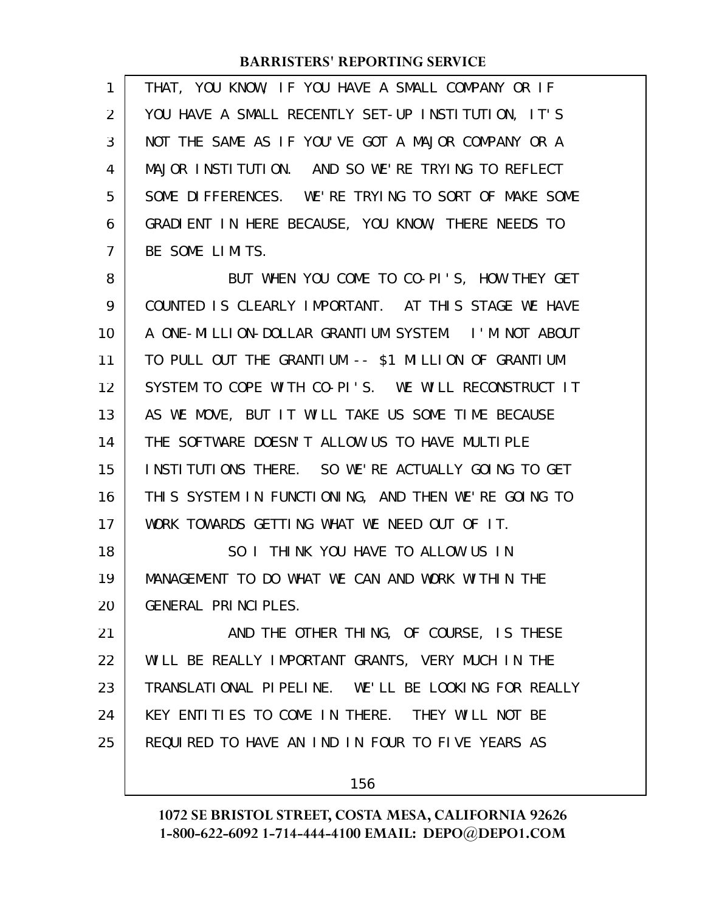THAT, YOU KNOW, IF YOU HAVE A SMALL COMPANY OR IF YOU HAVE A SMALL RECENTLY SET-UP INSTITUTION, IT'S NOT THE SAME AS IF YOU'VE GOT A MAJOR COMPANY OR A MAJOR INSTITUTION. AND SO WE'RE TRYING TO REFLECT SOME DIFFERENCES. WE'RE TRYING TO SORT OF MAKE SOME GRADIENT IN HERE BECAUSE, YOU KNOW, THERE NEEDS TO BE SOME LIMITS.

BUT WHEN YOU COME TO CO-PI'S, HOW THEY GET COUNTED IS CLEARLY IMPORTANT. AT THIS STAGE WE HAVE A ONE-MILLION-DOLLAR GRANTIUM SYSTEM. I'M NOT ABOUT TO PULL OUT THE GRANTIUM -- $1 MILLION OF GRANTIUM SYSTEM TO COPE WITH CO-PI'S. WE WILL RECONSTRUCT IT AS WE MOVE, BUT IT WILL TAKE US SOME TIME BECAUSE THE SOFTWARE DOESN'T ALLOW US TO HAVE MULTIPLE INSTITUTIONS THERE. SO WE'RE ACTUALLY GOING TO GET THIS SYSTEM IN FUNCTIONING, AND THEN WE'RE GOING TO WORK TOWARDS GETTING WHAT WE NEED OUT OF IT.

SO I THINK YOU HAVE TO ALLOW US IN MANAGEMENT TO DO WHAT WE CAN AND WORK WITHIN THE GENERAL PRINCIPLES.

AND THE OTHER THING, OF COURSE, IS THESE WILL BE REALLY IMPORTANT GRANTS, VERY MUCH IN THE TRANSLATIONAL PIPELINE. WE'LL BE LOOKING FOR REALLY KEY ENTITIES TO COME IN THERE. THEY WILL NOT BE REQUIRED TO HAVE AN IND IN FOUR TO FIVE YEARS AS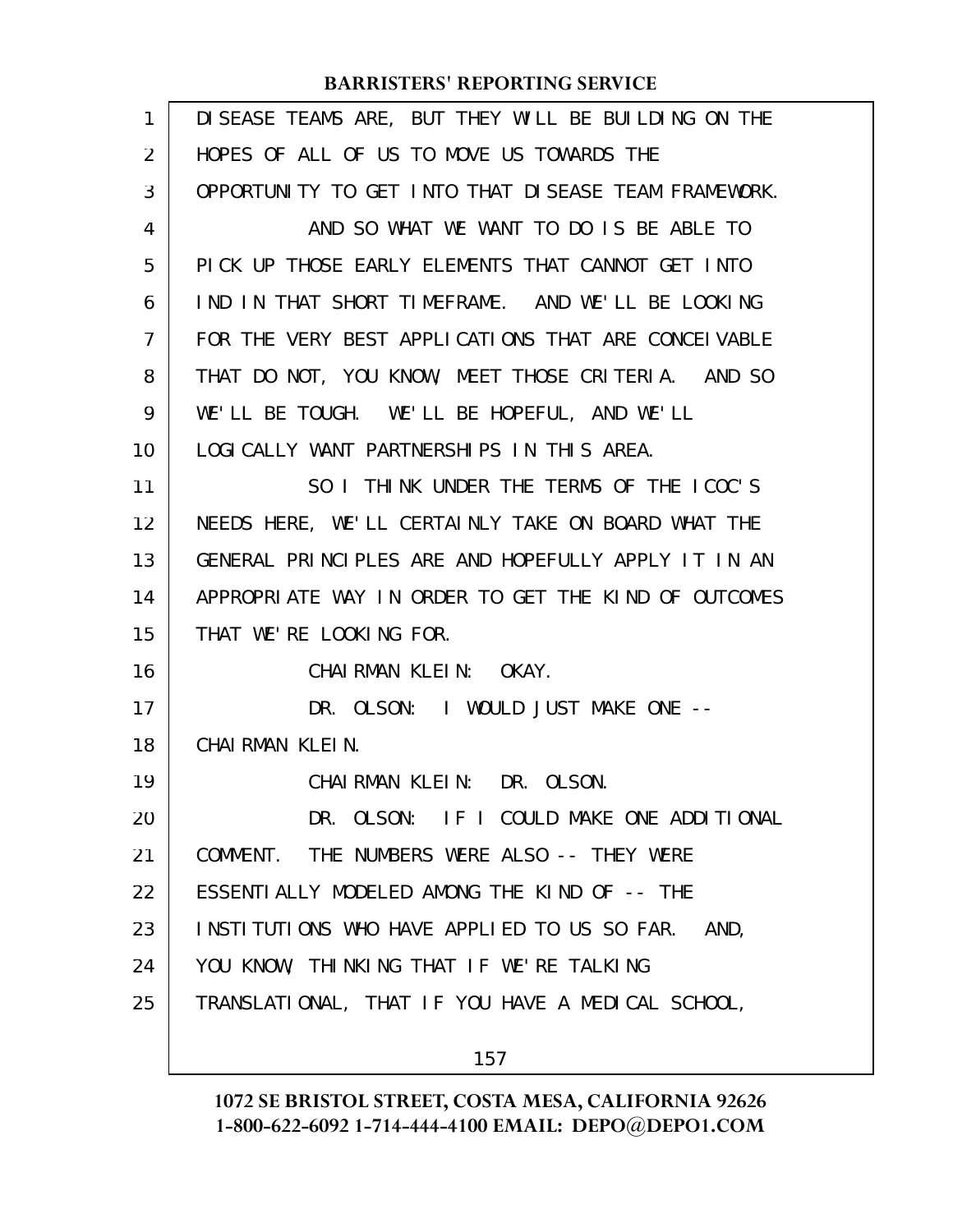DISEASE TEAMS ARE, BUT THEY WILL BE BUILDING ON THE HOPES OF ALL OF US TO MOVE US TOWARDS THE OPPORTUNITY TO GET INTO THAT DISEASE TEAM FRAMEWORK.

AND SO WHAT WE WANT TO DO IS BE ABLE TO PICK UP THOSE EARLY ELEMENTS THAT CANNOT GET INTO IND IN THAT SHORT TIMEFRAME. AND WE'LL BE LOOKING FOR THE VERY BEST APPLICATIONS THAT ARE CONCEIVABLE THAT DO NOT, YOU KNOW, MEET THOSE CRITERIA. AND SO WE'LL BE TOUGH. WE'LL BE HOPEFUL, AND WE'LL LOGICALLY WANT PARTNERSHIPS IN THIS AREA.

SO I THINK UNDER THE TERMS OF THE ICOC'S NEEDS HERE, WE'LL CERTAINLY TAKE ON BOARD WHAT THE GENERAL PRINCIPLES ARE AND HOPEFULLY APPLY IT IN AN APPROPRIATE WAY IN ORDER TO GET THE KIND OF OUTCOMES THAT WE'RE LOOKING FOR.

CHAIRMAN KLEIN: OKAY.

DR. OLSON: I WOULD JUST MAKE ONE -- CHAIRMAN KLEIN.

CHAIRMAN KLEIN: DR. OLSON.

DR. OLSON: IF I COULD MAKE ONE ADDITIONAL COMMENT. THE NUMBERS WERE ALSO -- THEY WERE ESSENTIALLY MODELED AMONG THE KIND OF -- THE INSTITUTIONS WHO HAVE APPLIED TO US SO FAR. AND, YOU KNOW, THINKING THAT IF WE'RE TALKING TRANSLATIONAL, THAT IF YOU HAVE A MEDICAL SCHOOL,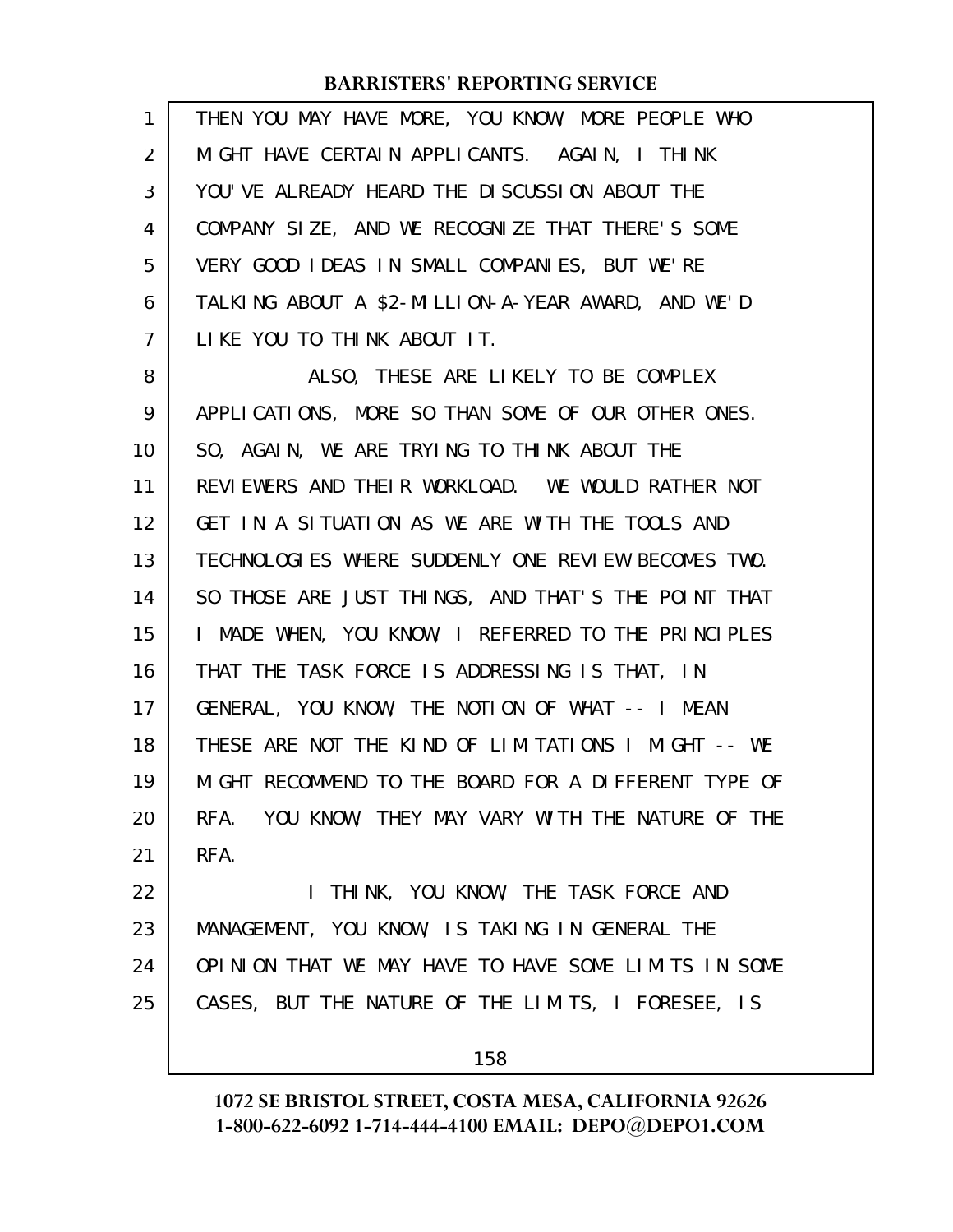THEN YOU MAY HAVE MORE, YOU KNOW, MORE PEOPLE WHO MIGHT HAVE CERTAIN APPLICANTS. AGAIN, I THINK YOU'VE ALREADY HEARD THE DISCUSSION ABOUT THE COMPANY SIZE, AND WE RECOGNIZE THAT THERE'S SOME VERY GOOD IDEAS IN SMALL COMPANIES, BUT WE'RE TALKING ABOUT A $2-MILLION-A-YEAR AWARD, AND WE'D LIKE YOU TO THINK ABOUT IT.

ALSO, THESE ARE LIKELY TO BE COMPLEX APPLICATIONS, MORE SO THAN SOME OF OUR OTHER ONES. SO, AGAIN, WE ARE TRYING TO THINK ABOUT THE REVIEWERS AND THEIR WORKLOAD. WE WOULD RATHER NOT GET IN A SITUATION AS WE ARE WITH THE TOOLS AND TECHNOLOGIES WHERE SUDDENLY ONE REVIEW BECOMES TWO. SO THOSE ARE JUST THINGS, AND THAT'S THE POINT THAT I MADE WHEN, YOU KNOW, I REFERRED TO THE PRINCIPLES THAT THE TASK FORCE IS ADDRESSING IS THAT, IN GENERAL, YOU KNOW, THE NOTION OF WHAT -- I MEAN THESE ARE NOT THE KIND OF LIMITATIONS I MIGHT -- WE MIGHT RECOMMEND TO THE BOARD FOR A DIFFERENT TYPE OF RFA. YOU KNOW, THEY MAY VARY WITH THE NATURE OF THE RFA.

I THINK, YOU KNOW, THE TASK FORCE AND MANAGEMENT, YOU KNOW, IS TAKING IN GENERAL THE OPINION THAT WE MAY HAVE TO HAVE SOME LIMITS IN SOME CASES, BUT THE NATURE OF THE LIMITS, I FORESEE, IS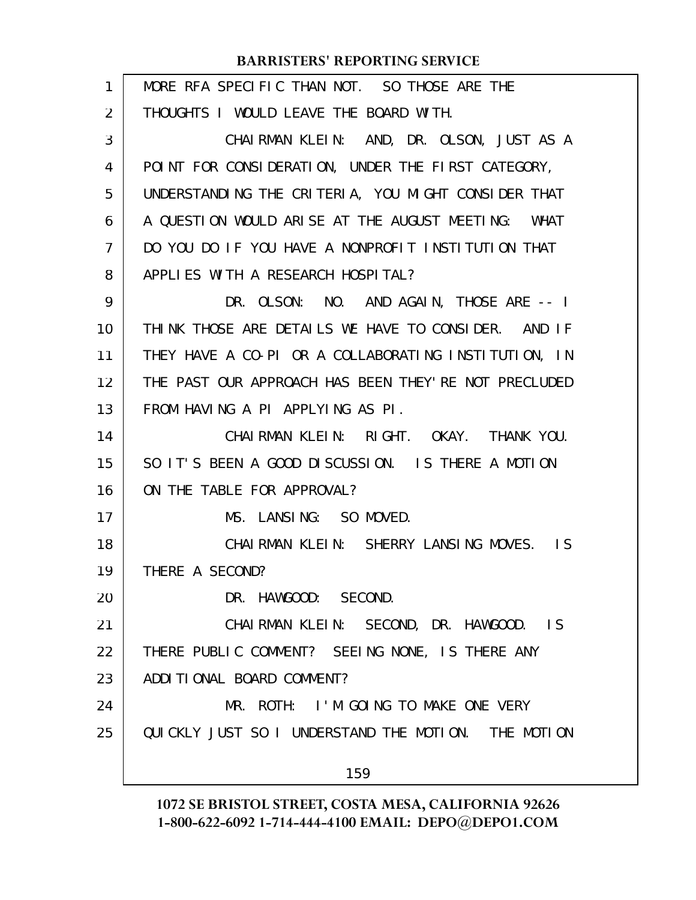MORE RFA SPECIFIC THAN NOT. SO THOSE ARE THE THOUGHTS I WOULD LEAVE THE BOARD WITH.

CHAIRMAN KLEIN: AND, DR. OLSON, JUST AS A POINT FOR CONSIDERATION, UNDER THE FIRST CATEGORY, UNDERSTANDING THE CRITERIA, YOU MIGHT CONSIDER THAT A QUESTION WOULD ARISE AT THE AUGUST MEETING: WHAT DO YOU DO IF YOU HAVE A NONPROFIT INSTITUTION THAT APPLIES WITH A RESEARCH HOSPITAL?

DR. OLSON: NO. AND AGAIN, THOSE ARE -- I THINK THOSE ARE DETAILS WE HAVE TO CONSIDER. AND IF THEY HAVE A CO-PI OR A COLLABORATING INSTITUTION, IN THE PAST OUR APPROACH HAS BEEN THEY'RE NOT PRECLUDED FROM HAVING A PI APPLYING AS PI.

CHAIRMAN KLEIN: RIGHT. OKAY. THANK YOU. SO IT'S BEEN A GOOD DISCUSSION. IS THERE A MOTION ON THE TABLE FOR APPROVAL?

MS. LANSING: SO MOVED.

CHAIRMAN KLEIN: SHERRY LANSING MOVES. IS THERE A SECOND?

DR. HAWGOOD: SECOND.

CHAIRMAN KLEIN: SECOND, DR. HAWGOOD. IS THERE PUBLIC COMMENT? SEEING NONE, IS THERE ANY ADDITIONAL BOARD COMMENT?

MR. ROTH: I'M GOING TO MAKE ONE VERY QUICKLY JUST SO I UNDERSTAND THE MOTION. THE MOTION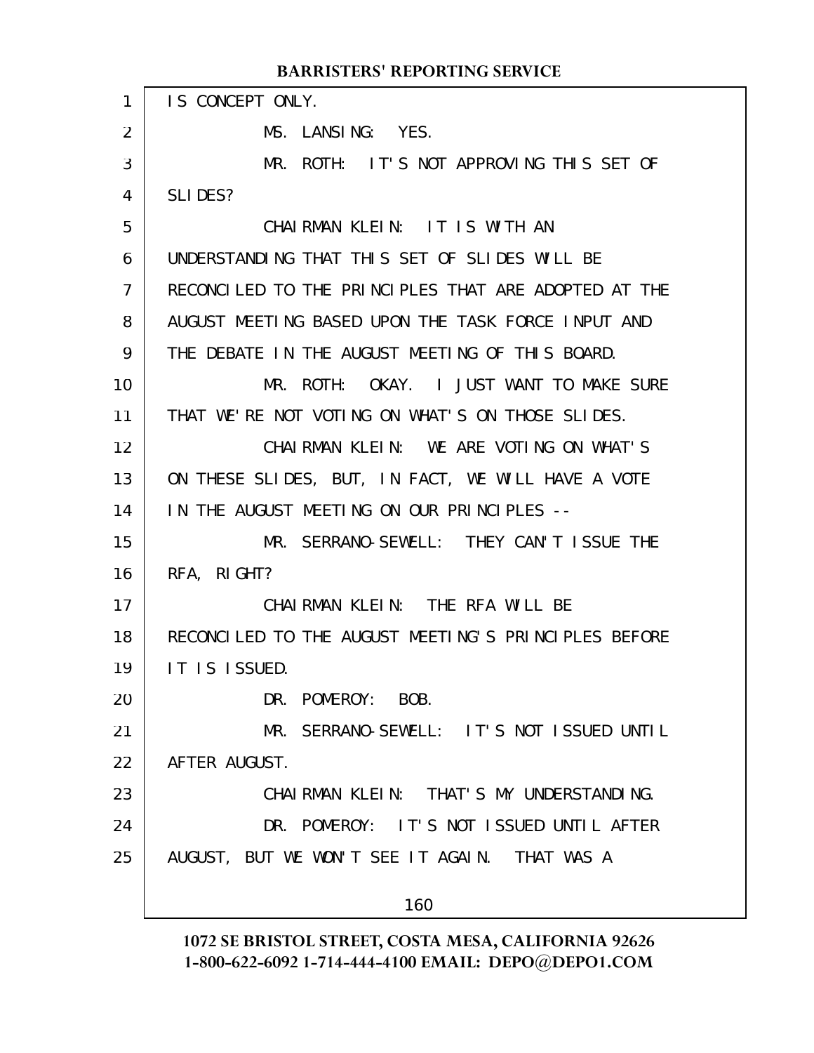IS CONCEPT ONLY.

MS. LANSING: YES.

MR. ROTH: IT'S NOT APPROVING THIS SET OF SLIDES?

CHAIRMAN KLEIN: IT IS WITH AN UNDERSTANDING THAT THIS SET OF SLIDES WILL BE RECONCILED TO THE PRINCIPLES THAT ARE ADOPTED AT THE AUGUST MEETING BASED UPON THE TASK FORCE INPUT AND THE DEBATE IN THE AUGUST MEETING OF THIS BOARD.

MR. ROTH: OKAY. I JUST WANT TO MAKE SURE THAT WE'RE NOT VOTING ON WHAT'S ON THOSE SLIDES.

CHAIRMAN KLEIN: WE ARE VOTING ON WHAT'S ON THESE SLIDES, BUT, IN FACT, WE WILL HAVE A VOTE IN THE AUGUST MEETING ON OUR PRINCIPLES --

MR. SERRANO-SEWELL: THEY CAN'T ISSUE THE RFA, RIGHT?

CHAIRMAN KLEIN: THE RFA WILL BE RECONCILED TO THE AUGUST MEETING'S PRINCIPLES BEFORE IT IS ISSUED.

DR. POMEROY: BOB.

MR. SERRANO-SEWELL: IT'S NOT ISSUED UNTIL AFTER AUGUST.

CHAIRMAN KLEIN: THAT'S MY UNDERSTANDING.

DR. POMEROY: IT'S NOT ISSUED UNTIL AFTER AUGUST, BUT WE WON'T SEE IT AGAIN. THAT WAS A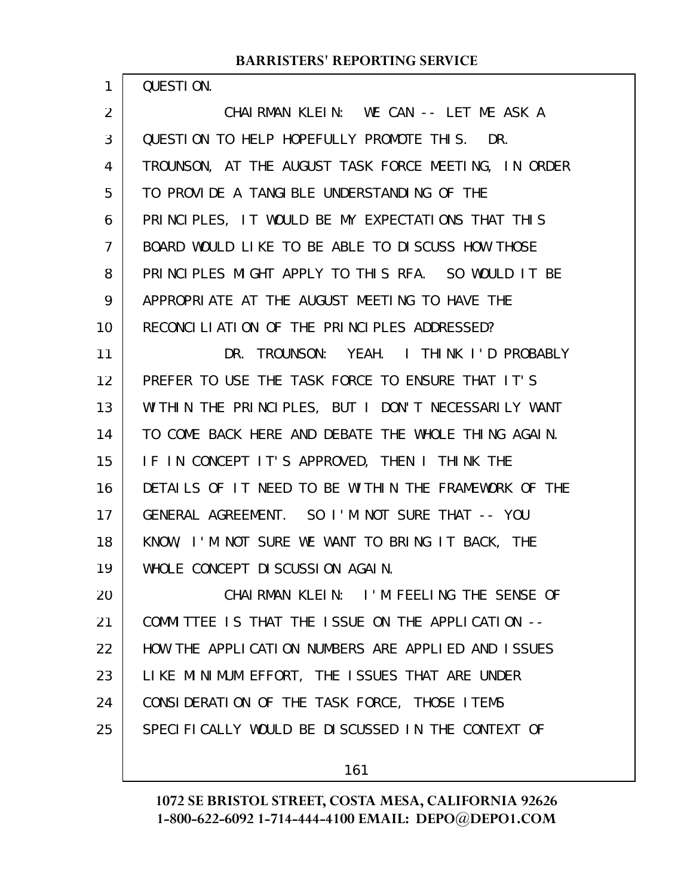QUESTION.

CHAIRMAN KLEIN: WE CAN -- LET ME ASK A QUESTION TO HELP HOPEFULLY PROMOTE THIS. DR. TROUNSON, AT THE AUGUST TASK FORCE MEETING, IN ORDER TO PROVIDE A TANGIBLE UNDERSTANDING OF THE PRINCIPLES, IT WOULD BE MY EXPECTATIONS THAT THIS BOARD WOULD LIKE TO BE ABLE TO DISCUSS HOW THOSE PRINCIPLES MIGHT APPLY TO THIS RFA. SO WOULD IT BE APPROPRIATE AT THE AUGUST MEETING TO HAVE THE RECONCILIATION OF THE PRINCIPLES ADDRESSED?

DR. TROUNSON: YEAH. I THINK I'D PROBABLY PREFER TO USE THE TASK FORCE TO ENSURE THAT IT'S WITHIN THE PRINCIPLES, BUT I DON'T NECESSARILY WANT TO COME BACK HERE AND DEBATE THE WHOLE THING AGAIN. IF IN CONCEPT IT'S APPROVED, THEN I THINK THE DETAILS OF IT NEED TO BE WITHIN THE FRAMEWORK OF THE GENERAL AGREEMENT. SO I'M NOT SURE THAT -- YOU KNOW, I'M NOT SURE WE WANT TO BRING IT BACK, THE WHOLE CONCEPT DISCUSSION AGAIN.

CHAIRMAN KLEIN: I'M FEELING THE SENSE OF COMMITTEE IS THAT THE ISSUE ON THE APPLICATION -- HOW THE APPLICATION NUMBERS ARE APPLIED AND ISSUES LIKE MINIMUM EFFORT, THE ISSUES THAT ARE UNDER CONSIDERATION OF THE TASK FORCE, THOSE ITEMS SPECIFICALLY WOULD BE DISCUSSED IN THE CONTEXT OF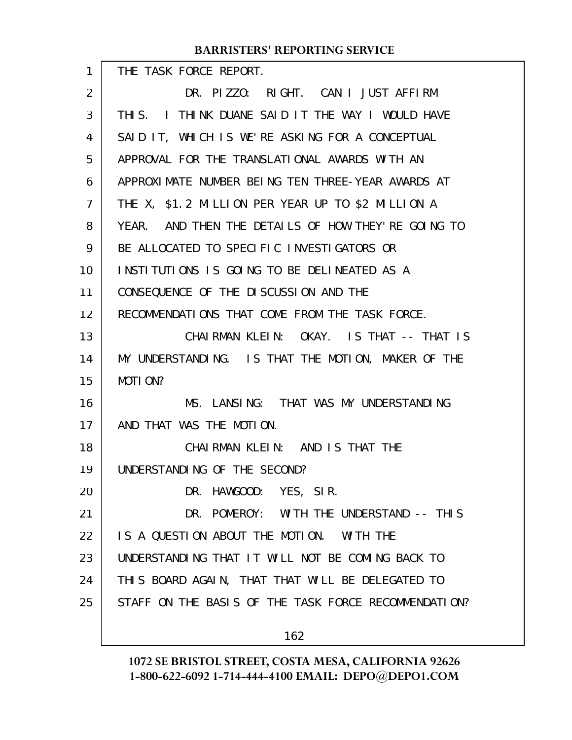THE TASK FORCE REPORT.

DR. PIZZO: RIGHT. CAN I JUST AFFIRM THIS. I THINK DUANE SAID IT THE WAY I WOULD HAVE SAID IT, WHICH IS WE'RE ASKING FOR A CONCEPTUAL APPROVAL FOR THE TRANSLATIONAL AWARDS WITH AN APPROXIMATE NUMBER BEING TEN THREE-YEAR AWARDS AT THE X, $1.2 MILLION PER YEAR UP TO $2 MILLION A YEAR. AND THEN THE DETAILS OF HOW THEY'RE GOING TO BE ALLOCATED TO SPECIFIC INVESTIGATORS OR INSTITUTIONS IS GOING TO BE DELINEATED AS A CONSEQUENCE OF THE DISCUSSION AND THE RECOMMENDATIONS THAT COME FROM THE TASK FORCE.

CHAIRMAN KLEIN: OKAY. IS THAT -- THAT IS MY UNDERSTANDING. IS THAT THE MOTION, MAKER OF THE MOTION?

MS. LANSING: THAT WAS MY UNDERSTANDING AND THAT WAS THE MOTION.

CHAIRMAN KLEIN: AND IS THAT THE UNDERSTANDING OF THE SECOND?

DR. HAWGOOD: YES, SIR.

DR. POMEROY: WITH THE UNDERSTAND -- THIS IS A QUESTION ABOUT THE MOTION. WITH THE UNDERSTANDING THAT IT WILL NOT BE COMING BACK TO THIS BOARD AGAIN, THAT THAT WILL BE DELEGATED TO STAFF ON THE BASIS OF THE TASK FORCE RECOMMENDATION?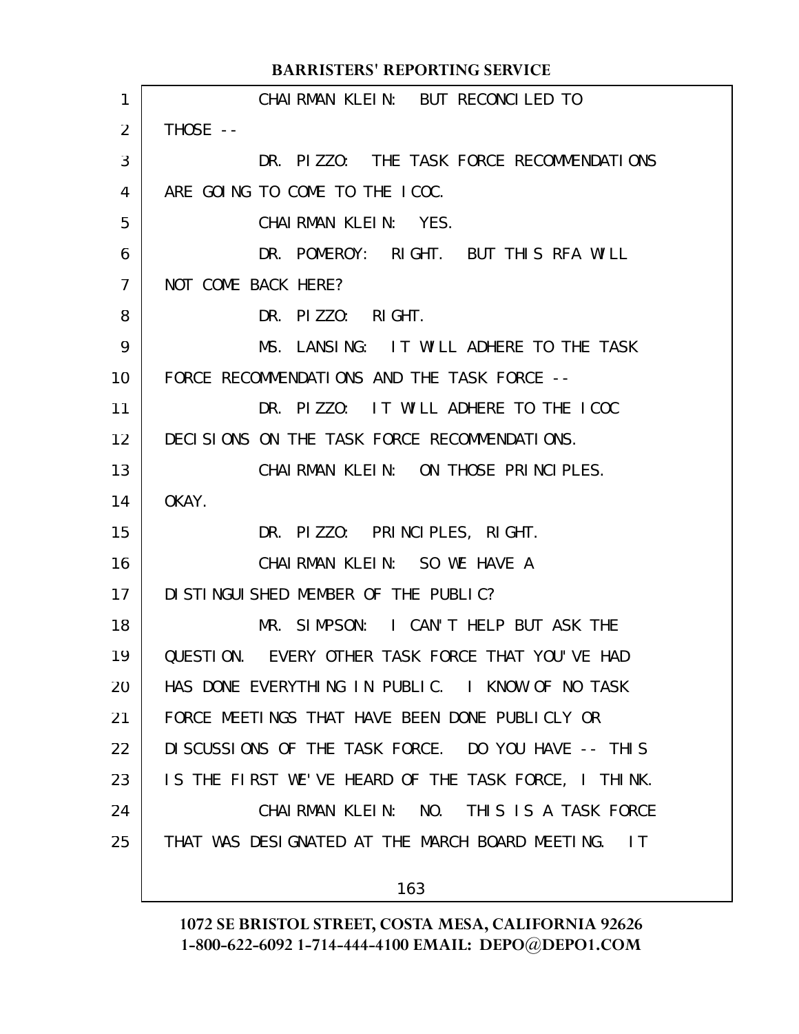CHAIRMAN KLEIN: BUT RECONCILED TO THOSE --

DR. PIZZO: THE TASK FORCE RECOMMENDATIONS ARE GOING TO COME TO THE ICOC.

CHAIRMAN KLEIN: YES.

DR. POMEROY: RIGHT. BUT THIS RFA WILL NOT COME BACK HERE?

DR. PIZZO: RIGHT.

MS. LANSING: IT WILL ADHERE TO THE TASK FORCE RECOMMENDATIONS AND THE TASK FORCE --

DR. PIZZO: IT WILL ADHERE TO THE ICOC DECISIONS ON THE TASK FORCE RECOMMENDATIONS.

CHAIRMAN KLEIN: ON THOSE PRINCIPLES. OKAY.

DR. PIZZO: PRINCIPLES, RIGHT.

CHAIRMAN KLEIN: SO WE HAVE A DISTINGUISHED MEMBER OF THE PUBLIC?

MR. SIMPSON: I CAN'T HELP BUT ASK THE QUESTION. EVERY OTHER TASK FORCE THAT YOU'VE HAD HAS DONE EVERYTHING IN PUBLIC. I KNOW OF NO TASK FORCE MEETINGS THAT HAVE BEEN DONE PUBLICLY OR DISCUSSIONS OF THE TASK FORCE. DO YOU HAVE -- THIS IS THE FIRST WE'VE HEARD OF THE TASK FORCE, I THINK.

CHAIRMAN KLEIN: NO. THIS IS A TASK FORCE THAT WAS DESIGNATED AT THE MARCH BOARD MEETING. IT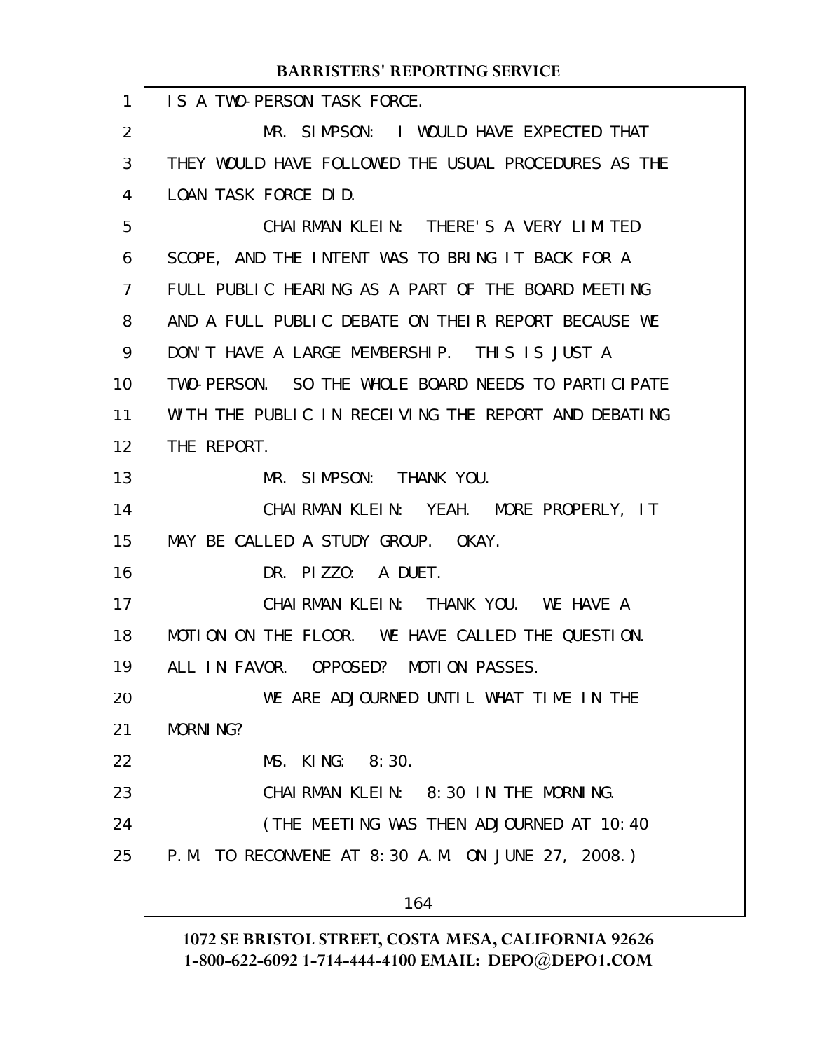IS A TWO-PERSON TASK FORCE.

MR. SIMPSON: I WOULD HAVE EXPECTED THAT THEY WOULD HAVE FOLLOWED THE USUAL PROCEDURES AS THE LOAN TASK FORCE DID.

CHAIRMAN KLEIN: THERE'S A VERY LIMITED SCOPE, AND THE INTENT WAS TO BRING IT BACK FOR A FULL PUBLIC HEARING AS A PART OF THE BOARD MEETING AND A FULL PUBLIC DEBATE ON THEIR REPORT BECAUSE WE DON'T HAVE A LARGE MEMBERSHIP. THIS IS JUST A TWO-PERSON. SO THE WHOLE BOARD NEEDS TO PARTICIPATE WITH THE PUBLIC IN RECEIVING THE REPORT AND DEBATING THE REPORT.

MR. SIMPSON: THANK YOU.

CHAIRMAN KLEIN: YEAH. MORE PROPERLY, IT MAY BE CALLED A STUDY GROUP. OKAY.

DR. PIZZO: A DUET.

CHAIRMAN KLEIN: THANK YOU. WE HAVE A MOTION ON THE FLOOR. WE HAVE CALLED THE QUESTION. ALL IN FAVOR. OPPOSED? MOTION PASSES.

WE ARE ADJOURNED UNTIL WHAT TIME IN THE MORNING?

MS. KING: 8:30.

CHAIRMAN KLEIN: 8:30 IN THE MORNING.

(THE MEETING WAS THEN ADJOURNED AT 10:40 P.M. TO RECONVENE AT 8:30 A.M. ON JUNE 27, 2008.)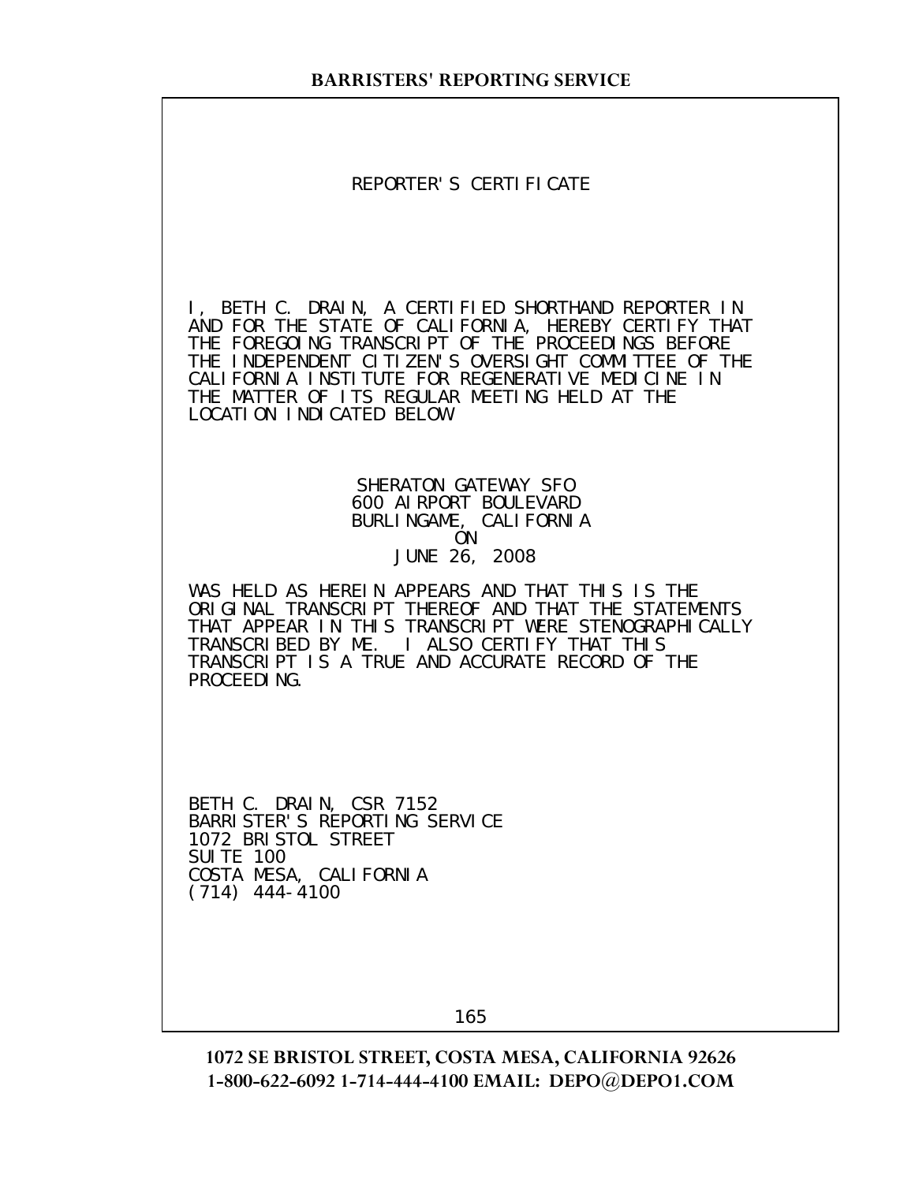# REPORTER'S CERTIFICATE

I, BETH C. DRAIN, A CERTIFIED SHORTHAND REPORTER IN AND FOR THE STATE OF CALIFORNIA, HEREBY CERTIFY THAT THE FOREGOING TRANSCRIPT OF THE PROCEEDINGS BEFORE THE INDEPENDENT CITIZEN'S OVERSIGHT COMMITTEE OF THE CALIFORNIA INSTITUTE FOR REGENERATIVE MEDICINE IN THE MATTER OF ITS REGULAR MEETING HELD AT THE LOCATION INDICATED BELOW

SHERATON GATEWAY SFO
600 AIRPORT BOULEVARD
BURLINGAME, CALIFORNIA
ON
JUNE 26, 2008

WAS HELD AS HEREIN APPEARS AND THAT THIS IS THE ORIGINAL TRANSCRIPT THEREOF AND THAT THE STATEMENTS THAT APPEAR IN THIS TRANSCRIPT WERE STENOGRAPHICALLY TRANSCRIBED BY ME. I ALSO CERTIFY THAT THIS TRANSCRIPT IS A TRUE AND ACCURATE RECORD OF THE PROCEEDING.

BETH C. DRAIN, CSR 7152
BARRISTER'S REPORTING SERVICE
1072 BRISTOL STREET
SUITE 100
COSTA MESA, CALIFORNIA
(714) 444-4100